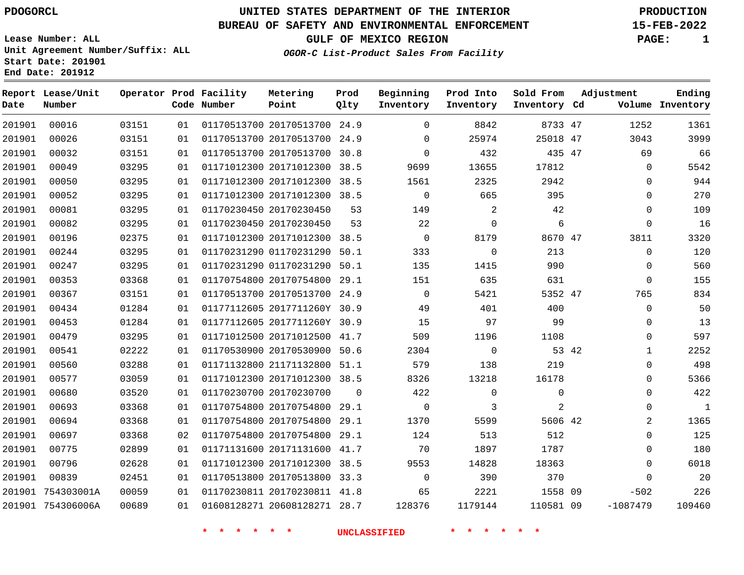PDOGORCL

# UNITED STATES DEPARTMENT OF THE INTERIOR
## BUREAU OF SAFETY AND ENVIRONMENTAL ENFORCEMENT
## GULF OF MEXICO REGION
### *OGOR-C List-Product Sales From Facility*

PRODUCTION
15-FEB-2022

Lease Number: ALL
Unit Agreement Number/Suffix: ALL
Start Date: 201901
End Date: 201912

| Report Date | Lease/Unit Number | Operator | Prod Code | Facility Number | Metering Point | Prod Qlty | Beginning Inventory | Prod Into Inventory | Sold From Inventory | Adjustment Cd | Adjustment Volume | Ending Inventory |
|---|---|---|---|---|---|---|---|---|---|---|---|---|
| 201901 | 00016 | 03151 | 01 | 01170513700 | 20170513700 | 24.9 | 0 | 8842 | 8733 | 47 | 1252 | 1361 |
| 201901 | 00026 | 03151 | 01 | 01170513700 | 20170513700 | 24.9 | 0 | 25974 | 25018 | 47 | 3043 | 3999 |
| 201901 | 00032 | 03151 | 01 | 01170513700 | 20170513700 | 30.8 | 0 | 432 | 435 | 47 | 69 | 66 |
| 201901 | 00049 | 03295 | 01 | 01171012300 | 20171012300 | 38.5 | 9699 | 13655 | 17812 | | 0 | 5542 |
| 201901 | 00050 | 03295 | 01 | 01171012300 | 20171012300 | 38.5 | 1561 | 2325 | 2942 | | 0 | 944 |
| 201901 | 00052 | 03295 | 01 | 01171012300 | 20171012300 | 38.5 | 0 | 665 | 395 | | 0 | 270 |
| 201901 | 00081 | 03295 | 01 | 01170230450 | 20170230450 | 53 | 149 | 2 | 42 | | 0 | 109 |
| 201901 | 00082 | 03295 | 01 | 01170230450 | 20170230450 | 53 | 22 | 0 | 6 | | 0 | 16 |
| 201901 | 00196 | 02375 | 01 | 01171012300 | 20171012300 | 38.5 | 0 | 8179 | 8670 | 47 | 3811 | 3320 |
| 201901 | 00244 | 03295 | 01 | 01170231290 | 01170231290 | 50.1 | 333 | 0 | 213 | | 0 | 120 |
| 201901 | 00247 | 03295 | 01 | 01170231290 | 01170231290 | 50.1 | 135 | 1415 | 990 | | 0 | 560 |
| 201901 | 00353 | 03368 | 01 | 01170754800 | 20170754800 | 29.1 | 151 | 635 | 631 | | 0 | 155 |
| 201901 | 00367 | 03151 | 01 | 01170513700 | 20170513700 | 24.9 | 0 | 5421 | 5352 | 47 | 765 | 834 |
| 201901 | 00434 | 01284 | 01 | 01177112605 | 2017711260Y | 30.9 | 49 | 401 | 400 | | 0 | 50 |
| 201901 | 00453 | 01284 | 01 | 01177112605 | 2017711260Y | 30.9 | 15 | 97 | 99 | | 0 | 13 |
| 201901 | 00479 | 03295 | 01 | 01171012500 | 20171012500 | 41.7 | 509 | 1196 | 1108 | | 0 | 597 |
| 201901 | 00541 | 02222 | 01 | 01170530900 | 20170530900 | 50.6 | 2304 | 0 | 53 | 42 | 1 | 2252 |
| 201901 | 00560 | 03288 | 01 | 01171132800 | 21171132800 | 51.1 | 579 | 138 | 219 | | 0 | 498 |
| 201901 | 00577 | 03059 | 01 | 01171012300 | 20171012300 | 38.5 | 8326 | 13218 | 16178 | | 0 | 5366 |
| 201901 | 00680 | 03520 | 01 | 01170230700 | 20170230700 | 0 | 422 | 0 | 0 | | 0 | 422 |
| 201901 | 00693 | 03368 | 01 | 01170754800 | 20170754800 | 29.1 | 0 | 3 | 2 | | 0 | 1 |
| 201901 | 00694 | 03368 | 01 | 01170754800 | 20170754800 | 29.1 | 1370 | 5599 | 5606 | 42 | 2 | 1365 |
| 201901 | 00697 | 03368 | 02 | 01170754800 | 20170754800 | 29.1 | 124 | 513 | 512 | | 0 | 125 |
| 201901 | 00775 | 02899 | 01 | 01171131600 | 20171131600 | 41.7 | 70 | 1897 | 1787 | | 0 | 180 |
| 201901 | 00796 | 02628 | 01 | 01171012300 | 20171012300 | 38.5 | 9553 | 14828 | 18363 | | 0 | 6018 |
| 201901 | 00839 | 02451 | 01 | 01170513800 | 20170513800 | 33.3 | 0 | 390 | 370 | | 0 | 20 |
| 201901 | 754303001A | 00059 | 01 | 01170230811 | 20170230811 | 41.8 | 65 | 2221 | 1558 | 09 | -502 | 226 |
| 201901 | 754306006A | 00689 | 01 | 01608128271 | 20608128271 | 28.7 | 128376 | 1179144 | 110581 | 09 | -1087479 | 109460 |

\* \* \* \* \* \* UNCLASSIFIED \* \* \* \* \* \*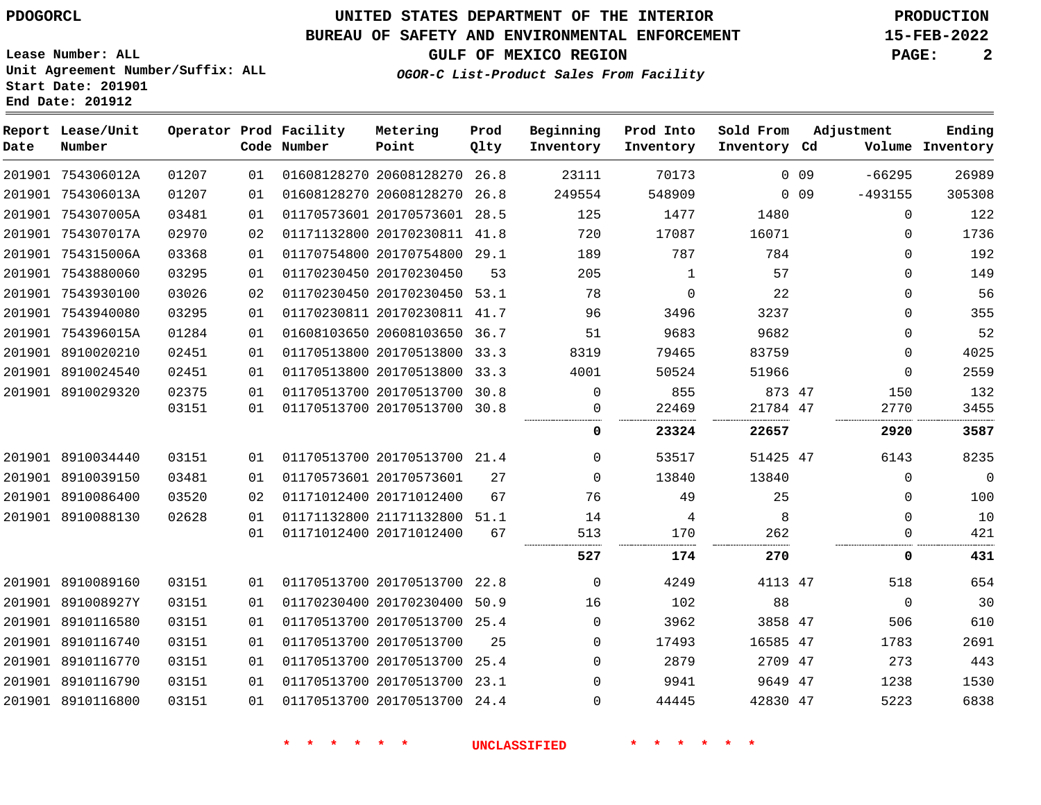PDOGORCL

UNITED STATES DEPARTMENT OF THE INTERIOR
BUREAU OF SAFETY AND ENVIRONMENTAL ENFORCEMENT
GULF OF MEXICO REGION
*OGOR-C List-Product Sales From Facility*

PRODUCTION
15-FEB-2022

Lease Number: ALL
Unit Agreement Number/Suffix: ALL
Start Date: 201901
End Date: 201912

| Report Date | Lease/Unit Number | Operator | Prod Code | Facility Number | Metering Point | Prod Qlty | Beginning Inventory | Prod Into Inventory | Sold From Inventory | Adjustment Cd | Volume | Ending Inventory |
|---|---|---|---|---|---|---|---|---|---|---|---|---|
| 201901 | 754306012A | 01207 | 01 | 01608128270 | 20608128270 | 26.8 | 23111 | 70173 | 0 | 09 | -66295 | 26989 |
| 201901 | 754306013A | 01207 | 01 | 01608128270 | 20608128270 | 26.8 | 249554 | 548909 | 0 | 09 | -493155 | 305308 |
| 201901 | 754307005A | 03481 | 01 | 01170573601 | 20170573601 | 28.5 | 125 | 1477 | 1480 | | 0 | 122 |
| 201901 | 754307017A | 02970 | 02 | 01171132800 | 20170230811 | 41.8 | 720 | 17087 | 16071 | | 0 | 1736 |
| 201901 | 754315006A | 03368 | 01 | 01170754800 | 20170754800 | 29.1 | 189 | 787 | 784 | | 0 | 192 |
| 201901 | 7543880060 | 03295 | 01 | 01170230450 | 20170230450 | 53 | 205 | 1 | 57 | | 0 | 149 |
| 201901 | 7543930100 | 03026 | 02 | 01170230450 | 20170230450 | 53.1 | 78 | 0 | 22 | | 0 | 56 |
| 201901 | 7543940080 | 03295 | 01 | 01170230811 | 20170230811 | 41.7 | 96 | 3496 | 3237 | | 0 | 355 |
| 201901 | 754396015A | 01284 | 01 | 01608103650 | 20608103650 | 36.7 | 51 | 9683 | 9682 | | 0 | 52 |
| 201901 | 8910020210 | 02451 | 01 | 01170513800 | 20170513800 | 33.3 | 8319 | 79465 | 83759 | | 0 | 4025 |
| 201901 | 8910024540 | 02451 | 01 | 01170513800 | 20170513800 | 33.3 | 4001 | 50524 | 51966 | | 0 | 2559 |
| 201901 | 8910029320 | 02375 | 01 | 01170513700 | 20170513700 | 30.8 | 0 | 855 | 873 | 47 | 150 | 132 |
| | | 03151 | 01 | 01170513700 | 20170513700 | 30.8 | 0 | 22469 | 21784 | 47 | 2770 | 3455 |
| | | | | | | | **0** | **23324** | **22657** | | **2920** | **3587** |
| 201901 | 8910034440 | 03151 | 01 | 01170513700 | 20170513700 | 21.4 | 0 | 53517 | 51425 | 47 | 6143 | 8235 |
| 201901 | 8910039150 | 03481 | 01 | 01170573601 | 20170573601 | 27 | 0 | 13840 | 13840 | | 0 | 0 |
| 201901 | 8910086400 | 03520 | 02 | 01171012400 | 20171012400 | 67 | 76 | 49 | 25 | | 0 | 100 |
| 201901 | 8910088130 | 02628 | 01 | 01171132800 | 21171132800 | 51.1 | 14 | 4 | 8 | | 0 | 10 |
| | | | 01 | 01171012400 | 20171012400 | 67 | 513 | 170 | 262 | | 0 | 421 |
| | | | | | | | **527** | **174** | **270** | | **0** | **431** |
| 201901 | 8910089160 | 03151 | 01 | 01170513700 | 20170513700 | 22.8 | 0 | 4249 | 4113 | 47 | 518 | 654 |
| 201901 | 891008927Y | 03151 | 01 | 01170230400 | 20170230400 | 50.9 | 16 | 102 | 88 | | 0 | 30 |
| 201901 | 8910116580 | 03151 | 01 | 01170513700 | 20170513700 | 25.4 | 0 | 3962 | 3858 | 47 | 506 | 610 |
| 201901 | 8910116740 | 03151 | 01 | 01170513700 | 20170513700 | 25 | 0 | 17493 | 16585 | 47 | 1783 | 2691 |
| 201901 | 8910116770 | 03151 | 01 | 01170513700 | 20170513700 | 25.4 | 0 | 2879 | 2709 | 47 | 273 | 443 |
| 201901 | 8910116790 | 03151 | 01 | 01170513700 | 20170513700 | 23.1 | 0 | 9941 | 9649 | 47 | 1238 | 1530 |
| 201901 | 8910116800 | 03151 | 01 | 01170513700 | 20170513700 | 24.4 | 0 | 44445 | 42830 | 47 | 5223 | 6838 |

* * * * * * UNCLASSIFIED * * * * * *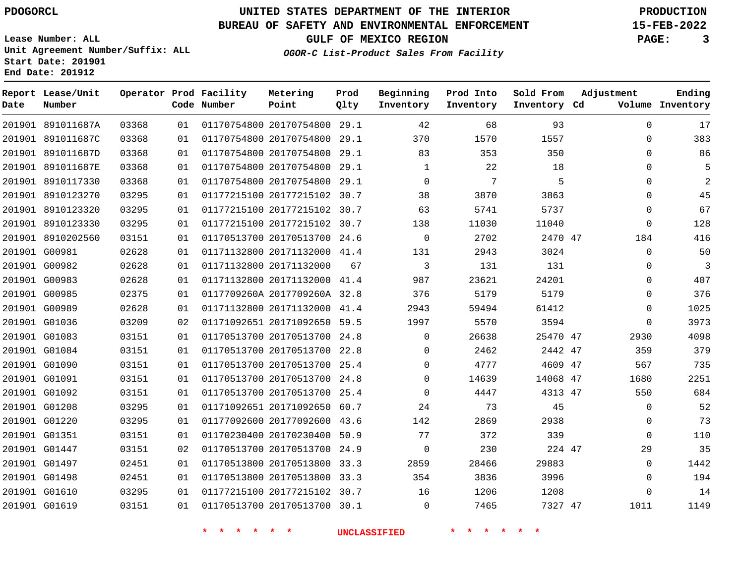PDOGORCL

# UNITED STATES DEPARTMENT OF THE INTERIOR
## BUREAU OF SAFETY AND ENVIRONMENTAL ENFORCEMENT
### GULF OF MEXICO REGION

*OGOR-C List-Product Sales From Facility*

PRODUCTION
15-FEB-2022

Lease Number: ALL
Unit Agreement Number/Suffix: ALL
Start Date: 201901
End Date: 201912

| Report Date | Lease/Unit Number | Operator | Prod Code | Facility Number | Metering Point | Prod Qlty | Beginning Inventory | Prod Into Inventory | Sold From Inventory | Adjustment Cd | Volume | Ending Inventory |
|---|---|---|---|---|---|---|---|---|---|---|---|---|
| 201901 | 891011687A | 03368 | 01 | 01170754800 | 20170754800 | 29.1 | 42 | 68 | 93 | | 0 | 17 |
| 201901 | 891011687C | 03368 | 01 | 01170754800 | 20170754800 | 29.1 | 370 | 1570 | 1557 | | 0 | 383 |
| 201901 | 891011687D | 03368 | 01 | 01170754800 | 20170754800 | 29.1 | 83 | 353 | 350 | | 0 | 86 |
| 201901 | 891011687E | 03368 | 01 | 01170754800 | 20170754800 | 29.1 | 1 | 22 | 18 | | 0 | 5 |
| 201901 | 8910117330 | 03368 | 01 | 01170754800 | 20170754800 | 29.1 | 0 | 7 | 5 | | 0 | 2 |
| 201901 | 8910123270 | 03295 | 01 | 01177215100 | 20177215102 | 30.7 | 38 | 3870 | 3863 | | 0 | 45 |
| 201901 | 8910123320 | 03295 | 01 | 01177215100 | 20177215102 | 30.7 | 63 | 5741 | 5737 | | 0 | 67 |
| 201901 | 8910123330 | 03295 | 01 | 01177215100 | 20177215102 | 30.7 | 138 | 11030 | 11040 | | 0 | 128 |
| 201901 | 8910202560 | 03151 | 01 | 01170513700 | 20170513700 | 24.6 | 0 | 2702 | 2470 | 47 | 184 | 416 |
| 201901 | G00981 | 02628 | 01 | 01171132800 | 20171132000 | 41.4 | 131 | 2943 | 3024 | | 0 | 50 |
| 201901 | G00982 | 02628 | 01 | 01171132800 | 20171132000 | 67 | 3 | 131 | 131 | | 0 | 3 |
| 201901 | G00983 | 02628 | 01 | 01171132800 | 20171132000 | 41.4 | 987 | 23621 | 24201 | | 0 | 407 |
| 201901 | G00985 | 02375 | 01 | 0117709260A | 2017709260A | 32.8 | 376 | 5179 | 5179 | | 0 | 376 |
| 201901 | G00989 | 02628 | 01 | 01171132800 | 20171132000 | 41.4 | 2943 | 59494 | 61412 | | 0 | 1025 |
| 201901 | G01036 | 03209 | 02 | 01171092651 | 20171092650 | 59.5 | 1997 | 5570 | 3594 | | 0 | 3973 |
| 201901 | G01083 | 03151 | 01 | 01170513700 | 20170513700 | 24.8 | 0 | 26638 | 25470 | 47 | 2930 | 4098 |
| 201901 | G01084 | 03151 | 01 | 01170513700 | 20170513700 | 22.8 | 0 | 2462 | 2442 | 47 | 359 | 379 |
| 201901 | G01090 | 03151 | 01 | 01170513700 | 20170513700 | 25.4 | 0 | 4777 | 4609 | 47 | 567 | 735 |
| 201901 | G01091 | 03151 | 01 | 01170513700 | 20170513700 | 24.8 | 0 | 14639 | 14068 | 47 | 1680 | 2251 |
| 201901 | G01092 | 03151 | 01 | 01170513700 | 20170513700 | 25.4 | 0 | 4447 | 4313 | 47 | 550 | 684 |
| 201901 | G01208 | 03295 | 01 | 01171092651 | 20171092650 | 60.7 | 24 | 73 | 45 | | 0 | 52 |
| 201901 | G01220 | 03295 | 01 | 01177092600 | 20177092600 | 43.6 | 142 | 2869 | 2938 | | 0 | 73 |
| 201901 | G01351 | 03151 | 01 | 01170230400 | 20170230400 | 50.9 | 77 | 372 | 339 | | 0 | 110 |
| 201901 | G01447 | 03151 | 02 | 01170513700 | 20170513700 | 24.9 | 0 | 230 | 224 | 47 | 29 | 35 |
| 201901 | G01497 | 02451 | 01 | 01170513800 | 20170513800 | 33.3 | 2859 | 28466 | 29883 | | 0 | 1442 |
| 201901 | G01498 | 02451 | 01 | 01170513800 | 20170513800 | 33.3 | 354 | 3836 | 3996 | | 0 | 194 |
| 201901 | G01610 | 03295 | 01 | 01177215100 | 20177215102 | 30.7 | 16 | 1206 | 1208 | | 0 | 14 |
| 201901 | G01619 | 03151 | 01 | 01170513700 | 20170513700 | 30.1 | 0 | 7465 | 7327 | 47 | 1011 | 1149 |

* * * * * * UNCLASSIFIED * * * * * *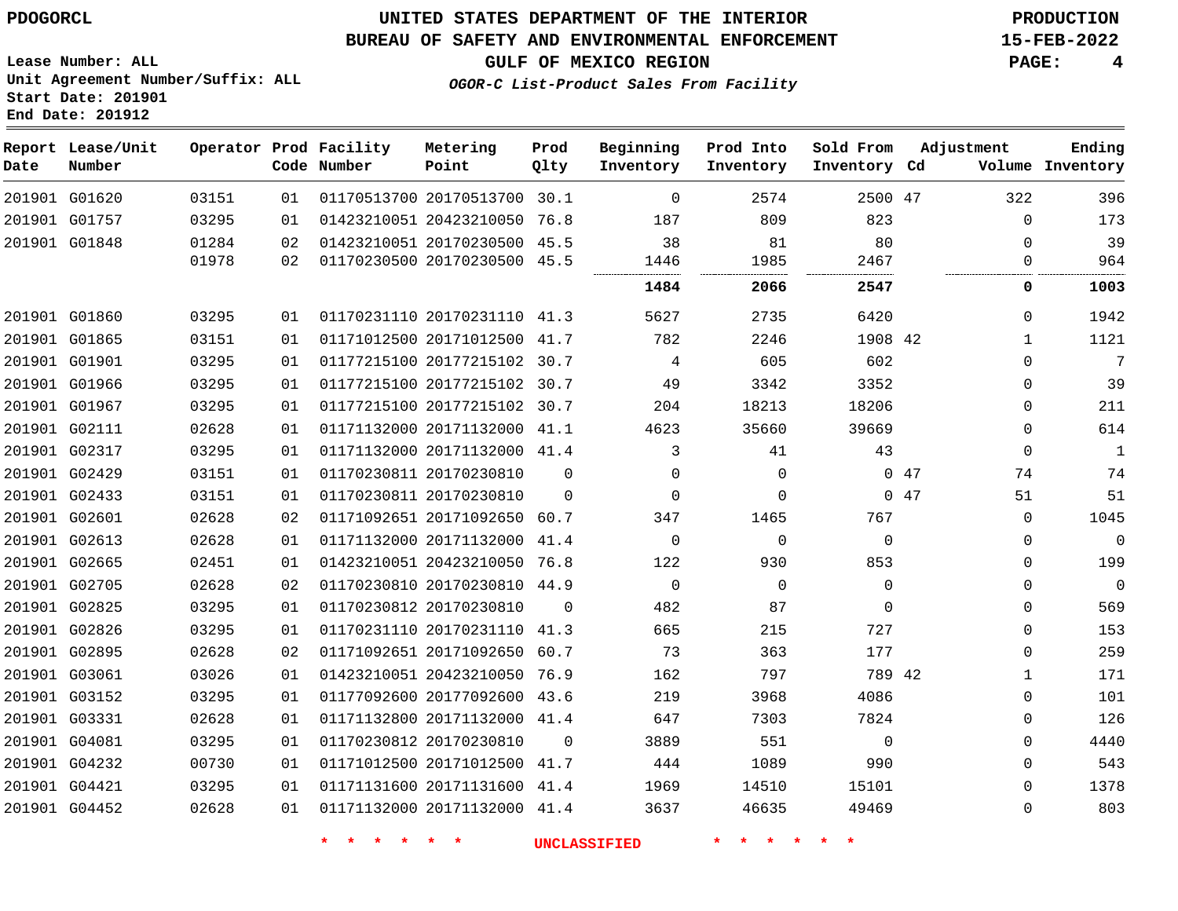PDOGORCL

# UNITED STATES DEPARTMENT OF THE INTERIOR
## BUREAU OF SAFETY AND ENVIRONMENTAL ENFORCEMENT
### GULF OF MEXICO REGION
*OGOR-C List-Product Sales From Facility*

PRODUCTION
15-FEB-2022

Lease Number: ALL
Unit Agreement Number/Suffix: ALL
Start Date: 201901
End Date: 201912

| Report Date | Lease/Unit Number | Operator | Prod Code | Facility Number | Metering Point | Prod Qlty | Beginning Inventory | Prod Into Inventory | Sold From Inventory | Adjustment Cd | Adjustment Volume | Ending Inventory |
|---|---|---|---|---|---|---|---|---|---|---|---|---|
| 201901 | G01620 | 03151 | 01 | 01170513700 | 20170513700 | 30.1 | 0 | 2574 | 2500 | 47 | 322 | 396 |
| 201901 | G01757 | 03295 | 01 | 01423210051 | 20423210050 | 76.8 | 187 | 809 | 823 | | 0 | 173 |
| 201901 | G01848 | 01284 | 02 | 01423210051 | 20170230500 | 45.5 | 38 | 81 | 80 | | 0 | 39 |
| | | 01978 | 02 | 01170230500 | 20170230500 | 45.5 | 1446 | 1985 | 2467 | | 0 | 964 |
| | | | | | | | **1484** | **2066** | **2547** | | **0** | **1003** |
| 201901 | G01860 | 03295 | 01 | 01170231110 | 20170231110 | 41.3 | 5627 | 2735 | 6420 | | 0 | 1942 |
| 201901 | G01865 | 03151 | 01 | 01171012500 | 20171012500 | 41.7 | 782 | 2246 | 1908 | 42 | 1 | 1121 |
| 201901 | G01901 | 03295 | 01 | 01177215100 | 20177215102 | 30.7 | 4 | 605 | 602 | | 0 | 7 |
| 201901 | G01966 | 03295 | 01 | 01177215100 | 20177215102 | 30.7 | 49 | 3342 | 3352 | | 0 | 39 |
| 201901 | G01967 | 03295 | 01 | 01177215100 | 20177215102 | 30.7 | 204 | 18213 | 18206 | | 0 | 211 |
| 201901 | G02111 | 02628 | 01 | 01171132000 | 20171132000 | 41.1 | 4623 | 35660 | 39669 | | 0 | 614 |
| 201901 | G02317 | 03295 | 01 | 01171132000 | 20171132000 | 41.4 | 3 | 41 | 43 | | 0 | 1 |
| 201901 | G02429 | 03151 | 01 | 01170230811 | 20170230810 | 0 | 0 | 0 | 0 | 47 | 74 | 74 |
| 201901 | G02433 | 03151 | 01 | 01170230811 | 20170230810 | 0 | 0 | 0 | 0 | 47 | 51 | 51 |
| 201901 | G02601 | 02628 | 02 | 01171092651 | 20171092650 | 60.7 | 347 | 1465 | 767 | | 0 | 1045 |
| 201901 | G02613 | 02628 | 01 | 01171132000 | 20171132000 | 41.4 | 0 | 0 | 0 | | 0 | 0 |
| 201901 | G02665 | 02451 | 01 | 01423210051 | 20423210050 | 76.8 | 122 | 930 | 853 | | 0 | 199 |
| 201901 | G02705 | 02628 | 02 | 01170230810 | 20170230810 | 44.9 | 0 | 0 | 0 | | 0 | 0 |
| 201901 | G02825 | 03295 | 01 | 01170230812 | 20170230810 | 0 | 482 | 87 | 0 | | 0 | 569 |
| 201901 | G02826 | 03295 | 01 | 01170231110 | 20170231110 | 41.3 | 665 | 215 | 727 | | 0 | 153 |
| 201901 | G02895 | 02628 | 02 | 01171092651 | 20171092650 | 60.7 | 73 | 363 | 177 | | 0 | 259 |
| 201901 | G03061 | 03026 | 01 | 01423210051 | 20423210050 | 76.9 | 162 | 797 | 789 | 42 | 1 | 171 |
| 201901 | G03152 | 03295 | 01 | 01177092600 | 20177092600 | 43.6 | 219 | 3968 | 4086 | | 0 | 101 |
| 201901 | G03331 | 02628 | 01 | 01171132800 | 20171132000 | 41.4 | 647 | 7303 | 7824 | | 0 | 126 |
| 201901 | G04081 | 03295 | 01 | 01170230812 | 20170230810 | 0 | 3889 | 551 | 0 | | 0 | 4440 |
| 201901 | G04232 | 00730 | 01 | 01171012500 | 20171012500 | 41.7 | 444 | 1089 | 990 | | 0 | 543 |
| 201901 | G04421 | 03295 | 01 | 01171131600 | 20171131600 | 41.4 | 1969 | 14510 | 15101 | | 0 | 1378 |
| 201901 | G04452 | 02628 | 01 | 01171132000 | 20171132000 | 41.4 | 3637 | 46635 | 49469 | | 0 | 803 |

* * * * * * UNCLASSIFIED * * * * * *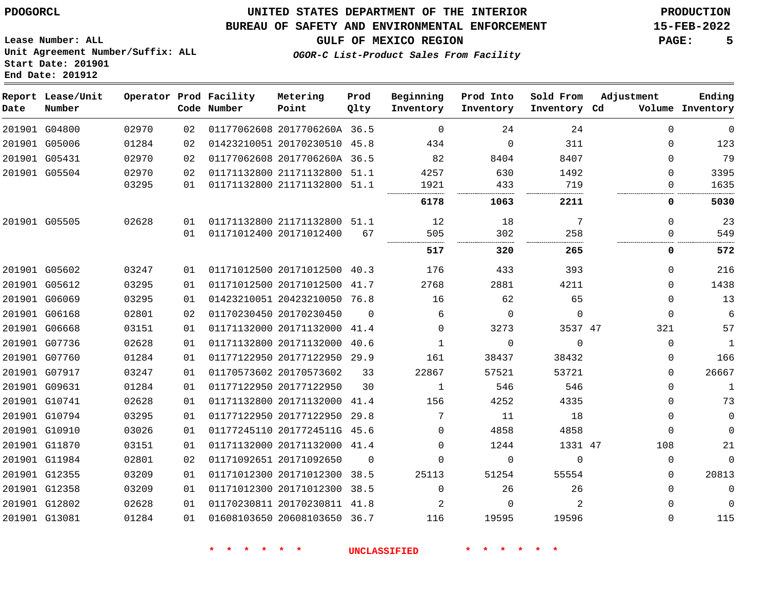PDOGORCL

Lease Number: ALL
Unit Agreement Number/Suffix: ALL
Start Date: 201901
End Date: 201912

# UNITED STATES DEPARTMENT OF THE INTERIOR
## BUREAU OF SAFETY AND ENVIRONMENTAL ENFORCEMENT
### GULF OF MEXICO REGION
*OGOR-C List-Product Sales From Facility*

PRODUCTION
15-FEB-2022

| Report Date | Lease/Unit Number | Operator | Prod Code | Facility Number | Metering Point | Prod Qlty | Beginning Inventory | Prod Into Inventory | Sold From Inventory | Adjustment Cd | Adjustment Volume | Ending Inventory |
|---|---|---|---|---|---|---|---|---|---|---|---|---|
| 201901 | G04800 | 02970 | 02 | 01177062608 | 2017706260A | 36.5 | 0 | 24 | 24 | | 0 | 0 |
| 201901 | G05006 | 01284 | 02 | 01423210051 | 20170230510 | 45.8 | 434 | 0 | 311 | | 0 | 123 |
| 201901 | G05431 | 02970 | 02 | 01177062608 | 2017706260A | 36.5 | 82 | 8404 | 8407 | | 0 | 79 |
| 201901 | G05504 | 02970 | 02 | 01171132800 | 21171132800 | 51.1 | 4257 | 630 | 1492 | | 0 | 3395 |
| | | 03295 | 01 | 01171132800 | 21171132800 | 51.1 | 1921 | 433 | 719 | | 0 | 1635 |
| | | | | | | | **6178** | **1063** | **2211** | | **0** | **5030** |
| 201901 | G05505 | 02628 | 01 | 01171132800 | 21171132800 | 51.1 | 12 | 18 | 7 | | 0 | 23 |
| | | | 01 | 01171012400 | 20171012400 | 67 | 505 | 302 | 258 | | 0 | 549 |
| | | | | | | | **517** | **320** | **265** | | **0** | **572** |
| 201901 | G05602 | 03247 | 01 | 01171012500 | 20171012500 | 40.3 | 176 | 433 | 393 | | 0 | 216 |
| 201901 | G05612 | 03295 | 01 | 01171012500 | 20171012500 | 41.7 | 2768 | 2881 | 4211 | | 0 | 1438 |
| 201901 | G06069 | 03295 | 01 | 01423210051 | 20423210050 | 76.8 | 16 | 62 | 65 | | 0 | 13 |
| 201901 | G06168 | 02801 | 02 | 01170230450 | 20170230450 | 0 | 6 | 0 | 0 | | 0 | 6 |
| 201901 | G06668 | 03151 | 01 | 01171132000 | 20171132000 | 41.4 | 0 | 3273 | 3537 | 47 | 321 | 57 |
| 201901 | G07736 | 02628 | 01 | 01171132800 | 20171132000 | 40.6 | 1 | 0 | 0 | | 0 | 1 |
| 201901 | G07760 | 01284 | 01 | 01177122950 | 20177122950 | 29.9 | 161 | 38437 | 38432 | | 0 | 166 |
| 201901 | G07917 | 03247 | 01 | 01170573602 | 20170573602 | 33 | 22867 | 57521 | 53721 | | 0 | 26667 |
| 201901 | G09631 | 01284 | 01 | 01177122950 | 20177122950 | 30 | 1 | 546 | 546 | | 0 | 1 |
| 201901 | G10741 | 02628 | 01 | 01171132800 | 20171132000 | 41.4 | 156 | 4252 | 4335 | | 0 | 73 |
| 201901 | G10794 | 03295 | 01 | 01177122950 | 20177122950 | 29.8 | 7 | 11 | 18 | | 0 | 0 |
| 201901 | G10910 | 03026 | 01 | 01177245110 | 2017724511G | 45.6 | 0 | 4858 | 4858 | | 0 | 0 |
| 201901 | G11870 | 03151 | 01 | 01171132000 | 20171132000 | 41.4 | 0 | 1244 | 1331 | 47 | 108 | 21 |
| 201901 | G11984 | 02801 | 02 | 01171092651 | 20171092650 | 0 | 0 | 0 | 0 | | 0 | 0 |
| 201901 | G12355 | 03209 | 01 | 01171012300 | 20171012300 | 38.5 | 25113 | 51254 | 55554 | | 0 | 20813 |
| 201901 | G12358 | 03209 | 01 | 01171012300 | 20171012300 | 38.5 | 0 | 26 | 26 | | 0 | 0 |
| 201901 | G12802 | 02628 | 01 | 01170230811 | 20170230811 | 41.8 | 2 | 0 | 2 | | 0 | 0 |
| 201901 | G13081 | 01284 | 01 | 01608103650 | 20608103650 | 36.7 | 116 | 19595 | 19596 | | 0 | 115 |

* * * * * * UNCLASSIFIED * * * * * *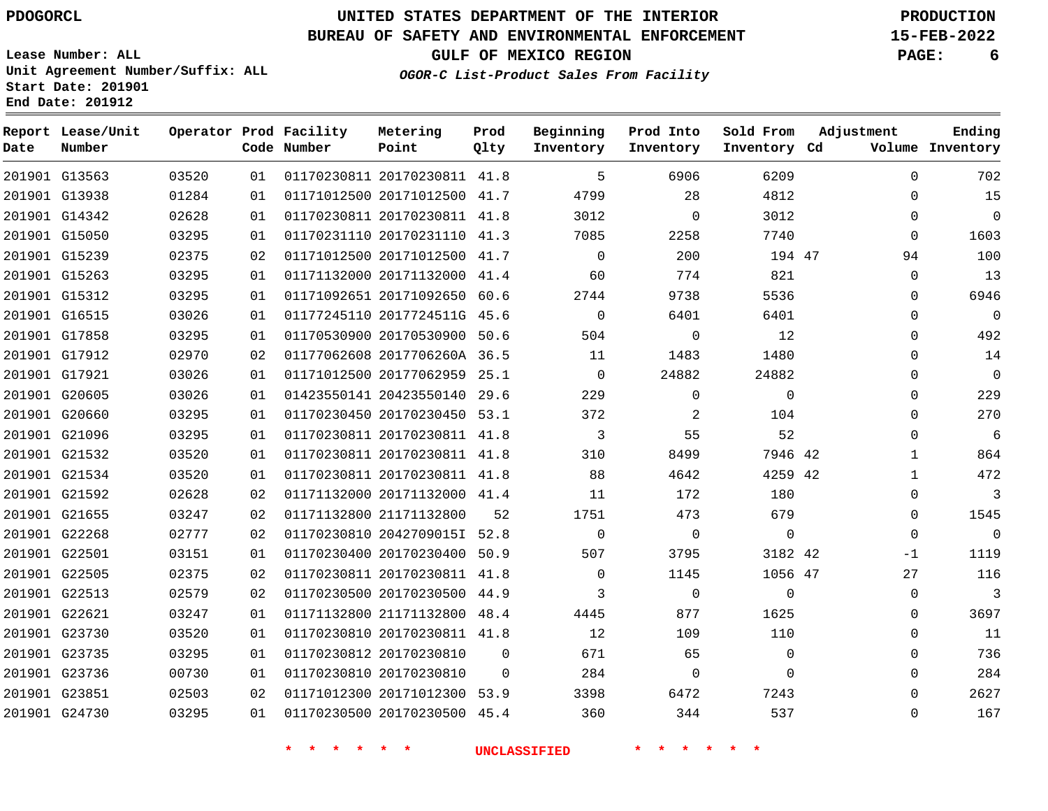PDOGORCL

# UNITED STATES DEPARTMENT OF THE INTERIOR
## BUREAU OF SAFETY AND ENVIRONMENTAL ENFORCEMENT
### GULF OF MEXICO REGION
*OGOR-C List-Product Sales From Facility*

PRODUCTION
15-FEB-2022

Lease Number: ALL
Unit Agreement Number/Suffix: ALL
Start Date: 201901
End Date: 201912

| Report Date | Lease/Unit Number | Operator | Prod Code | Facility Number | Metering Point | Prod Qlty | Beginning Inventory | Prod Into Inventory | Sold From Inventory | Adjustment Cd | Volume | Ending Inventory |
|---|---|---|---|---|---|---|---|---|---|---|---|---|
| 201901 | G13563 | 03520 | 01 | 01170230811 | 20170230811 | 41.8 | 5 | 6906 | 6209 | | 0 | 702 |
| 201901 | G13938 | 01284 | 01 | 01171012500 | 20171012500 | 41.7 | 4799 | 28 | 4812 | | 0 | 15 |
| 201901 | G14342 | 02628 | 01 | 01170230811 | 20170230811 | 41.8 | 3012 | 0 | 3012 | | 0 | 0 |
| 201901 | G15050 | 03295 | 01 | 01170231110 | 20170231110 | 41.3 | 7085 | 2258 | 7740 | | 0 | 1603 |
| 201901 | G15239 | 02375 | 02 | 01171012500 | 20171012500 | 41.7 | 0 | 200 | 194 | 47 | 94 | 100 |
| 201901 | G15263 | 03295 | 01 | 01171132000 | 20171132000 | 41.4 | 60 | 774 | 821 | | 0 | 13 |
| 201901 | G15312 | 03295 | 01 | 01171092651 | 20171092650 | 60.6 | 2744 | 9738 | 5536 | | 0 | 6946 |
| 201901 | G16515 | 03026 | 01 | 01177245110 | 2017724511G | 45.6 | 0 | 6401 | 6401 | | 0 | 0 |
| 201901 | G17858 | 03295 | 01 | 01170530900 | 20170530900 | 50.6 | 504 | 0 | 12 | | 0 | 492 |
| 201901 | G17912 | 02970 | 02 | 01177062608 | 2017706260A | 36.5 | 11 | 1483 | 1480 | | 0 | 14 |
| 201901 | G17921 | 03026 | 01 | 01171012500 | 20177062959 | 25.1 | 0 | 24882 | 24882 | | 0 | 0 |
| 201901 | G20605 | 03026 | 01 | 01423550141 | 20423550140 | 29.6 | 229 | 0 | 0 | | 0 | 229 |
| 201901 | G20660 | 03295 | 01 | 01170230450 | 20170230450 | 53.1 | 372 | 2 | 104 | | 0 | 270 |
| 201901 | G21096 | 03295 | 01 | 01170230811 | 20170230811 | 41.8 | 3 | 55 | 52 | | 0 | 6 |
| 201901 | G21532 | 03520 | 01 | 01170230811 | 20170230811 | 41.8 | 310 | 8499 | 7946 | 42 | 1 | 864 |
| 201901 | G21534 | 03520 | 01 | 01170230811 | 20170230811 | 41.8 | 88 | 4642 | 4259 | 42 | 1 | 472 |
| 201901 | G21592 | 02628 | 02 | 01171132000 | 20171132000 | 41.4 | 11 | 172 | 180 | | 0 | 3 |
| 201901 | G21655 | 03247 | 02 | 01171132800 | 21171132800 | 52 | 1751 | 473 | 679 | | 0 | 1545 |
| 201901 | G22268 | 02777 | 02 | 01170230810 | 2042709015I | 52.8 | 0 | 0 | 0 | | 0 | 0 |
| 201901 | G22501 | 03151 | 01 | 01170230400 | 20170230400 | 50.9 | 507 | 3795 | 3182 | 42 | -1 | 1119 |
| 201901 | G22505 | 02375 | 02 | 01170230811 | 20170230811 | 41.8 | 0 | 1145 | 1056 | 47 | 27 | 116 |
| 201901 | G22513 | 02579 | 02 | 01170230500 | 20170230500 | 44.9 | 3 | 0 | 0 | | 0 | 3 |
| 201901 | G22621 | 03247 | 01 | 01171132800 | 21171132800 | 48.4 | 4445 | 877 | 1625 | | 0 | 3697 |
| 201901 | G23730 | 03520 | 01 | 01170230810 | 20170230811 | 41.8 | 12 | 109 | 110 | | 0 | 11 |
| 201901 | G23735 | 03295 | 01 | 01170230812 | 20170230810 | 0 | 671 | 65 | 0 | | 0 | 736 |
| 201901 | G23736 | 00730 | 01 | 01170230810 | 20170230810 | 0 | 284 | 0 | 0 | | 0 | 284 |
| 201901 | G23851 | 02503 | 02 | 01171012300 | 20171012300 | 53.9 | 3398 | 6472 | 7243 | | 0 | 2627 |
| 201901 | G24730 | 03295 | 01 | 01170230500 | 20170230500 | 45.4 | 360 | 344 | 537 | | 0 | 167 |

* * * * * * UNCLASSIFIED * * * * * *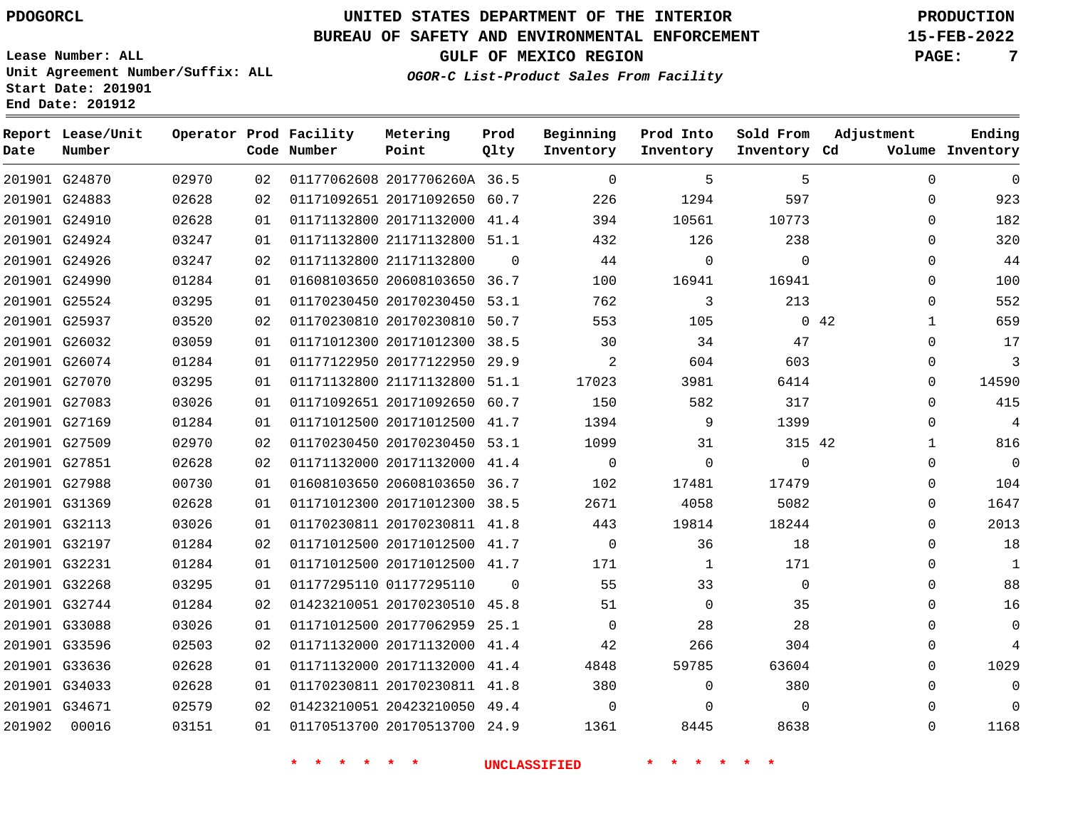PDOGORCL

Lease Number: ALL
Unit Agreement Number/Suffix: ALL
Start Date: 201901
End Date: 201912

# UNITED STATES DEPARTMENT OF THE INTERIOR
## BUREAU OF SAFETY AND ENVIRONMENTAL ENFORCEMENT
## GULF OF MEXICO REGION
### *OGOR-C List-Product Sales From Facility*

PRODUCTION
15-FEB-2022

| Report Date | Lease/Unit Number | Operator | Prod Code | Facility Number | Metering Point | Prod Qlty | Beginning Inventory | Prod Into Inventory | Sold From Inventory | Adjustment Cd | Adjustment Volume | Ending Inventory |
|---|---|---|---|---|---|---|---|---|---|---|---|---|
| 201901 | G24870 | 02970 | 02 | 01177062608 | 2017706260A | 36.5 | 0 | 5 | 5 | | 0 | 0 |
| 201901 | G24883 | 02628 | 02 | 01171092651 | 20171092650 | 60.7 | 226 | 1294 | 597 | | 0 | 923 |
| 201901 | G24910 | 02628 | 01 | 01171132800 | 20171132000 | 41.4 | 394 | 10561 | 10773 | | 0 | 182 |
| 201901 | G24924 | 03247 | 01 | 01171132800 | 21171132800 | 51.1 | 432 | 126 | 238 | | 0 | 320 |
| 201901 | G24926 | 03247 | 02 | 01171132800 | 21171132800 | 0 | 44 | 0 | 0 | | 0 | 44 |
| 201901 | G24990 | 01284 | 01 | 01608103650 | 20608103650 | 36.7 | 100 | 16941 | 16941 | | 0 | 100 |
| 201901 | G25524 | 03295 | 01 | 01170230450 | 20170230450 | 53.1 | 762 | 3 | 213 | | 0 | 552 |
| 201901 | G25937 | 03520 | 02 | 01170230810 | 20170230810 | 50.7 | 553 | 105 | 0 | 42 | 1 | 659 |
| 201901 | G26032 | 03059 | 01 | 01171012300 | 20171012300 | 38.5 | 30 | 34 | 47 | | 0 | 17 |
| 201901 | G26074 | 01284 | 01 | 01177122950 | 20177122950 | 29.9 | 2 | 604 | 603 | | 0 | 3 |
| 201901 | G27070 | 03295 | 01 | 01171132800 | 21171132800 | 51.1 | 17023 | 3981 | 6414 | | 0 | 14590 |
| 201901 | G27083 | 03026 | 01 | 01171092651 | 20171092650 | 60.7 | 150 | 582 | 317 | | 0 | 415 |
| 201901 | G27169 | 01284 | 01 | 01171012500 | 20171012500 | 41.7 | 1394 | 9 | 1399 | | 0 | 4 |
| 201901 | G27509 | 02970 | 02 | 01170230450 | 20170230450 | 53.1 | 1099 | 31 | 315 | 42 | 1 | 816 |
| 201901 | G27851 | 02628 | 02 | 01171132000 | 20171132000 | 41.4 | 0 | 0 | 0 | | 0 | 0 |
| 201901 | G27988 | 00730 | 01 | 01608103650 | 20608103650 | 36.7 | 102 | 17481 | 17479 | | 0 | 104 |
| 201901 | G31369 | 02628 | 01 | 01171012300 | 20171012300 | 38.5 | 2671 | 4058 | 5082 | | 0 | 1647 |
| 201901 | G32113 | 03026 | 01 | 01170230811 | 20170230811 | 41.8 | 443 | 19814 | 18244 | | 0 | 2013 |
| 201901 | G32197 | 01284 | 02 | 01171012500 | 20171012500 | 41.7 | 0 | 36 | 18 | | 0 | 18 |
| 201901 | G32231 | 01284 | 01 | 01171012500 | 20171012500 | 41.7 | 171 | 1 | 171 | | 0 | 1 |
| 201901 | G32268 | 03295 | 01 | 01177295110 | 01177295110 | 0 | 55 | 33 | 0 | | 0 | 88 |
| 201901 | G32744 | 01284 | 02 | 01423210051 | 20170230510 | 45.8 | 51 | 0 | 35 | | 0 | 16 |
| 201901 | G33088 | 03026 | 01 | 01171012500 | 20177062959 | 25.1 | 0 | 28 | 28 | | 0 | 0 |
| 201901 | G33596 | 02503 | 02 | 01171132000 | 20171132000 | 41.4 | 42 | 266 | 304 | | 0 | 4 |
| 201901 | G33636 | 02628 | 01 | 01171132000 | 20171132000 | 41.4 | 4848 | 59785 | 63604 | | 0 | 1029 |
| 201901 | G34033 | 02628 | 01 | 01170230811 | 20170230811 | 41.8 | 380 | 0 | 380 | | 0 | 0 |
| 201901 | G34671 | 02579 | 02 | 01423210051 | 20423210050 | 49.4 | 0 | 0 | 0 | | 0 | 0 |
| 201902 | 00016 | 03151 | 01 | 01170513700 | 20170513700 | 24.9 | 1361 | 8445 | 8638 | | 0 | 1168 |

\* \* \* \* \* \* UNCLASSIFIED \* \* \* \* \* \*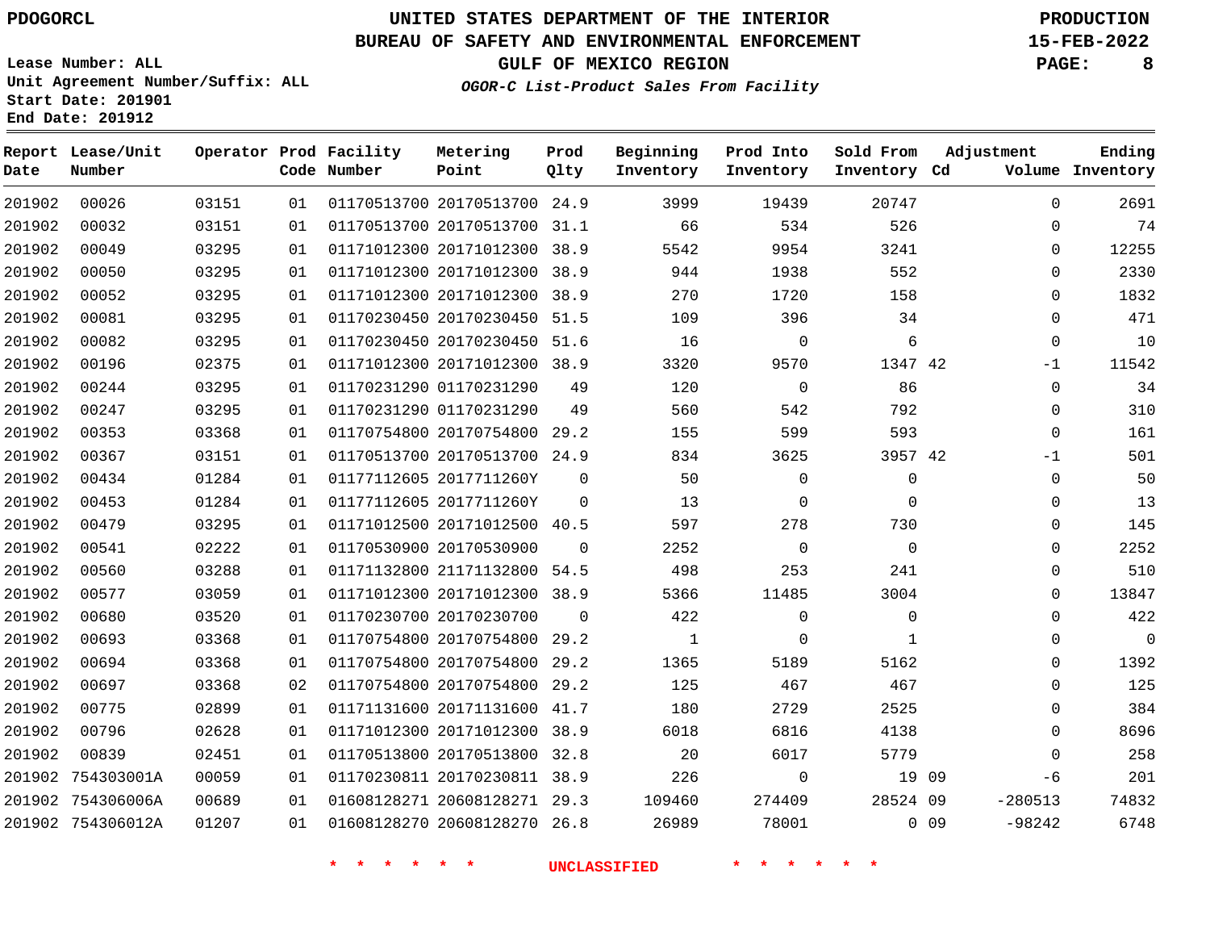PDOGORCL

# UNITED STATES DEPARTMENT OF THE INTERIOR
## BUREAU OF SAFETY AND ENVIRONMENTAL ENFORCEMENT
### GULF OF MEXICO REGION

*OGOR-C List-Product Sales From Facility*

PRODUCTION
15-FEB-2022

Lease Number: ALL
Unit Agreement Number/Suffix: ALL
Start Date: 201901
End Date: 201912

| Report Date | Lease/Unit Number | Operator | Prod Code | Facility Number | Metering Point | Prod Qlty | Beginning Inventory | Prod Into Inventory | Sold From Inventory | Adjustment Cd | Adjustment Volume | Ending Inventory |
|---|---|---|---|---|---|---|---|---|---|---|---|---|
| 201902 | 00026 | 03151 | 01 | 01170513700 | 20170513700 | 24.9 | 3999 | 19439 | 20747 | | 0 | 2691 |
| 201902 | 00032 | 03151 | 01 | 01170513700 | 20170513700 | 31.1 | 66 | 534 | 526 | | 0 | 74 |
| 201902 | 00049 | 03295 | 01 | 01171012300 | 20171012300 | 38.9 | 5542 | 9954 | 3241 | | 0 | 12255 |
| 201902 | 00050 | 03295 | 01 | 01171012300 | 20171012300 | 38.9 | 944 | 1938 | 552 | | 0 | 2330 |
| 201902 | 00052 | 03295 | 01 | 01171012300 | 20171012300 | 38.9 | 270 | 1720 | 158 | | 0 | 1832 |
| 201902 | 00081 | 03295 | 01 | 01170230450 | 20170230450 | 51.5 | 109 | 396 | 34 | | 0 | 471 |
| 201902 | 00082 | 03295 | 01 | 01170230450 | 20170230450 | 51.6 | 16 | 0 | 6 | | 0 | 10 |
| 201902 | 00196 | 02375 | 01 | 01171012300 | 20171012300 | 38.9 | 3320 | 9570 | 1347 | 42 | -1 | 11542 |
| 201902 | 00244 | 03295 | 01 | 01170231290 | 01170231290 | 49 | 120 | 0 | 86 | | 0 | 34 |
| 201902 | 00247 | 03295 | 01 | 01170231290 | 01170231290 | 49 | 560 | 542 | 792 | | 0 | 310 |
| 201902 | 00353 | 03368 | 01 | 01170754800 | 20170754800 | 29.2 | 155 | 599 | 593 | | 0 | 161 |
| 201902 | 00367 | 03151 | 01 | 01170513700 | 20170513700 | 24.9 | 834 | 3625 | 3957 | 42 | -1 | 501 |
| 201902 | 00434 | 01284 | 01 | 01177112605 | 2017711260Y | 0 | 50 | 0 | 0 | | 0 | 50 |
| 201902 | 00453 | 01284 | 01 | 01177112605 | 2017711260Y | 0 | 13 | 0 | 0 | | 0 | 13 |
| 201902 | 00479 | 03295 | 01 | 01171012500 | 20171012500 | 40.5 | 597 | 278 | 730 | | 0 | 145 |
| 201902 | 00541 | 02222 | 01 | 01170530900 | 20170530900 | 0 | 2252 | 0 | 0 | | 0 | 2252 |
| 201902 | 00560 | 03288 | 01 | 01171132800 | 21171132800 | 54.5 | 498 | 253 | 241 | | 0 | 510 |
| 201902 | 00577 | 03059 | 01 | 01171012300 | 20171012300 | 38.9 | 5366 | 11485 | 3004 | | 0 | 13847 |
| 201902 | 00680 | 03520 | 01 | 01170230700 | 20170230700 | 0 | 422 | 0 | 0 | | 0 | 422 |
| 201902 | 00693 | 03368 | 01 | 01170754800 | 20170754800 | 29.2 | 1 | 0 | 1 | | 0 | 0 |
| 201902 | 00694 | 03368 | 01 | 01170754800 | 20170754800 | 29.2 | 1365 | 5189 | 5162 | | 0 | 1392 |
| 201902 | 00697 | 03368 | 02 | 01170754800 | 20170754800 | 29.2 | 125 | 467 | 467 | | 0 | 125 |
| 201902 | 00775 | 02899 | 01 | 01171131600 | 20171131600 | 41.7 | 180 | 2729 | 2525 | | 0 | 384 |
| 201902 | 00796 | 02628 | 01 | 01171012300 | 20171012300 | 38.9 | 6018 | 6816 | 4138 | | 0 | 8696 |
| 201902 | 00839 | 02451 | 01 | 01170513800 | 20170513800 | 32.8 | 20 | 6017 | 5779 | | 0 | 258 |
| 201902 | 754303001A | 00059 | 01 | 01170230811 | 20170230811 | 38.9 | 226 | 0 | 19 | 09 | -6 | 201 |
| 201902 | 754306006A | 00689 | 01 | 01608128271 | 20608128271 | 29.3 | 109460 | 274409 | 28524 | 09 | -280513 | 74832 |
| 201902 | 754306012A | 01207 | 01 | 01608128270 | 20608128270 | 26.8 | 26989 | 78001 | 0 | 09 | -98242 | 6748 |

* * * * * * UNCLASSIFIED * * * * * *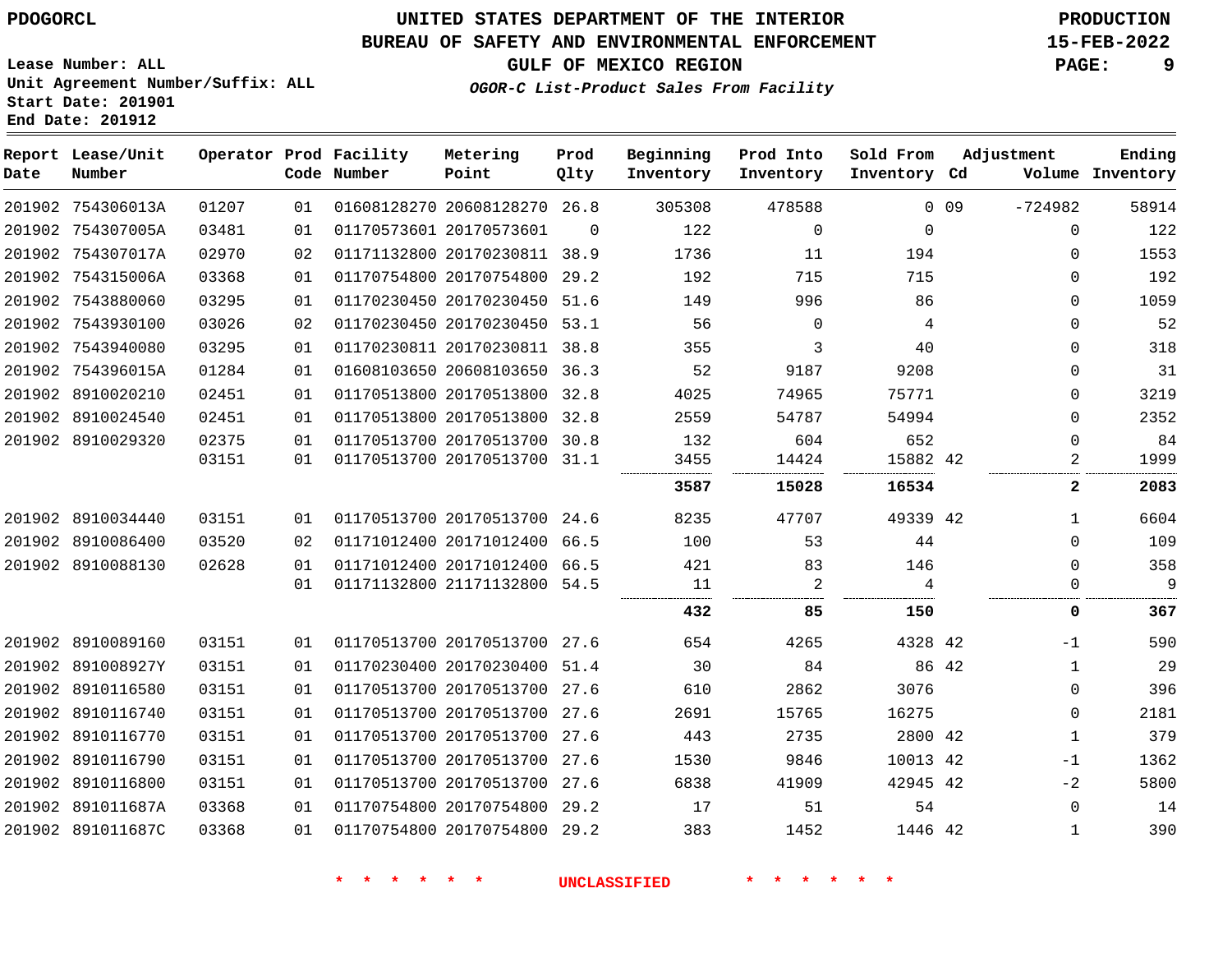PDOGORCL

# UNITED STATES DEPARTMENT OF THE INTERIOR
## BUREAU OF SAFETY AND ENVIRONMENTAL ENFORCEMENT
### GULF OF MEXICO REGION

*OGOR-C List-Product Sales From Facility*

PRODUCTION
15-FEB-2022

Lease Number: ALL
Unit Agreement Number/Suffix: ALL
Start Date: 201901
End Date: 201912

| Report Date | Lease/Unit Number | Operator | Prod Code | Facility Number | Metering Point | Prod Qlty | Beginning Inventory | Prod Into Inventory | Sold From Inventory | Adjustment Cd | Volume | Ending Inventory |
|---|---|---|---|---|---|---|---|---|---|---|---|---|
| 201902 | 754306013A | 01207 | 01 | 01608128270 | 20608128270 | 26.8 | 305308 | 478588 | 0 | 09 | -724982 | 58914 |
| 201902 | 754307005A | 03481 | 01 | 01170573601 | 20170573601 | 0 | 122 | 0 | 0 | | 0 | 122 |
| 201902 | 754307017A | 02970 | 02 | 01171132800 | 20170230811 | 38.9 | 1736 | 11 | 194 | | 0 | 1553 |
| 201902 | 754315006A | 03368 | 01 | 01170754800 | 20170754800 | 29.2 | 192 | 715 | 715 | | 0 | 192 |
| 201902 | 7543880060 | 03295 | 01 | 01170230450 | 20170230450 | 51.6 | 149 | 996 | 86 | | 0 | 1059 |
| 201902 | 7543930100 | 03026 | 02 | 01170230450 | 20170230450 | 53.1 | 56 | 0 | 4 | | 0 | 52 |
| 201902 | 7543940080 | 03295 | 01 | 01170230811 | 20170230811 | 38.8 | 355 | 3 | 40 | | 0 | 318 |
| 201902 | 754396015A | 01284 | 01 | 01608103650 | 20608103650 | 36.3 | 52 | 9187 | 9208 | | 0 | 31 |
| 201902 | 8910020210 | 02451 | 01 | 01170513800 | 20170513800 | 32.8 | 4025 | 74965 | 75771 | | 0 | 3219 |
| 201902 | 8910024540 | 02451 | 01 | 01170513800 | 20170513800 | 32.8 | 2559 | 54787 | 54994 | | 0 | 2352 |
| 201902 | 8910029320 | 02375 | 01 | 01170513700 | 20170513700 | 30.8 | 132 | 604 | 652 | | 0 | 84 |
| | | 03151 | 01 | 01170513700 | 20170513700 | 31.1 | 3455 | 14424 | 15882 | 42 | 2 | 1999 |
| | | | | | | | **3587** | **15028** | **16534** | | **2** | **2083** |
| 201902 | 8910034440 | 03151 | 01 | 01170513700 | 20170513700 | 24.6 | 8235 | 47707 | 49339 | 42 | 1 | 6604 |
| 201902 | 8910086400 | 03520 | 02 | 01171012400 | 20171012400 | 66.5 | 100 | 53 | 44 | | 0 | 109 |
| 201902 | 8910088130 | 02628 | 01 | 01171012400 | 20171012400 | 66.5 | 421 | 83 | 146 | | 0 | 358 |
| | | | 01 | 01171132800 | 21171132800 | 54.5 | 11 | 2 | 4 | | 0 | 9 |
| | | | | | | | **432** | **85** | **150** | | **0** | **367** |
| 201902 | 8910089160 | 03151 | 01 | 01170513700 | 20170513700 | 27.6 | 654 | 4265 | 4328 | 42 | -1 | 590 |
| 201902 | 891008927Y | 03151 | 01 | 01170230400 | 20170230400 | 51.4 | 30 | 84 | 86 | 42 | 1 | 29 |
| 201902 | 8910116580 | 03151 | 01 | 01170513700 | 20170513700 | 27.6 | 610 | 2862 | 3076 | | 0 | 396 |
| 201902 | 8910116740 | 03151 | 01 | 01170513700 | 20170513700 | 27.6 | 2691 | 15765 | 16275 | | 0 | 2181 |
| 201902 | 8910116770 | 03151 | 01 | 01170513700 | 20170513700 | 27.6 | 443 | 2735 | 2800 | 42 | 1 | 379 |
| 201902 | 8910116790 | 03151 | 01 | 01170513700 | 20170513700 | 27.6 | 1530 | 9846 | 10013 | 42 | -1 | 1362 |
| 201902 | 8910116800 | 03151 | 01 | 01170513700 | 20170513700 | 27.6 | 6838 | 41909 | 42945 | 42 | -2 | 5800 |
| 201902 | 891011687A | 03368 | 01 | 01170754800 | 20170754800 | 29.2 | 17 | 51 | 54 | | 0 | 14 |
| 201902 | 891011687C | 03368 | 01 | 01170754800 | 20170754800 | 29.2 | 383 | 1452 | 1446 | 42 | 1 | 390 |

\* \* \* \* \* \* UNCLASSIFIED \* \* \* \* \* \*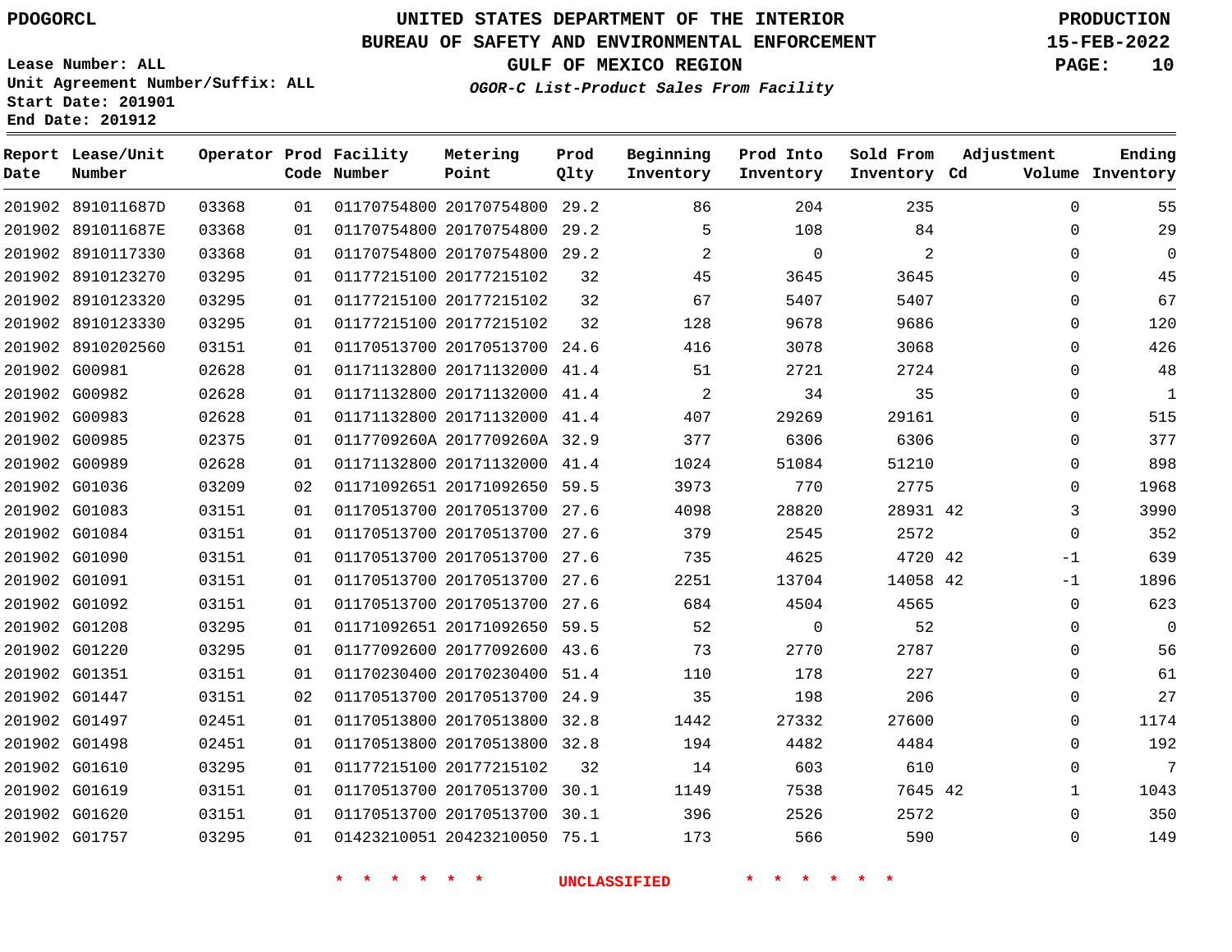PDOGORCL

# UNITED STATES DEPARTMENT OF THE INTERIOR
## BUREAU OF SAFETY AND ENVIRONMENTAL ENFORCEMENT
### GULF OF MEXICO REGION
*OGOR-C List-Product Sales From Facility*

PRODUCTION
15-FEB-2022

Lease Number: ALL
Unit Agreement Number/Suffix: ALL
Start Date: 201901
End Date: 201912

| Report Date | Lease/Unit Number | Operator | Prod Code | Facility Number | Metering Point | Prod Qlty | Beginning Inventory | Prod Into Inventory | Sold From Inventory | Adjustment Cd | Adjustment Volume | Ending Inventory |
|---|---|---|---|---|---|---|---|---|---|---|---|---|
| 201902 | 891011687D | 03368 | 01 | 01170754800 | 20170754800 | 29.2 | 86 | 204 | 235 | | 0 | 55 |
| 201902 | 891011687E | 03368 | 01 | 01170754800 | 20170754800 | 29.2 | 5 | 108 | 84 | | 0 | 29 |
| 201902 | 8910117330 | 03368 | 01 | 01170754800 | 20170754800 | 29.2 | 2 | 0 | 2 | | 0 | 0 |
| 201902 | 8910123270 | 03295 | 01 | 01177215100 | 20177215102 | 32 | 45 | 3645 | 3645 | | 0 | 45 |
| 201902 | 8910123320 | 03295 | 01 | 01177215100 | 20177215102 | 32 | 67 | 5407 | 5407 | | 0 | 67 |
| 201902 | 8910123330 | 03295 | 01 | 01177215100 | 20177215102 | 32 | 128 | 9678 | 9686 | | 0 | 120 |
| 201902 | 8910202560 | 03151 | 01 | 01170513700 | 20170513700 | 24.6 | 416 | 3078 | 3068 | | 0 | 426 |
| 201902 | G00981 | 02628 | 01 | 01171132800 | 20171132000 | 41.4 | 51 | 2721 | 2724 | | 0 | 48 |
| 201902 | G00982 | 02628 | 01 | 01171132800 | 20171132000 | 41.4 | 2 | 34 | 35 | | 0 | 1 |
| 201902 | G00983 | 02628 | 01 | 01171132800 | 20171132000 | 41.4 | 407 | 29269 | 29161 | | 0 | 515 |
| 201902 | G00985 | 02375 | 01 | 0117709260A | 2017709260A | 32.9 | 377 | 6306 | 6306 | | 0 | 377 |
| 201902 | G00989 | 02628 | 01 | 01171132800 | 20171132000 | 41.4 | 1024 | 51084 | 51210 | | 0 | 898 |
| 201902 | G01036 | 03209 | 02 | 01171092651 | 20171092650 | 59.5 | 3973 | 770 | 2775 | | 0 | 1968 |
| 201902 | G01083 | 03151 | 01 | 01170513700 | 20170513700 | 27.6 | 4098 | 28820 | 28931 | 42 | 3 | 3990 |
| 201902 | G01084 | 03151 | 01 | 01170513700 | 20170513700 | 27.6 | 379 | 2545 | 2572 | | 0 | 352 |
| 201902 | G01090 | 03151 | 01 | 01170513700 | 20170513700 | 27.6 | 735 | 4625 | 4720 | 42 | -1 | 639 |
| 201902 | G01091 | 03151 | 01 | 01170513700 | 20170513700 | 27.6 | 2251 | 13704 | 14058 | 42 | -1 | 1896 |
| 201902 | G01092 | 03151 | 01 | 01170513700 | 20170513700 | 27.6 | 684 | 4504 | 4565 | | 0 | 623 |
| 201902 | G01208 | 03295 | 01 | 01171092651 | 20171092650 | 59.5 | 52 | 0 | 52 | | 0 | 0 |
| 201902 | G01220 | 03295 | 01 | 01177092600 | 20177092600 | 43.6 | 73 | 2770 | 2787 | | 0 | 56 |
| 201902 | G01351 | 03151 | 01 | 01170230400 | 20170230400 | 51.4 | 110 | 178 | 227 | | 0 | 61 |
| 201902 | G01447 | 03151 | 02 | 01170513700 | 20170513700 | 24.9 | 35 | 198 | 206 | | 0 | 27 |
| 201902 | G01497 | 02451 | 01 | 01170513800 | 20170513800 | 32.8 | 1442 | 27332 | 27600 | | 0 | 1174 |
| 201902 | G01498 | 02451 | 01 | 01170513800 | 20170513800 | 32.8 | 194 | 4482 | 4484 | | 0 | 192 |
| 201902 | G01610 | 03295 | 01 | 01177215100 | 20177215102 | 32 | 14 | 603 | 610 | | 0 | 7 |
| 201902 | G01619 | 03151 | 01 | 01170513700 | 20170513700 | 30.1 | 1149 | 7538 | 7645 | 42 | 1 | 1043 |
| 201902 | G01620 | 03151 | 01 | 01170513700 | 20170513700 | 30.1 | 396 | 2526 | 2572 | | 0 | 350 |
| 201902 | G01757 | 03295 | 01 | 01423210051 | 20423210050 | 75.1 | 173 | 566 | 590 | | 0 | 149 |

* * * * * * UNCLASSIFIED * * * * * *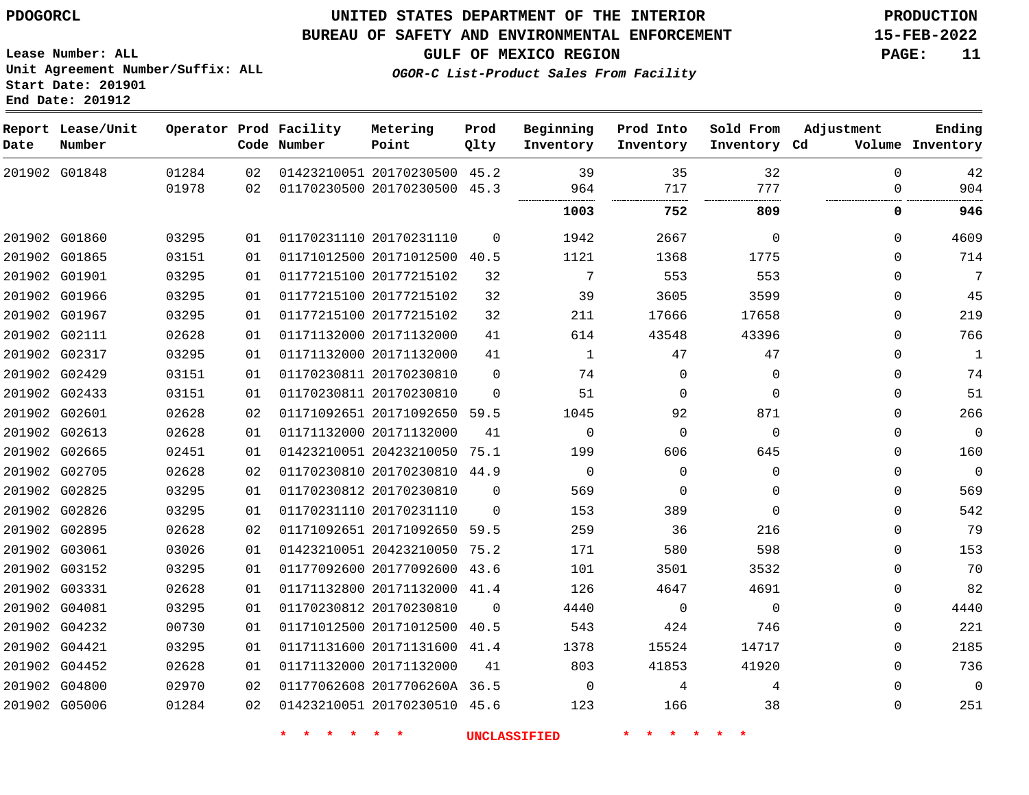PDOGORCL

# UNITED STATES DEPARTMENT OF THE INTERIOR
## BUREAU OF SAFETY AND ENVIRONMENTAL ENFORCEMENT
### GULF OF MEXICO REGION
*OGOR-C List-Product Sales From Facility*

PRODUCTION
15-FEB-2022

Lease Number: ALL
Unit Agreement Number/Suffix: ALL
Start Date: 201901
End Date: 201912

| Report Date | Lease/Unit Number | Operator | Prod Code | Facility Number | Metering Point | Prod Qlty | Beginning Inventory | Prod Into Inventory | Sold From Inventory | Adjustment Cd | Volume | Ending Inventory |
|---|---|---|---|---|---|---|---|---|---|---|---|---|
| 201902 | G01848 | 01284 | 02 | 01423210051 | 20170230500 | 45.2 | 39 | 35 | 32 | | 0 | 42 |
| | | 01978 | 02 | 01170230500 | 20170230500 | 45.3 | 964 | 717 | 777 | | 0 | 904 |
| | | | | | | | **1003** | **752** | **809** | | **0** | **946** |
| 201902 | G01860 | 03295 | 01 | 01170231110 | 20170231110 | 0 | 1942 | 2667 | 0 | | 0 | 4609 |
| 201902 | G01865 | 03151 | 01 | 01171012500 | 20171012500 | 40.5 | 1121 | 1368 | 1775 | | 0 | 714 |
| 201902 | G01901 | 03295 | 01 | 01177215100 | 20177215102 | 32 | 7 | 553 | 553 | | 0 | 7 |
| 201902 | G01966 | 03295 | 01 | 01177215100 | 20177215102 | 32 | 39 | 3605 | 3599 | | 0 | 45 |
| 201902 | G01967 | 03295 | 01 | 01177215100 | 20177215102 | 32 | 211 | 17666 | 17658 | | 0 | 219 |
| 201902 | G02111 | 02628 | 01 | 01171132000 | 20171132000 | 41 | 614 | 43548 | 43396 | | 0 | 766 |
| 201902 | G02317 | 03295 | 01 | 01171132000 | 20171132000 | 41 | 1 | 47 | 47 | | 0 | 1 |
| 201902 | G02429 | 03151 | 01 | 01170230811 | 20170230810 | 0 | 74 | 0 | 0 | | 0 | 74 |
| 201902 | G02433 | 03151 | 01 | 01170230811 | 20170230810 | 0 | 51 | 0 | 0 | | 0 | 51 |
| 201902 | G02601 | 02628 | 02 | 01171092651 | 20171092650 | 59.5 | 1045 | 92 | 871 | | 0 | 266 |
| 201902 | G02613 | 02628 | 01 | 01171132000 | 20171132000 | 41 | 0 | 0 | 0 | | 0 | 0 |
| 201902 | G02665 | 02451 | 01 | 01423210051 | 20423210050 | 75.1 | 199 | 606 | 645 | | 0 | 160 |
| 201902 | G02705 | 02628 | 02 | 01170230810 | 20170230810 | 44.9 | 0 | 0 | 0 | | 0 | 0 |
| 201902 | G02825 | 03295 | 01 | 01170230812 | 20170230810 | 0 | 569 | 0 | 0 | | 0 | 569 |
| 201902 | G02826 | 03295 | 01 | 01170231110 | 20170231110 | 0 | 153 | 389 | 0 | | 0 | 542 |
| 201902 | G02895 | 02628 | 02 | 01171092651 | 20171092650 | 59.5 | 259 | 36 | 216 | | 0 | 79 |
| 201902 | G03061 | 03026 | 01 | 01423210051 | 20423210050 | 75.2 | 171 | 580 | 598 | | 0 | 153 |
| 201902 | G03152 | 03295 | 01 | 01177092600 | 20177092600 | 43.6 | 101 | 3501 | 3532 | | 0 | 70 |
| 201902 | G03331 | 02628 | 01 | 01171132800 | 20171132000 | 41.4 | 126 | 4647 | 4691 | | 0 | 82 |
| 201902 | G04081 | 03295 | 01 | 01170230812 | 20170230810 | 0 | 4440 | 0 | 0 | | 0 | 4440 |
| 201902 | G04232 | 00730 | 01 | 01171012500 | 20171012500 | 40.5 | 543 | 424 | 746 | | 0 | 221 |
| 201902 | G04421 | 03295 | 01 | 01171131600 | 20171131600 | 41.4 | 1378 | 15524 | 14717 | | 0 | 2185 |
| 201902 | G04452 | 02628 | 01 | 01171132000 | 20171132000 | 41 | 803 | 41853 | 41920 | | 0 | 736 |
| 201902 | G04800 | 02970 | 02 | 01177062608 | 2017706260A | 36.5 | 0 | 4 | 4 | | 0 | 0 |
| 201902 | G05006 | 01284 | 02 | 01423210051 | 20170230510 | 45.6 | 123 | 166 | 38 | | 0 | 251 |

* * * * * * UNCLASSIFIED * * * * * *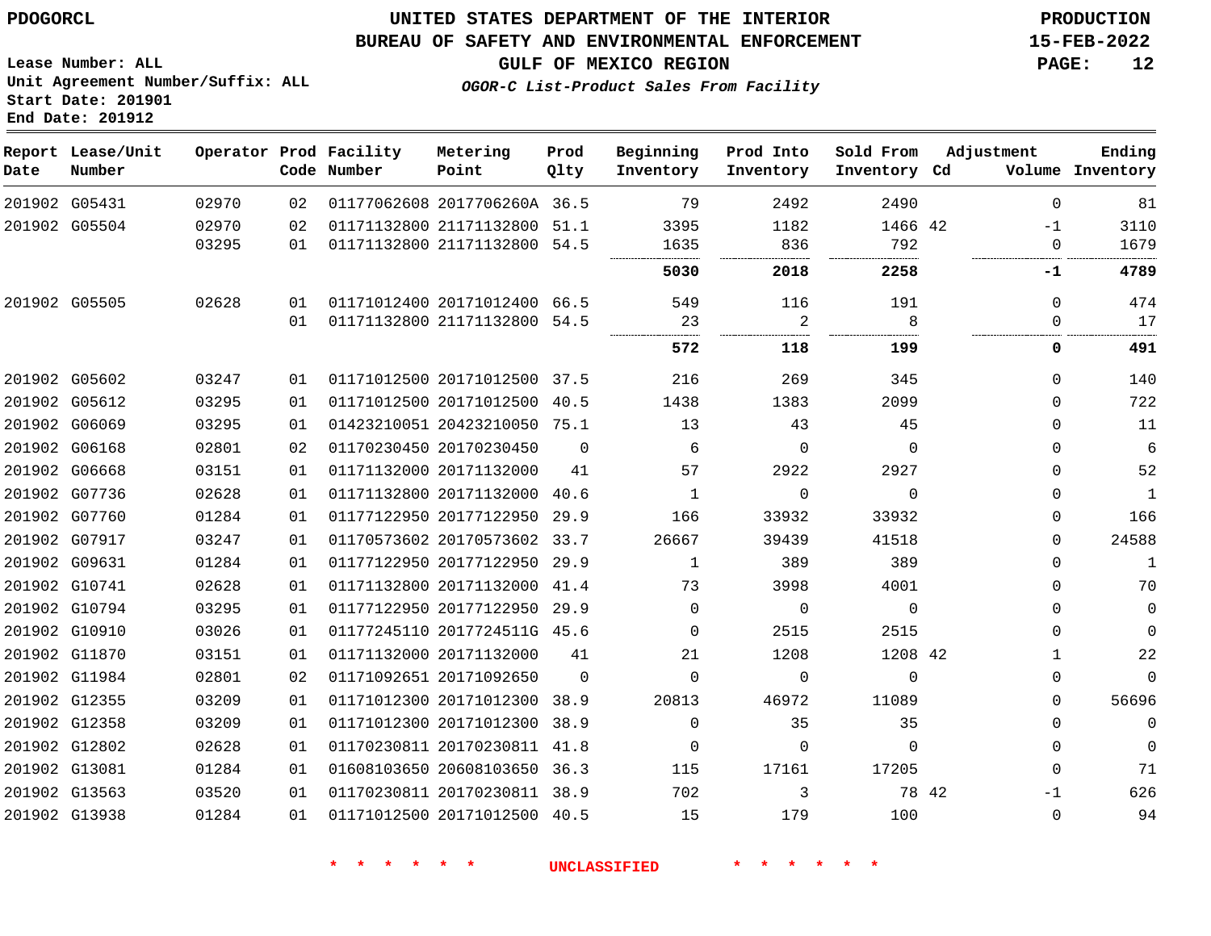PDOGORCL

Lease Number: ALL
Unit Agreement Number/Suffix: ALL
Start Date: 201901
End Date: 201912

# UNITED STATES DEPARTMENT OF THE INTERIOR
## BUREAU OF SAFETY AND ENVIRONMENTAL ENFORCEMENT
### GULF OF MEXICO REGION
*OGOR-C List-Product Sales From Facility*

PRODUCTION
15-FEB-2022

| Report Date | Lease/Unit Number | Operator | Prod Code | Facility Number | Metering Point | Prod Qlty | Beginning Inventory | Prod Into Inventory | Sold From Inventory | Adjustment Cd | Volume | Ending Inventory |
|---|---|---|---|---|---|---|---|---|---|---|---|---|
| 201902 | G05431 | 02970 | 02 | 01177062608 | 2017706260A | 36.5 | 79 | 2492 | 2490 | | 0 | 81 |
| 201902 | G05504 | 02970 | 02 | 01171132800 | 21171132800 | 51.1 | 3395 | 1182 | 1466 | 42 | -1 | 3110 |
| | | 03295 | 01 | 01171132800 | 21171132800 | 54.5 | 1635 | 836 | 792 | | 0 | 1679 |
| | | | | | | | **5030** | **2018** | **2258** | | **-1** | **4789** |
| 201902 | G05505 | 02628 | 01 | 01171012400 | 20171012400 | 66.5 | 549 | 116 | 191 | | 0 | 474 |
| | | | 01 | 01171132800 | 21171132800 | 54.5 | 23 | 2 | 8 | | 0 | 17 |
| | | | | | | | **572** | **118** | **199** | | **0** | **491** |
| 201902 | G05602 | 03247 | 01 | 01171012500 | 20171012500 | 37.5 | 216 | 269 | 345 | | 0 | 140 |
| 201902 | G05612 | 03295 | 01 | 01171012500 | 20171012500 | 40.5 | 1438 | 1383 | 2099 | | 0 | 722 |
| 201902 | G06069 | 03295 | 01 | 01423210051 | 20423210050 | 75.1 | 13 | 43 | 45 | | 0 | 11 |
| 201902 | G06168 | 02801 | 02 | 01170230450 | 20170230450 | 0 | 6 | 0 | 0 | | 0 | 6 |
| 201902 | G06668 | 03151 | 01 | 01171132000 | 20171132000 | 41 | 57 | 2922 | 2927 | | 0 | 52 |
| 201902 | G07736 | 02628 | 01 | 01171132800 | 20171132000 | 40.6 | 1 | 0 | 0 | | 0 | 1 |
| 201902 | G07760 | 01284 | 01 | 01177122950 | 20177122950 | 29.9 | 166 | 33932 | 33932 | | 0 | 166 |
| 201902 | G07917 | 03247 | 01 | 01170573602 | 20170573602 | 33.7 | 26667 | 39439 | 41518 | | 0 | 24588 |
| 201902 | G09631 | 01284 | 01 | 01177122950 | 20177122950 | 29.9 | 1 | 389 | 389 | | 0 | 1 |
| 201902 | G10741 | 02628 | 01 | 01171132800 | 20171132000 | 41.4 | 73 | 3998 | 4001 | | 0 | 70 |
| 201902 | G10794 | 03295 | 01 | 01177122950 | 20177122950 | 29.9 | 0 | 0 | 0 | | 0 | 0 |
| 201902 | G10910 | 03026 | 01 | 01177245110 | 2017724511G | 45.6 | 0 | 2515 | 2515 | | 0 | 0 |
| 201902 | G11870 | 03151 | 01 | 01171132000 | 20171132000 | 41 | 21 | 1208 | 1208 | 42 | 1 | 22 |
| 201902 | G11984 | 02801 | 02 | 01171092651 | 20171092650 | 0 | 0 | 0 | 0 | | 0 | 0 |
| 201902 | G12355 | 03209 | 01 | 01171012300 | 20171012300 | 38.9 | 20813 | 46972 | 11089 | | 0 | 56696 |
| 201902 | G12358 | 03209 | 01 | 01171012300 | 20171012300 | 38.9 | 0 | 35 | 35 | | 0 | 0 |
| 201902 | G12802 | 02628 | 01 | 01170230811 | 20170230811 | 41.8 | 0 | 0 | 0 | | 0 | 0 |
| 201902 | G13081 | 01284 | 01 | 01608103650 | 20608103650 | 36.3 | 115 | 17161 | 17205 | | 0 | 71 |
| 201902 | G13563 | 03520 | 01 | 01170230811 | 20170230811 | 38.9 | 702 | 3 | 78 | 42 | -1 | 626 |
| 201902 | G13938 | 01284 | 01 | 01171012500 | 20171012500 | 40.5 | 15 | 179 | 100 | | 0 | 94 |

* * * * * * UNCLASSIFIED * * * * * *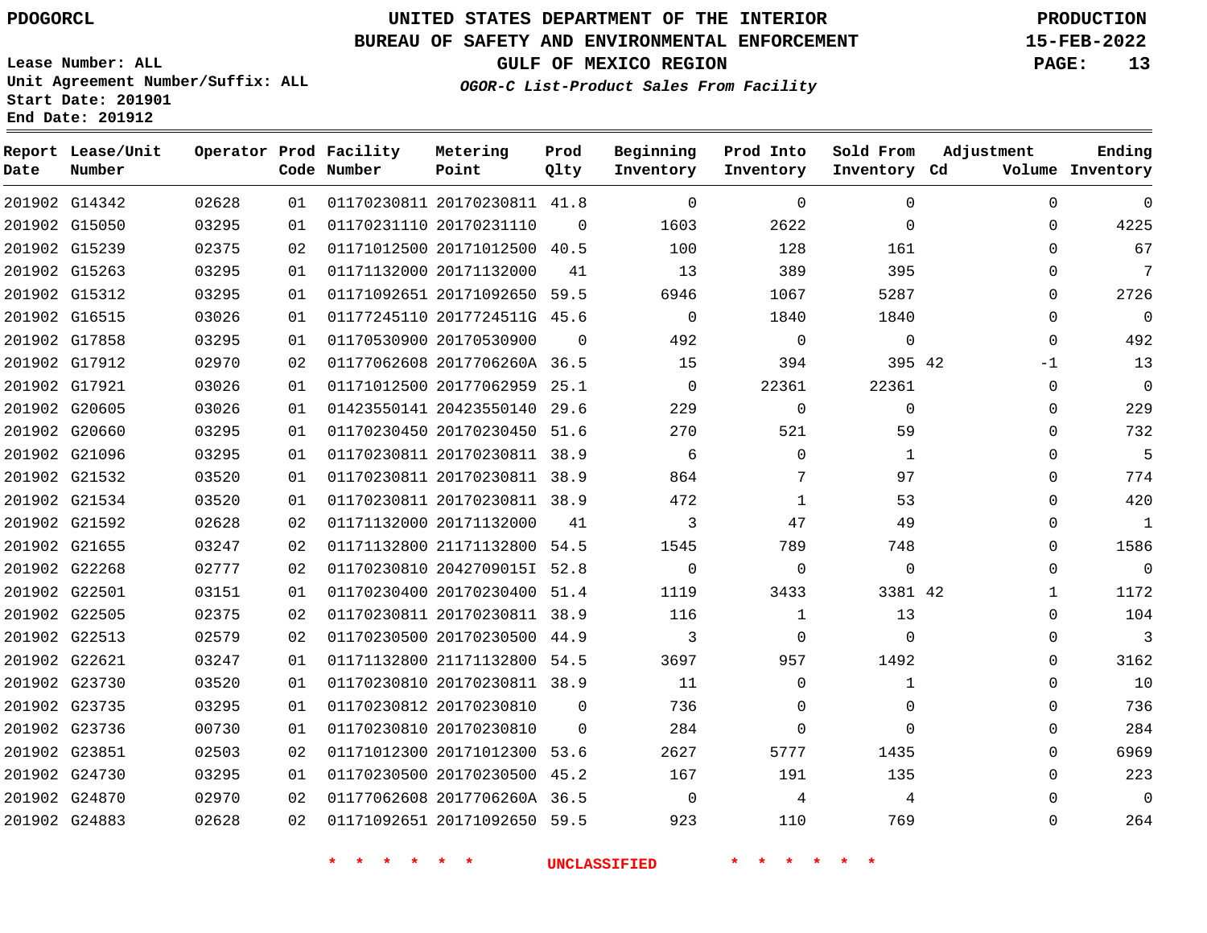PDOGORCL

# UNITED STATES DEPARTMENT OF THE INTERIOR
## BUREAU OF SAFETY AND ENVIRONMENTAL ENFORCEMENT
### GULF OF MEXICO REGION
*OGOR-C List-Product Sales From Facility*

PRODUCTION
15-FEB-2022

Lease Number: ALL
Unit Agreement Number/Suffix: ALL
Start Date: 201901
End Date: 201912

| Report Date | Lease/Unit Number | Operator | Prod Code | Facility Number | Metering Point | Prod Qlty | Beginning Inventory | Prod Into Inventory | Sold From Inventory | Adjustment Cd | Adjustment Volume | Ending Inventory |
|---|---|---|---|---|---|---|---|---|---|---|---|---|
| 201902 | G14342 | 02628 | 01 | 01170230811 | 20170230811 | 41.8 | 0 | 0 | 0 | | 0 | 0 |
| 201902 | G15050 | 03295 | 01 | 01170231110 | 20170231110 | 0 | 1603 | 2622 | 0 | | 0 | 4225 |
| 201902 | G15239 | 02375 | 02 | 01171012500 | 20171012500 | 40.5 | 100 | 128 | 161 | | 0 | 67 |
| 201902 | G15263 | 03295 | 01 | 01171132000 | 20171132000 | 41 | 13 | 389 | 395 | | 0 | 7 |
| 201902 | G15312 | 03295 | 01 | 01171092651 | 20171092650 | 59.5 | 6946 | 1067 | 5287 | | 0 | 2726 |
| 201902 | G16515 | 03026 | 01 | 01177245110 | 2017724511G | 45.6 | 0 | 1840 | 1840 | | 0 | 0 |
| 201902 | G17858 | 03295 | 01 | 01170530900 | 20170530900 | 0 | 492 | 0 | 0 | | 0 | 492 |
| 201902 | G17912 | 02970 | 02 | 01177062608 | 2017706260A | 36.5 | 15 | 394 | 395 | 42 | -1 | 13 |
| 201902 | G17921 | 03026 | 01 | 01171012500 | 20177062959 | 25.1 | 0 | 22361 | 22361 | | 0 | 0 |
| 201902 | G20605 | 03026 | 01 | 01423550141 | 20423550140 | 29.6 | 229 | 0 | 0 | | 0 | 229 |
| 201902 | G20660 | 03295 | 01 | 01170230450 | 20170230450 | 51.6 | 270 | 521 | 59 | | 0 | 732 |
| 201902 | G21096 | 03295 | 01 | 01170230811 | 20170230811 | 38.9 | 6 | 0 | 1 | | 0 | 5 |
| 201902 | G21532 | 03520 | 01 | 01170230811 | 20170230811 | 38.9 | 864 | 7 | 97 | | 0 | 774 |
| 201902 | G21534 | 03520 | 01 | 01170230811 | 20170230811 | 38.9 | 472 | 1 | 53 | | 0 | 420 |
| 201902 | G21592 | 02628 | 02 | 01171132000 | 20171132000 | 41 | 3 | 47 | 49 | | 0 | 1 |
| 201902 | G21655 | 03247 | 02 | 01171132800 | 21171132800 | 54.5 | 1545 | 789 | 748 | | 0 | 1586 |
| 201902 | G22268 | 02777 | 02 | 01170230810 | 2042709015I | 52.8 | 0 | 0 | 0 | | 0 | 0 |
| 201902 | G22501 | 03151 | 01 | 01170230400 | 20170230400 | 51.4 | 1119 | 3433 | 3381 | 42 | 1 | 1172 |
| 201902 | G22505 | 02375 | 02 | 01170230811 | 20170230811 | 38.9 | 116 | 1 | 13 | | 0 | 104 |
| 201902 | G22513 | 02579 | 02 | 01170230500 | 20170230500 | 44.9 | 3 | 0 | 0 | | 0 | 3 |
| 201902 | G22621 | 03247 | 01 | 01171132800 | 21171132800 | 54.5 | 3697 | 957 | 1492 | | 0 | 3162 |
| 201902 | G23730 | 03520 | 01 | 01170230810 | 20170230811 | 38.9 | 11 | 0 | 1 | | 0 | 10 |
| 201902 | G23735 | 03295 | 01 | 01170230812 | 20170230810 | 0 | 736 | 0 | 0 | | 0 | 736 |
| 201902 | G23736 | 00730 | 01 | 01170230810 | 20170230810 | 0 | 284 | 0 | 0 | | 0 | 284 |
| 201902 | G23851 | 02503 | 02 | 01171012300 | 20171012300 | 53.6 | 2627 | 5777 | 1435 | | 0 | 6969 |
| 201902 | G24730 | 03295 | 01 | 01170230500 | 20170230500 | 45.2 | 167 | 191 | 135 | | 0 | 223 |
| 201902 | G24870 | 02970 | 02 | 01177062608 | 2017706260A | 36.5 | 0 | 4 | 4 | | 0 | 0 |
| 201902 | G24883 | 02628 | 02 | 01171092651 | 20171092650 | 59.5 | 923 | 110 | 769 | | 0 | 264 |

\* \* \* \* \* \* UNCLASSIFIED \* \* \* \* \* \*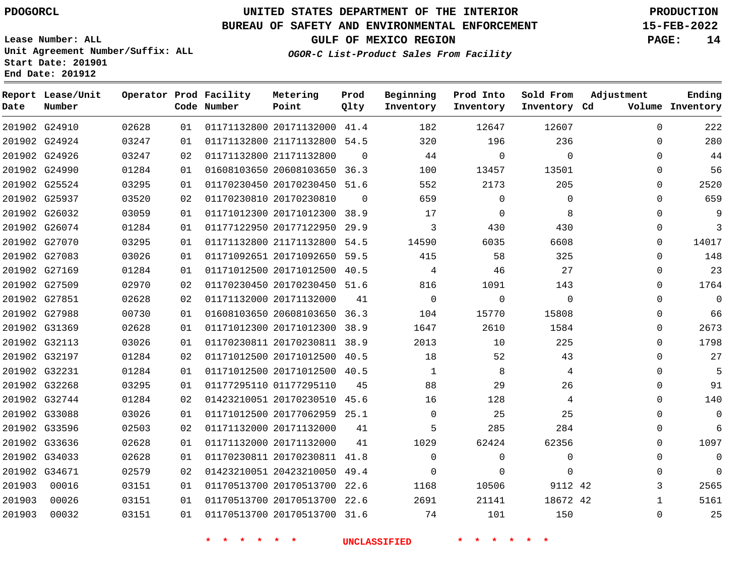PDOGORCL

Lease Number: ALL
Unit Agreement Number/Suffix: ALL
Start Date: 201901
End Date: 201912

# UNITED STATES DEPARTMENT OF THE INTERIOR
## BUREAU OF SAFETY AND ENVIRONMENTAL ENFORCEMENT
## GULF OF MEXICO REGION
### *OGOR-C List-Product Sales From Facility*

PRODUCTION
15-FEB-2022

| Report Date | Lease/Unit Number | Operator | Prod Code | Facility Number | Metering Point | Prod Qlty | Beginning Inventory | Prod Into Inventory | Sold From Inventory | Adjustment Cd | Adjustment Volume | Ending Inventory |
|---|---|---|---|---|---|---|---|---|---|---|---|---|
| 201902 | G24910 | 02628 | 01 | 01171132800 | 20171132000 | 41.4 | 182 | 12647 | 12607 | | 0 | 222 |
| 201902 | G24924 | 03247 | 01 | 01171132800 | 21171132800 | 54.5 | 320 | 196 | 236 | | 0 | 280 |
| 201902 | G24926 | 03247 | 02 | 01171132800 | 21171132800 | 0 | 44 | 0 | 0 | | 0 | 44 |
| 201902 | G24990 | 01284 | 01 | 01608103650 | 20608103650 | 36.3 | 100 | 13457 | 13501 | | 0 | 56 |
| 201902 | G25524 | 03295 | 01 | 01170230450 | 20170230450 | 51.6 | 552 | 2173 | 205 | | 0 | 2520 |
| 201902 | G25937 | 03520 | 02 | 01170230810 | 20170230810 | 0 | 659 | 0 | 0 | | 0 | 659 |
| 201902 | G26032 | 03059 | 01 | 01171012300 | 20171012300 | 38.9 | 17 | 0 | 8 | | 0 | 9 |
| 201902 | G26074 | 01284 | 01 | 01177122950 | 20177122950 | 29.9 | 3 | 430 | 430 | | 0 | 3 |
| 201902 | G27070 | 03295 | 01 | 01171132800 | 21171132800 | 54.5 | 14590 | 6035 | 6608 | | 0 | 14017 |
| 201902 | G27083 | 03026 | 01 | 01171092651 | 20171092650 | 59.5 | 415 | 58 | 325 | | 0 | 148 |
| 201902 | G27169 | 01284 | 01 | 01171012500 | 20171012500 | 40.5 | 4 | 46 | 27 | | 0 | 23 |
| 201902 | G27509 | 02970 | 02 | 01170230450 | 20170230450 | 51.6 | 816 | 1091 | 143 | | 0 | 1764 |
| 201902 | G27851 | 02628 | 02 | 01171132000 | 20171132000 | 41 | 0 | 0 | 0 | | 0 | 0 |
| 201902 | G27988 | 00730 | 01 | 01608103650 | 20608103650 | 36.3 | 104 | 15770 | 15808 | | 0 | 66 |
| 201902 | G31369 | 02628 | 01 | 01171012300 | 20171012300 | 38.9 | 1647 | 2610 | 1584 | | 0 | 2673 |
| 201902 | G32113 | 03026 | 01 | 01170230811 | 20170230811 | 38.9 | 2013 | 10 | 225 | | 0 | 1798 |
| 201902 | G32197 | 01284 | 02 | 01171012500 | 20171012500 | 40.5 | 18 | 52 | 43 | | 0 | 27 |
| 201902 | G32231 | 01284 | 01 | 01171012500 | 20171012500 | 40.5 | 1 | 8 | 4 | | 0 | 5 |
| 201902 | G32268 | 03295 | 01 | 01177295110 | 01177295110 | 45 | 88 | 29 | 26 | | 0 | 91 |
| 201902 | G32744 | 01284 | 02 | 01423210051 | 20170230510 | 45.6 | 16 | 128 | 4 | | 0 | 140 |
| 201902 | G33088 | 03026 | 01 | 01171012500 | 20177062959 | 25.1 | 0 | 25 | 25 | | 0 | 0 |
| 201902 | G33596 | 02503 | 02 | 01171132000 | 20171132000 | 41 | 5 | 285 | 284 | | 0 | 6 |
| 201902 | G33636 | 02628 | 01 | 01171132000 | 20171132000 | 41 | 1029 | 62424 | 62356 | | 0 | 1097 |
| 201902 | G34033 | 02628 | 01 | 01170230811 | 20170230811 | 41.8 | 0 | 0 | 0 | | 0 | 0 |
| 201902 | G34671 | 02579 | 02 | 01423210051 | 20423210050 | 49.4 | 0 | 0 | 0 | | 0 | 0 |
| 201903 | 00016 | 03151 | 01 | 01170513700 | 20170513700 | 22.6 | 1168 | 10506 | 9112 | 42 | 3 | 2565 |
| 201903 | 00026 | 03151 | 01 | 01170513700 | 20170513700 | 22.6 | 2691 | 21141 | 18672 | 42 | 1 | 5161 |
| 201903 | 00032 | 03151 | 01 | 01170513700 | 20170513700 | 31.6 | 74 | 101 | 150 | | 0 | 25 |

* * * * * * UNCLASSIFIED * * * * * *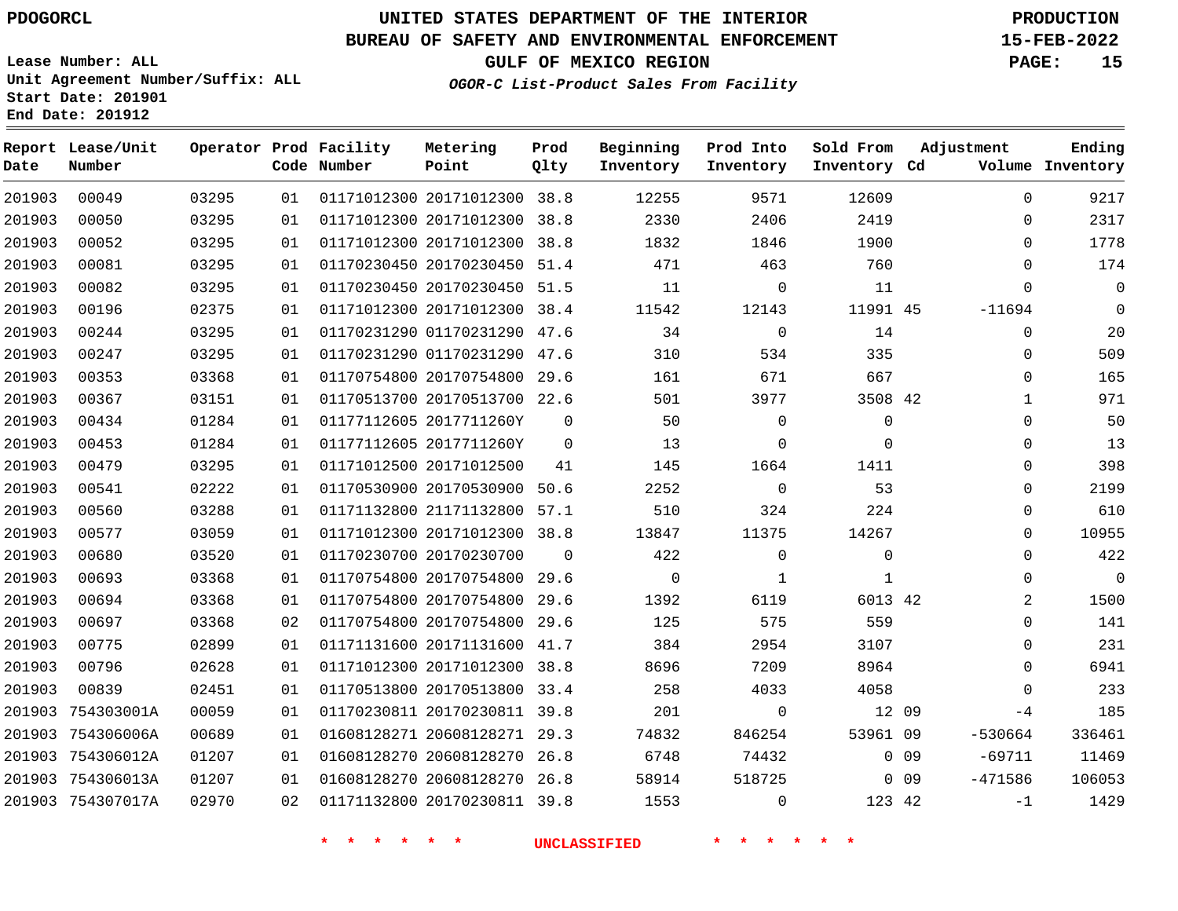PDOGORCL

# UNITED STATES DEPARTMENT OF THE INTERIOR
## BUREAU OF SAFETY AND ENVIRONMENTAL ENFORCEMENT
### GULF OF MEXICO REGION
*OGOR-C List-Product Sales From Facility*

PRODUCTION
15-FEB-2022

Lease Number: ALL
Unit Agreement Number/Suffix: ALL
Start Date: 201901
End Date: 201912

| Report Date | Lease/Unit Number | Operator | Prod Code | Facility Number | Metering Point | Prod Qlty | Beginning Inventory | Prod Into Inventory | Sold From Inventory | Adjustment Cd | Volume | Ending Inventory |
|---|---|---|---|---|---|---|---|---|---|---|---|---|
| 201903 | 00049 | 03295 | 01 | 01171012300 | 20171012300 | 38.8 | 12255 | 9571 | 12609 | | 0 | 9217 |
| 201903 | 00050 | 03295 | 01 | 01171012300 | 20171012300 | 38.8 | 2330 | 2406 | 2419 | | 0 | 2317 |
| 201903 | 00052 | 03295 | 01 | 01171012300 | 20171012300 | 38.8 | 1832 | 1846 | 1900 | | 0 | 1778 |
| 201903 | 00081 | 03295 | 01 | 01170230450 | 20170230450 | 51.4 | 471 | 463 | 760 | | 0 | 174 |
| 201903 | 00082 | 03295 | 01 | 01170230450 | 20170230450 | 51.5 | 11 | 0 | 11 | | 0 | 0 |
| 201903 | 00196 | 02375 | 01 | 01171012300 | 20171012300 | 38.4 | 11542 | 12143 | 11991 | 45 | -11694 | 0 |
| 201903 | 00244 | 03295 | 01 | 01170231290 | 01170231290 | 47.6 | 34 | 0 | 14 | | 0 | 20 |
| 201903 | 00247 | 03295 | 01 | 01170231290 | 01170231290 | 47.6 | 310 | 534 | 335 | | 0 | 509 |
| 201903 | 00353 | 03368 | 01 | 01170754800 | 20170754800 | 29.6 | 161 | 671 | 667 | | 0 | 165 |
| 201903 | 00367 | 03151 | 01 | 01170513700 | 20170513700 | 22.6 | 501 | 3977 | 3508 | 42 | 1 | 971 |
| 201903 | 00434 | 01284 | 01 | 01177112605 | 2017711260Y | 0 | 50 | 0 | 0 | | 0 | 50 |
| 201903 | 00453 | 01284 | 01 | 01177112605 | 2017711260Y | 0 | 13 | 0 | 0 | | 0 | 13 |
| 201903 | 00479 | 03295 | 01 | 01171012500 | 20171012500 | 41 | 145 | 1664 | 1411 | | 0 | 398 |
| 201903 | 00541 | 02222 | 01 | 01170530900 | 20170530900 | 50.6 | 2252 | 0 | 53 | | 0 | 2199 |
| 201903 | 00560 | 03288 | 01 | 01171132800 | 21171132800 | 57.1 | 510 | 324 | 224 | | 0 | 610 |
| 201903 | 00577 | 03059 | 01 | 01171012300 | 20171012300 | 38.8 | 13847 | 11375 | 14267 | | 0 | 10955 |
| 201903 | 00680 | 03520 | 01 | 01170230700 | 20170230700 | 0 | 422 | 0 | 0 | | 0 | 422 |
| 201903 | 00693 | 03368 | 01 | 01170754800 | 20170754800 | 29.6 | 0 | 1 | 1 | | 0 | 0 |
| 201903 | 00694 | 03368 | 01 | 01170754800 | 20170754800 | 29.6 | 1392 | 6119 | 6013 | 42 | 2 | 1500 |
| 201903 | 00697 | 03368 | 02 | 01170754800 | 20170754800 | 29.6 | 125 | 575 | 559 | | 0 | 141 |
| 201903 | 00775 | 02899 | 01 | 01171131600 | 20171131600 | 41.7 | 384 | 2954 | 3107 | | 0 | 231 |
| 201903 | 00796 | 02628 | 01 | 01171012300 | 20171012300 | 38.8 | 8696 | 7209 | 8964 | | 0 | 6941 |
| 201903 | 00839 | 02451 | 01 | 01170513800 | 20170513800 | 33.4 | 258 | 4033 | 4058 | | 0 | 233 |
| 201903 | 754303001A | 00059 | 01 | 01170230811 | 20170230811 | 39.8 | 201 | 0 | 12 | 09 | -4 | 185 |
| 201903 | 754306006A | 00689 | 01 | 01608128271 | 20608128271 | 29.3 | 74832 | 846254 | 53961 | 09 | -530664 | 336461 |
| 201903 | 754306012A | 01207 | 01 | 01608128270 | 20608128270 | 26.8 | 6748 | 74432 | 0 | 09 | -69711 | 11469 |
| 201903 | 754306013A | 01207 | 01 | 01608128270 | 20608128270 | 26.8 | 58914 | 518725 | 0 | 09 | -471586 | 106053 |
| 201903 | 754307017A | 02970 | 02 | 01171132800 | 20170230811 | 39.8 | 1553 | 0 | 123 | 42 | -1 | 1429 |

\* \* \* \* \* \* UNCLASSIFIED \* \* \* \* \* \*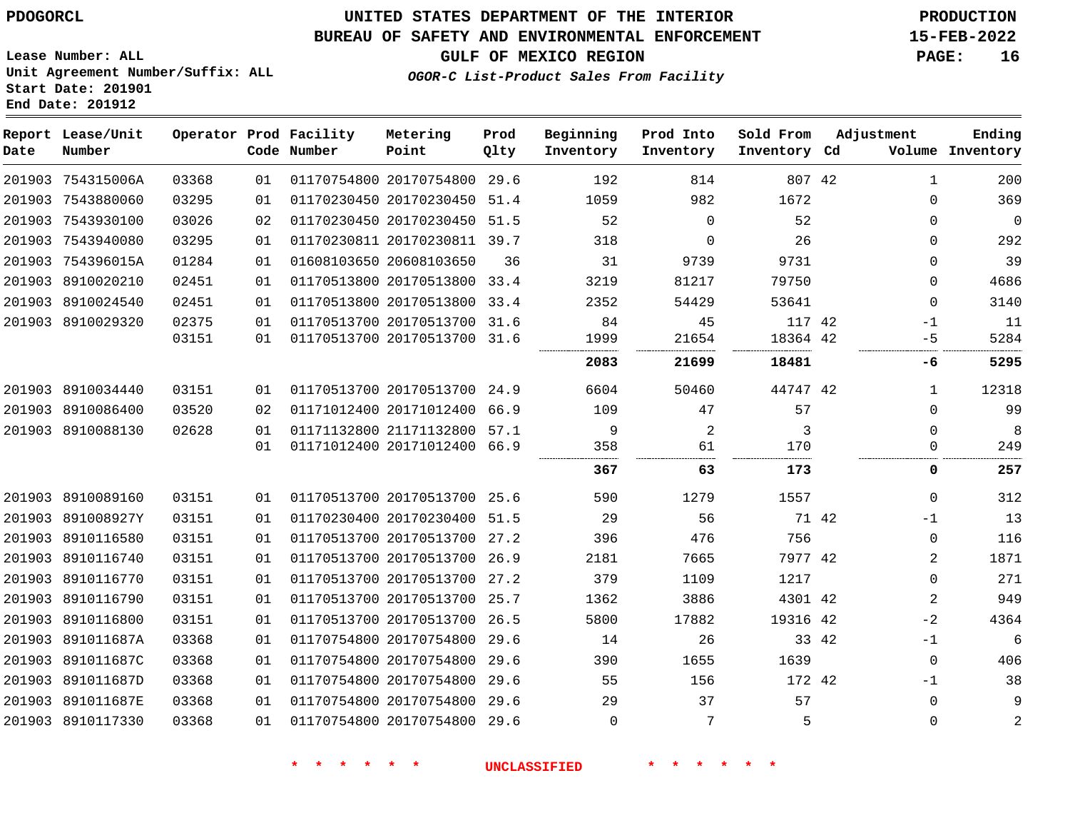PDOGORCL

# UNITED STATES DEPARTMENT OF THE INTERIOR
## BUREAU OF SAFETY AND ENVIRONMENTAL ENFORCEMENT
### GULF OF MEXICO REGION
*OGOR-C List-Product Sales From Facility*

PRODUCTION
15-FEB-2022

Lease Number: ALL
Unit Agreement Number/Suffix: ALL
Start Date: 201901
End Date: 201912

| Report Date | Lease/Unit Number | Operator | Prod Code | Facility Number | Metering Point | Prod Qlty | Beginning Inventory | Prod Into Inventory | Sold From Inventory | Adjustment Cd | Volume | Ending Inventory |
|---|---|---|---|---|---|---|---|---|---|---|---|---|
| 201903 | 754315006A | 03368 | 01 | 01170754800 | 20170754800 | 29.6 | 192 | 814 | 807 | 42 | 1 | 200 |
| 201903 | 7543880060 | 03295 | 01 | 01170230450 | 20170230450 | 51.4 | 1059 | 982 | 1672 | | 0 | 369 |
| 201903 | 7543930100 | 03026 | 02 | 01170230450 | 20170230450 | 51.5 | 52 | 0 | 52 | | 0 | 0 |
| 201903 | 7543940080 | 03295 | 01 | 01170230811 | 20170230811 | 39.7 | 318 | 0 | 26 | | 0 | 292 |
| 201903 | 754396015A | 01284 | 01 | 01608103650 | 20608103650 | 36 | 31 | 9739 | 9731 | | 0 | 39 |
| 201903 | 8910020210 | 02451 | 01 | 01170513800 | 20170513800 | 33.4 | 3219 | 81217 | 79750 | | 0 | 4686 |
| 201903 | 8910024540 | 02451 | 01 | 01170513800 | 20170513800 | 33.4 | 2352 | 54429 | 53641 | | 0 | 3140 |
| 201903 | 8910029320 | 02375 | 01 | 01170513700 | 20170513700 | 31.6 | 84 | 45 | 117 | 42 | -1 | 11 |
| | | 03151 | 01 | 01170513700 | 20170513700 | 31.6 | 1999 | 21654 | 18364 | 42 | -5 | 5284 |
| | | | | | | | **2083** | **21699** | **18481** | | **-6** | **5295** |
| 201903 | 8910034440 | 03151 | 01 | 01170513700 | 20170513700 | 24.9 | 6604 | 50460 | 44747 | 42 | 1 | 12318 |
| 201903 | 8910086400 | 03520 | 02 | 01171012400 | 20171012400 | 66.9 | 109 | 47 | 57 | | 0 | 99 |
| 201903 | 8910088130 | 02628 | 01 | 01171132800 | 21171132800 | 57.1 | 9 | 2 | 3 | | 0 | 8 |
| | | | 01 | 01171012400 | 20171012400 | 66.9 | 358 | 61 | 170 | | 0 | 249 |
| | | | | | | | **367** | **63** | **173** | | **0** | **257** |
| 201903 | 8910089160 | 03151 | 01 | 01170513700 | 20170513700 | 25.6 | 590 | 1279 | 1557 | | 0 | 312 |
| 201903 | 891008927Y | 03151 | 01 | 01170230400 | 20170230400 | 51.5 | 29 | 56 | 71 | 42 | -1 | 13 |
| 201903 | 8910116580 | 03151 | 01 | 01170513700 | 20170513700 | 27.2 | 396 | 476 | 756 | | 0 | 116 |
| 201903 | 8910116740 | 03151 | 01 | 01170513700 | 20170513700 | 26.9 | 2181 | 7665 | 7977 | 42 | 2 | 1871 |
| 201903 | 8910116770 | 03151 | 01 | 01170513700 | 20170513700 | 27.2 | 379 | 1109 | 1217 | | 0 | 271 |
| 201903 | 8910116790 | 03151 | 01 | 01170513700 | 20170513700 | 25.7 | 1362 | 3886 | 4301 | 42 | 2 | 949 |
| 201903 | 8910116800 | 03151 | 01 | 01170513700 | 20170513700 | 26.5 | 5800 | 17882 | 19316 | 42 | -2 | 4364 |
| 201903 | 891011687A | 03368 | 01 | 01170754800 | 20170754800 | 29.6 | 14 | 26 | 33 | 42 | -1 | 6 |
| 201903 | 891011687C | 03368 | 01 | 01170754800 | 20170754800 | 29.6 | 390 | 1655 | 1639 | | 0 | 406 |
| 201903 | 891011687D | 03368 | 01 | 01170754800 | 20170754800 | 29.6 | 55 | 156 | 172 | 42 | -1 | 38 |
| 201903 | 891011687E | 03368 | 01 | 01170754800 | 20170754800 | 29.6 | 29 | 37 | 57 | | 0 | 9 |
| 201903 | 8910117330 | 03368 | 01 | 01170754800 | 20170754800 | 29.6 | 0 | 7 | 5 | | 0 | 2 |

* * * * * * UNCLASSIFIED * * * * * *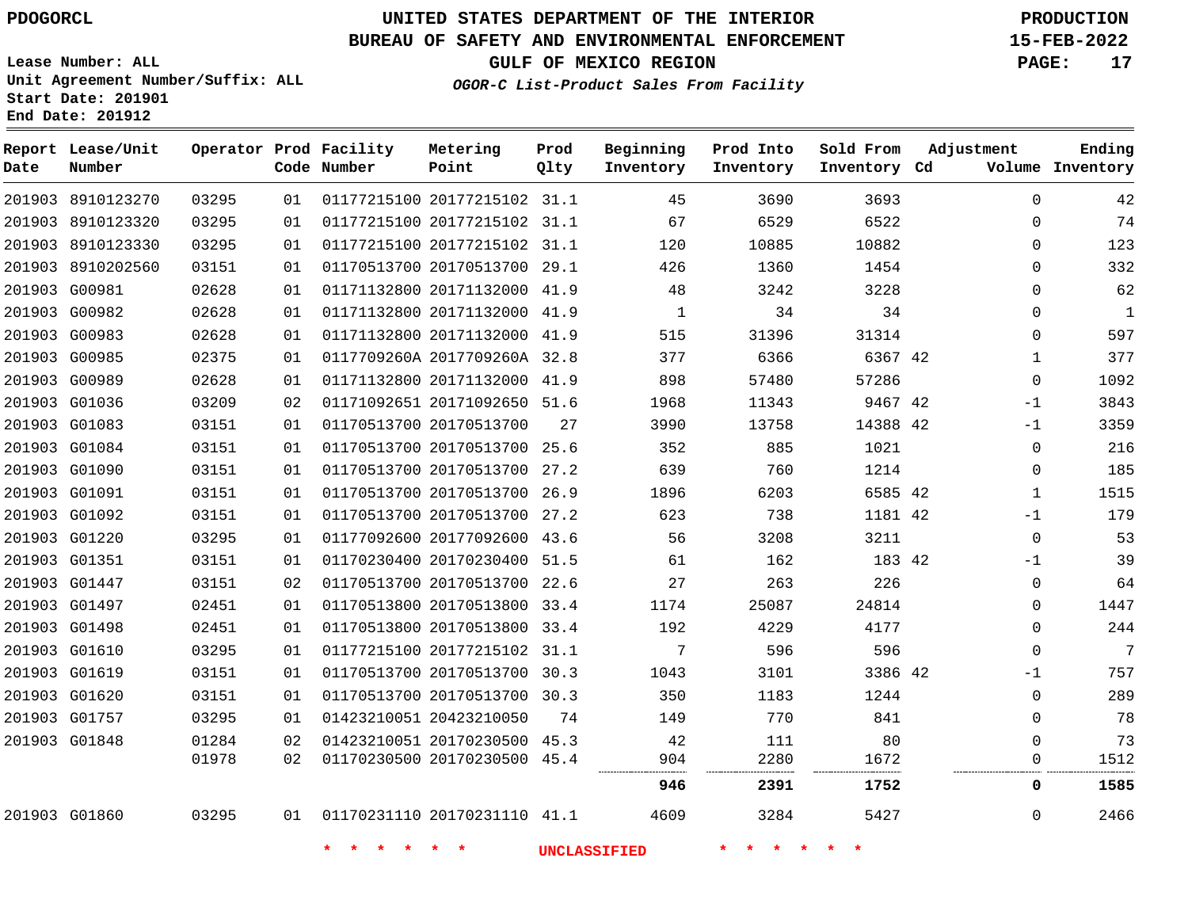PDOGORCL

# UNITED STATES DEPARTMENT OF THE INTERIOR
## BUREAU OF SAFETY AND ENVIRONMENTAL ENFORCEMENT
### GULF OF MEXICO REGION
*OGOR-C List-Product Sales From Facility*

PRODUCTION
15-FEB-2022

Lease Number: ALL
Unit Agreement Number/Suffix: ALL
Start Date: 201901
End Date: 201912

| Report Date | Lease/Unit Number | Operator | Prod Code | Facility Number | Metering Point | Prod Qlty | Beginning Inventory | Prod Into Inventory | Sold From Inventory | Adjustment Cd | Adjustment Volume | Ending Inventory |
|---|---|---|---|---|---|---|---|---|---|---|---|---|
| 201903 | 8910123270 | 03295 | 01 | 01177215100 | 20177215102 | 31.1 | 45 | 3690 | 3693 | | 0 | 42 |
| 201903 | 8910123320 | 03295 | 01 | 01177215100 | 20177215102 | 31.1 | 67 | 6529 | 6522 | | 0 | 74 |
| 201903 | 8910123330 | 03295 | 01 | 01177215100 | 20177215102 | 31.1 | 120 | 10885 | 10882 | | 0 | 123 |
| 201903 | 8910202560 | 03151 | 01 | 01170513700 | 20170513700 | 29.1 | 426 | 1360 | 1454 | | 0 | 332 |
| 201903 | G00981 | 02628 | 01 | 01171132800 | 20171132000 | 41.9 | 48 | 3242 | 3228 | | 0 | 62 |
| 201903 | G00982 | 02628 | 01 | 01171132800 | 20171132000 | 41.9 | 1 | 34 | 34 | | 0 | 1 |
| 201903 | G00983 | 02628 | 01 | 01171132800 | 20171132000 | 41.9 | 515 | 31396 | 31314 | | 0 | 597 |
| 201903 | G00985 | 02375 | 01 | 0117709260A | 2017709260A | 32.8 | 377 | 6366 | 6367 | 42 | 1 | 377 |
| 201903 | G00989 | 02628 | 01 | 01171132800 | 20171132000 | 41.9 | 898 | 57480 | 57286 | | 0 | 1092 |
| 201903 | G01036 | 03209 | 02 | 01171092651 | 20171092650 | 51.6 | 1968 | 11343 | 9467 | 42 | -1 | 3843 |
| 201903 | G01083 | 03151 | 01 | 01170513700 | 20170513700 | 27 | 3990 | 13758 | 14388 | 42 | -1 | 3359 |
| 201903 | G01084 | 03151 | 01 | 01170513700 | 20170513700 | 25.6 | 352 | 885 | 1021 | | 0 | 216 |
| 201903 | G01090 | 03151 | 01 | 01170513700 | 20170513700 | 27.2 | 639 | 760 | 1214 | | 0 | 185 |
| 201903 | G01091 | 03151 | 01 | 01170513700 | 20170513700 | 26.9 | 1896 | 6203 | 6585 | 42 | 1 | 1515 |
| 201903 | G01092 | 03151 | 01 | 01170513700 | 20170513700 | 27.2 | 623 | 738 | 1181 | 42 | -1 | 179 |
| 201903 | G01220 | 03295 | 01 | 01177092600 | 20177092600 | 43.6 | 56 | 3208 | 3211 | | 0 | 53 |
| 201903 | G01351 | 03151 | 01 | 01170230400 | 20170230400 | 51.5 | 61 | 162 | 183 | 42 | -1 | 39 |
| 201903 | G01447 | 03151 | 02 | 01170513700 | 20170513700 | 22.6 | 27 | 263 | 226 | | 0 | 64 |
| 201903 | G01497 | 02451 | 01 | 01170513800 | 20170513800 | 33.4 | 1174 | 25087 | 24814 | | 0 | 1447 |
| 201903 | G01498 | 02451 | 01 | 01170513800 | 20170513800 | 33.4 | 192 | 4229 | 4177 | | 0 | 244 |
| 201903 | G01610 | 03295 | 01 | 01177215100 | 20177215102 | 31.1 | 7 | 596 | 596 | | 0 | 7 |
| 201903 | G01619 | 03151 | 01 | 01170513700 | 20170513700 | 30.3 | 1043 | 3101 | 3386 | 42 | -1 | 757 |
| 201903 | G01620 | 03151 | 01 | 01170513700 | 20170513700 | 30.3 | 350 | 1183 | 1244 | | 0 | 289 |
| 201903 | G01757 | 03295 | 01 | 01423210051 | 20423210050 | 74 | 149 | 770 | 841 | | 0 | 78 |
| 201903 | G01848 | 01284 | 02 | 01423210051 | 20170230500 | 45.3 | 42 | 111 | 80 | | 0 | 73 |
| | | 01978 | 02 | 01170230500 | 20170230500 | 45.4 | 904 | 2280 | 1672 | | 0 | 1512 |
| | | | | | | | **946** | **2391** | **1752** | | **0** | **1585** |
| 201903 | G01860 | 03295 | 01 | 01170231110 | 20170231110 | 41.1 | 4609 | 3284 | 5427 | | 0 | 2466 |

\* \* \* \* \* \* UNCLASSIFIED \* \* \* \* \* \*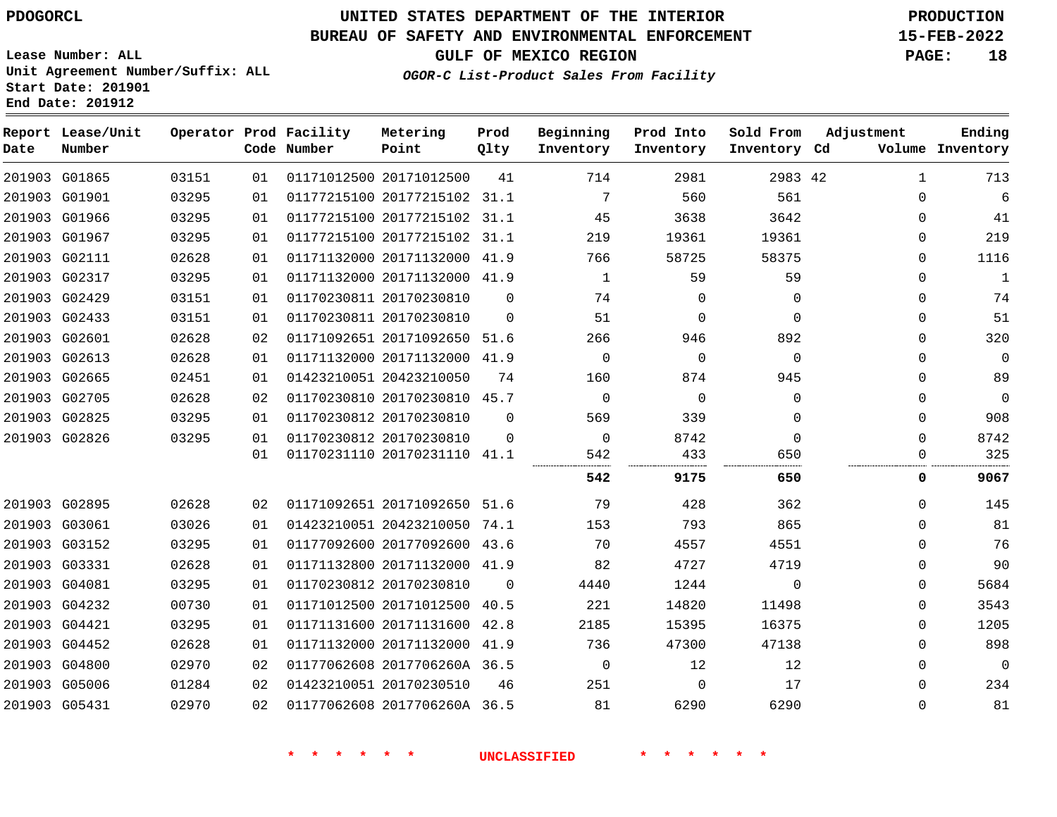PDOGORCL

UNITED STATES DEPARTMENT OF THE INTERIOR
BUREAU OF SAFETY AND ENVIRONMENTAL ENFORCEMENT
GULF OF MEXICO REGION
*OGOR-C List-Product Sales From Facility*

PRODUCTION
15-FEB-2022

Lease Number: ALL
Unit Agreement Number/Suffix: ALL
Start Date: 201901
End Date: 201912

| Report Date | Lease/Unit Number | Operator | Prod Code | Facility Number | Metering Point | Prod Qlty | Beginning Inventory | Prod Into Inventory | Sold From Inventory | Adjustment Cd | Adjustment Volume | Ending Inventory |
|---|---|---|---|---|---|---|---|---|---|---|---|---|
| 201903 | G01865 | 03151 | 01 | 01171012500 | 20171012500 | 41 | 714 | 2981 | 2983 | 42 | 1 | 713 |
| 201903 | G01901 | 03295 | 01 | 01177215100 | 20177215102 | 31.1 | 7 | 560 | 561 | | 0 | 6 |
| 201903 | G01966 | 03295 | 01 | 01177215100 | 20177215102 | 31.1 | 45 | 3638 | 3642 | | 0 | 41 |
| 201903 | G01967 | 03295 | 01 | 01177215100 | 20177215102 | 31.1 | 219 | 19361 | 19361 | | 0 | 219 |
| 201903 | G02111 | 02628 | 01 | 01171132000 | 20171132000 | 41.9 | 766 | 58725 | 58375 | | 0 | 1116 |
| 201903 | G02317 | 03295 | 01 | 01171132000 | 20171132000 | 41.9 | 1 | 59 | 59 | | 0 | 1 |
| 201903 | G02429 | 03151 | 01 | 01170230811 | 20170230810 | 0 | 74 | 0 | 0 | | 0 | 74 |
| 201903 | G02433 | 03151 | 01 | 01170230811 | 20170230810 | 0 | 51 | 0 | 0 | | 0 | 51 |
| 201903 | G02601 | 02628 | 02 | 01171092651 | 20171092650 | 51.6 | 266 | 946 | 892 | | 0 | 320 |
| 201903 | G02613 | 02628 | 01 | 01171132000 | 20171132000 | 41.9 | 0 | 0 | 0 | | 0 | 0 |
| 201903 | G02665 | 02451 | 01 | 01423210051 | 20423210050 | 74 | 160 | 874 | 945 | | 0 | 89 |
| 201903 | G02705 | 02628 | 02 | 01170230810 | 20170230810 | 45.7 | 0 | 0 | 0 | | 0 | 0 |
| 201903 | G02825 | 03295 | 01 | 01170230812 | 20170230810 | 0 | 569 | 339 | 0 | | 0 | 908 |
| 201903 | G02826 | 03295 | 01 | 01170230812 | 20170230810 | 0 | 0 | 8742 | 0 | | 0 | 8742 |
| | | | 01 | 01170231110 | 20170231110 | 41.1 | 542 | 433 | 650 | | 0 | 325 |
| | | | | | | | **542** | **9175** | **650** | | **0** | **9067** |
| 201903 | G02895 | 02628 | 02 | 01171092651 | 20171092650 | 51.6 | 79 | 428 | 362 | | 0 | 145 |
| 201903 | G03061 | 03026 | 01 | 01423210051 | 20423210050 | 74.1 | 153 | 793 | 865 | | 0 | 81 |
| 201903 | G03152 | 03295 | 01 | 01177092600 | 20177092600 | 43.6 | 70 | 4557 | 4551 | | 0 | 76 |
| 201903 | G03331 | 02628 | 01 | 01171132800 | 20171132000 | 41.9 | 82 | 4727 | 4719 | | 0 | 90 |
| 201903 | G04081 | 03295 | 01 | 01170230812 | 20170230810 | 0 | 4440 | 1244 | 0 | | 0 | 5684 |
| 201903 | G04232 | 00730 | 01 | 01171012500 | 20171012500 | 40.5 | 221 | 14820 | 11498 | | 0 | 3543 |
| 201903 | G04421 | 03295 | 01 | 01171131600 | 20171131600 | 42.8 | 2185 | 15395 | 16375 | | 0 | 1205 |
| 201903 | G04452 | 02628 | 01 | 01171132000 | 20171132000 | 41.9 | 736 | 47300 | 47138 | | 0 | 898 |
| 201903 | G04800 | 02970 | 02 | 01177062608 | 2017706260A | 36.5 | 0 | 12 | 12 | | 0 | 0 |
| 201903 | G05006 | 01284 | 02 | 01423210051 | 20170230510 | 46 | 251 | 0 | 17 | | 0 | 234 |
| 201903 | G05431 | 02970 | 02 | 01177062608 | 2017706260A | 36.5 | 81 | 6290 | 6290 | | 0 | 81 |

\* \* \* \* \* \* UNCLASSIFIED \* \* \* \* \* \*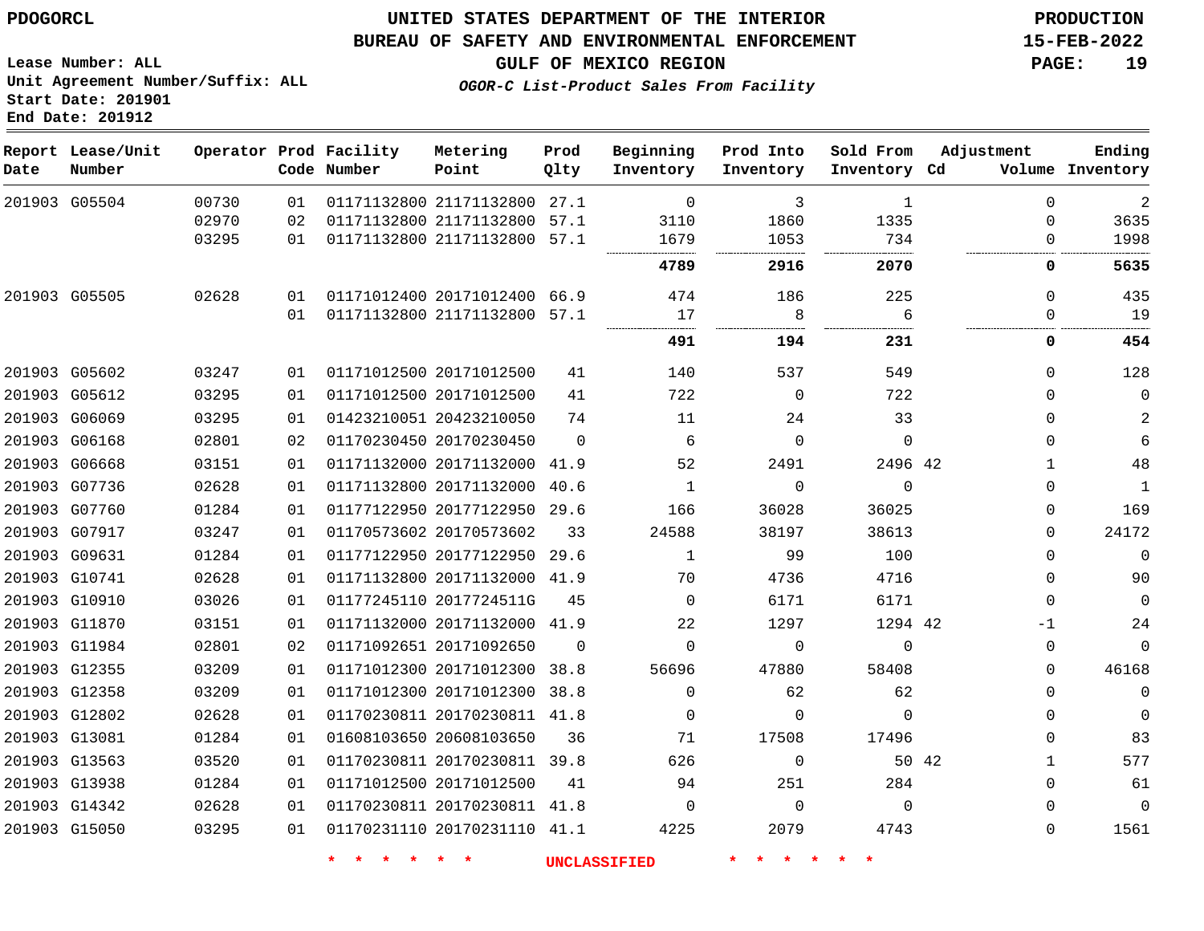PDOGORCL

# UNITED STATES DEPARTMENT OF THE INTERIOR
## BUREAU OF SAFETY AND ENVIRONMENTAL ENFORCEMENT
## GULF OF MEXICO REGION
### *OGOR-C List-Product Sales From Facility*

PRODUCTION
15-FEB-2022

Lease Number: ALL
Unit Agreement Number/Suffix: ALL
Start Date: 201901
End Date: 201912

| Report Date | Lease/Unit Number | Operator | Prod Code | Facility Number | Metering Point | Prod Qlty | Beginning Inventory | Prod Into Inventory | Sold From Inventory | Adjustment Cd | Adjustment Volume | Ending Inventory |
|---|---|---|---|---|---|---|---|---|---|---|---|---|
| 201903 | G05504 | 00730 | 01 | 01171132800 | 21171132800 | 27.1 | 0 | 3 | 1 | | 0 | 2 |
| | | 02970 | 02 | 01171132800 | 21171132800 | 57.1 | 3110 | 1860 | 1335 | | 0 | 3635 |
| | | 03295 | 01 | 01171132800 | 21171132800 | 57.1 | 1679 | 1053 | 734 | | 0 | 1998 |
| | | | | | | | **4789** | **2916** | **2070** | | **0** | **5635** |
| 201903 | G05505 | 02628 | 01 | 01171012400 | 20171012400 | 66.9 | 474 | 186 | 225 | | 0 | 435 |
| | | | 01 | 01171132800 | 21171132800 | 57.1 | 17 | 8 | 6 | | 0 | 19 |
| | | | | | | | **491** | **194** | **231** | | **0** | **454** |
| 201903 | G05602 | 03247 | 01 | 01171012500 | 20171012500 | 41 | 140 | 537 | 549 | | 0 | 128 |
| 201903 | G05612 | 03295 | 01 | 01171012500 | 20171012500 | 41 | 722 | 0 | 722 | | 0 | 0 |
| 201903 | G06069 | 03295 | 01 | 01423210051 | 20423210050 | 74 | 11 | 24 | 33 | | 0 | 2 |
| 201903 | G06168 | 02801 | 02 | 01170230450 | 20170230450 | 0 | 6 | 0 | 0 | | 0 | 6 |
| 201903 | G06668 | 03151 | 01 | 01171132000 | 20171132000 | 41.9 | 52 | 2491 | 2496 | 42 | 1 | 48 |
| 201903 | G07736 | 02628 | 01 | 01171132800 | 20171132000 | 40.6 | 1 | 0 | 0 | | 0 | 1 |
| 201903 | G07760 | 01284 | 01 | 01177122950 | 20177122950 | 29.6 | 166 | 36028 | 36025 | | 0 | 169 |
| 201903 | G07917 | 03247 | 01 | 01170573602 | 20170573602 | 33 | 24588 | 38197 | 38613 | | 0 | 24172 |
| 201903 | G09631 | 01284 | 01 | 01177122950 | 20177122950 | 29.6 | 1 | 99 | 100 | | 0 | 0 |
| 201903 | G10741 | 02628 | 01 | 01171132800 | 20171132000 | 41.9 | 70 | 4736 | 4716 | | 0 | 90 |
| 201903 | G10910 | 03026 | 01 | 01177245110 | 2017724511G | 45 | 0 | 6171 | 6171 | | 0 | 0 |
| 201903 | G11870 | 03151 | 01 | 01171132000 | 20171132000 | 41.9 | 22 | 1297 | 1294 | 42 | -1 | 24 |
| 201903 | G11984 | 02801 | 02 | 01171092651 | 20171092650 | 0 | 0 | 0 | 0 | | 0 | 0 |
| 201903 | G12355 | 03209 | 01 | 01171012300 | 20171012300 | 38.8 | 56696 | 47880 | 58408 | | 0 | 46168 |
| 201903 | G12358 | 03209 | 01 | 01171012300 | 20171012300 | 38.8 | 0 | 62 | 62 | | 0 | 0 |
| 201903 | G12802 | 02628 | 01 | 01170230811 | 20170230811 | 41.8 | 0 | 0 | 0 | | 0 | 0 |
| 201903 | G13081 | 01284 | 01 | 01608103650 | 20608103650 | 36 | 71 | 17508 | 17496 | | 0 | 83 |
| 201903 | G13563 | 03520 | 01 | 01170230811 | 20170230811 | 39.8 | 626 | 0 | 50 | 42 | 1 | 577 |
| 201903 | G13938 | 01284 | 01 | 01171012500 | 20171012500 | 41 | 94 | 251 | 284 | | 0 | 61 |
| 201903 | G14342 | 02628 | 01 | 01170230811 | 20170230811 | 41.8 | 0 | 0 | 0 | | 0 | 0 |
| 201903 | G15050 | 03295 | 01 | 01170231110 | 20170231110 | 41.1 | 4225 | 2079 | 4743 | | 0 | 1561 |

* * * * * * UNCLASSIFIED * * * * * *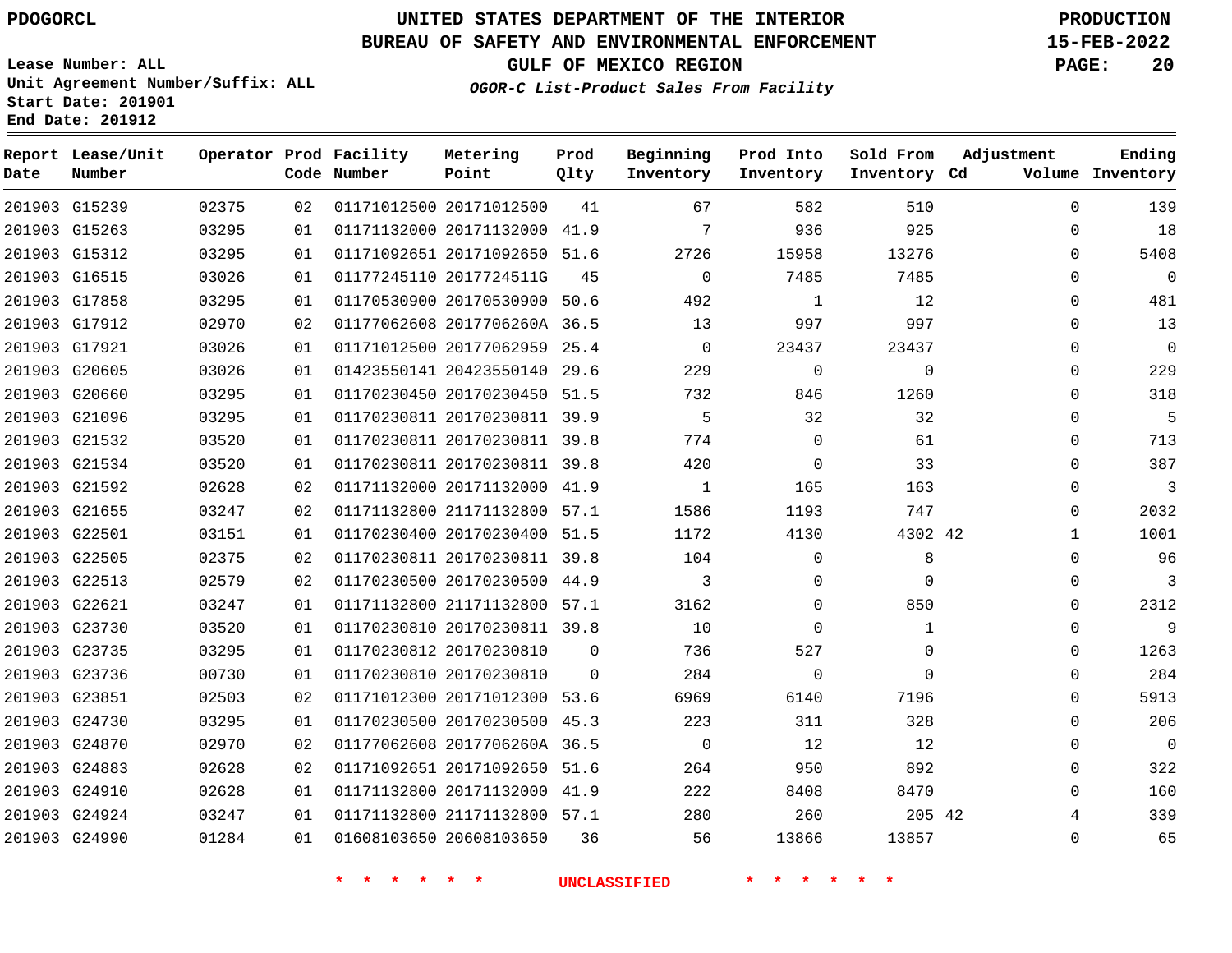PDOGORCL

# UNITED STATES DEPARTMENT OF THE INTERIOR
## BUREAU OF SAFETY AND ENVIRONMENTAL ENFORCEMENT
### GULF OF MEXICO REGION
*OGOR-C List-Product Sales From Facility*

PRODUCTION
15-FEB-2022

Lease Number: ALL
Unit Agreement Number/Suffix: ALL
Start Date: 201901
End Date: 201912

| Report Date | Lease/Unit Number | Operator | Prod Code | Facility Number | Metering Point | Prod Qlty | Beginning Inventory | Prod Into Inventory | Sold From Inventory | Adjustment Cd | Volume | Ending Inventory |
|---|---|---|---|---|---|---|---|---|---|---|---|---|
| 201903 | G15239 | 02375 | 02 | 01171012500 | 20171012500 | 41 | 67 | 582 | 510 | | 0 | 139 |
| 201903 | G15263 | 03295 | 01 | 01171132000 | 20171132000 | 41.9 | 7 | 936 | 925 | | 0 | 18 |
| 201903 | G15312 | 03295 | 01 | 01171092651 | 20171092650 | 51.6 | 2726 | 15958 | 13276 | | 0 | 5408 |
| 201903 | G16515 | 03026 | 01 | 01177245110 | 2017724511G | 45 | 0 | 7485 | 7485 | | 0 | 0 |
| 201903 | G17858 | 03295 | 01 | 01170530900 | 20170530900 | 50.6 | 492 | 1 | 12 | | 0 | 481 |
| 201903 | G17912 | 02970 | 02 | 01177062608 | 2017706260A | 36.5 | 13 | 997 | 997 | | 0 | 13 |
| 201903 | G17921 | 03026 | 01 | 01171012500 | 20177062959 | 25.4 | 0 | 23437 | 23437 | | 0 | 0 |
| 201903 | G20605 | 03026 | 01 | 01423550141 | 20423550140 | 29.6 | 229 | 0 | 0 | | 0 | 229 |
| 201903 | G20660 | 03295 | 01 | 01170230450 | 20170230450 | 51.5 | 732 | 846 | 1260 | | 0 | 318 |
| 201903 | G21096 | 03295 | 01 | 01170230811 | 20170230811 | 39.9 | 5 | 32 | 32 | | 0 | 5 |
| 201903 | G21532 | 03520 | 01 | 01170230811 | 20170230811 | 39.8 | 774 | 0 | 61 | | 0 | 713 |
| 201903 | G21534 | 03520 | 01 | 01170230811 | 20170230811 | 39.8 | 420 | 0 | 33 | | 0 | 387 |
| 201903 | G21592 | 02628 | 02 | 01171132000 | 20171132000 | 41.9 | 1 | 165 | 163 | | 0 | 3 |
| 201903 | G21655 | 03247 | 02 | 01171132800 | 21171132800 | 57.1 | 1586 | 1193 | 747 | | 0 | 2032 |
| 201903 | G22501 | 03151 | 01 | 01170230400 | 20170230400 | 51.5 | 1172 | 4130 | 4302 | 42 | 1 | 1001 |
| 201903 | G22505 | 02375 | 02 | 01170230811 | 20170230811 | 39.8 | 104 | 0 | 8 | | 0 | 96 |
| 201903 | G22513 | 02579 | 02 | 01170230500 | 20170230500 | 44.9 | 3 | 0 | 0 | | 0 | 3 |
| 201903 | G22621 | 03247 | 01 | 01171132800 | 21171132800 | 57.1 | 3162 | 0 | 850 | | 0 | 2312 |
| 201903 | G23730 | 03520 | 01 | 01170230810 | 20170230811 | 39.8 | 10 | 0 | 1 | | 0 | 9 |
| 201903 | G23735 | 03295 | 01 | 01170230812 | 20170230810 | 0 | 736 | 527 | 0 | | 0 | 1263 |
| 201903 | G23736 | 00730 | 01 | 01170230810 | 20170230810 | 0 | 284 | 0 | 0 | | 0 | 284 |
| 201903 | G23851 | 02503 | 02 | 01171012300 | 20171012300 | 53.6 | 6969 | 6140 | 7196 | | 0 | 5913 |
| 201903 | G24730 | 03295 | 01 | 01170230500 | 20170230500 | 45.3 | 223 | 311 | 328 | | 0 | 206 |
| 201903 | G24870 | 02970 | 02 | 01177062608 | 2017706260A | 36.5 | 0 | 12 | 12 | | 0 | 0 |
| 201903 | G24883 | 02628 | 02 | 01171092651 | 20171092650 | 51.6 | 264 | 950 | 892 | | 0 | 322 |
| 201903 | G24910 | 02628 | 01 | 01171132800 | 20171132000 | 41.9 | 222 | 8408 | 8470 | | 0 | 160 |
| 201903 | G24924 | 03247 | 01 | 01171132800 | 21171132800 | 57.1 | 280 | 260 | 205 | 42 | 4 | 339 |
| 201903 | G24990 | 01284 | 01 | 01608103650 | 20608103650 | 36 | 56 | 13866 | 13857 | | 0 | 65 |

* * * * * * UNCLASSIFIED * * * * * *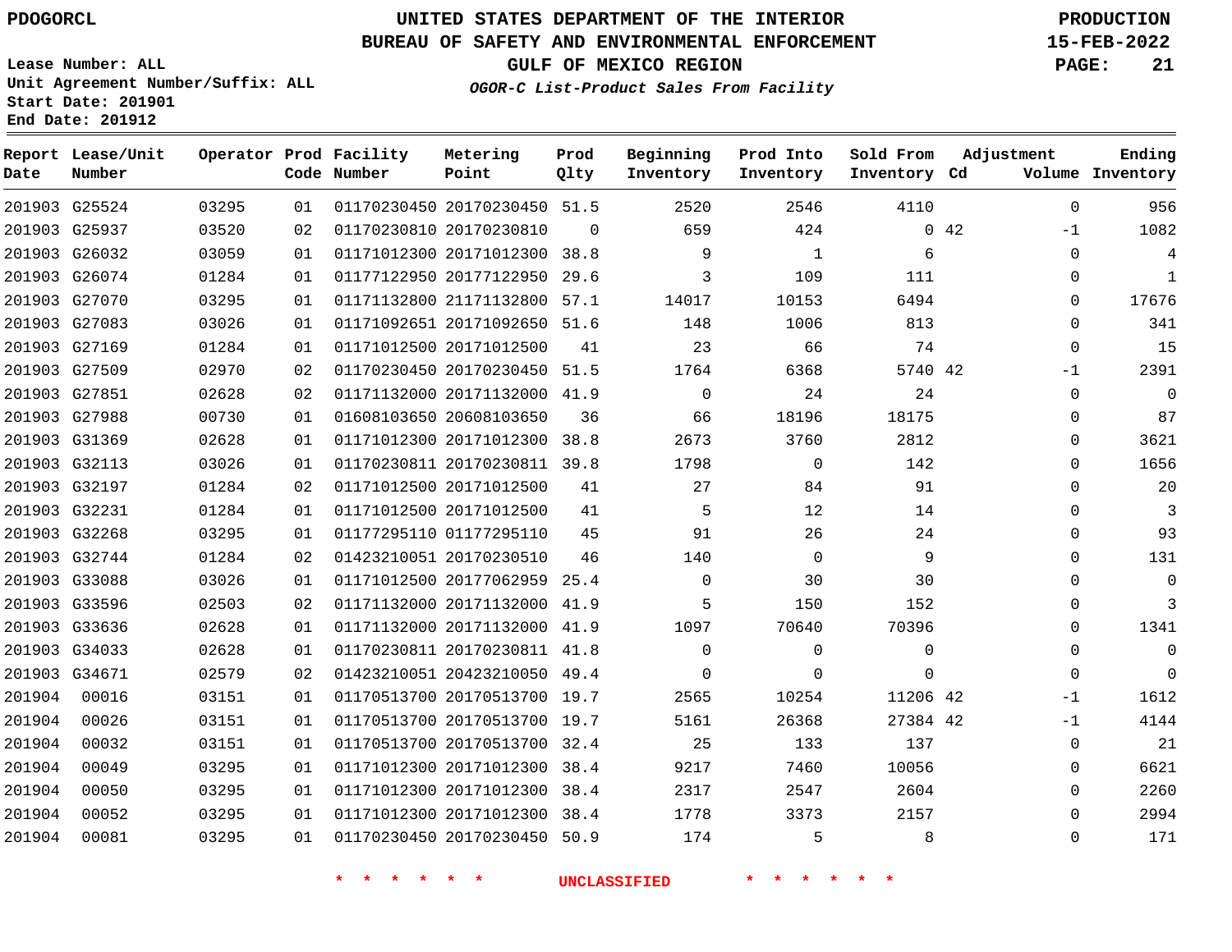PDOGORCL

UNITED STATES DEPARTMENT OF THE INTERIOR
BUREAU OF SAFETY AND ENVIRONMENTAL ENFORCEMENT
GULF OF MEXICO REGION
*OGOR-C List-Product Sales From Facility*

PRODUCTION
15-FEB-2022

Lease Number: ALL
Unit Agreement Number/Suffix: ALL
Start Date: 201901
End Date: 201912

| Report Date | Lease/Unit Number | Operator | Prod Code | Facility Number | Metering Point | Prod Qlty | Beginning Inventory | Prod Into Inventory | Sold From Inventory | Adjustment Cd | Volume | Ending Inventory |
|---|---|---|---|---|---|---|---|---|---|---|---|---|
| 201903 | G25524 | 03295 | 01 | 01170230450 | 20170230450 | 51.5 | 2520 | 2546 | 4110 | | 0 | 956 |
| 201903 | G25937 | 03520 | 02 | 01170230810 | 20170230810 | 0 | 659 | 424 | 0 | 42 | -1 | 1082 |
| 201903 | G26032 | 03059 | 01 | 01171012300 | 20171012300 | 38.8 | 9 | 1 | 6 | | 0 | 4 |
| 201903 | G26074 | 01284 | 01 | 01177122950 | 20177122950 | 29.6 | 3 | 109 | 111 | | 0 | 1 |
| 201903 | G27070 | 03295 | 01 | 01171132800 | 21171132800 | 57.1 | 14017 | 10153 | 6494 | | 0 | 17676 |
| 201903 | G27083 | 03026 | 01 | 01171092651 | 20171092650 | 51.6 | 148 | 1006 | 813 | | 0 | 341 |
| 201903 | G27169 | 01284 | 01 | 01171012500 | 20171012500 | 41 | 23 | 66 | 74 | | 0 | 15 |
| 201903 | G27509 | 02970 | 02 | 01170230450 | 20170230450 | 51.5 | 1764 | 6368 | 5740 | 42 | -1 | 2391 |
| 201903 | G27851 | 02628 | 02 | 01171132000 | 20171132000 | 41.9 | 0 | 24 | 24 | | 0 | 0 |
| 201903 | G27988 | 00730 | 01 | 01608103650 | 20608103650 | 36 | 66 | 18196 | 18175 | | 0 | 87 |
| 201903 | G31369 | 02628 | 01 | 01171012300 | 20171012300 | 38.8 | 2673 | 3760 | 2812 | | 0 | 3621 |
| 201903 | G32113 | 03026 | 01 | 01170230811 | 20170230811 | 39.8 | 1798 | 0 | 142 | | 0 | 1656 |
| 201903 | G32197 | 01284 | 02 | 01171012500 | 20171012500 | 41 | 27 | 84 | 91 | | 0 | 20 |
| 201903 | G32231 | 01284 | 01 | 01171012500 | 20171012500 | 41 | 5 | 12 | 14 | | 0 | 3 |
| 201903 | G32268 | 03295 | 01 | 01177295110 | 01177295110 | 45 | 91 | 26 | 24 | | 0 | 93 |
| 201903 | G32744 | 01284 | 02 | 01423210051 | 20170230510 | 46 | 140 | 0 | 9 | | 0 | 131 |
| 201903 | G33088 | 03026 | 01 | 01171012500 | 20177062959 | 25.4 | 0 | 30 | 30 | | 0 | 0 |
| 201903 | G33596 | 02503 | 02 | 01171132000 | 20171132000 | 41.9 | 5 | 150 | 152 | | 0 | 3 |
| 201903 | G33636 | 02628 | 01 | 01171132000 | 20171132000 | 41.9 | 1097 | 70640 | 70396 | | 0 | 1341 |
| 201903 | G34033 | 02628 | 01 | 01170230811 | 20170230811 | 41.8 | 0 | 0 | 0 | | 0 | 0 |
| 201903 | G34671 | 02579 | 02 | 01423210051 | 20423210050 | 49.4 | 0 | 0 | 0 | | 0 | 0 |
| 201904 | 00016 | 03151 | 01 | 01170513700 | 20170513700 | 19.7 | 2565 | 10254 | 11206 | 42 | -1 | 1612 |
| 201904 | 00026 | 03151 | 01 | 01170513700 | 20170513700 | 19.7 | 5161 | 26368 | 27384 | 42 | -1 | 4144 |
| 201904 | 00032 | 03151 | 01 | 01170513700 | 20170513700 | 32.4 | 25 | 133 | 137 | | 0 | 21 |
| 201904 | 00049 | 03295 | 01 | 01171012300 | 20171012300 | 38.4 | 9217 | 7460 | 10056 | | 0 | 6621 |
| 201904 | 00050 | 03295 | 01 | 01171012300 | 20171012300 | 38.4 | 2317 | 2547 | 2604 | | 0 | 2260 |
| 201904 | 00052 | 03295 | 01 | 01171012300 | 20171012300 | 38.4 | 1778 | 3373 | 2157 | | 0 | 2994 |
| 201904 | 00081 | 03295 | 01 | 01170230450 | 20170230450 | 50.9 | 174 | 5 | 8 | | 0 | 171 |

\* \* \* \* \* \* UNCLASSIFIED \* \* \* \* \* \*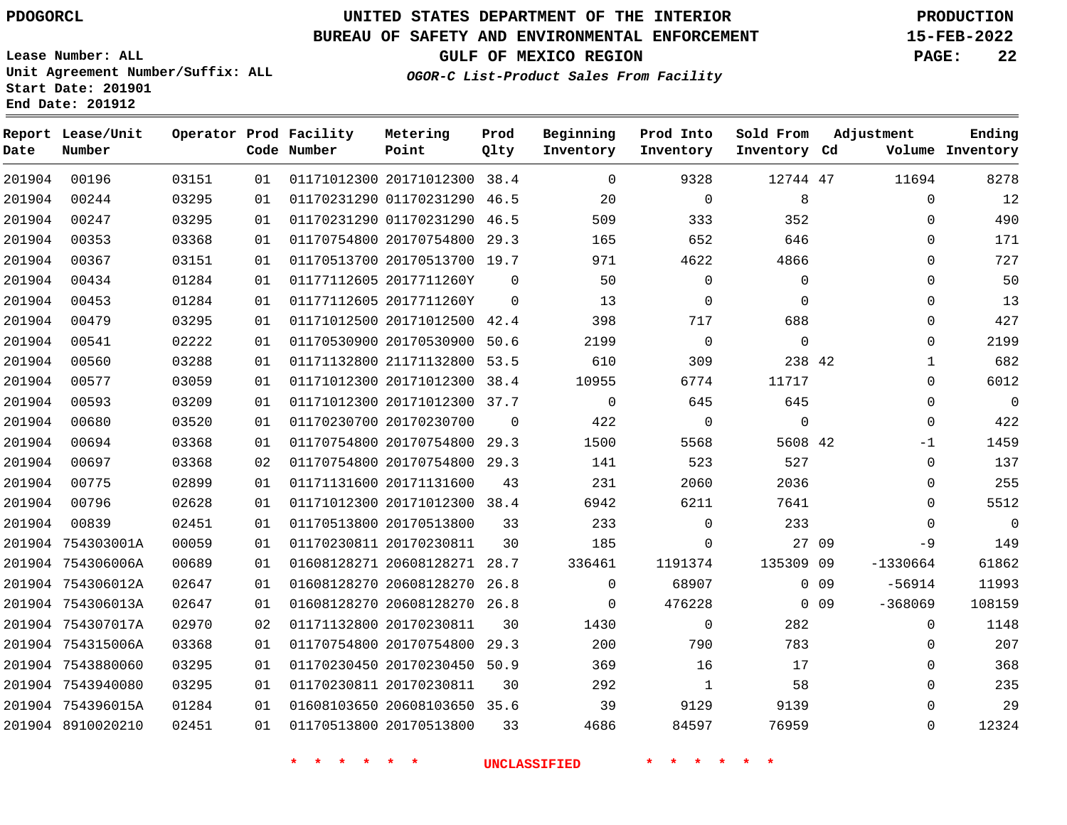PDOGORCL

# UNITED STATES DEPARTMENT OF THE INTERIOR
## BUREAU OF SAFETY AND ENVIRONMENTAL ENFORCEMENT
### GULF OF MEXICO REGION
*OGOR-C List-Product Sales From Facility*

PRODUCTION
15-FEB-2022

Lease Number: ALL
Unit Agreement Number/Suffix: ALL
Start Date: 201901
End Date: 201912

| Report Date | Lease/Unit Number | Operator | Prod Code | Facility Number | Metering Point | Prod Qlty | Beginning Inventory | Prod Into Inventory | Sold From Inventory | Adjustment Cd | Volume | Ending Inventory |
|---|---|---|---|---|---|---|---|---|---|---|---|---|
| 201904 | 00196 | 03151 | 01 | 01171012300 | 20171012300 | 38.4 | 0 | 9328 | 12744 | 47 | 11694 | 8278 |
| 201904 | 00244 | 03295 | 01 | 01170231290 | 01170231290 | 46.5 | 20 | 0 | 8 | | 0 | 12 |
| 201904 | 00247 | 03295 | 01 | 01170231290 | 01170231290 | 46.5 | 509 | 333 | 352 | | 0 | 490 |
| 201904 | 00353 | 03368 | 01 | 01170754800 | 20170754800 | 29.3 | 165 | 652 | 646 | | 0 | 171 |
| 201904 | 00367 | 03151 | 01 | 01170513700 | 20170513700 | 19.7 | 971 | 4622 | 4866 | | 0 | 727 |
| 201904 | 00434 | 01284 | 01 | 01177112605 | 2017711260Y | 0 | 50 | 0 | 0 | | 0 | 50 |
| 201904 | 00453 | 01284 | 01 | 01177112605 | 2017711260Y | 0 | 13 | 0 | 0 | | 0 | 13 |
| 201904 | 00479 | 03295 | 01 | 01171012500 | 20171012500 | 42.4 | 398 | 717 | 688 | | 0 | 427 |
| 201904 | 00541 | 02222 | 01 | 01170530900 | 20170530900 | 50.6 | 2199 | 0 | 0 | | 0 | 2199 |
| 201904 | 00560 | 03288 | 01 | 01171132800 | 21171132800 | 53.5 | 610 | 309 | 238 | 42 | 1 | 682 |
| 201904 | 00577 | 03059 | 01 | 01171012300 | 20171012300 | 38.4 | 10955 | 6774 | 11717 | | 0 | 6012 |
| 201904 | 00593 | 03209 | 01 | 01171012300 | 20171012300 | 37.7 | 0 | 645 | 645 | | 0 | 0 |
| 201904 | 00680 | 03520 | 01 | 01170230700 | 20170230700 | 0 | 422 | 0 | 0 | | 0 | 422 |
| 201904 | 00694 | 03368 | 01 | 01170754800 | 20170754800 | 29.3 | 1500 | 5568 | 5608 | 42 | -1 | 1459 |
| 201904 | 00697 | 03368 | 02 | 01170754800 | 20170754800 | 29.3 | 141 | 523 | 527 | | 0 | 137 |
| 201904 | 00775 | 02899 | 01 | 01171131600 | 20171131600 | 43 | 231 | 2060 | 2036 | | 0 | 255 |
| 201904 | 00796 | 02628 | 01 | 01171012300 | 20171012300 | 38.4 | 6942 | 6211 | 7641 | | 0 | 5512 |
| 201904 | 00839 | 02451 | 01 | 01170513800 | 20170513800 | 33 | 233 | 0 | 233 | | 0 | 0 |
| 201904 | 754303001A | 00059 | 01 | 01170230811 | 20170230811 | 30 | 185 | 0 | 27 | 09 | -9 | 149 |
| 201904 | 754306006A | 00689 | 01 | 01608128271 | 20608128271 | 28.7 | 336461 | 1191374 | 135309 | 09 | -1330664 | 61862 |
| 201904 | 754306012A | 02647 | 01 | 01608128270 | 20608128270 | 26.8 | 0 | 68907 | 0 | 09 | -56914 | 11993 |
| 201904 | 754306013A | 02647 | 01 | 01608128270 | 20608128270 | 26.8 | 0 | 476228 | 0 | 09 | -368069 | 108159 |
| 201904 | 754307017A | 02970 | 02 | 01171132800 | 20170230811 | 30 | 1430 | 0 | 282 | | 0 | 1148 |
| 201904 | 754315006A | 03368 | 01 | 01170754800 | 20170754800 | 29.3 | 200 | 790 | 783 | | 0 | 207 |
| 201904 | 7543880060 | 03295 | 01 | 01170230450 | 20170230450 | 50.9 | 369 | 16 | 17 | | 0 | 368 |
| 201904 | 7543940080 | 03295 | 01 | 01170230811 | 20170230811 | 30 | 292 | 1 | 58 | | 0 | 235 |
| 201904 | 754396015A | 01284 | 01 | 01608103650 | 20608103650 | 35.6 | 39 | 9129 | 9139 | | 0 | 29 |
| 201904 | 8910020210 | 02451 | 01 | 01170513800 | 20170513800 | 33 | 4686 | 84597 | 76959 | | 0 | 12324 |

\* \* \* \* \* \* UNCLASSIFIED \* \* \* \* \* \*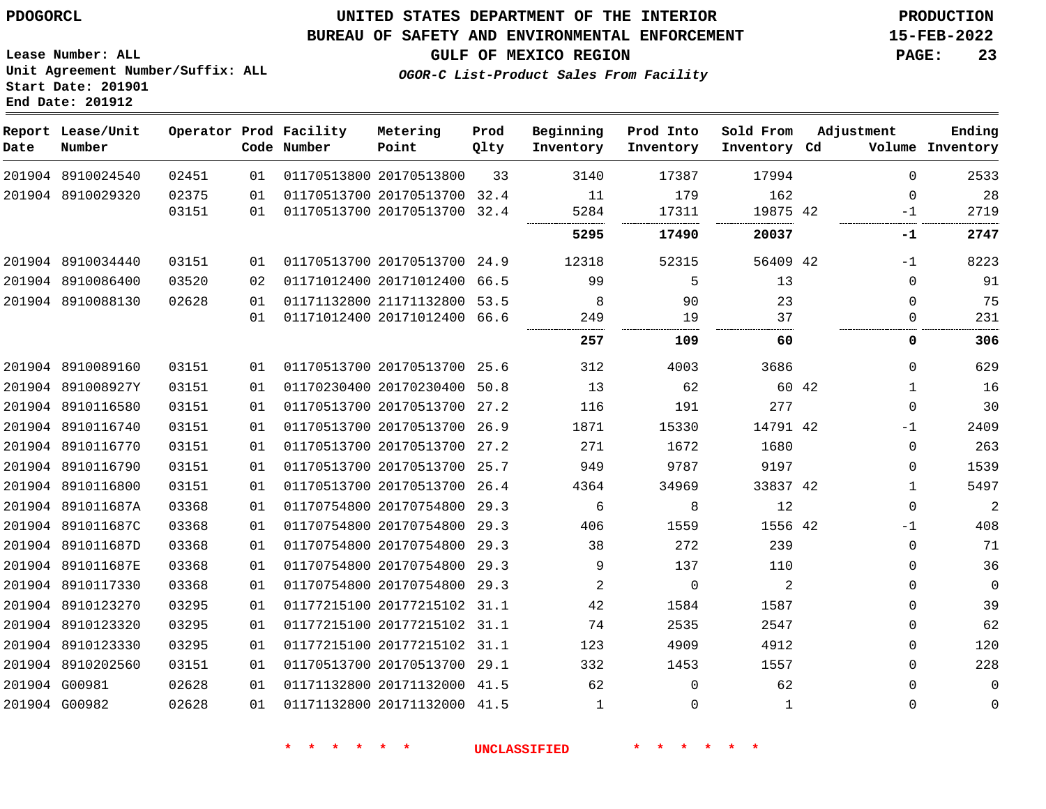PDOGORCL

# UNITED STATES DEPARTMENT OF THE INTERIOR
## BUREAU OF SAFETY AND ENVIRONMENTAL ENFORCEMENT
### GULF OF MEXICO REGION

*OGOR-C List-Product Sales From Facility*

PRODUCTION
15-FEB-2022

Lease Number: ALL
Unit Agreement Number/Suffix: ALL
Start Date: 201901
End Date: 201912

| Report Date | Lease/Unit Number | Operator | Prod Code | Facility Number | Metering Point | Prod Qlty | Beginning Inventory | Prod Into Inventory | Sold From Inventory | Adjustment Cd | Volume | Ending Inventory |
|---|---|---|---|---|---|---|---|---|---|---|---|---|
| 201904 | 8910024540 | 02451 | 01 | 01170513800 | 20170513800 | 33 | 3140 | 17387 | 17994 | | 0 | 2533 |
| 201904 | 8910029320 | 02375 | 01 | 01170513700 | 20170513700 | 32.4 | 11 | 179 | 162 | | 0 | 28 |
| | | 03151 | 01 | 01170513700 | 20170513700 | 32.4 | 5284 | 17311 | 19875 | 42 | -1 | 2719 |
| | | | | | | | **5295** | **17490** | **20037** | | **-1** | **2747** |
| 201904 | 8910034440 | 03151 | 01 | 01170513700 | 20170513700 | 24.9 | 12318 | 52315 | 56409 | 42 | -1 | 8223 |
| 201904 | 8910086400 | 03520 | 02 | 01171012400 | 20171012400 | 66.5 | 99 | 5 | 13 | | 0 | 91 |
| 201904 | 8910088130 | 02628 | 01 | 01171132800 | 21171132800 | 53.5 | 8 | 90 | 23 | | 0 | 75 |
| | | | 01 | 01171012400 | 20171012400 | 66.6 | 249 | 19 | 37 | | 0 | 231 |
| | | | | | | | **257** | **109** | **60** | | **0** | **306** |
| 201904 | 8910089160 | 03151 | 01 | 01170513700 | 20170513700 | 25.6 | 312 | 4003 | 3686 | | 0 | 629 |
| 201904 | 891008927Y | 03151 | 01 | 01170230400 | 20170230400 | 50.8 | 13 | 62 | 60 | 42 | 1 | 16 |
| 201904 | 8910116580 | 03151 | 01 | 01170513700 | 20170513700 | 27.2 | 116 | 191 | 277 | | 0 | 30 |
| 201904 | 8910116740 | 03151 | 01 | 01170513700 | 20170513700 | 26.9 | 1871 | 15330 | 14791 | 42 | -1 | 2409 |
| 201904 | 8910116770 | 03151 | 01 | 01170513700 | 20170513700 | 27.2 | 271 | 1672 | 1680 | | 0 | 263 |
| 201904 | 8910116790 | 03151 | 01 | 01170513700 | 20170513700 | 25.7 | 949 | 9787 | 9197 | | 0 | 1539 |
| 201904 | 8910116800 | 03151 | 01 | 01170513700 | 20170513700 | 26.4 | 4364 | 34969 | 33837 | 42 | 1 | 5497 |
| 201904 | 891011687A | 03368 | 01 | 01170754800 | 20170754800 | 29.3 | 6 | 8 | 12 | | 0 | 2 |
| 201904 | 891011687C | 03368 | 01 | 01170754800 | 20170754800 | 29.3 | 406 | 1559 | 1556 | 42 | -1 | 408 |
| 201904 | 891011687D | 03368 | 01 | 01170754800 | 20170754800 | 29.3 | 38 | 272 | 239 | | 0 | 71 |
| 201904 | 891011687E | 03368 | 01 | 01170754800 | 20170754800 | 29.3 | 9 | 137 | 110 | | 0 | 36 |
| 201904 | 8910117330 | 03368 | 01 | 01170754800 | 20170754800 | 29.3 | 2 | 0 | 2 | | 0 | 0 |
| 201904 | 8910123270 | 03295 | 01 | 01177215100 | 20177215102 | 31.1 | 42 | 1584 | 1587 | | 0 | 39 |
| 201904 | 8910123320 | 03295 | 01 | 01177215100 | 20177215102 | 31.1 | 74 | 2535 | 2547 | | 0 | 62 |
| 201904 | 8910123330 | 03295 | 01 | 01177215100 | 20177215102 | 31.1 | 123 | 4909 | 4912 | | 0 | 120 |
| 201904 | 8910202560 | 03151 | 01 | 01170513700 | 20170513700 | 29.1 | 332 | 1453 | 1557 | | 0 | 228 |
| 201904 | G00981 | 02628 | 01 | 01171132800 | 20171132000 | 41.5 | 62 | 0 | 62 | | 0 | 0 |
| 201904 | G00982 | 02628 | 01 | 01171132800 | 20171132000 | 41.5 | 1 | 0 | 1 | | 0 | 0 |

* * * * * * UNCLASSIFIED * * * * * *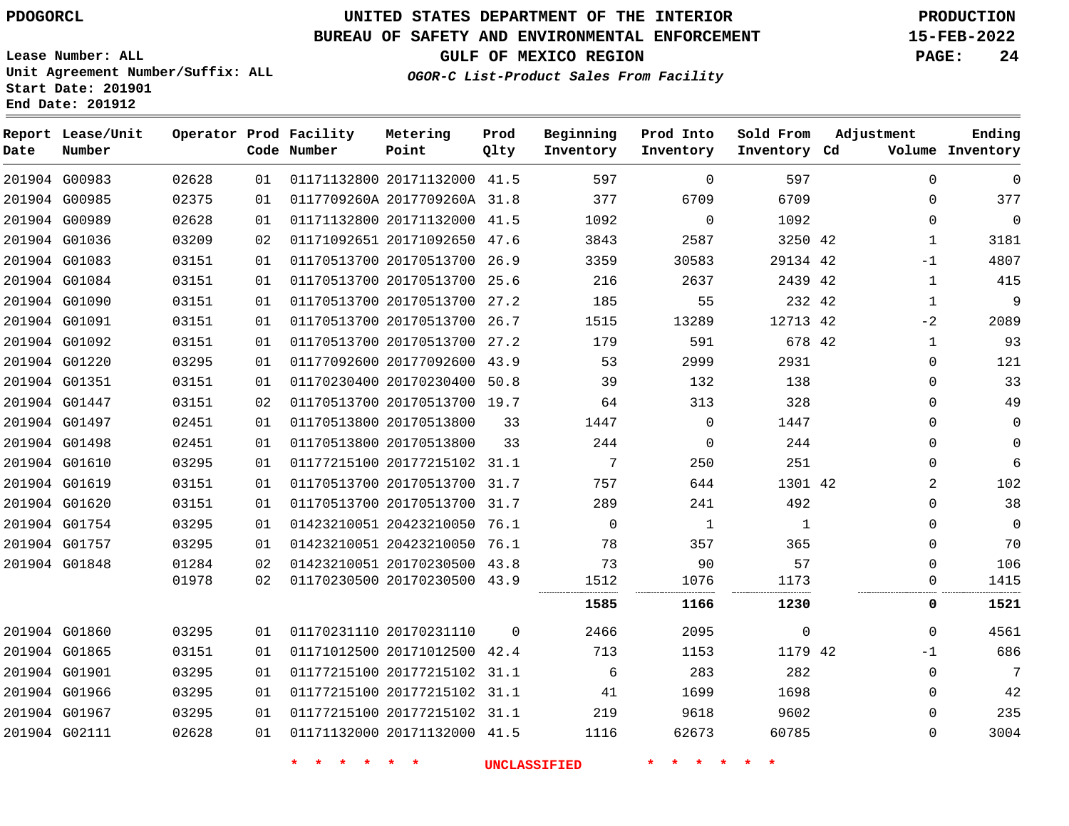PDOGORCL

# UNITED STATES DEPARTMENT OF THE INTERIOR
## BUREAU OF SAFETY AND ENVIRONMENTAL ENFORCEMENT
### GULF OF MEXICO REGION
*OGOR-C List-Product Sales From Facility*

PRODUCTION
15-FEB-2022

Lease Number: ALL
Unit Agreement Number/Suffix: ALL
Start Date: 201901
End Date: 201912

| Report Date | Lease/Unit Number | Operator | Prod Code | Facility Number | Metering Point | Prod Qlty | Beginning Inventory | Prod Into Inventory | Sold From Inventory | Adjustment Cd | Adjustment Volume | Ending Inventory |
|---|---|---|---|---|---|---|---|---|---|---|---|---|
| 201904 | G00983 | 02628 | 01 | 01171132800 | 20171132000 | 41.5 | 597 | 0 | 597 | | 0 | 0 |
| 201904 | G00985 | 02375 | 01 | 0117709260A | 2017709260A | 31.8 | 377 | 6709 | 6709 | | 0 | 377 |
| 201904 | G00989 | 02628 | 01 | 01171132800 | 20171132000 | 41.5 | 1092 | 0 | 1092 | | 0 | 0 |
| 201904 | G01036 | 03209 | 02 | 01171092651 | 20171092650 | 47.6 | 3843 | 2587 | 3250 | 42 | 1 | 3181 |
| 201904 | G01083 | 03151 | 01 | 01170513700 | 20170513700 | 26.9 | 3359 | 30583 | 29134 | 42 | -1 | 4807 |
| 201904 | G01084 | 03151 | 01 | 01170513700 | 20170513700 | 25.6 | 216 | 2637 | 2439 | 42 | 1 | 415 |
| 201904 | G01090 | 03151 | 01 | 01170513700 | 20170513700 | 27.2 | 185 | 55 | 232 | 42 | 1 | 9 |
| 201904 | G01091 | 03151 | 01 | 01170513700 | 20170513700 | 26.7 | 1515 | 13289 | 12713 | 42 | -2 | 2089 |
| 201904 | G01092 | 03151 | 01 | 01170513700 | 20170513700 | 27.2 | 179 | 591 | 678 | 42 | 1 | 93 |
| 201904 | G01220 | 03295 | 01 | 01177092600 | 20177092600 | 43.9 | 53 | 2999 | 2931 | | 0 | 121 |
| 201904 | G01351 | 03151 | 01 | 01170230400 | 20170230400 | 50.8 | 39 | 132 | 138 | | 0 | 33 |
| 201904 | G01447 | 03151 | 02 | 01170513700 | 20170513700 | 19.7 | 64 | 313 | 328 | | 0 | 49 |
| 201904 | G01497 | 02451 | 01 | 01170513800 | 20170513800 | 33 | 1447 | 0 | 1447 | | 0 | 0 |
| 201904 | G01498 | 02451 | 01 | 01170513800 | 20170513800 | 33 | 244 | 0 | 244 | | 0 | 0 |
| 201904 | G01610 | 03295 | 01 | 01177215100 | 20177215102 | 31.1 | 7 | 250 | 251 | | 0 | 6 |
| 201904 | G01619 | 03151 | 01 | 01170513700 | 20170513700 | 31.7 | 757 | 644 | 1301 | 42 | 2 | 102 |
| 201904 | G01620 | 03151 | 01 | 01170513700 | 20170513700 | 31.7 | 289 | 241 | 492 | | 0 | 38 |
| 201904 | G01754 | 03295 | 01 | 01423210051 | 20423210050 | 76.1 | 0 | 1 | 1 | | 0 | 0 |
| 201904 | G01757 | 03295 | 01 | 01423210051 | 20423210050 | 76.1 | 78 | 357 | 365 | | 0 | 70 |
| 201904 | G01848 | 01284 | 02 | 01423210051 | 20170230500 | 43.8 | 73 | 90 | 57 | | 0 | 106 |
| | | 01978 | 02 | 01170230500 | 20170230500 | 43.9 | 1512 | 1076 | 1173 | | 0 | 1415 |
| | | | | | | | **1585** | **1166** | **1230** | | **0** | **1521** |
| 201904 | G01860 | 03295 | 01 | 01170231110 | 20170231110 | 0 | 2466 | 2095 | 0 | | 0 | 4561 |
| 201904 | G01865 | 03151 | 01 | 01171012500 | 20171012500 | 42.4 | 713 | 1153 | 1179 | 42 | -1 | 686 |
| 201904 | G01901 | 03295 | 01 | 01177215100 | 20177215102 | 31.1 | 6 | 283 | 282 | | 0 | 7 |
| 201904 | G01966 | 03295 | 01 | 01177215100 | 20177215102 | 31.1 | 41 | 1699 | 1698 | | 0 | 42 |
| 201904 | G01967 | 03295 | 01 | 01177215100 | 20177215102 | 31.1 | 219 | 9618 | 9602 | | 0 | 235 |
| 201904 | G02111 | 02628 | 01 | 01171132000 | 20171132000 | 41.5 | 1116 | 62673 | 60785 | | 0 | 3004 |

* * * * * * UNCLASSIFIED * * * * * *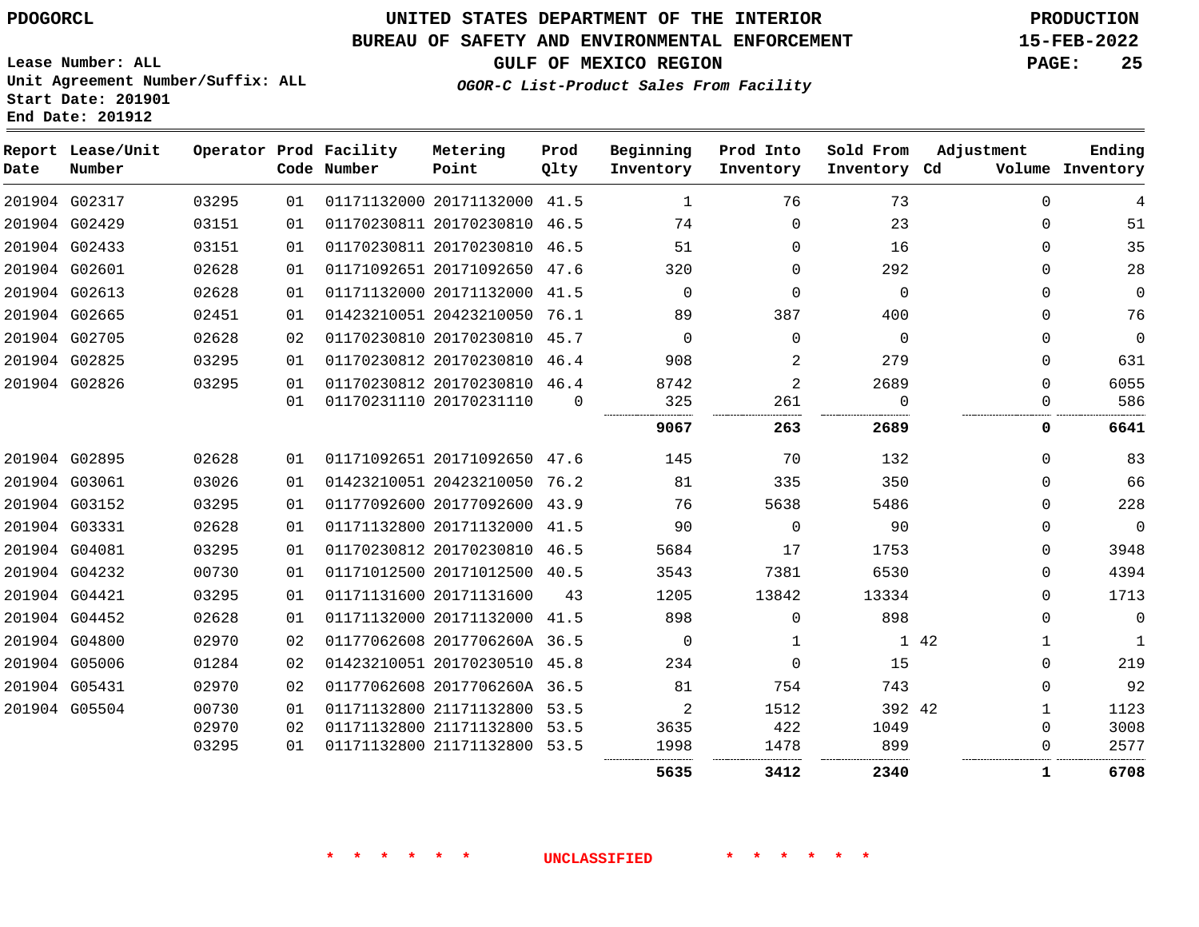PDOGORCL

# UNITED STATES DEPARTMENT OF THE INTERIOR
## BUREAU OF SAFETY AND ENVIRONMENTAL ENFORCEMENT
### GULF OF MEXICO REGION
*OGOR-C List-Product Sales From Facility*

PRODUCTION
15-FEB-2022

Lease Number: ALL
Unit Agreement Number/Suffix: ALL
Start Date: 201901
End Date: 201912

| Report Date | Lease/Unit Number | Operator | Prod Code | Facility Number | Metering Point | Prod Qlty | Beginning Inventory | Prod Into Inventory | Sold From Inventory | Adjustment Cd | Volume | Ending Inventory |
|---|---|---|---|---|---|---|---|---|---|---|---|---|
| 201904 | G02317 | 03295 | 01 | 01171132000 | 20171132000 | 41.5 | 1 | 76 | 73 | | 0 | 4 |
| 201904 | G02429 | 03151 | 01 | 01170230811 | 20170230810 | 46.5 | 74 | 0 | 23 | | 0 | 51 |
| 201904 | G02433 | 03151 | 01 | 01170230811 | 20170230810 | 46.5 | 51 | 0 | 16 | | 0 | 35 |
| 201904 | G02601 | 02628 | 01 | 01171092651 | 20171092650 | 47.6 | 320 | 0 | 292 | | 0 | 28 |
| 201904 | G02613 | 02628 | 01 | 01171132000 | 20171132000 | 41.5 | 0 | 0 | 0 | | 0 | 0 |
| 201904 | G02665 | 02451 | 01 | 01423210051 | 20423210050 | 76.1 | 89 | 387 | 400 | | 0 | 76 |
| 201904 | G02705 | 02628 | 02 | 01170230810 | 20170230810 | 45.7 | 0 | 0 | 0 | | 0 | 0 |
| 201904 | G02825 | 03295 | 01 | 01170230812 | 20170230810 | 46.4 | 908 | 2 | 279 | | 0 | 631 |
| 201904 | G02826 | 03295 | 01 | 01170230812 | 20170230810 | 46.4 | 8742 | 2 | 2689 | | 0 | 6055 |
| | | | 01 | 01170231110 | 20170231110 | 0 | 325 | 261 | 0 | | 0 | 586 |
| | | | | | | | **9067** | **263** | **2689** | | **0** | **6641** |
| 201904 | G02895 | 02628 | 01 | 01171092651 | 20171092650 | 47.6 | 145 | 70 | 132 | | 0 | 83 |
| 201904 | G03061 | 03026 | 01 | 01423210051 | 20423210050 | 76.2 | 81 | 335 | 350 | | 0 | 66 |
| 201904 | G03152 | 03295 | 01 | 01177092600 | 20177092600 | 43.9 | 76 | 5638 | 5486 | | 0 | 228 |
| 201904 | G03331 | 02628 | 01 | 01171132800 | 20171132000 | 41.5 | 90 | 0 | 90 | | 0 | 0 |
| 201904 | G04081 | 03295 | 01 | 01170230812 | 20170230810 | 46.5 | 5684 | 17 | 1753 | | 0 | 3948 |
| 201904 | G04232 | 00730 | 01 | 01171012500 | 20171012500 | 40.5 | 3543 | 7381 | 6530 | | 0 | 4394 |
| 201904 | G04421 | 03295 | 01 | 01171131600 | 20171131600 | 43 | 1205 | 13842 | 13334 | | 0 | 1713 |
| 201904 | G04452 | 02628 | 01 | 01171132000 | 20171132000 | 41.5 | 898 | 0 | 898 | | 0 | 0 |
| 201904 | G04800 | 02970 | 02 | 01177062608 | 2017706260A | 36.5 | 0 | 1 | 1 | 42 | 1 | 1 |
| 201904 | G05006 | 01284 | 02 | 01423210051 | 20170230510 | 45.8 | 234 | 0 | 15 | | 0 | 219 |
| 201904 | G05431 | 02970 | 02 | 01177062608 | 2017706260A | 36.5 | 81 | 754 | 743 | | 0 | 92 |
| 201904 | G05504 | 00730 | 01 | 01171132800 | 21171132800 | 53.5 | 2 | 1512 | 392 | 42 | 1 | 1123 |
| | | 02970 | 02 | 01171132800 | 21171132800 | 53.5 | 3635 | 422 | 1049 | | 0 | 3008 |
| | | 03295 | 01 | 01171132800 | 21171132800 | 53.5 | 1998 | 1478 | 899 | | 0 | 2577 |
| | | | | | | | **5635** | **3412** | **2340** | | **1** | **6708** |

\* \* \* \* \* \* UNCLASSIFIED \* \* \* \* \* \*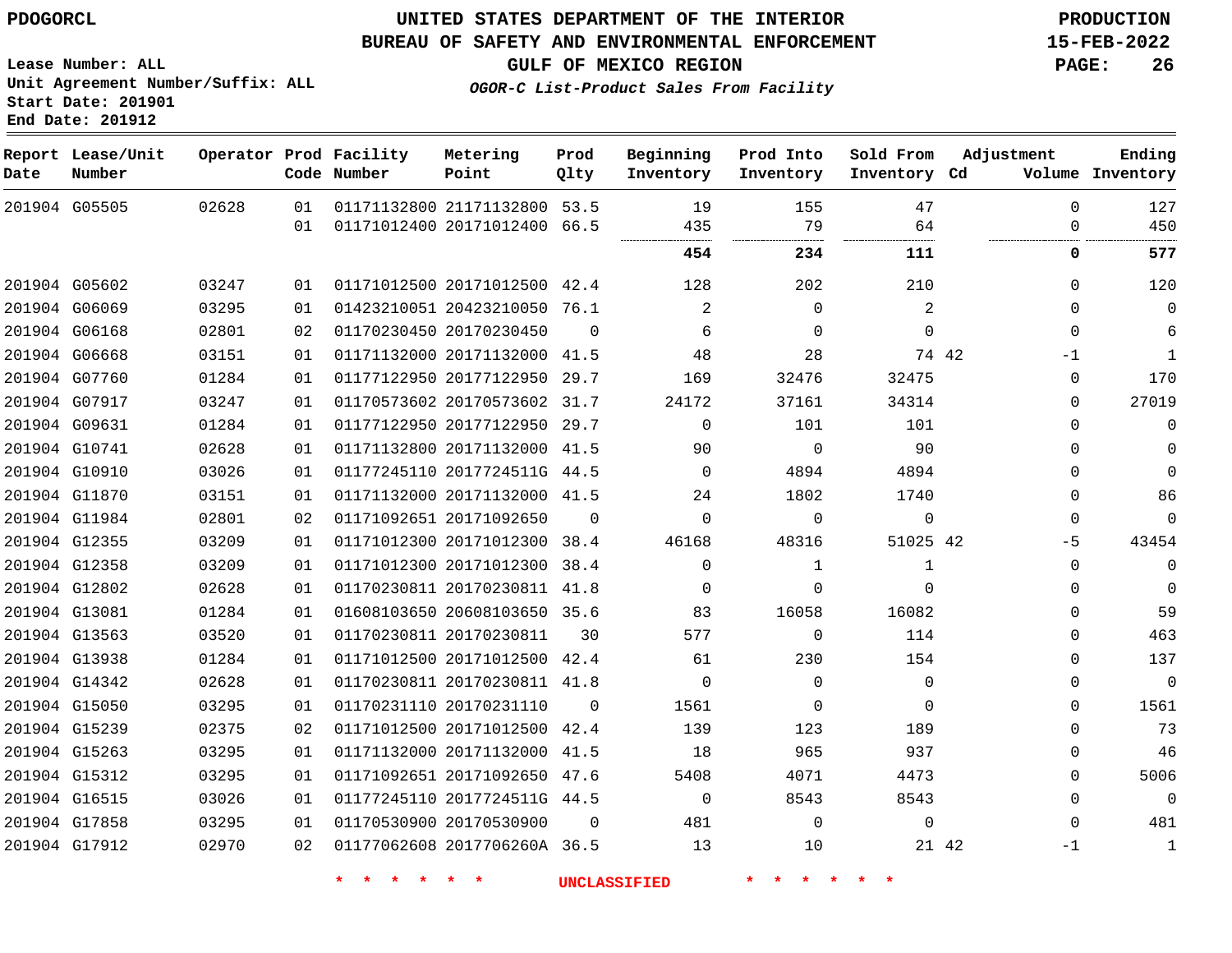PDOGORCL

# UNITED STATES DEPARTMENT OF THE INTERIOR
## BUREAU OF SAFETY AND ENVIRONMENTAL ENFORCEMENT
### GULF OF MEXICO REGION

*OGOR-C List-Product Sales From Facility*

PRODUCTION
15-FEB-2022

Lease Number: ALL
Unit Agreement Number/Suffix: ALL
Start Date: 201901
End Date: 201912

| Report Date | Lease/Unit Number | Operator | Prod Code | Facility Number | Metering Point | Prod Qlty | Beginning Inventory | Prod Into Inventory | Sold From Inventory | Adjustment Cd | Volume | Ending Inventory |
|---|---|---|---|---|---|---|---|---|---|---|---|---|
| 201904 | G05505 | 02628 | 01 | 01171132800 | 21171132800 | 53.5 | 19 | 155 | 47 | | 0 | 127 |
| | | | 01 | 01171012400 | 20171012400 | 66.5 | 435 | 79 | 64 | | 0 | 450 |
| | | | | | | | **454** | **234** | **111** | | **0** | **577** |
| 201904 | G05602 | 03247 | 01 | 01171012500 | 20171012500 | 42.4 | 128 | 202 | 210 | | 0 | 120 |
| 201904 | G06069 | 03295 | 01 | 01423210051 | 20423210050 | 76.1 | 2 | 0 | 2 | | 0 | 0 |
| 201904 | G06168 | 02801 | 02 | 01170230450 | 20170230450 | 0 | 6 | 0 | 0 | | 0 | 6 |
| 201904 | G06668 | 03151 | 01 | 01171132000 | 20171132000 | 41.5 | 48 | 28 | 74 | 42 | -1 | 1 |
| 201904 | G07760 | 01284 | 01 | 01177122950 | 20177122950 | 29.7 | 169 | 32476 | 32475 | | 0 | 170 |
| 201904 | G07917 | 03247 | 01 | 01170573602 | 20170573602 | 31.7 | 24172 | 37161 | 34314 | | 0 | 27019 |
| 201904 | G09631 | 01284 | 01 | 01177122950 | 20177122950 | 29.7 | 0 | 101 | 101 | | 0 | 0 |
| 201904 | G10741 | 02628 | 01 | 01171132800 | 20171132000 | 41.5 | 90 | 0 | 90 | | 0 | 0 |
| 201904 | G10910 | 03026 | 01 | 01177245110 | 2017724511G | 44.5 | 0 | 4894 | 4894 | | 0 | 0 |
| 201904 | G11870 | 03151 | 01 | 01171132000 | 20171132000 | 41.5 | 24 | 1802 | 1740 | | 0 | 86 |
| 201904 | G11984 | 02801 | 02 | 01171092651 | 20171092650 | 0 | 0 | 0 | 0 | | 0 | 0 |
| 201904 | G12355 | 03209 | 01 | 01171012300 | 20171012300 | 38.4 | 46168 | 48316 | 51025 | 42 | -5 | 43454 |
| 201904 | G12358 | 03209 | 01 | 01171012300 | 20171012300 | 38.4 | 0 | 1 | 1 | | 0 | 0 |
| 201904 | G12802 | 02628 | 01 | 01170230811 | 20170230811 | 41.8 | 0 | 0 | 0 | | 0 | 0 |
| 201904 | G13081 | 01284 | 01 | 01608103650 | 20608103650 | 35.6 | 83 | 16058 | 16082 | | 0 | 59 |
| 201904 | G13563 | 03520 | 01 | 01170230811 | 20170230811 | 30 | 577 | 0 | 114 | | 0 | 463 |
| 201904 | G13938 | 01284 | 01 | 01171012500 | 20171012500 | 42.4 | 61 | 230 | 154 | | 0 | 137 |
| 201904 | G14342 | 02628 | 01 | 01170230811 | 20170230811 | 41.8 | 0 | 0 | 0 | | 0 | 0 |
| 201904 | G15050 | 03295 | 01 | 01170231110 | 20170231110 | 0 | 1561 | 0 | 0 | | 0 | 1561 |
| 201904 | G15239 | 02375 | 02 | 01171012500 | 20171012500 | 42.4 | 139 | 123 | 189 | | 0 | 73 |
| 201904 | G15263 | 03295 | 01 | 01171132000 | 20171132000 | 41.5 | 18 | 965 | 937 | | 0 | 46 |
| 201904 | G15312 | 03295 | 01 | 01171092651 | 20171092650 | 47.6 | 5408 | 4071 | 4473 | | 0 | 5006 |
| 201904 | G16515 | 03026 | 01 | 01177245110 | 2017724511G | 44.5 | 0 | 8543 | 8543 | | 0 | 0 |
| 201904 | G17858 | 03295 | 01 | 01170530900 | 20170530900 | 0 | 481 | 0 | 0 | | 0 | 481 |
| 201904 | G17912 | 02970 | 02 | 01177062608 | 2017706260A | 36.5 | 13 | 10 | 21 | 42 | -1 | 1 |

\* \* \* \* \* \* UNCLASSIFIED \* \* \* \* \* \*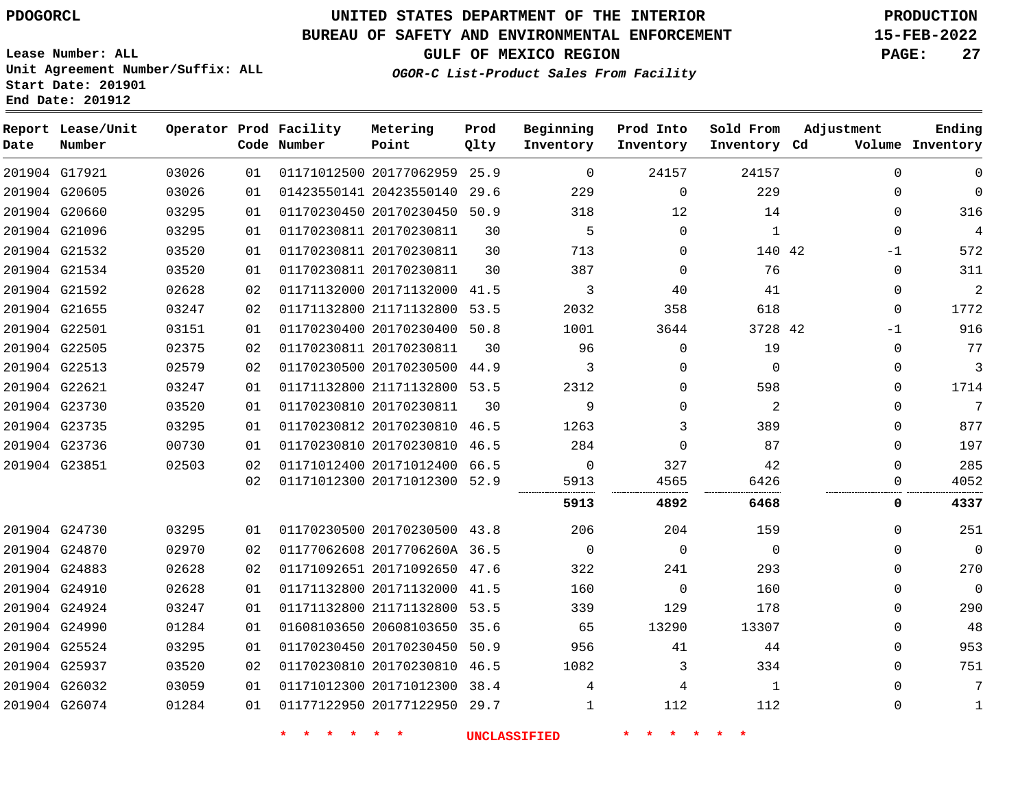PDOGORCL

# UNITED STATES DEPARTMENT OF THE INTERIOR
## BUREAU OF SAFETY AND ENVIRONMENTAL ENFORCEMENT
### GULF OF MEXICO REGION
*OGOR-C List-Product Sales From Facility*

PRODUCTION
15-FEB-2022

Lease Number: ALL
Unit Agreement Number/Suffix: ALL
Start Date: 201901
End Date: 201912

| Report Date | Lease/Unit Number | Operator | Prod Code | Facility Number | Metering Point | Prod Qlty | Beginning Inventory | Prod Into Inventory | Sold From Inventory | Adjustment Cd | Adjustment Volume | Ending Inventory |
|---|---|---|---|---|---|---|---|---|---|---|---|---|
| 201904 | G17921 | 03026 | 01 | 01171012500 | 20177062959 | 25.9 | 0 | 24157 | 24157 | | 0 | 0 |
| 201904 | G20605 | 03026 | 01 | 01423550141 | 20423550140 | 29.6 | 229 | 0 | 229 | | 0 | 0 |
| 201904 | G20660 | 03295 | 01 | 01170230450 | 20170230450 | 50.9 | 318 | 12 | 14 | | 0 | 316 |
| 201904 | G21096 | 03295 | 01 | 01170230811 | 20170230811 | 30 | 5 | 0 | 1 | | 0 | 4 |
| 201904 | G21532 | 03520 | 01 | 01170230811 | 20170230811 | 30 | 713 | 0 | 140 | 42 | -1 | 572 |
| 201904 | G21534 | 03520 | 01 | 01170230811 | 20170230811 | 30 | 387 | 0 | 76 | | 0 | 311 |
| 201904 | G21592 | 02628 | 02 | 01171132000 | 20171132000 | 41.5 | 3 | 40 | 41 | | 0 | 2 |
| 201904 | G21655 | 03247 | 02 | 01171132800 | 21171132800 | 53.5 | 2032 | 358 | 618 | | 0 | 1772 |
| 201904 | G22501 | 03151 | 01 | 01170230400 | 20170230400 | 50.8 | 1001 | 3644 | 3728 | 42 | -1 | 916 |
| 201904 | G22505 | 02375 | 02 | 01170230811 | 20170230811 | 30 | 96 | 0 | 19 | | 0 | 77 |
| 201904 | G22513 | 02579 | 02 | 01170230500 | 20170230500 | 44.9 | 3 | 0 | 0 | | 0 | 3 |
| 201904 | G22621 | 03247 | 01 | 01171132800 | 21171132800 | 53.5 | 2312 | 0 | 598 | | 0 | 1714 |
| 201904 | G23730 | 03520 | 01 | 01170230810 | 20170230811 | 30 | 9 | 0 | 2 | | 0 | 7 |
| 201904 | G23735 | 03295 | 01 | 01170230812 | 20170230810 | 46.5 | 1263 | 3 | 389 | | 0 | 877 |
| 201904 | G23736 | 00730 | 01 | 01170230810 | 20170230810 | 46.5 | 284 | 0 | 87 | | 0 | 197 |
| 201904 | G23851 | 02503 | 02 | 01171012400 | 20171012400 | 66.5 | 0 | 327 | 42 | | 0 | 285 |
| | | | 02 | 01171012300 | 20171012300 | 52.9 | 5913 | 4565 | 6426 | | 0 | 4052 |
| | | | | | | | **5913** | **4892** | **6468** | | **0** | **4337** |
| 201904 | G24730 | 03295 | 01 | 01170230500 | 20170230500 | 43.8 | 206 | 204 | 159 | | 0 | 251 |
| 201904 | G24870 | 02970 | 02 | 01177062608 | 2017706260A | 36.5 | 0 | 0 | 0 | | 0 | 0 |
| 201904 | G24883 | 02628 | 02 | 01171092651 | 20171092650 | 47.6 | 322 | 241 | 293 | | 0 | 270 |
| 201904 | G24910 | 02628 | 01 | 01171132800 | 20171132000 | 41.5 | 160 | 0 | 160 | | 0 | 0 |
| 201904 | G24924 | 03247 | 01 | 01171132800 | 21171132800 | 53.5 | 339 | 129 | 178 | | 0 | 290 |
| 201904 | G24990 | 01284 | 01 | 01608103650 | 20608103650 | 35.6 | 65 | 13290 | 13307 | | 0 | 48 |
| 201904 | G25524 | 03295 | 01 | 01170230450 | 20170230450 | 50.9 | 956 | 41 | 44 | | 0 | 953 |
| 201904 | G25937 | 03520 | 02 | 01170230810 | 20170230810 | 46.5 | 1082 | 3 | 334 | | 0 | 751 |
| 201904 | G26032 | 03059 | 01 | 01171012300 | 20171012300 | 38.4 | 4 | 4 | 1 | | 0 | 7 |
| 201904 | G26074 | 01284 | 01 | 01177122950 | 20177122950 | 29.7 | 1 | 112 | 112 | | 0 | 1 |

\* \* \* \* \* \* UNCLASSIFIED \* \* \* \* \* \*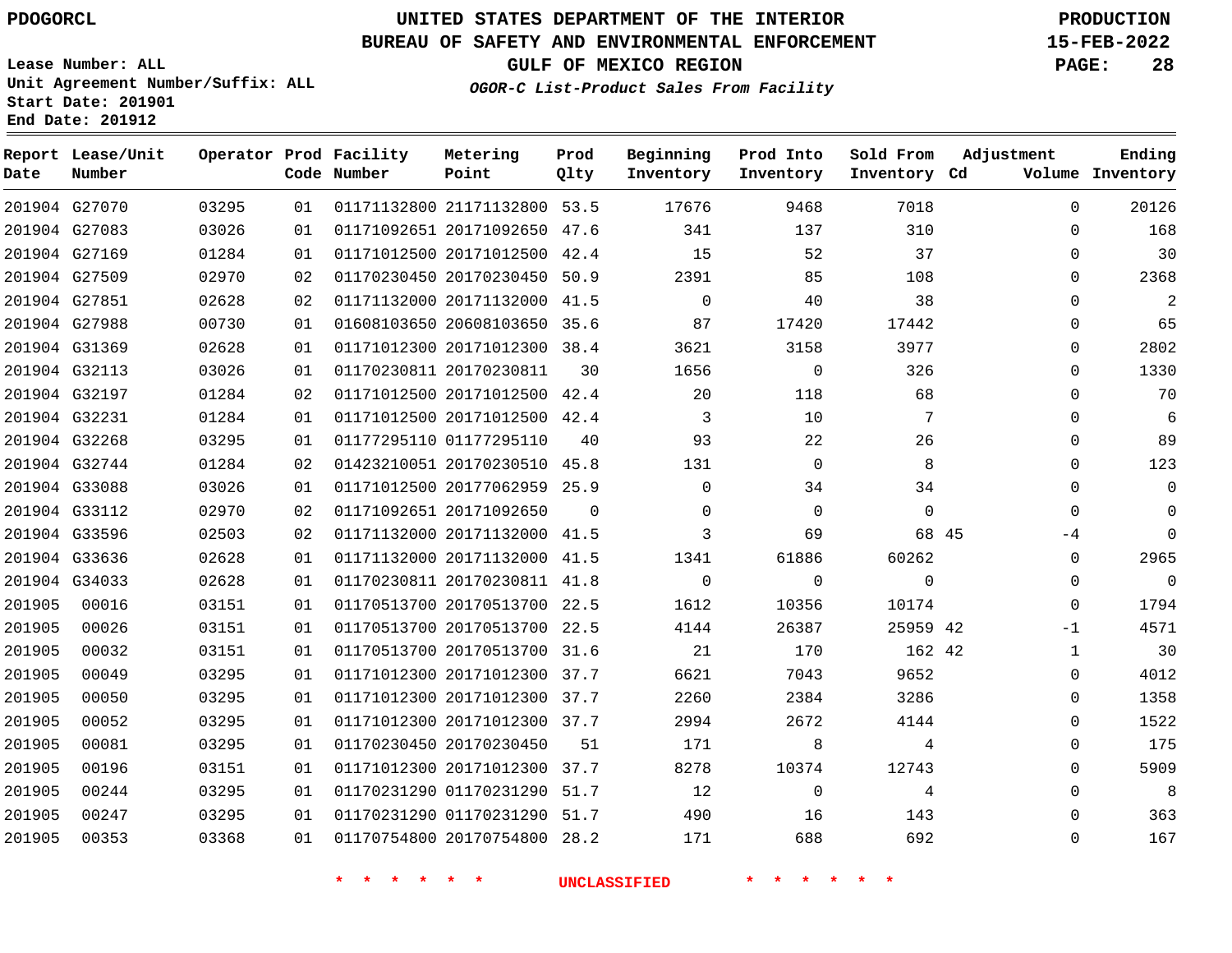PDOGORCL

# UNITED STATES DEPARTMENT OF THE INTERIOR
## BUREAU OF SAFETY AND ENVIRONMENTAL ENFORCEMENT
### GULF OF MEXICO REGION
*OGOR-C List-Product Sales From Facility*

PRODUCTION
15-FEB-2022

Lease Number: ALL
Unit Agreement Number/Suffix: ALL
Start Date: 201901
End Date: 201912

| Report Date | Lease/Unit Number | Operator | Prod Code | Facility Number | Metering Point | Prod Qlty | Beginning Inventory | Prod Into Inventory | Sold From Inventory | Adjustment Cd | Volume | Ending Inventory |
|---|---|---|---|---|---|---|---|---|---|---|---|---|
| 201904 | G27070 | 03295 | 01 | 01171132800 | 21171132800 | 53.5 | 17676 | 9468 | 7018 | | 0 | 20126 |
| 201904 | G27083 | 03026 | 01 | 01171092651 | 20171092650 | 47.6 | 341 | 137 | 310 | | 0 | 168 |
| 201904 | G27169 | 01284 | 01 | 01171012500 | 20171012500 | 42.4 | 15 | 52 | 37 | | 0 | 30 |
| 201904 | G27509 | 02970 | 02 | 01170230450 | 20170230450 | 50.9 | 2391 | 85 | 108 | | 0 | 2368 |
| 201904 | G27851 | 02628 | 02 | 01171132000 | 20171132000 | 41.5 | 0 | 40 | 38 | | 0 | 2 |
| 201904 | G27988 | 00730 | 01 | 01608103650 | 20608103650 | 35.6 | 87 | 17420 | 17442 | | 0 | 65 |
| 201904 | G31369 | 02628 | 01 | 01171012300 | 20171012300 | 38.4 | 3621 | 3158 | 3977 | | 0 | 2802 |
| 201904 | G32113 | 03026 | 01 | 01170230811 | 20170230811 | 30 | 1656 | 0 | 326 | | 0 | 1330 |
| 201904 | G32197 | 01284 | 02 | 01171012500 | 20171012500 | 42.4 | 20 | 118 | 68 | | 0 | 70 |
| 201904 | G32231 | 01284 | 01 | 01171012500 | 20171012500 | 42.4 | 3 | 10 | 7 | | 0 | 6 |
| 201904 | G32268 | 03295 | 01 | 01177295110 | 01177295110 | 40 | 93 | 22 | 26 | | 0 | 89 |
| 201904 | G32744 | 01284 | 02 | 01423210051 | 20170230510 | 45.8 | 131 | 0 | 8 | | 0 | 123 |
| 201904 | G33088 | 03026 | 01 | 01171012500 | 20177062959 | 25.9 | 0 | 34 | 34 | | 0 | 0 |
| 201904 | G33112 | 02970 | 02 | 01171092651 | 20171092650 | 0 | 0 | 0 | 0 | | 0 | 0 |
| 201904 | G33596 | 02503 | 02 | 01171132000 | 20171132000 | 41.5 | 3 | 69 | 68 | 45 | -4 | 0 |
| 201904 | G33636 | 02628 | 01 | 01171132000 | 20171132000 | 41.5 | 1341 | 61886 | 60262 | | 0 | 2965 |
| 201904 | G34033 | 02628 | 01 | 01170230811 | 20170230811 | 41.8 | 0 | 0 | 0 | | 0 | 0 |
| 201905 | 00016 | 03151 | 01 | 01170513700 | 20170513700 | 22.5 | 1612 | 10356 | 10174 | | 0 | 1794 |
| 201905 | 00026 | 03151 | 01 | 01170513700 | 20170513700 | 22.5 | 4144 | 26387 | 25959 | 42 | -1 | 4571 |
| 201905 | 00032 | 03151 | 01 | 01170513700 | 20170513700 | 31.6 | 21 | 170 | 162 | 42 | 1 | 30 |
| 201905 | 00049 | 03295 | 01 | 01171012300 | 20171012300 | 37.7 | 6621 | 7043 | 9652 | | 0 | 4012 |
| 201905 | 00050 | 03295 | 01 | 01171012300 | 20171012300 | 37.7 | 2260 | 2384 | 3286 | | 0 | 1358 |
| 201905 | 00052 | 03295 | 01 | 01171012300 | 20171012300 | 37.7 | 2994 | 2672 | 4144 | | 0 | 1522 |
| 201905 | 00081 | 03295 | 01 | 01170230450 | 20170230450 | 51 | 171 | 8 | 4 | | 0 | 175 |
| 201905 | 00196 | 03151 | 01 | 01171012300 | 20171012300 | 37.7 | 8278 | 10374 | 12743 | | 0 | 5909 |
| 201905 | 00244 | 03295 | 01 | 01170231290 | 01170231290 | 51.7 | 12 | 0 | 4 | | 0 | 8 |
| 201905 | 00247 | 03295 | 01 | 01170231290 | 01170231290 | 51.7 | 490 | 16 | 143 | | 0 | 363 |
| 201905 | 00353 | 03368 | 01 | 01170754800 | 20170754800 | 28.2 | 171 | 688 | 692 | | 0 | 167 |

* * * * * * UNCLASSIFIED * * * * * *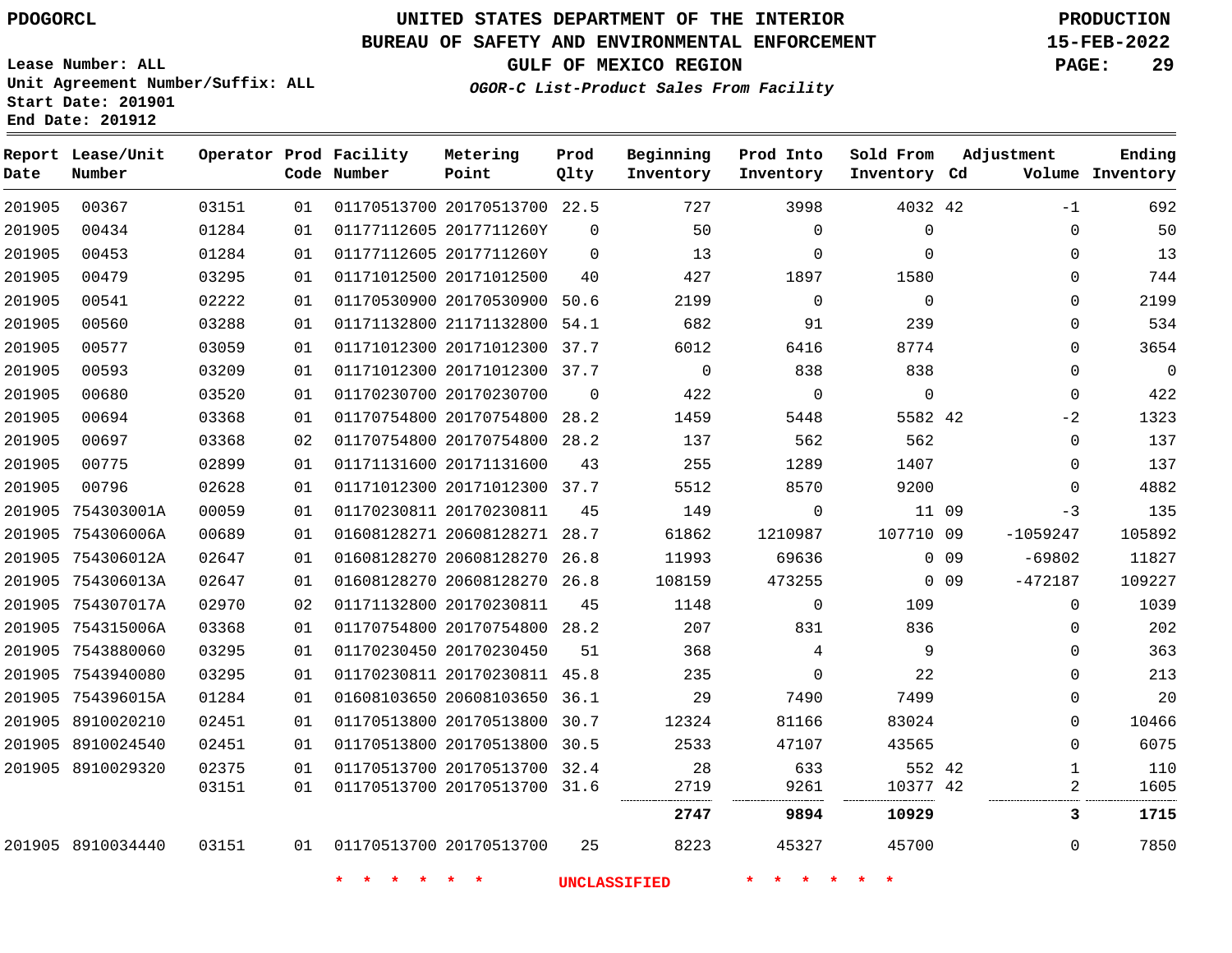PDOGORCL

# UNITED STATES DEPARTMENT OF THE INTERIOR
## BUREAU OF SAFETY AND ENVIRONMENTAL ENFORCEMENT
### GULF OF MEXICO REGION

PRODUCTION
15-FEB-2022

Lease Number: ALL
Unit Agreement Number/Suffix: ALL
Start Date: 201901
End Date: 201912

*OGOR-C List-Product Sales From Facility*

| Report Date | Lease/Unit Number | Operator | Prod Code | Facility Number | Metering Point | Prod Qlty | Beginning Inventory | Prod Into Inventory | Sold From Inventory | Adjustment Cd | Adjustment Volume | Ending Inventory |
|---|---|---|---|---|---|---|---|---|---|---|---|---|
| 201905 | 00367 | 03151 | 01 | 01170513700 | 20170513700 | 22.5 | 727 | 3998 | 4032 | 42 | -1 | 692 |
| 201905 | 00434 | 01284 | 01 | 01177112605 | 2017711260Y | 0 | 50 | 0 | 0 | | 0 | 50 |
| 201905 | 00453 | 01284 | 01 | 01177112605 | 2017711260Y | 0 | 13 | 0 | 0 | | 0 | 13 |
| 201905 | 00479 | 03295 | 01 | 01171012500 | 20171012500 | 40 | 427 | 1897 | 1580 | | 0 | 744 |
| 201905 | 00541 | 02222 | 01 | 01170530900 | 20170530900 | 50.6 | 2199 | 0 | 0 | | 0 | 2199 |
| 201905 | 00560 | 03288 | 01 | 01171132800 | 21171132800 | 54.1 | 682 | 91 | 239 | | 0 | 534 |
| 201905 | 00577 | 03059 | 01 | 01171012300 | 20171012300 | 37.7 | 6012 | 6416 | 8774 | | 0 | 3654 |
| 201905 | 00593 | 03209 | 01 | 01171012300 | 20171012300 | 37.7 | 0 | 838 | 838 | | 0 | 0 |
| 201905 | 00680 | 03520 | 01 | 01170230700 | 20170230700 | 0 | 422 | 0 | 0 | | 0 | 422 |
| 201905 | 00694 | 03368 | 01 | 01170754800 | 20170754800 | 28.2 | 1459 | 5448 | 5582 | 42 | -2 | 1323 |
| 201905 | 00697 | 03368 | 02 | 01170754800 | 20170754800 | 28.2 | 137 | 562 | 562 | | 0 | 137 |
| 201905 | 00775 | 02899 | 01 | 01171131600 | 20171131600 | 43 | 255 | 1289 | 1407 | | 0 | 137 |
| 201905 | 00796 | 02628 | 01 | 01171012300 | 20171012300 | 37.7 | 5512 | 8570 | 9200 | | 0 | 4882 |
| 201905 | 754303001A | 00059 | 01 | 01170230811 | 20170230811 | 45 | 149 | 0 | 11 | 09 | -3 | 135 |
| 201905 | 754306006A | 00689 | 01 | 01608128271 | 20608128271 | 28.7 | 61862 | 1210987 | 107710 | 09 | -1059247 | 105892 |
| 201905 | 754306012A | 02647 | 01 | 01608128270 | 20608128270 | 26.8 | 11993 | 69636 | 0 | 09 | -69802 | 11827 |
| 201905 | 754306013A | 02647 | 01 | 01608128270 | 20608128270 | 26.8 | 108159 | 473255 | 0 | 09 | -472187 | 109227 |
| 201905 | 754307017A | 02970 | 02 | 01171132800 | 20170230811 | 45 | 1148 | 0 | 109 | | 0 | 1039 |
| 201905 | 754315006A | 03368 | 01 | 01170754800 | 20170754800 | 28.2 | 207 | 831 | 836 | | 0 | 202 |
| 201905 | 7543880060 | 03295 | 01 | 01170230450 | 20170230450 | 51 | 368 | 4 | 9 | | 0 | 363 |
| 201905 | 7543940080 | 03295 | 01 | 01170230811 | 20170230811 | 45.8 | 235 | 0 | 22 | | 0 | 213 |
| 201905 | 754396015A | 01284 | 01 | 01608103650 | 20608103650 | 36.1 | 29 | 7490 | 7499 | | 0 | 20 |
| 201905 | 8910020210 | 02451 | 01 | 01170513800 | 20170513800 | 30.7 | 12324 | 81166 | 83024 | | 0 | 10466 |
| 201905 | 8910024540 | 02451 | 01 | 01170513800 | 20170513800 | 30.5 | 2533 | 47107 | 43565 | | 0 | 6075 |
| 201905 | 8910029320 | 02375 | 01 | 01170513700 | 20170513700 | 32.4 | 28 | 633 | 552 | 42 | 1 | 110 |
| | | 03151 | 01 | 01170513700 | 20170513700 | 31.6 | 2719 | 9261 | 10377 | 42 | 2 | 1605 |
| | | | | | | | **2747** | **9894** | **10929** | | **3** | **1715** |
| 201905 | 8910034440 | 03151 | 01 | 01170513700 | 20170513700 | 25 | 8223 | 45327 | 45700 | | 0 | 7850 |

* * * * * * UNCLASSIFIED * * * * * *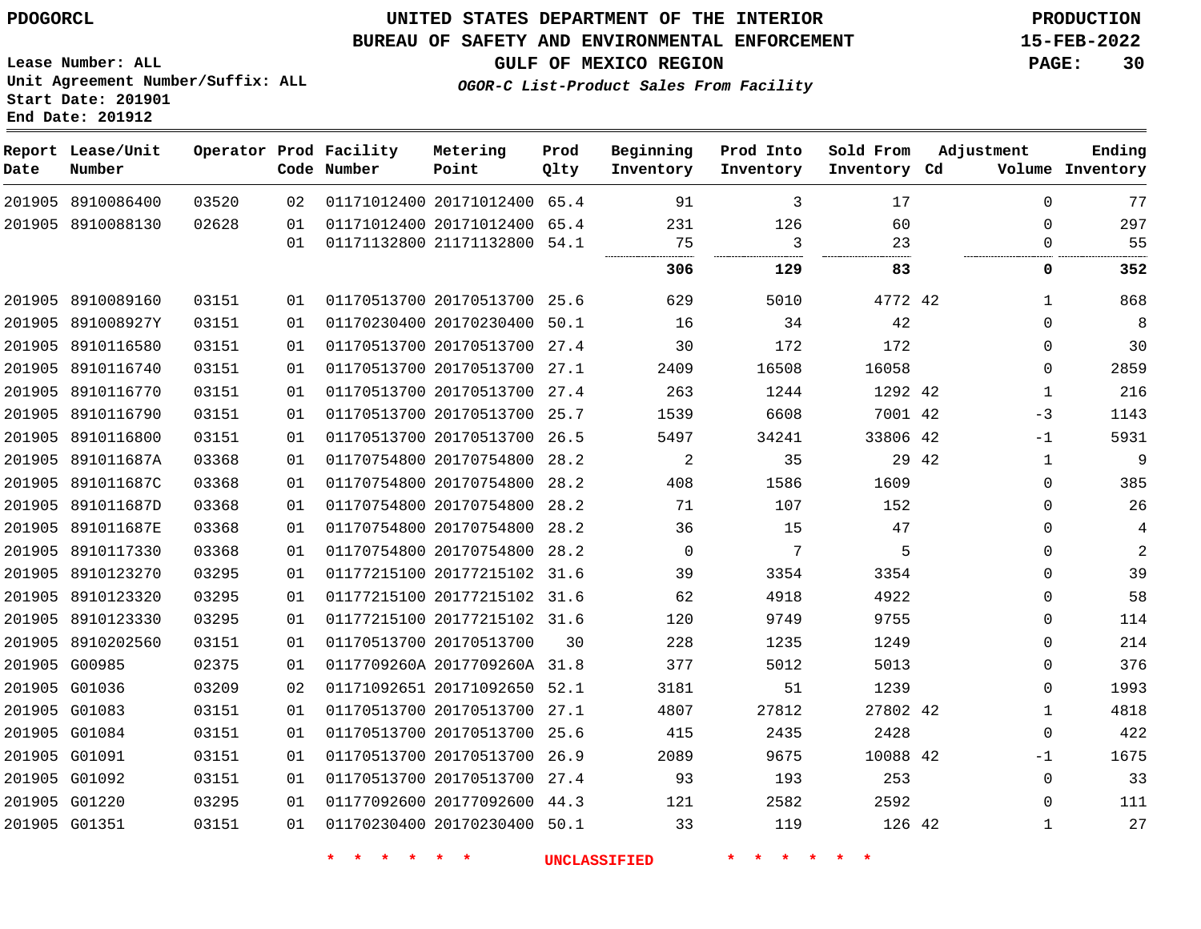PDOGORCL

# UNITED STATES DEPARTMENT OF THE INTERIOR
## BUREAU OF SAFETY AND ENVIRONMENTAL ENFORCEMENT
### GULF OF MEXICO REGION
*OGOR-C List-Product Sales From Facility*

PRODUCTION
15-FEB-2022

Lease Number: ALL
Unit Agreement Number/Suffix: ALL
Start Date: 201901
End Date: 201912

| Report Date | Lease/Unit Number | Operator | Prod Code | Facility Number | Metering Point | Prod Qlty | Beginning Inventory | Prod Into Inventory | Sold From Inventory | Adjustment Cd | Volume | Ending Inventory |
|---|---|---|---|---|---|---|---|---|---|---|---|---|
| 201905 | 8910086400 | 03520 | 02 | 01171012400 | 20171012400 | 65.4 | 91 | 3 | 17 | | 0 | 77 |
| 201905 | 8910088130 | 02628 | 01 | 01171012400 | 20171012400 | 65.4 | 231 | 126 | 60 | | 0 | 297 |
| | | | 01 | 01171132800 | 21171132800 | 54.1 | 75 | 3 | 23 | | 0 | 55 |
| | | | | | | | **306** | **129** | **83** | | **0** | **352** |
| 201905 | 8910089160 | 03151 | 01 | 01170513700 | 20170513700 | 25.6 | 629 | 5010 | 4772 | 42 | 1 | 868 |
| 201905 | 891008927Y | 03151 | 01 | 01170230400 | 20170230400 | 50.1 | 16 | 34 | 42 | | 0 | 8 |
| 201905 | 8910116580 | 03151 | 01 | 01170513700 | 20170513700 | 27.4 | 30 | 172 | 172 | | 0 | 30 |
| 201905 | 8910116740 | 03151 | 01 | 01170513700 | 20170513700 | 27.1 | 2409 | 16508 | 16058 | | 0 | 2859 |
| 201905 | 8910116770 | 03151 | 01 | 01170513700 | 20170513700 | 27.4 | 263 | 1244 | 1292 | 42 | 1 | 216 |
| 201905 | 8910116790 | 03151 | 01 | 01170513700 | 20170513700 | 25.7 | 1539 | 6608 | 7001 | 42 | -3 | 1143 |
| 201905 | 8910116800 | 03151 | 01 | 01170513700 | 20170513700 | 26.5 | 5497 | 34241 | 33806 | 42 | -1 | 5931 |
| 201905 | 891011687A | 03368 | 01 | 01170754800 | 20170754800 | 28.2 | 2 | 35 | 29 | 42 | 1 | 9 |
| 201905 | 891011687C | 03368 | 01 | 01170754800 | 20170754800 | 28.2 | 408 | 1586 | 1609 | | 0 | 385 |
| 201905 | 891011687D | 03368 | 01 | 01170754800 | 20170754800 | 28.2 | 71 | 107 | 152 | | 0 | 26 |
| 201905 | 891011687E | 03368 | 01 | 01170754800 | 20170754800 | 28.2 | 36 | 15 | 47 | | 0 | 4 |
| 201905 | 8910117330 | 03368 | 01 | 01170754800 | 20170754800 | 28.2 | 0 | 7 | 5 | | 0 | 2 |
| 201905 | 8910123270 | 03295 | 01 | 01177215100 | 20177215102 | 31.6 | 39 | 3354 | 3354 | | 0 | 39 |
| 201905 | 8910123320 | 03295 | 01 | 01177215100 | 20177215102 | 31.6 | 62 | 4918 | 4922 | | 0 | 58 |
| 201905 | 8910123330 | 03295 | 01 | 01177215100 | 20177215102 | 31.6 | 120 | 9749 | 9755 | | 0 | 114 |
| 201905 | 8910202560 | 03151 | 01 | 01170513700 | 20170513700 | 30 | 228 | 1235 | 1249 | | 0 | 214 |
| 201905 | G00985 | 02375 | 01 | 0117709260A | 2017709260A | 31.8 | 377 | 5012 | 5013 | | 0 | 376 |
| 201905 | G01036 | 03209 | 02 | 01171092651 | 20171092650 | 52.1 | 3181 | 51 | 1239 | | 0 | 1993 |
| 201905 | G01083 | 03151 | 01 | 01170513700 | 20170513700 | 27.1 | 4807 | 27812 | 27802 | 42 | 1 | 4818 |
| 201905 | G01084 | 03151 | 01 | 01170513700 | 20170513700 | 25.6 | 415 | 2435 | 2428 | | 0 | 422 |
| 201905 | G01091 | 03151 | 01 | 01170513700 | 20170513700 | 26.9 | 2089 | 9675 | 10088 | 42 | -1 | 1675 |
| 201905 | G01092 | 03151 | 01 | 01170513700 | 20170513700 | 27.4 | 93 | 193 | 253 | | 0 | 33 |
| 201905 | G01220 | 03295 | 01 | 01177092600 | 20177092600 | 44.3 | 121 | 2582 | 2592 | | 0 | 111 |
| 201905 | G01351 | 03151 | 01 | 01170230400 | 20170230400 | 50.1 | 33 | 119 | 126 | 42 | 1 | 27 |

* * * * * * UNCLASSIFIED * * * * * *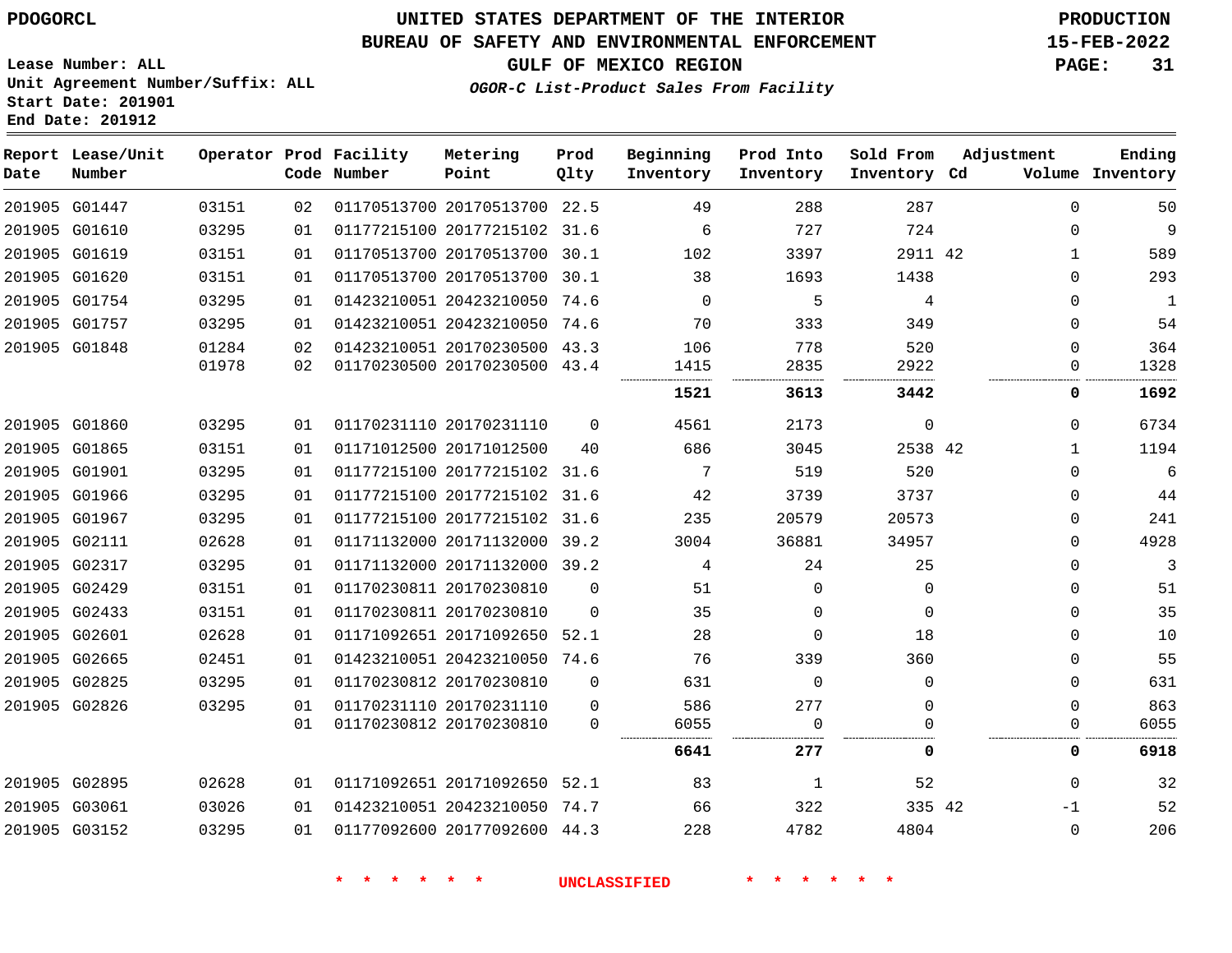PDOGORCL

# UNITED STATES DEPARTMENT OF THE INTERIOR
## BUREAU OF SAFETY AND ENVIRONMENTAL ENFORCEMENT
### GULF OF MEXICO REGION
*OGOR-C List-Product Sales From Facility*

PRODUCTION
15-FEB-2022

Lease Number: ALL
Unit Agreement Number/Suffix: ALL
Start Date: 201901
End Date: 201912

| Report Date | Lease/Unit Number | Operator | Prod Code | Facility Number | Metering Point | Prod Qlty | Beginning Inventory | Prod Into Inventory | Sold From Inventory | Adjustment Cd | Volume | Ending Inventory |
|---|---|---|---|---|---|---|---|---|---|---|---|---|
| 201905 | G01447 | 03151 | 02 | 01170513700 | 20170513700 | 22.5 | 49 | 288 | 287 | | 0 | 50 |
| 201905 | G01610 | 03295 | 01 | 01177215100 | 20177215102 | 31.6 | 6 | 727 | 724 | | 0 | 9 |
| 201905 | G01619 | 03151 | 01 | 01170513700 | 20170513700 | 30.1 | 102 | 3397 | 2911 | 42 | 1 | 589 |
| 201905 | G01620 | 03151 | 01 | 01170513700 | 20170513700 | 30.1 | 38 | 1693 | 1438 | | 0 | 293 |
| 201905 | G01754 | 03295 | 01 | 01423210051 | 20423210050 | 74.6 | 0 | 5 | 4 | | 0 | 1 |
| 201905 | G01757 | 03295 | 01 | 01423210051 | 20423210050 | 74.6 | 70 | 333 | 349 | | 0 | 54 |
| 201905 | G01848 | 01284 | 02 | 01423210051 | 20170230500 | 43.3 | 106 | 778 | 520 | | 0 | 364 |
| | | 01978 | 02 | 01170230500 | 20170230500 | 43.4 | 1415 | 2835 | 2922 | | 0 | 1328 |
| | | | | | | | **1521** | **3613** | **3442** | | **0** | **1692** |
| 201905 | G01860 | 03295 | 01 | 01170231110 | 20170231110 | 0 | 4561 | 2173 | 0 | | 0 | 6734 |
| 201905 | G01865 | 03151 | 01 | 01171012500 | 20171012500 | 40 | 686 | 3045 | 2538 | 42 | 1 | 1194 |
| 201905 | G01901 | 03295 | 01 | 01177215100 | 20177215102 | 31.6 | 7 | 519 | 520 | | 0 | 6 |
| 201905 | G01966 | 03295 | 01 | 01177215100 | 20177215102 | 31.6 | 42 | 3739 | 3737 | | 0 | 44 |
| 201905 | G01967 | 03295 | 01 | 01177215100 | 20177215102 | 31.6 | 235 | 20579 | 20573 | | 0 | 241 |
| 201905 | G02111 | 02628 | 01 | 01171132000 | 20171132000 | 39.2 | 3004 | 36881 | 34957 | | 0 | 4928 |
| 201905 | G02317 | 03295 | 01 | 01171132000 | 20171132000 | 39.2 | 4 | 24 | 25 | | 0 | 3 |
| 201905 | G02429 | 03151 | 01 | 01170230811 | 20170230810 | 0 | 51 | 0 | 0 | | 0 | 51 |
| 201905 | G02433 | 03151 | 01 | 01170230811 | 20170230810 | 0 | 35 | 0 | 0 | | 0 | 35 |
| 201905 | G02601 | 02628 | 01 | 01171092651 | 20171092650 | 52.1 | 28 | 0 | 18 | | 0 | 10 |
| 201905 | G02665 | 02451 | 01 | 01423210051 | 20423210050 | 74.6 | 76 | 339 | 360 | | 0 | 55 |
| 201905 | G02825 | 03295 | 01 | 01170230812 | 20170230810 | 0 | 631 | 0 | 0 | | 0 | 631 |
| 201905 | G02826 | 03295 | 01 | 01170231110 | 20170231110 | 0 | 586 | 277 | 0 | | 0 | 863 |
| | | | 01 | 01170230812 | 20170230810 | 0 | 6055 | 0 | 0 | | 0 | 6055 |
| | | | | | | | **6641** | **277** | **0** | | **0** | **6918** |
| 201905 | G02895 | 02628 | 01 | 01171092651 | 20171092650 | 52.1 | 83 | 1 | 52 | | 0 | 32 |
| 201905 | G03061 | 03026 | 01 | 01423210051 | 20423210050 | 74.7 | 66 | 322 | 335 | 42 | -1 | 52 |
| 201905 | G03152 | 03295 | 01 | 01177092600 | 20177092600 | 44.3 | 228 | 4782 | 4804 | | 0 | 206 |

* * * * * * UNCLASSIFIED * * * * * *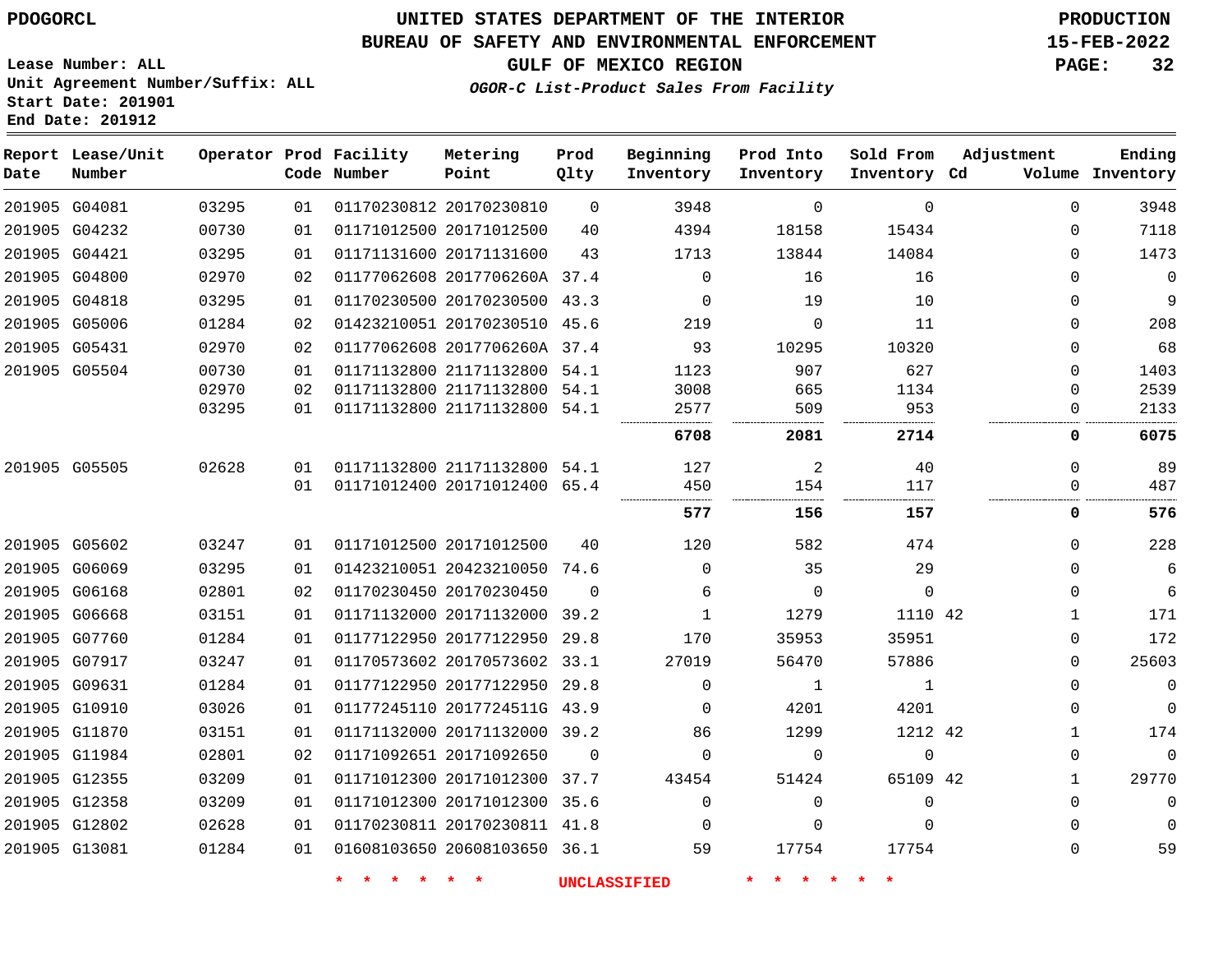PDOGORCL

# UNITED STATES DEPARTMENT OF THE INTERIOR
## BUREAU OF SAFETY AND ENVIRONMENTAL ENFORCEMENT
### GULF OF MEXICO REGION
*OGOR-C List-Product Sales From Facility*

PRODUCTION
15-FEB-2022

Lease Number: ALL
Unit Agreement Number/Suffix: ALL
Start Date: 201901
End Date: 201912

| Report Date | Lease/Unit Number | Operator | Prod Code | Facility Number | Metering Point | Prod Qlty | Beginning Inventory | Prod Into Inventory | Sold From Inventory | Adjustment Cd | Volume | Ending Inventory |
|---|---|---|---|---|---|---|---|---|---|---|---|---|
| 201905 | G04081 | 03295 | 01 | 01170230812 | 20170230810 | 0 | 3948 | 0 | 0 | | 0 | 3948 |
| 201905 | G04232 | 00730 | 01 | 01171012500 | 20171012500 | 40 | 4394 | 18158 | 15434 | | 0 | 7118 |
| 201905 | G04421 | 03295 | 01 | 01171131600 | 20171131600 | 43 | 1713 | 13844 | 14084 | | 0 | 1473 |
| 201905 | G04800 | 02970 | 02 | 01177062608 | 2017706260A | 37.4 | 0 | 16 | 16 | | 0 | 0 |
| 201905 | G04818 | 03295 | 01 | 01170230500 | 20170230500 | 43.3 | 0 | 19 | 10 | | 0 | 9 |
| 201905 | G05006 | 01284 | 02 | 01423210051 | 20170230510 | 45.6 | 219 | 0 | 11 | | 0 | 208 |
| 201905 | G05431 | 02970 | 02 | 01177062608 | 2017706260A | 37.4 | 93 | 10295 | 10320 | | 0 | 68 |
| 201905 | G05504 | 00730 | 01 | 01171132800 | 21171132800 | 54.1 | 1123 | 907 | 627 | | 0 | 1403 |
| | | 02970 | 02 | 01171132800 | 21171132800 | 54.1 | 3008 | 665 | 1134 | | 0 | 2539 |
| | | 03295 | 01 | 01171132800 | 21171132800 | 54.1 | 2577 | 509 | 953 | | 0 | 2133 |
| | | | | | | | **6708** | **2081** | **2714** | | **0** | **6075** |
| 201905 | G05505 | 02628 | 01 | 01171132800 | 21171132800 | 54.1 | 127 | 2 | 40 | | 0 | 89 |
| | | | 01 | 01171012400 | 20171012400 | 65.4 | 450 | 154 | 117 | | 0 | 487 |
| | | | | | | | **577** | **156** | **157** | | **0** | **576** |
| 201905 | G05602 | 03247 | 01 | 01171012500 | 20171012500 | 40 | 120 | 582 | 474 | | 0 | 228 |
| 201905 | G06069 | 03295 | 01 | 01423210051 | 20423210050 | 74.6 | 0 | 35 | 29 | | 0 | 6 |
| 201905 | G06168 | 02801 | 02 | 01170230450 | 20170230450 | 0 | 6 | 0 | 0 | | 0 | 6 |
| 201905 | G06668 | 03151 | 01 | 01171132000 | 20171132000 | 39.2 | 1 | 1279 | 1110 | 42 | 1 | 171 |
| 201905 | G07760 | 01284 | 01 | 01177122950 | 20177122950 | 29.8 | 170 | 35953 | 35951 | | 0 | 172 |
| 201905 | G07917 | 03247 | 01 | 01170573602 | 20170573602 | 33.1 | 27019 | 56470 | 57886 | | 0 | 25603 |
| 201905 | G09631 | 01284 | 01 | 01177122950 | 20177122950 | 29.8 | 0 | 1 | 1 | | 0 | 0 |
| 201905 | G10910 | 03026 | 01 | 01177245110 | 2017724511G | 43.9 | 0 | 4201 | 4201 | | 0 | 0 |
| 201905 | G11870 | 03151 | 01 | 01171132000 | 20171132000 | 39.2 | 86 | 1299 | 1212 | 42 | 1 | 174 |
| 201905 | G11984 | 02801 | 02 | 01171092651 | 20171092650 | 0 | 0 | 0 | 0 | | 0 | 0 |
| 201905 | G12355 | 03209 | 01 | 01171012300 | 20171012300 | 37.7 | 43454 | 51424 | 65109 | 42 | 1 | 29770 |
| 201905 | G12358 | 03209 | 01 | 01171012300 | 20171012300 | 35.6 | 0 | 0 | 0 | | 0 | 0 |
| 201905 | G12802 | 02628 | 01 | 01170230811 | 20170230811 | 41.8 | 0 | 0 | 0 | | 0 | 0 |
| 201905 | G13081 | 01284 | 01 | 01608103650 | 20608103650 | 36.1 | 59 | 17754 | 17754 | | 0 | 59 |

* * * * * * UNCLASSIFIED * * * * * *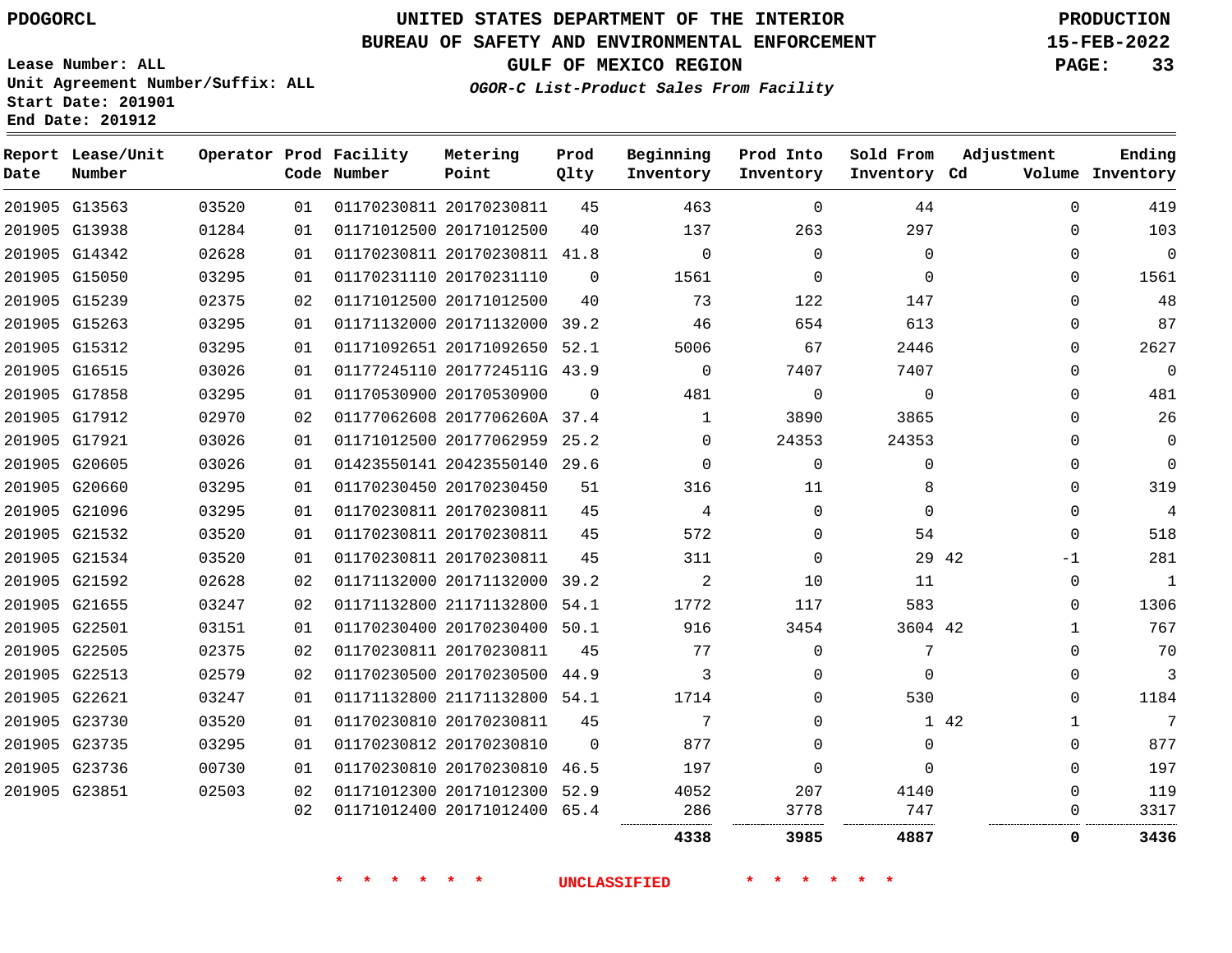PDOGORCL

# UNITED STATES DEPARTMENT OF THE INTERIOR
## BUREAU OF SAFETY AND ENVIRONMENTAL ENFORCEMENT
### GULF OF MEXICO REGION

*OGOR-C List-Product Sales From Facility*

PRODUCTION
15-FEB-2022

Lease Number: ALL
Unit Agreement Number/Suffix: ALL
Start Date: 201901
End Date: 201912

| Report Date | Lease/Unit Number | Operator | Prod Code | Facility Number | Metering Point | Prod Qlty | Beginning Inventory | Prod Into Inventory | Sold From Inventory | Adjustment Cd | Adjustment Volume | Ending Inventory |
|---|---|---|---|---|---|---|---|---|---|---|---|---|
| 201905 | G13563 | 03520 | 01 | 01170230811 | 20170230811 | 45 | 463 | 0 | 44 | | 0 | 419 |
| 201905 | G13938 | 01284 | 01 | 01171012500 | 20171012500 | 40 | 137 | 263 | 297 | | 0 | 103 |
| 201905 | G14342 | 02628 | 01 | 01170230811 | 20170230811 | 41.8 | 0 | 0 | 0 | | 0 | 0 |
| 201905 | G15050 | 03295 | 01 | 01170231110 | 20170231110 | 0 | 1561 | 0 | 0 | | 0 | 1561 |
| 201905 | G15239 | 02375 | 02 | 01171012500 | 20171012500 | 40 | 73 | 122 | 147 | | 0 | 48 |
| 201905 | G15263 | 03295 | 01 | 01171132000 | 20171132000 | 39.2 | 46 | 654 | 613 | | 0 | 87 |
| 201905 | G15312 | 03295 | 01 | 01171092651 | 20171092650 | 52.1 | 5006 | 67 | 2446 | | 0 | 2627 |
| 201905 | G16515 | 03026 | 01 | 01177245110 | 2017724511G | 43.9 | 0 | 7407 | 7407 | | 0 | 0 |
| 201905 | G17858 | 03295 | 01 | 01170530900 | 20170530900 | 0 | 481 | 0 | 0 | | 0 | 481 |
| 201905 | G17912 | 02970 | 02 | 01177062608 | 2017706260A | 37.4 | 1 | 3890 | 3865 | | 0 | 26 |
| 201905 | G17921 | 03026 | 01 | 01171012500 | 20177062959 | 25.2 | 0 | 24353 | 24353 | | 0 | 0 |
| 201905 | G20605 | 03026 | 01 | 01423550141 | 20423550140 | 29.6 | 0 | 0 | 0 | | 0 | 0 |
| 201905 | G20660 | 03295 | 01 | 01170230450 | 20170230450 | 51 | 316 | 11 | 8 | | 0 | 319 |
| 201905 | G21096 | 03295 | 01 | 01170230811 | 20170230811 | 45 | 4 | 0 | 0 | | 0 | 4 |
| 201905 | G21532 | 03520 | 01 | 01170230811 | 20170230811 | 45 | 572 | 0 | 54 | | 0 | 518 |
| 201905 | G21534 | 03520 | 01 | 01170230811 | 20170230811 | 45 | 311 | 0 | 29 | 42 | -1 | 281 |
| 201905 | G21592 | 02628 | 02 | 01171132000 | 20171132000 | 39.2 | 2 | 10 | 11 | | 0 | 1 |
| 201905 | G21655 | 03247 | 02 | 01171132800 | 21171132800 | 54.1 | 1772 | 117 | 583 | | 0 | 1306 |
| 201905 | G22501 | 03151 | 01 | 01170230400 | 20170230400 | 50.1 | 916 | 3454 | 3604 | 42 | 1 | 767 |
| 201905 | G22505 | 02375 | 02 | 01170230811 | 20170230811 | 45 | 77 | 0 | 7 | | 0 | 70 |
| 201905 | G22513 | 02579 | 02 | 01170230500 | 20170230500 | 44.9 | 3 | 0 | 0 | | 0 | 3 |
| 201905 | G22621 | 03247 | 01 | 01171132800 | 21171132800 | 54.1 | 1714 | 0 | 530 | | 0 | 1184 |
| 201905 | G23730 | 03520 | 01 | 01170230810 | 20170230811 | 45 | 7 | 0 | 1 | 42 | 1 | 7 |
| 201905 | G23735 | 03295 | 01 | 01170230812 | 20170230810 | 0 | 877 | 0 | 0 | | 0 | 877 |
| 201905 | G23736 | 00730 | 01 | 01170230810 | 20170230810 | 46.5 | 197 | 0 | 0 | | 0 | 197 |
| 201905 | G23851 | 02503 | 02 | 01171012300 | 20171012300 | 52.9 | 4052 | 207 | 4140 | | 0 | 119 |
| | | | 02 | 01171012400 | 20171012400 | 65.4 | 286 | 3778 | 747 | | 0 | 3317 |
| | | | | | | | **4338** | **3985** | **4887** | | **0** | **3436** |

\* \* \* \* \* \* UNCLASSIFIED \* \* \* \* \* \*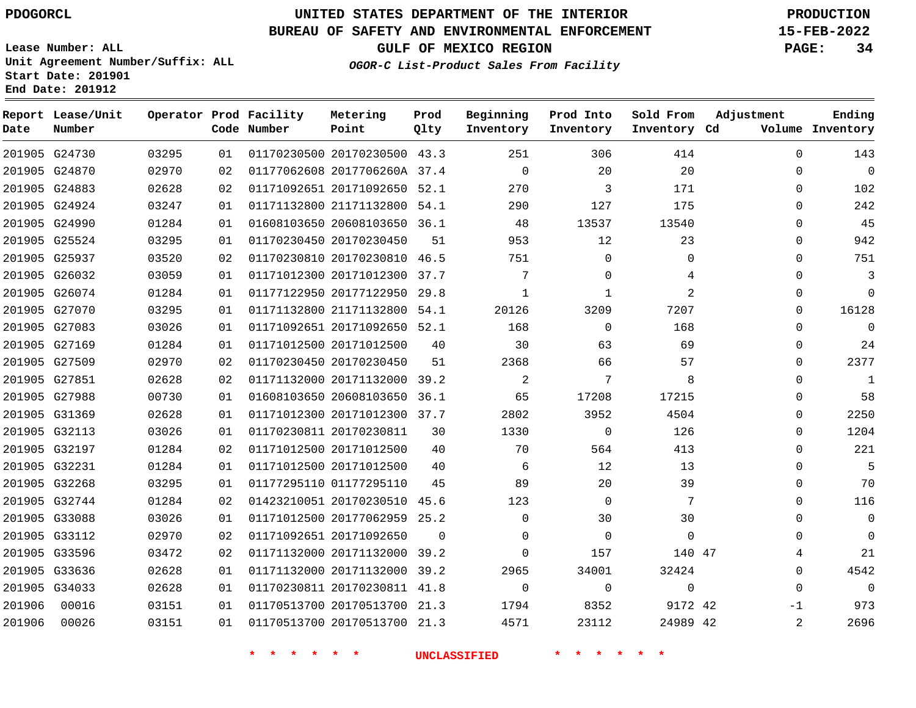PDOGORCL

# UNITED STATES DEPARTMENT OF THE INTERIOR
## BUREAU OF SAFETY AND ENVIRONMENTAL ENFORCEMENT
### GULF OF MEXICO REGION
*OGOR-C List-Product Sales From Facility*

PRODUCTION
15-FEB-2022

Lease Number: ALL
Unit Agreement Number/Suffix: ALL
Start Date: 201901
End Date: 201912

| Report Date | Lease/Unit Number | Operator | Prod Code | Facility Number | Metering Point | Prod Qlty | Beginning Inventory | Prod Into Inventory | Sold From Inventory | Adjustment Cd | Volume | Ending Inventory |
|---|---|---|---|---|---|---|---|---|---|---|---|---|
| 201905 | G24730 | 03295 | 01 | 01170230500 | 20170230500 | 43.3 | 251 | 306 | 414 | | 0 | 143 |
| 201905 | G24870 | 02970 | 02 | 01177062608 | 2017706260A | 37.4 | 0 | 20 | 20 | | 0 | 0 |
| 201905 | G24883 | 02628 | 02 | 01171092651 | 20171092650 | 52.1 | 270 | 3 | 171 | | 0 | 102 |
| 201905 | G24924 | 03247 | 01 | 01171132800 | 21171132800 | 54.1 | 290 | 127 | 175 | | 0 | 242 |
| 201905 | G24990 | 01284 | 01 | 01608103650 | 20608103650 | 36.1 | 48 | 13537 | 13540 | | 0 | 45 |
| 201905 | G25524 | 03295 | 01 | 01170230450 | 20170230450 | 51 | 953 | 12 | 23 | | 0 | 942 |
| 201905 | G25937 | 03520 | 02 | 01170230810 | 20170230810 | 46.5 | 751 | 0 | 0 | | 0 | 751 |
| 201905 | G26032 | 03059 | 01 | 01171012300 | 20171012300 | 37.7 | 7 | 0 | 4 | | 0 | 3 |
| 201905 | G26074 | 01284 | 01 | 01177122950 | 20177122950 | 29.8 | 1 | 1 | 2 | | 0 | 0 |
| 201905 | G27070 | 03295 | 01 | 01171132800 | 21171132800 | 54.1 | 20126 | 3209 | 7207 | | 0 | 16128 |
| 201905 | G27083 | 03026 | 01 | 01171092651 | 20171092650 | 52.1 | 168 | 0 | 168 | | 0 | 0 |
| 201905 | G27169 | 01284 | 01 | 01171012500 | 20171012500 | 40 | 30 | 63 | 69 | | 0 | 24 |
| 201905 | G27509 | 02970 | 02 | 01170230450 | 20170230450 | 51 | 2368 | 66 | 57 | | 0 | 2377 |
| 201905 | G27851 | 02628 | 02 | 01171132000 | 20171132000 | 39.2 | 2 | 7 | 8 | | 0 | 1 |
| 201905 | G27988 | 00730 | 01 | 01608103650 | 20608103650 | 36.1 | 65 | 17208 | 17215 | | 0 | 58 |
| 201905 | G31369 | 02628 | 01 | 01171012300 | 20171012300 | 37.7 | 2802 | 3952 | 4504 | | 0 | 2250 |
| 201905 | G32113 | 03026 | 01 | 01170230811 | 20170230811 | 30 | 1330 | 0 | 126 | | 0 | 1204 |
| 201905 | G32197 | 01284 | 02 | 01171012500 | 20171012500 | 40 | 70 | 564 | 413 | | 0 | 221 |
| 201905 | G32231 | 01284 | 01 | 01171012500 | 20171012500 | 40 | 6 | 12 | 13 | | 0 | 5 |
| 201905 | G32268 | 03295 | 01 | 01177295110 | 01177295110 | 45 | 89 | 20 | 39 | | 0 | 70 |
| 201905 | G32744 | 01284 | 02 | 01423210051 | 20170230510 | 45.6 | 123 | 0 | 7 | | 0 | 116 |
| 201905 | G33088 | 03026 | 01 | 01171012500 | 20177062959 | 25.2 | 0 | 30 | 30 | | 0 | 0 |
| 201905 | G33112 | 02970 | 02 | 01171092651 | 20171092650 | 0 | 0 | 0 | 0 | | 0 | 0 |
| 201905 | G33596 | 03472 | 02 | 01171132000 | 20171132000 | 39.2 | 0 | 157 | 140 | 47 | 4 | 21 |
| 201905 | G33636 | 02628 | 01 | 01171132000 | 20171132000 | 39.2 | 2965 | 34001 | 32424 | | 0 | 4542 |
| 201905 | G34033 | 02628 | 01 | 01170230811 | 20170230811 | 41.8 | 0 | 0 | 0 | | 0 | 0 |
| 201906 | 00016 | 03151 | 01 | 01170513700 | 20170513700 | 21.3 | 1794 | 8352 | 9172 | 42 | -1 | 973 |
| 201906 | 00026 | 03151 | 01 | 01170513700 | 20170513700 | 21.3 | 4571 | 23112 | 24989 | 42 | 2 | 2696 |

* * * * * * UNCLASSIFIED * * * * * *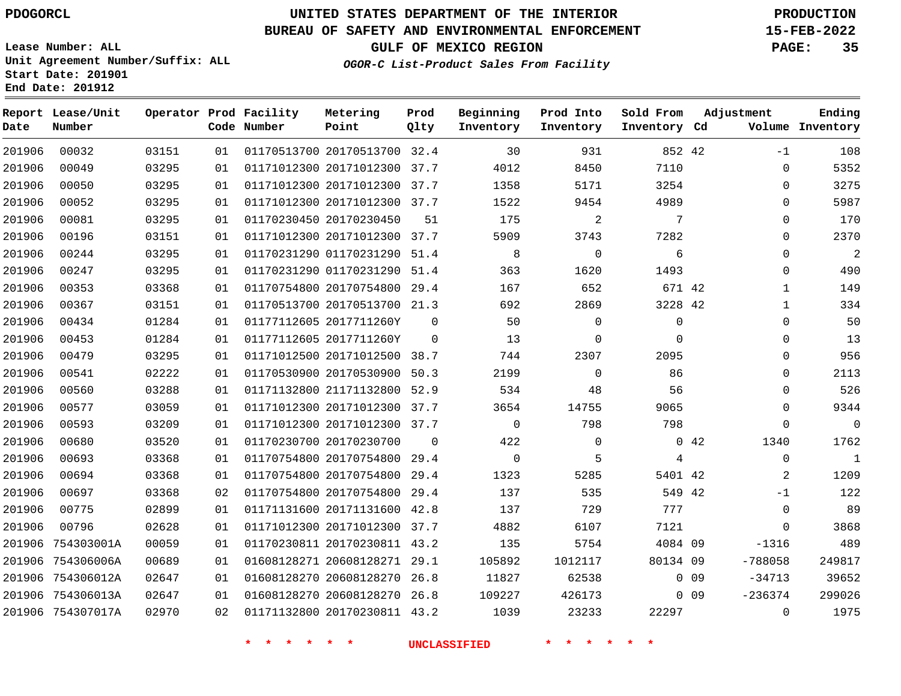PDOGORCL

# UNITED STATES DEPARTMENT OF THE INTERIOR
## BUREAU OF SAFETY AND ENVIRONMENTAL ENFORCEMENT
### GULF OF MEXICO REGION

*OGOR-C List-Product Sales From Facility*

PRODUCTION
15-FEB-2022

Lease Number: ALL
Unit Agreement Number/Suffix: ALL
Start Date: 201901
End Date: 201912

| Report Date | Lease/Unit Number | Operator | Prod Code | Facility Number | Metering Point | Prod Qlty | Beginning Inventory | Prod Into Inventory | Sold From Inventory | Adjustment Cd | Adjustment Volume | Ending Inventory |
|---|---|---|---|---|---|---|---|---|---|---|---|---|
| 201906 | 00032 | 03151 | 01 | 01170513700 | 20170513700 | 32.4 | 30 | 931 | 852 | 42 | -1 | 108 |
| 201906 | 00049 | 03295 | 01 | 01171012300 | 20171012300 | 37.7 | 4012 | 8450 | 7110 | | 0 | 5352 |
| 201906 | 00050 | 03295 | 01 | 01171012300 | 20171012300 | 37.7 | 1358 | 5171 | 3254 | | 0 | 3275 |
| 201906 | 00052 | 03295 | 01 | 01171012300 | 20171012300 | 37.7 | 1522 | 9454 | 4989 | | 0 | 5987 |
| 201906 | 00081 | 03295 | 01 | 01170230450 | 20170230450 | 51 | 175 | 2 | 7 | | 0 | 170 |
| 201906 | 00196 | 03151 | 01 | 01171012300 | 20171012300 | 37.7 | 5909 | 3743 | 7282 | | 0 | 2370 |
| 201906 | 00244 | 03295 | 01 | 01170231290 | 01170231290 | 51.4 | 8 | 0 | 6 | | 0 | 2 |
| 201906 | 00247 | 03295 | 01 | 01170231290 | 01170231290 | 51.4 | 363 | 1620 | 1493 | | 0 | 490 |
| 201906 | 00353 | 03368 | 01 | 01170754800 | 20170754800 | 29.4 | 167 | 652 | 671 | 42 | 1 | 149 |
| 201906 | 00367 | 03151 | 01 | 01170513700 | 20170513700 | 21.3 | 692 | 2869 | 3228 | 42 | 1 | 334 |
| 201906 | 00434 | 01284 | 01 | 01177112605 | 2017711260Y | 0 | 50 | 0 | 0 | | 0 | 50 |
| 201906 | 00453 | 01284 | 01 | 01177112605 | 2017711260Y | 0 | 13 | 0 | 0 | | 0 | 13 |
| 201906 | 00479 | 03295 | 01 | 01171012500 | 20171012500 | 38.7 | 744 | 2307 | 2095 | | 0 | 956 |
| 201906 | 00541 | 02222 | 01 | 01170530900 | 20170530900 | 50.3 | 2199 | 0 | 86 | | 0 | 2113 |
| 201906 | 00560 | 03288 | 01 | 01171132800 | 21171132800 | 52.9 | 534 | 48 | 56 | | 0 | 526 |
| 201906 | 00577 | 03059 | 01 | 01171012300 | 20171012300 | 37.7 | 3654 | 14755 | 9065 | | 0 | 9344 |
| 201906 | 00593 | 03209 | 01 | 01171012300 | 20171012300 | 37.7 | 0 | 798 | 798 | | 0 | 0 |
| 201906 | 00680 | 03520 | 01 | 01170230700 | 20170230700 | 0 | 422 | 0 | 0 | 42 | 1340 | 1762 |
| 201906 | 00693 | 03368 | 01 | 01170754800 | 20170754800 | 29.4 | 0 | 5 | 4 | | 0 | 1 |
| 201906 | 00694 | 03368 | 01 | 01170754800 | 20170754800 | 29.4 | 1323 | 5285 | 5401 | 42 | 2 | 1209 |
| 201906 | 00697 | 03368 | 02 | 01170754800 | 20170754800 | 29.4 | 137 | 535 | 549 | 42 | -1 | 122 |
| 201906 | 00775 | 02899 | 01 | 01171131600 | 20171131600 | 42.8 | 137 | 729 | 777 | | 0 | 89 |
| 201906 | 00796 | 02628 | 01 | 01171012300 | 20171012300 | 37.7 | 4882 | 6107 | 7121 | | 0 | 3868 |
| 201906 | 754303001A | 00059 | 01 | 01170230811 | 20170230811 | 43.2 | 135 | 5754 | 4084 | 09 | -1316 | 489 |
| 201906 | 754306006A | 00689 | 01 | 01608128271 | 20608128271 | 29.1 | 105892 | 1012117 | 80134 | 09 | -788058 | 249817 |
| 201906 | 754306012A | 02647 | 01 | 01608128270 | 20608128270 | 26.8 | 11827 | 62538 | 0 | 09 | -34713 | 39652 |
| 201906 | 754306013A | 02647 | 01 | 01608128270 | 20608128270 | 26.8 | 109227 | 426173 | 0 | 09 | -236374 | 299026 |
| 201906 | 754307017A | 02970 | 02 | 01171132800 | 20170230811 | 43.2 | 1039 | 23233 | 22297 | | 0 | 1975 |

* * * * * * UNCLASSIFIED * * * * * *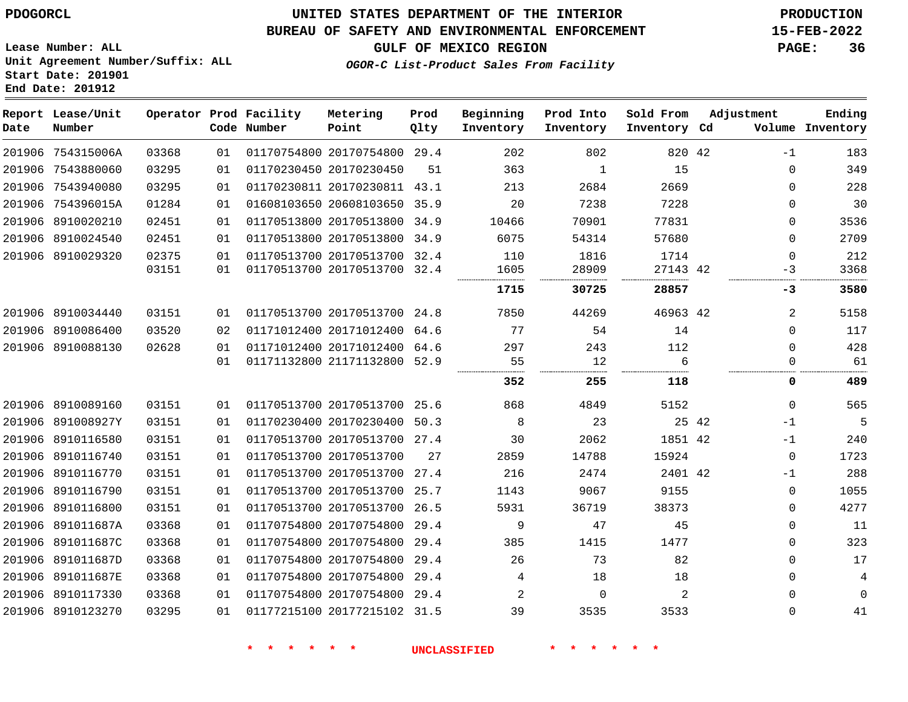PDOGORCL

# UNITED STATES DEPARTMENT OF THE INTERIOR
## BUREAU OF SAFETY AND ENVIRONMENTAL ENFORCEMENT
### GULF OF MEXICO REGION
*OGOR-C List-Product Sales From Facility*

PRODUCTION
15-FEB-2022

Lease Number: ALL
Unit Agreement Number/Suffix: ALL
Start Date: 201901
End Date: 201912

| Report Date | Lease/Unit Number | Operator | Prod Code | Facility Number | Metering Point | Prod Qlty | Beginning Inventory | Prod Into Inventory | Sold From Inventory | Adjustment Cd | Volume | Ending Inventory |
|---|---|---|---|---|---|---|---|---|---|---|---|---|
| 201906 | 754315006A | 03368 | 01 | 01170754800 | 20170754800 | 29.4 | 202 | 802 | 820 | 42 | -1 | 183 |
| 201906 | 7543880060 | 03295 | 01 | 01170230450 | 20170230450 | 51 | 363 | 1 | 15 | | 0 | 349 |
| 201906 | 7543940080 | 03295 | 01 | 01170230811 | 20170230811 | 43.1 | 213 | 2684 | 2669 | | 0 | 228 |
| 201906 | 754396015A | 01284 | 01 | 01608103650 | 20608103650 | 35.9 | 20 | 7238 | 7228 | | 0 | 30 |
| 201906 | 8910020210 | 02451 | 01 | 01170513800 | 20170513800 | 34.9 | 10466 | 70901 | 77831 | | 0 | 3536 |
| 201906 | 8910024540 | 02451 | 01 | 01170513800 | 20170513800 | 34.9 | 6075 | 54314 | 57680 | | 0 | 2709 |
| 201906 | 8910029320 | 02375 | 01 | 01170513700 | 20170513700 | 32.4 | 110 | 1816 | 1714 | | 0 | 212 |
| | | 03151 | 01 | 01170513700 | 20170513700 | 32.4 | 1605 | 28909 | 27143 | 42 | -3 | 3368 |
| | | | | | | | **1715** | **30725** | **28857** | | **-3** | **3580** |
| 201906 | 8910034440 | 03151 | 01 | 01170513700 | 20170513700 | 24.8 | 7850 | 44269 | 46963 | 42 | 2 | 5158 |
| 201906 | 8910086400 | 03520 | 02 | 01171012400 | 20171012400 | 64.6 | 77 | 54 | 14 | | 0 | 117 |
| 201906 | 8910088130 | 02628 | 01 | 01171012400 | 20171012400 | 64.6 | 297 | 243 | 112 | | 0 | 428 |
| | | | 01 | 01171132800 | 21171132800 | 52.9 | 55 | 12 | 6 | | 0 | 61 |
| | | | | | | | **352** | **255** | **118** | | **0** | **489** |
| 201906 | 8910089160 | 03151 | 01 | 01170513700 | 20170513700 | 25.6 | 868 | 4849 | 5152 | | 0 | 565 |
| 201906 | 891008927Y | 03151 | 01 | 01170230400 | 20170230400 | 50.3 | 8 | 23 | 25 | 42 | -1 | 5 |
| 201906 | 8910116580 | 03151 | 01 | 01170513700 | 20170513700 | 27.4 | 30 | 2062 | 1851 | 42 | -1 | 240 |
| 201906 | 8910116740 | 03151 | 01 | 01170513700 | 20170513700 | 27 | 2859 | 14788 | 15924 | | 0 | 1723 |
| 201906 | 8910116770 | 03151 | 01 | 01170513700 | 20170513700 | 27.4 | 216 | 2474 | 2401 | 42 | -1 | 288 |
| 201906 | 8910116790 | 03151 | 01 | 01170513700 | 20170513700 | 25.7 | 1143 | 9067 | 9155 | | 0 | 1055 |
| 201906 | 8910116800 | 03151 | 01 | 01170513700 | 20170513700 | 26.5 | 5931 | 36719 | 38373 | | 0 | 4277 |
| 201906 | 891011687A | 03368 | 01 | 01170754800 | 20170754800 | 29.4 | 9 | 47 | 45 | | 0 | 11 |
| 201906 | 891011687C | 03368 | 01 | 01170754800 | 20170754800 | 29.4 | 385 | 1415 | 1477 | | 0 | 323 |
| 201906 | 891011687D | 03368 | 01 | 01170754800 | 20170754800 | 29.4 | 26 | 73 | 82 | | 0 | 17 |
| 201906 | 891011687E | 03368 | 01 | 01170754800 | 20170754800 | 29.4 | 4 | 18 | 18 | | 0 | 4 |
| 201906 | 8910117330 | 03368 | 01 | 01170754800 | 20170754800 | 29.4 | 2 | 0 | 2 | | 0 | 0 |
| 201906 | 8910123270 | 03295 | 01 | 01177215100 | 20177215102 | 31.5 | 39 | 3535 | 3533 | | 0 | 41 |

* * * * * * UNCLASSIFIED * * * * * *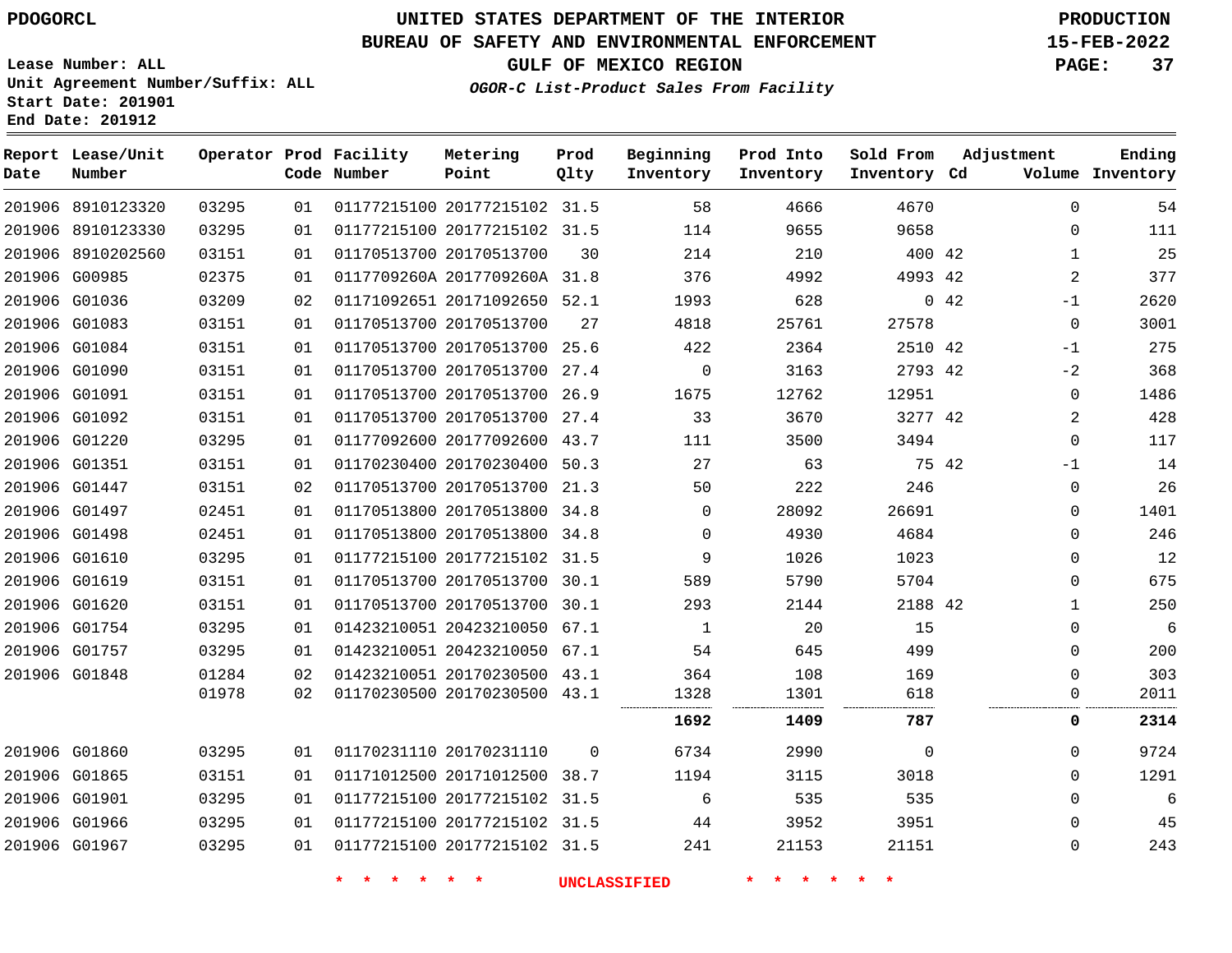PDOGORCL

# UNITED STATES DEPARTMENT OF THE INTERIOR
## BUREAU OF SAFETY AND ENVIRONMENTAL ENFORCEMENT
### GULF OF MEXICO REGION
*OGOR-C List-Product Sales From Facility*

PRODUCTION
15-FEB-2022

Lease Number: ALL
Unit Agreement Number/Suffix: ALL
Start Date: 201901
End Date: 201912

| Report Date | Lease/Unit Number | Operator | Prod Code | Facility Number | Metering Point | Prod Qlty | Beginning Inventory | Prod Into Inventory | Sold From Inventory | Adjustment Cd | Volume | Ending Inventory |
|---|---|---|---|---|---|---|---|---|---|---|---|---|
| 201906 | 8910123320 | 03295 | 01 | 01177215100 | 20177215102 | 31.5 | 58 | 4666 | 4670 | | 0 | 54 |
| 201906 | 8910123330 | 03295 | 01 | 01177215100 | 20177215102 | 31.5 | 114 | 9655 | 9658 | | 0 | 111 |
| 201906 | 8910202560 | 03151 | 01 | 01170513700 | 20170513700 | 30 | 214 | 210 | 400 | 42 | 1 | 25 |
| 201906 | G00985 | 02375 | 01 | 0117709260A | 2017709260A | 31.8 | 376 | 4992 | 4993 | 42 | 2 | 377 |
| 201906 | G01036 | 03209 | 02 | 01171092651 | 20171092650 | 52.1 | 1993 | 628 | 0 | 42 | -1 | 2620 |
| 201906 | G01083 | 03151 | 01 | 01170513700 | 20170513700 | 27 | 4818 | 25761 | 27578 | | 0 | 3001 |
| 201906 | G01084 | 03151 | 01 | 01170513700 | 20170513700 | 25.6 | 422 | 2364 | 2510 | 42 | -1 | 275 |
| 201906 | G01090 | 03151 | 01 | 01170513700 | 20170513700 | 27.4 | 0 | 3163 | 2793 | 42 | -2 | 368 |
| 201906 | G01091 | 03151 | 01 | 01170513700 | 20170513700 | 26.9 | 1675 | 12762 | 12951 | | 0 | 1486 |
| 201906 | G01092 | 03151 | 01 | 01170513700 | 20170513700 | 27.4 | 33 | 3670 | 3277 | 42 | 2 | 428 |
| 201906 | G01220 | 03295 | 01 | 01177092600 | 20177092600 | 43.7 | 111 | 3500 | 3494 | | 0 | 117 |
| 201906 | G01351 | 03151 | 01 | 01170230400 | 20170230400 | 50.3 | 27 | 63 | 75 | 42 | -1 | 14 |
| 201906 | G01447 | 03151 | 02 | 01170513700 | 20170513700 | 21.3 | 50 | 222 | 246 | | 0 | 26 |
| 201906 | G01497 | 02451 | 01 | 01170513800 | 20170513800 | 34.8 | 0 | 28092 | 26691 | | 0 | 1401 |
| 201906 | G01498 | 02451 | 01 | 01170513800 | 20170513800 | 34.8 | 0 | 4930 | 4684 | | 0 | 246 |
| 201906 | G01610 | 03295 | 01 | 01177215100 | 20177215102 | 31.5 | 9 | 1026 | 1023 | | 0 | 12 |
| 201906 | G01619 | 03151 | 01 | 01170513700 | 20170513700 | 30.1 | 589 | 5790 | 5704 | | 0 | 675 |
| 201906 | G01620 | 03151 | 01 | 01170513700 | 20170513700 | 30.1 | 293 | 2144 | 2188 | 42 | 1 | 250 |
| 201906 | G01754 | 03295 | 01 | 01423210051 | 20423210050 | 67.1 | 1 | 20 | 15 | | 0 | 6 |
| 201906 | G01757 | 03295 | 01 | 01423210051 | 20423210050 | 67.1 | 54 | 645 | 499 | | 0 | 200 |
| 201906 | G01848 | 01284 | 02 | 01423210051 | 20170230500 | 43.1 | 364 | 108 | 169 | | 0 | 303 |
| | | 01978 | 02 | 01170230500 | 20170230500 | 43.1 | 1328 | 1301 | 618 | | 0 | 2011 |
| | | | | | | | **1692** | **1409** | **787** | | **0** | **2314** |
| 201906 | G01860 | 03295 | 01 | 01170231110 | 20170231110 | 0 | 6734 | 2990 | 0 | | 0 | 9724 |
| 201906 | G01865 | 03151 | 01 | 01171012500 | 20171012500 | 38.7 | 1194 | 3115 | 3018 | | 0 | 1291 |
| 201906 | G01901 | 03295 | 01 | 01177215100 | 20177215102 | 31.5 | 6 | 535 | 535 | | 0 | 6 |
| 201906 | G01966 | 03295 | 01 | 01177215100 | 20177215102 | 31.5 | 44 | 3952 | 3951 | | 0 | 45 |
| 201906 | G01967 | 03295 | 01 | 01177215100 | 20177215102 | 31.5 | 241 | 21153 | 21151 | | 0 | 243 |

* * * * * * UNCLASSIFIED * * * * * *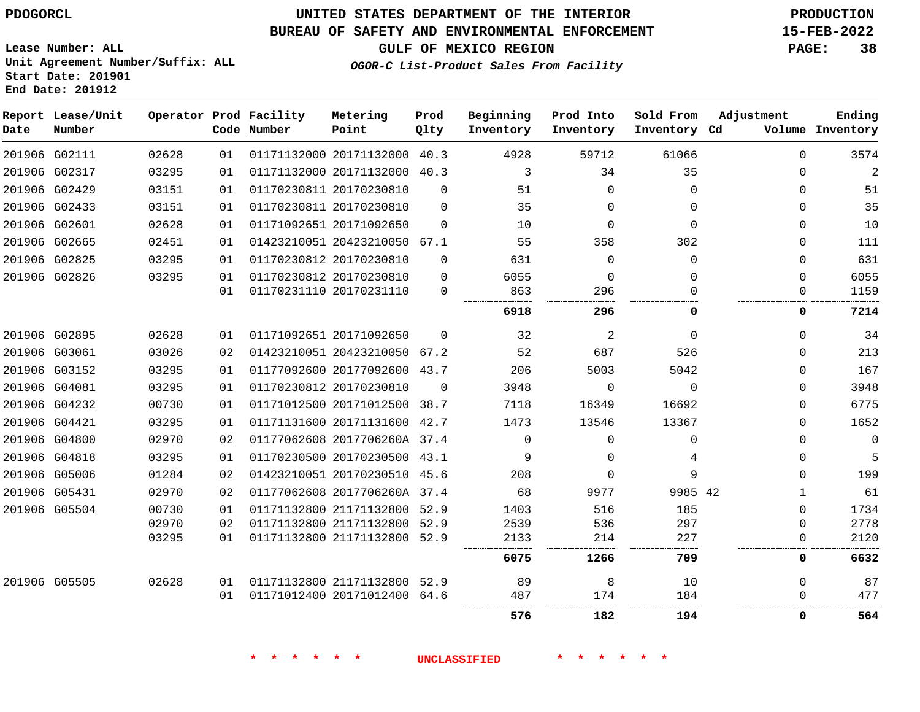PDOGORCL

# UNITED STATES DEPARTMENT OF THE INTERIOR
## BUREAU OF SAFETY AND ENVIRONMENTAL ENFORCEMENT
### GULF OF MEXICO REGION

*OGOR-C List-Product Sales From Facility*

PRODUCTION
15-FEB-2022

Lease Number: ALL
Unit Agreement Number/Suffix: ALL
Start Date: 201901
End Date: 201912

| Report Date | Lease/Unit Number | Operator | Prod Code | Facility Number | Metering Point | Prod Qlty | Beginning Inventory | Prod Into Inventory | Sold From Inventory | Adjustment Cd | Volume | Ending Inventory |
|---|---|---|---|---|---|---|---|---|---|---|---|---|
| 201906 | G02111 | 02628 | 01 | 01171132000 | 20171132000 | 40.3 | 4928 | 59712 | 61066 | | 0 | 3574 |
| 201906 | G02317 | 03295 | 01 | 01171132000 | 20171132000 | 40.3 | 3 | 34 | 35 | | 0 | 2 |
| 201906 | G02429 | 03151 | 01 | 01170230811 | 20170230810 | 0 | 51 | 0 | 0 | | 0 | 51 |
| 201906 | G02433 | 03151 | 01 | 01170230811 | 20170230810 | 0 | 35 | 0 | 0 | | 0 | 35 |
| 201906 | G02601 | 02628 | 01 | 01171092651 | 20171092650 | 0 | 10 | 0 | 0 | | 0 | 10 |
| 201906 | G02665 | 02451 | 01 | 01423210051 | 20423210050 | 67.1 | 55 | 358 | 302 | | 0 | 111 |
| 201906 | G02825 | 03295 | 01 | 01170230812 | 20170230810 | 0 | 631 | 0 | 0 | | 0 | 631 |
| 201906 | G02826 | 03295 | 01 | 01170230812 | 20170230810 | 0 | 6055 | 0 | 0 | | 0 | 6055 |
| | | | 01 | 01170231110 | 20170231110 | 0 | 863 | 296 | 0 | | 0 | 1159 |
| | | | | | | | **6918** | **296** | **0** | | **0** | **7214** |
| 201906 | G02895 | 02628 | 01 | 01171092651 | 20171092650 | 0 | 32 | 2 | 0 | | 0 | 34 |
| 201906 | G03061 | 03026 | 02 | 01423210051 | 20423210050 | 67.2 | 52 | 687 | 526 | | 0 | 213 |
| 201906 | G03152 | 03295 | 01 | 01177092600 | 20177092600 | 43.7 | 206 | 5003 | 5042 | | 0 | 167 |
| 201906 | G04081 | 03295 | 01 | 01170230812 | 20170230810 | 0 | 3948 | 0 | 0 | | 0 | 3948 |
| 201906 | G04232 | 00730 | 01 | 01171012500 | 20171012500 | 38.7 | 7118 | 16349 | 16692 | | 0 | 6775 |
| 201906 | G04421 | 03295 | 01 | 01171131600 | 20171131600 | 42.7 | 1473 | 13546 | 13367 | | 0 | 1652 |
| 201906 | G04800 | 02970 | 02 | 01177062608 | 2017706260A | 37.4 | 0 | 0 | 0 | | 0 | 0 |
| 201906 | G04818 | 03295 | 01 | 01170230500 | 20170230500 | 43.1 | 9 | 0 | 4 | | 0 | 5 |
| 201906 | G05006 | 01284 | 02 | 01423210051 | 20170230510 | 45.6 | 208 | 0 | 9 | | 0 | 199 |
| 201906 | G05431 | 02970 | 02 | 01177062608 | 2017706260A | 37.4 | 68 | 9977 | 9985 | 42 | 1 | 61 |
| 201906 | G05504 | 00730 | 01 | 01171132800 | 21171132800 | 52.9 | 1403 | 516 | 185 | | 0 | 1734 |
| | | 02970 | 02 | 01171132800 | 21171132800 | 52.9 | 2539 | 536 | 297 | | 0 | 2778 |
| | | 03295 | 01 | 01171132800 | 21171132800 | 52.9 | 2133 | 214 | 227 | | 0 | 2120 |
| | | | | | | | **6075** | **1266** | **709** | | **0** | **6632** |
| 201906 | G05505 | 02628 | 01 | 01171132800 | 21171132800 | 52.9 | 89 | 8 | 10 | | 0 | 87 |
| | | | 01 | 01171012400 | 20171012400 | 64.6 | 487 | 174 | 184 | | 0 | 477 |
| | | | | | | | **576** | **182** | **194** | | **0** | **564** |

\* \* \* \* \* \* UNCLASSIFIED \* \* \* \* \* \*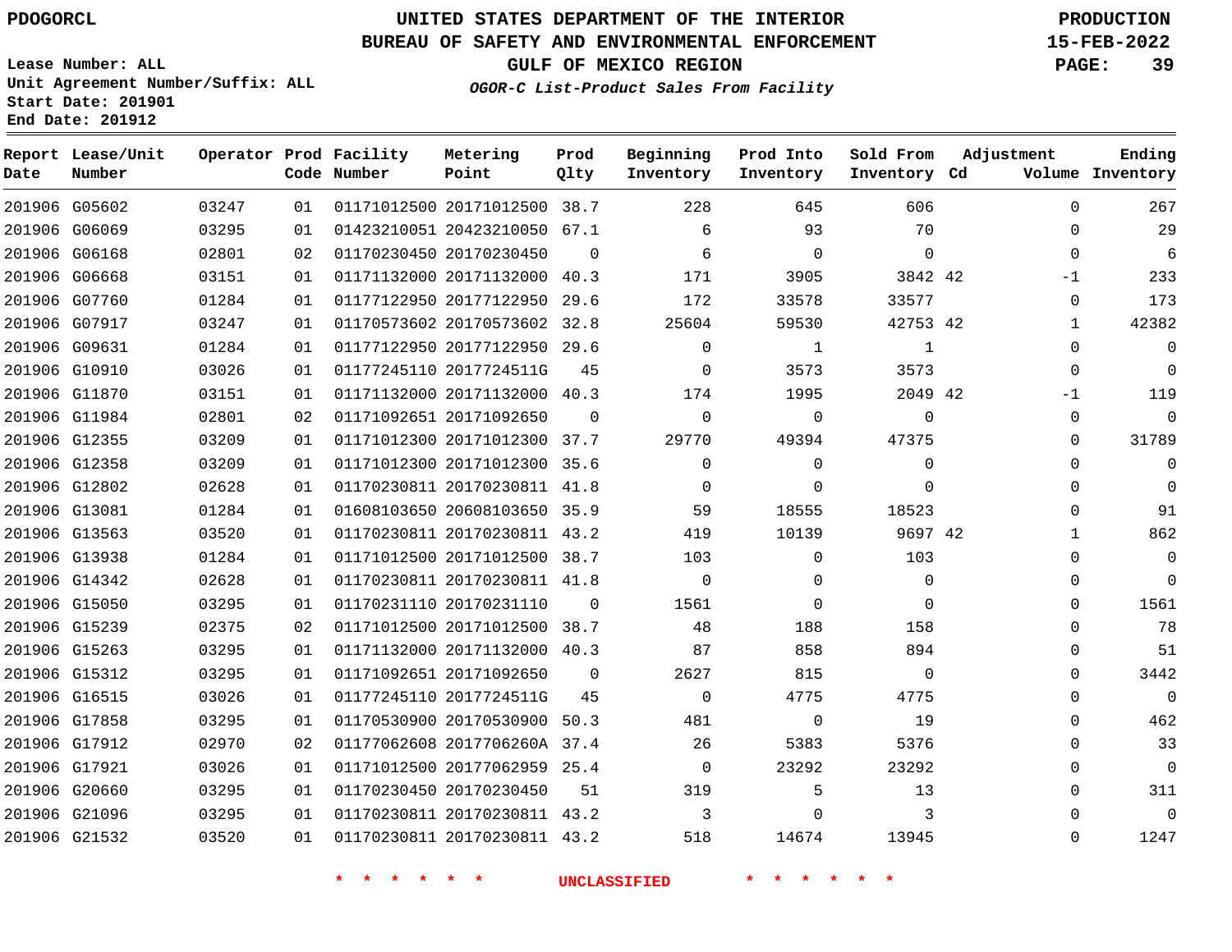PDOGORCL

# UNITED STATES DEPARTMENT OF THE INTERIOR
## BUREAU OF SAFETY AND ENVIRONMENTAL ENFORCEMENT
### GULF OF MEXICO REGION
*OGOR-C List-Product Sales From Facility*

PRODUCTION
15-FEB-2022

Lease Number: ALL
Unit Agreement Number/Suffix: ALL
Start Date: 201901
End Date: 201912

| Report Date | Lease/Unit Number | Operator | Prod Code | Facility Number | Metering Point | Prod Qlty | Beginning Inventory | Prod Into Inventory | Sold From Inventory | Adjustment Cd | Volume | Ending Inventory |
|---|---|---|---|---|---|---|---|---|---|---|---|---|
| 201906 | G05602 | 03247 | 01 | 01171012500 | 20171012500 | 38.7 | 228 | 645 | 606 | | 0 | 267 |
| 201906 | G06069 | 03295 | 01 | 01423210051 | 20423210050 | 67.1 | 6 | 93 | 70 | | 0 | 29 |
| 201906 | G06168 | 02801 | 02 | 01170230450 | 20170230450 | 0 | 6 | 0 | 0 | | 0 | 6 |
| 201906 | G06668 | 03151 | 01 | 01171132000 | 20171132000 | 40.3 | 171 | 3905 | 3842 | 42 | -1 | 233 |
| 201906 | G07760 | 01284 | 01 | 01177122950 | 20177122950 | 29.6 | 172 | 33578 | 33577 | | 0 | 173 |
| 201906 | G07917 | 03247 | 01 | 01170573602 | 20170573602 | 32.8 | 25604 | 59530 | 42753 | 42 | 1 | 42382 |
| 201906 | G09631 | 01284 | 01 | 01177122950 | 20177122950 | 29.6 | 0 | 1 | 1 | | 0 | 0 |
| 201906 | G10910 | 03026 | 01 | 01177245110 | 2017724511G | 45 | 0 | 3573 | 3573 | | 0 | 0 |
| 201906 | G11870 | 03151 | 01 | 01171132000 | 20171132000 | 40.3 | 174 | 1995 | 2049 | 42 | -1 | 119 |
| 201906 | G11984 | 02801 | 02 | 01171092651 | 20171092650 | 0 | 0 | 0 | 0 | | 0 | 0 |
| 201906 | G12355 | 03209 | 01 | 01171012300 | 20171012300 | 37.7 | 29770 | 49394 | 47375 | | 0 | 31789 |
| 201906 | G12358 | 03209 | 01 | 01171012300 | 20171012300 | 35.6 | 0 | 0 | 0 | | 0 | 0 |
| 201906 | G12802 | 02628 | 01 | 01170230811 | 20170230811 | 41.8 | 0 | 0 | 0 | | 0 | 0 |
| 201906 | G13081 | 01284 | 01 | 01608103650 | 20608103650 | 35.9 | 59 | 18555 | 18523 | | 0 | 91 |
| 201906 | G13563 | 03520 | 01 | 01170230811 | 20170230811 | 43.2 | 419 | 10139 | 9697 | 42 | 1 | 862 |
| 201906 | G13938 | 01284 | 01 | 01171012500 | 20171012500 | 38.7 | 103 | 0 | 103 | | 0 | 0 |
| 201906 | G14342 | 02628 | 01 | 01170230811 | 20170230811 | 41.8 | 0 | 0 | 0 | | 0 | 0 |
| 201906 | G15050 | 03295 | 01 | 01170231110 | 20170231110 | 0 | 1561 | 0 | 0 | | 0 | 1561 |
| 201906 | G15239 | 02375 | 02 | 01171012500 | 20171012500 | 38.7 | 48 | 188 | 158 | | 0 | 78 |
| 201906 | G15263 | 03295 | 01 | 01171132000 | 20171132000 | 40.3 | 87 | 858 | 894 | | 0 | 51 |
| 201906 | G15312 | 03295 | 01 | 01171092651 | 20171092650 | 0 | 2627 | 815 | 0 | | 0 | 3442 |
| 201906 | G16515 | 03026 | 01 | 01177245110 | 2017724511G | 45 | 0 | 4775 | 4775 | | 0 | 0 |
| 201906 | G17858 | 03295 | 01 | 01170530900 | 20170530900 | 50.3 | 481 | 0 | 19 | | 0 | 462 |
| 201906 | G17912 | 02970 | 02 | 01177062608 | 2017706260A | 37.4 | 26 | 5383 | 5376 | | 0 | 33 |
| 201906 | G17921 | 03026 | 01 | 01171012500 | 20177062959 | 25.4 | 0 | 23292 | 23292 | | 0 | 0 |
| 201906 | G20660 | 03295 | 01 | 01170230450 | 20170230450 | 51 | 319 | 5 | 13 | | 0 | 311 |
| 201906 | G21096 | 03295 | 01 | 01170230811 | 20170230811 | 43.2 | 3 | 0 | 3 | | 0 | 0 |
| 201906 | G21532 | 03520 | 01 | 01170230811 | 20170230811 | 43.2 | 518 | 14674 | 13945 | | 0 | 1247 |

* * * * * * UNCLASSIFIED * * * * * *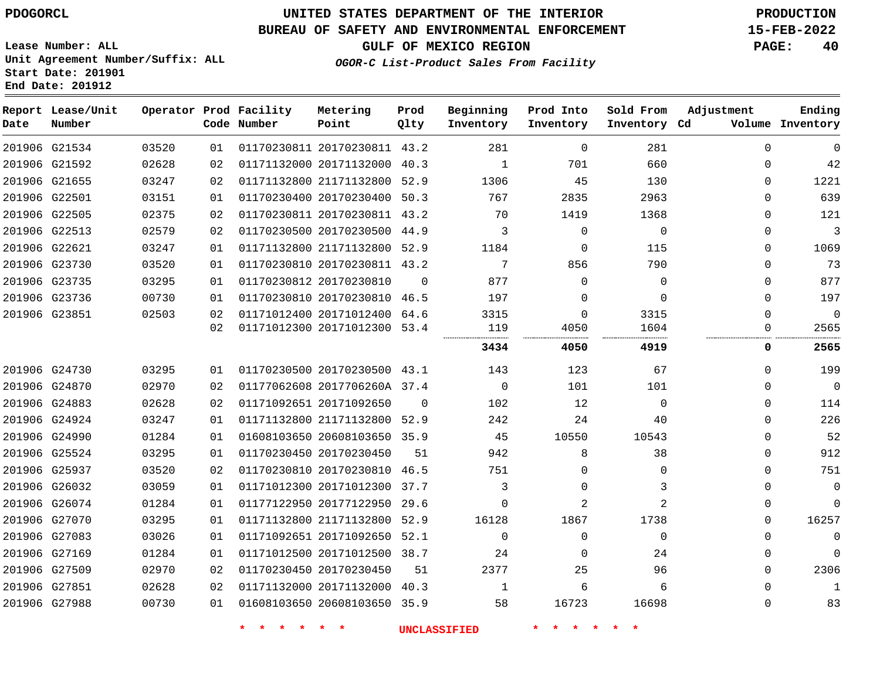PDOGORCL

# UNITED STATES DEPARTMENT OF THE INTERIOR
## BUREAU OF SAFETY AND ENVIRONMENTAL ENFORCEMENT
### GULF OF MEXICO REGION

*OGOR-C List-Product Sales From Facility*

PRODUCTION
15-FEB-2022

Lease Number: ALL
Unit Agreement Number/Suffix: ALL
Start Date: 201901
End Date: 201912

| Report Date | Lease/Unit Number | Operator | Prod Code | Facility Number | Metering Point | Prod Qlty | Beginning Inventory | Prod Into Inventory | Sold From Inventory | Adjustment Cd | Volume | Ending Inventory |
|---|---|---|---|---|---|---|---|---|---|---|---|---|
| 201906 | G21534 | 03520 | 01 | 01170230811 | 20170230811 | 43.2 | 281 | 0 | 281 | | 0 | 0 |
| 201906 | G21592 | 02628 | 02 | 01171132000 | 20171132000 | 40.3 | 1 | 701 | 660 | | 0 | 42 |
| 201906 | G21655 | 03247 | 02 | 01171132800 | 21171132800 | 52.9 | 1306 | 45 | 130 | | 0 | 1221 |
| 201906 | G22501 | 03151 | 01 | 01170230400 | 20170230400 | 50.3 | 767 | 2835 | 2963 | | 0 | 639 |
| 201906 | G22505 | 02375 | 02 | 01170230811 | 20170230811 | 43.2 | 70 | 1419 | 1368 | | 0 | 121 |
| 201906 | G22513 | 02579 | 02 | 01170230500 | 20170230500 | 44.9 | 3 | 0 | 0 | | 0 | 3 |
| 201906 | G22621 | 03247 | 01 | 01171132800 | 21171132800 | 52.9 | 1184 | 0 | 115 | | 0 | 1069 |
| 201906 | G23730 | 03520 | 01 | 01170230810 | 20170230811 | 43.2 | 7 | 856 | 790 | | 0 | 73 |
| 201906 | G23735 | 03295 | 01 | 01170230812 | 20170230810 | 0 | 877 | 0 | 0 | | 0 | 877 |
| 201906 | G23736 | 00730 | 01 | 01170230810 | 20170230810 | 46.5 | 197 | 0 | 0 | | 0 | 197 |
| 201906 | G23851 | 02503 | 02 | 01171012400 | 20171012400 | 64.6 | 3315 | 0 | 3315 | | 0 | 0 |
| | | | 02 | 01171012300 | 20171012300 | 53.4 | 119 | 4050 | 1604 | | 0 | 2565 |
| | | | | | | | **3434** | **4050** | **4919** | | **0** | **2565** |
| 201906 | G24730 | 03295 | 01 | 01170230500 | 20170230500 | 43.1 | 143 | 123 | 67 | | 0 | 199 |
| 201906 | G24870 | 02970 | 02 | 01177062608 | 2017706260A | 37.4 | 0 | 101 | 101 | | 0 | 0 |
| 201906 | G24883 | 02628 | 02 | 01171092651 | 20171092650 | 0 | 102 | 12 | 0 | | 0 | 114 |
| 201906 | G24924 | 03247 | 01 | 01171132800 | 21171132800 | 52.9 | 242 | 24 | 40 | | 0 | 226 |
| 201906 | G24990 | 01284 | 01 | 01608103650 | 20608103650 | 35.9 | 45 | 10550 | 10543 | | 0 | 52 |
| 201906 | G25524 | 03295 | 01 | 01170230450 | 20170230450 | 51 | 942 | 8 | 38 | | 0 | 912 |
| 201906 | G25937 | 03520 | 02 | 01170230810 | 20170230810 | 46.5 | 751 | 0 | 0 | | 0 | 751 |
| 201906 | G26032 | 03059 | 01 | 01171012300 | 20171012300 | 37.7 | 3 | 0 | 3 | | 0 | 0 |
| 201906 | G26074 | 01284 | 01 | 01177122950 | 20177122950 | 29.6 | 0 | 2 | 2 | | 0 | 0 |
| 201906 | G27070 | 03295 | 01 | 01171132800 | 21171132800 | 52.9 | 16128 | 1867 | 1738 | | 0 | 16257 |
| 201906 | G27083 | 03026 | 01 | 01171092651 | 20171092650 | 52.1 | 0 | 0 | 0 | | 0 | 0 |
| 201906 | G27169 | 01284 | 01 | 01171012500 | 20171012500 | 38.7 | 24 | 0 | 24 | | 0 | 0 |
| 201906 | G27509 | 02970 | 02 | 01170230450 | 20170230450 | 51 | 2377 | 25 | 96 | | 0 | 2306 |
| 201906 | G27851 | 02628 | 02 | 01171132000 | 20171132000 | 40.3 | 1 | 6 | 6 | | 0 | 1 |
| 201906 | G27988 | 00730 | 01 | 01608103650 | 20608103650 | 35.9 | 58 | 16723 | 16698 | | 0 | 83 |

* * * * * * UNCLASSIFIED * * * * * *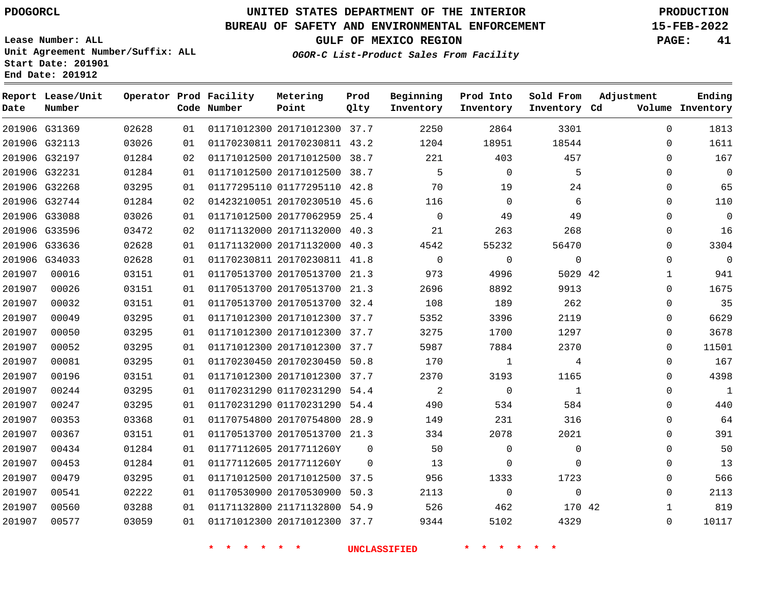PDOGORCL

# UNITED STATES DEPARTMENT OF THE INTERIOR
## BUREAU OF SAFETY AND ENVIRONMENTAL ENFORCEMENT
### GULF OF MEXICO REGION
*OGOR-C List-Product Sales From Facility*

PRODUCTION
15-FEB-2022

Lease Number: ALL
Unit Agreement Number/Suffix: ALL
Start Date: 201901
End Date: 201912

| Report Date | Lease/Unit Number | Operator | Prod Code | Facility Number | Metering Point | Prod Qlty | Beginning Inventory | Prod Into Inventory | Sold From Inventory | Adjustment Cd | Volume | Ending Inventory |
|---|---|---|---|---|---|---|---|---|---|---|---|---|
| 201906 | G31369 | 02628 | 01 | 01171012300 | 20171012300 | 37.7 | 2250 | 2864 | 3301 | | 0 | 1813 |
| 201906 | G32113 | 03026 | 01 | 01170230811 | 20170230811 | 43.2 | 1204 | 18951 | 18544 | | 0 | 1611 |
| 201906 | G32197 | 01284 | 02 | 01171012500 | 20171012500 | 38.7 | 221 | 403 | 457 | | 0 | 167 |
| 201906 | G32231 | 01284 | 01 | 01171012500 | 20171012500 | 38.7 | 5 | 0 | 5 | | 0 | 0 |
| 201906 | G32268 | 03295 | 01 | 01177295110 | 01177295110 | 42.8 | 70 | 19 | 24 | | 0 | 65 |
| 201906 | G32744 | 01284 | 02 | 01423210051 | 20170230510 | 45.6 | 116 | 0 | 6 | | 0 | 110 |
| 201906 | G33088 | 03026 | 01 | 01171012500 | 20177062959 | 25.4 | 0 | 49 | 49 | | 0 | 0 |
| 201906 | G33596 | 03472 | 02 | 01171132000 | 20171132000 | 40.3 | 21 | 263 | 268 | | 0 | 16 |
| 201906 | G33636 | 02628 | 01 | 01171132000 | 20171132000 | 40.3 | 4542 | 55232 | 56470 | | 0 | 3304 |
| 201906 | G34033 | 02628 | 01 | 01170230811 | 20170230811 | 41.8 | 0 | 0 | 0 | | 0 | 0 |
| 201907 | 00016 | 03151 | 01 | 01170513700 | 20170513700 | 21.3 | 973 | 4996 | 5029 | 42 | 1 | 941 |
| 201907 | 00026 | 03151 | 01 | 01170513700 | 20170513700 | 21.3 | 2696 | 8892 | 9913 | | 0 | 1675 |
| 201907 | 00032 | 03151 | 01 | 01170513700 | 20170513700 | 32.4 | 108 | 189 | 262 | | 0 | 35 |
| 201907 | 00049 | 03295 | 01 | 01171012300 | 20171012300 | 37.7 | 5352 | 3396 | 2119 | | 0 | 6629 |
| 201907 | 00050 | 03295 | 01 | 01171012300 | 20171012300 | 37.7 | 3275 | 1700 | 1297 | | 0 | 3678 |
| 201907 | 00052 | 03295 | 01 | 01171012300 | 20171012300 | 37.7 | 5987 | 7884 | 2370 | | 0 | 11501 |
| 201907 | 00081 | 03295 | 01 | 01170230450 | 20170230450 | 50.8 | 170 | 1 | 4 | | 0 | 167 |
| 201907 | 00196 | 03151 | 01 | 01171012300 | 20171012300 | 37.7 | 2370 | 3193 | 1165 | | 0 | 4398 |
| 201907 | 00244 | 03295 | 01 | 01170231290 | 01170231290 | 54.4 | 2 | 0 | 1 | | 0 | 1 |
| 201907 | 00247 | 03295 | 01 | 01170231290 | 01170231290 | 54.4 | 490 | 534 | 584 | | 0 | 440 |
| 201907 | 00353 | 03368 | 01 | 01170754800 | 20170754800 | 28.9 | 149 | 231 | 316 | | 0 | 64 |
| 201907 | 00367 | 03151 | 01 | 01170513700 | 20170513700 | 21.3 | 334 | 2078 | 2021 | | 0 | 391 |
| 201907 | 00434 | 01284 | 01 | 01177112605 | 2017711260Y | 0 | 50 | 0 | 0 | | 0 | 50 |
| 201907 | 00453 | 01284 | 01 | 01177112605 | 2017711260Y | 0 | 13 | 0 | 0 | | 0 | 13 |
| 201907 | 00479 | 03295 | 01 | 01171012500 | 20171012500 | 37.5 | 956 | 1333 | 1723 | | 0 | 566 |
| 201907 | 00541 | 02222 | 01 | 01170530900 | 20170530900 | 50.3 | 2113 | 0 | 0 | | 0 | 2113 |
| 201907 | 00560 | 03288 | 01 | 01171132800 | 21171132800 | 54.9 | 526 | 462 | 170 | 42 | 1 | 819 |
| 201907 | 00577 | 03059 | 01 | 01171012300 | 20171012300 | 37.7 | 9344 | 5102 | 4329 | | 0 | 10117 |

* * * * * * UNCLASSIFIED * * * * * *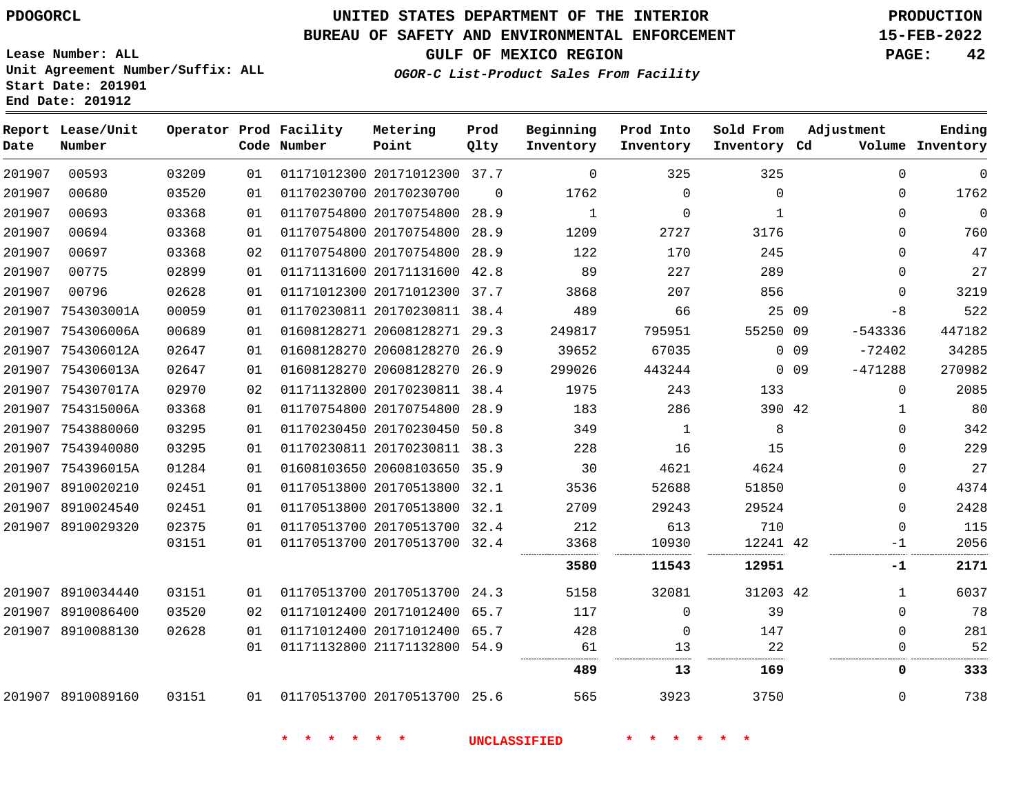# UNITED STATES DEPARTMENT OF THE INTERIOR
## BUREAU OF SAFETY AND ENVIRONMENTAL ENFORCEMENT
### GULF OF MEXICO REGION
*OGOR-C List-Product Sales From Facility*

PDOGORCL

PRODUCTION
15-FEB-2022

Lease Number: ALL
Unit Agreement Number/Suffix: ALL
Start Date: 201901
End Date: 201912

| Report Date | Lease/Unit Number | Operator | Prod Code | Facility Number | Metering Point | Prod Qlty | Beginning Inventory | Prod Into Inventory | Sold From Inventory | Adjustment Cd | Volume | Ending Inventory |
|---|---|---|---|---|---|---|---|---|---|---|---|---|
| 201907 | 00593 | 03209 | 01 | 01171012300 | 20171012300 | 37.7 | 0 | 325 | 325 | | 0 | 0 |
| 201907 | 00680 | 03520 | 01 | 01170230700 | 20170230700 | 0 | 1762 | 0 | 0 | | 0 | 1762 |
| 201907 | 00693 | 03368 | 01 | 01170754800 | 20170754800 | 28.9 | 1 | 0 | 1 | | 0 | 0 |
| 201907 | 00694 | 03368 | 01 | 01170754800 | 20170754800 | 28.9 | 1209 | 2727 | 3176 | | 0 | 760 |
| 201907 | 00697 | 03368 | 02 | 01170754800 | 20170754800 | 28.9 | 122 | 170 | 245 | | 0 | 47 |
| 201907 | 00775 | 02899 | 01 | 01171131600 | 20171131600 | 42.8 | 89 | 227 | 289 | | 0 | 27 |
| 201907 | 00796 | 02628 | 01 | 01171012300 | 20171012300 | 37.7 | 3868 | 207 | 856 | | 0 | 3219 |
| 201907 | 754303001A | 00059 | 01 | 01170230811 | 20170230811 | 38.4 | 489 | 66 | 25 | 09 | -8 | 522 |
| 201907 | 754306006A | 00689 | 01 | 01608128271 | 20608128271 | 29.3 | 249817 | 795951 | 55250 | 09 | -543336 | 447182 |
| 201907 | 754306012A | 02647 | 01 | 01608128270 | 20608128270 | 26.9 | 39652 | 67035 | 0 | 09 | -72402 | 34285 |
| 201907 | 754306013A | 02647 | 01 | 01608128270 | 20608128270 | 26.9 | 299026 | 443244 | 0 | 09 | -471288 | 270982 |
| 201907 | 754307017A | 02970 | 02 | 01171132800 | 20170230811 | 38.4 | 1975 | 243 | 133 | | 0 | 2085 |
| 201907 | 754315006A | 03368 | 01 | 01170754800 | 20170754800 | 28.9 | 183 | 286 | 390 | 42 | 1 | 80 |
| 201907 | 7543880060 | 03295 | 01 | 01170230450 | 20170230450 | 50.8 | 349 | 1 | 8 | | 0 | 342 |
| 201907 | 7543940080 | 03295 | 01 | 01170230811 | 20170230811 | 38.3 | 228 | 16 | 15 | | 0 | 229 |
| 201907 | 754396015A | 01284 | 01 | 01608103650 | 20608103650 | 35.9 | 30 | 4621 | 4624 | | 0 | 27 |
| 201907 | 8910020210 | 02451 | 01 | 01170513800 | 20170513800 | 32.1 | 3536 | 52688 | 51850 | | 0 | 4374 |
| 201907 | 8910024540 | 02451 | 01 | 01170513800 | 20170513800 | 32.1 | 2709 | 29243 | 29524 | | 0 | 2428 |
| 201907 | 8910029320 | 02375 | 01 | 01170513700 | 20170513700 | 32.4 | 212 | 613 | 710 | | 0 | 115 |
| | | 03151 | 01 | 01170513700 | 20170513700 | 32.4 | 3368 | 10930 | 12241 | 42 | -1 | 2056 |
| | | | | | | | **3580** | **11543** | **12951** | | **-1** | **2171** |
| 201907 | 8910034440 | 03151 | 01 | 01170513700 | 20170513700 | 24.3 | 5158 | 32081 | 31203 | 42 | 1 | 6037 |
| 201907 | 8910086400 | 03520 | 02 | 01171012400 | 20171012400 | 65.7 | 117 | 0 | 39 | | 0 | 78 |
| 201907 | 8910088130 | 02628 | 01 | 01171012400 | 20171012400 | 65.7 | 428 | 0 | 147 | | 0 | 281 |
| | | | 01 | 01171132800 | 21171132800 | 54.9 | 61 | 13 | 22 | | 0 | 52 |
| | | | | | | | **489** | **13** | **169** | | **0** | **333** |
| 201907 | 8910089160 | 03151 | 01 | 01170513700 | 20170513700 | 25.6 | 565 | 3923 | 3750 | | 0 | 738 |

\* \* \* \* \* \* UNCLASSIFIED \* \* \* \* \* \*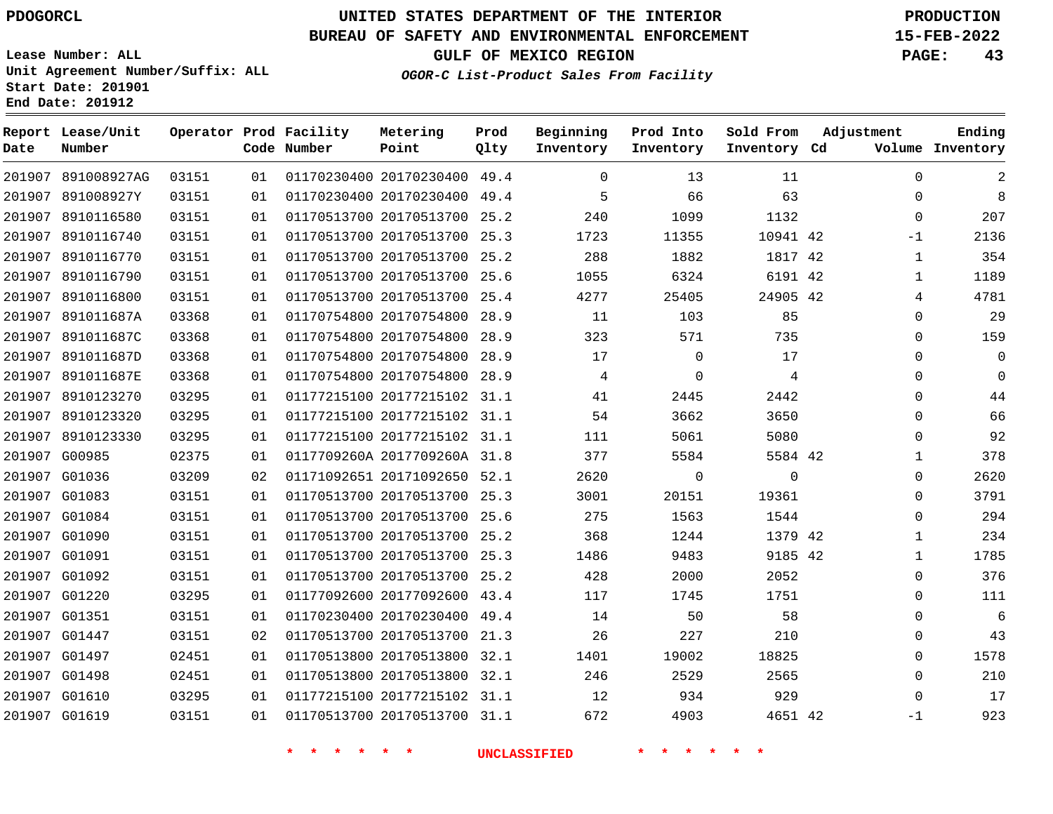PDOGORCL

# UNITED STATES DEPARTMENT OF THE INTERIOR
## BUREAU OF SAFETY AND ENVIRONMENTAL ENFORCEMENT
### GULF OF MEXICO REGION

*OGOR-C List-Product Sales From Facility*

PRODUCTION
15-FEB-2022

Lease Number: ALL
Unit Agreement Number/Suffix: ALL
Start Date: 201901
End Date: 201912

| Report Date | Lease/Unit Number | Operator | Prod Code | Facility Number | Metering Point | Prod Qlty | Beginning Inventory | Prod Into Inventory | Sold From Inventory | Adjustment Cd | Volume | Ending Inventory |
|---|---|---|---|---|---|---|---|---|---|---|---|---|
| 201907 | 891008927AG | 03151 | 01 | 01170230400 | 20170230400 | 49.4 | 0 | 13 | 11 | | 0 | 2 |
| 201907 | 891008927Y | 03151 | 01 | 01170230400 | 20170230400 | 49.4 | 5 | 66 | 63 | | 0 | 8 |
| 201907 | 8910116580 | 03151 | 01 | 01170513700 | 20170513700 | 25.2 | 240 | 1099 | 1132 | | 0 | 207 |
| 201907 | 8910116740 | 03151 | 01 | 01170513700 | 20170513700 | 25.3 | 1723 | 11355 | 10941 | 42 | -1 | 2136 |
| 201907 | 8910116770 | 03151 | 01 | 01170513700 | 20170513700 | 25.2 | 288 | 1882 | 1817 | 42 | 1 | 354 |
| 201907 | 8910116790 | 03151 | 01 | 01170513700 | 20170513700 | 25.6 | 1055 | 6324 | 6191 | 42 | 1 | 1189 |
| 201907 | 8910116800 | 03151 | 01 | 01170513700 | 20170513700 | 25.4 | 4277 | 25405 | 24905 | 42 | 4 | 4781 |
| 201907 | 891011687A | 03368 | 01 | 01170754800 | 20170754800 | 28.9 | 11 | 103 | 85 | | 0 | 29 |
| 201907 | 891011687C | 03368 | 01 | 01170754800 | 20170754800 | 28.9 | 323 | 571 | 735 | | 0 | 159 |
| 201907 | 891011687D | 03368 | 01 | 01170754800 | 20170754800 | 28.9 | 17 | 0 | 17 | | 0 | 0 |
| 201907 | 891011687E | 03368 | 01 | 01170754800 | 20170754800 | 28.9 | 4 | 0 | 4 | | 0 | 0 |
| 201907 | 8910123270 | 03295 | 01 | 01177215100 | 20177215102 | 31.1 | 41 | 2445 | 2442 | | 0 | 44 |
| 201907 | 8910123320 | 03295 | 01 | 01177215100 | 20177215102 | 31.1 | 54 | 3662 | 3650 | | 0 | 66 |
| 201907 | 8910123330 | 03295 | 01 | 01177215100 | 20177215102 | 31.1 | 111 | 5061 | 5080 | | 0 | 92 |
| 201907 | G00985 | 02375 | 01 | 0117709260A | 2017709260A | 31.8 | 377 | 5584 | 5584 | 42 | 1 | 378 |
| 201907 | G01036 | 03209 | 02 | 01171092651 | 20171092650 | 52.1 | 2620 | 0 | 0 | | 0 | 2620 |
| 201907 | G01083 | 03151 | 01 | 01170513700 | 20170513700 | 25.3 | 3001 | 20151 | 19361 | | 0 | 3791 |
| 201907 | G01084 | 03151 | 01 | 01170513700 | 20170513700 | 25.6 | 275 | 1563 | 1544 | | 0 | 294 |
| 201907 | G01090 | 03151 | 01 | 01170513700 | 20170513700 | 25.2 | 368 | 1244 | 1379 | 42 | 1 | 234 |
| 201907 | G01091 | 03151 | 01 | 01170513700 | 20170513700 | 25.3 | 1486 | 9483 | 9185 | 42 | 1 | 1785 |
| 201907 | G01092 | 03151 | 01 | 01170513700 | 20170513700 | 25.2 | 428 | 2000 | 2052 | | 0 | 376 |
| 201907 | G01220 | 03295 | 01 | 01177092600 | 20177092600 | 43.4 | 117 | 1745 | 1751 | | 0 | 111 |
| 201907 | G01351 | 03151 | 01 | 01170230400 | 20170230400 | 49.4 | 14 | 50 | 58 | | 0 | 6 |
| 201907 | G01447 | 03151 | 02 | 01170513700 | 20170513700 | 21.3 | 26 | 227 | 210 | | 0 | 43 |
| 201907 | G01497 | 02451 | 01 | 01170513800 | 20170513800 | 32.1 | 1401 | 19002 | 18825 | | 0 | 1578 |
| 201907 | G01498 | 02451 | 01 | 01170513800 | 20170513800 | 32.1 | 246 | 2529 | 2565 | | 0 | 210 |
| 201907 | G01610 | 03295 | 01 | 01177215100 | 20177215102 | 31.1 | 12 | 934 | 929 | | 0 | 17 |
| 201907 | G01619 | 03151 | 01 | 01170513700 | 20170513700 | 31.1 | 672 | 4903 | 4651 | 42 | -1 | 923 |

* * * * * * UNCLASSIFIED * * * * * *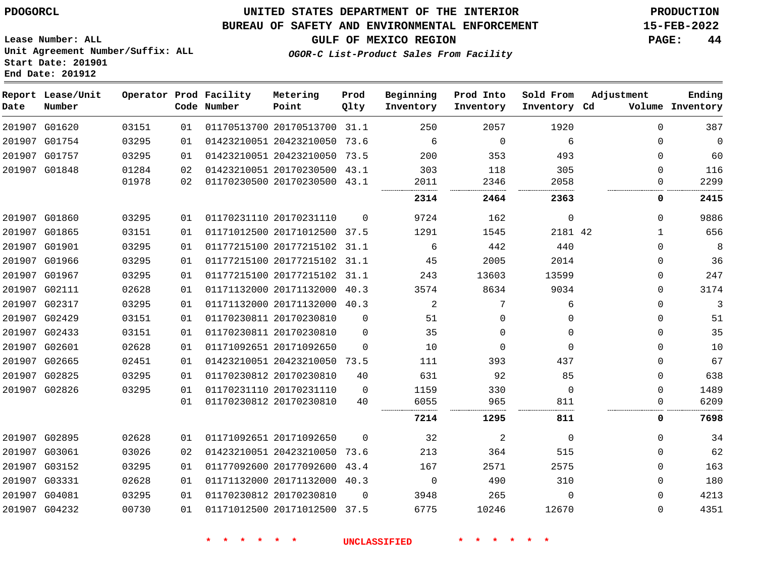PDOGORCL

# UNITED STATES DEPARTMENT OF THE INTERIOR
## BUREAU OF SAFETY AND ENVIRONMENTAL ENFORCEMENT
### GULF OF MEXICO REGION

*OGOR-C List-Product Sales From Facility*

PRODUCTION
15-FEB-2022

Lease Number: ALL
Unit Agreement Number/Suffix: ALL
Start Date: 201901
End Date: 201912

| Report Date | Lease/Unit Number | Operator | Prod Code | Facility Number | Metering Point | Prod Qlty | Beginning Inventory | Prod Into Inventory | Sold From Inventory | Adjustment Cd | Adjustment Volume | Ending Inventory |
|---|---|---|---|---|---|---|---|---|---|---|---|---|
| 201907 | G01620 | 03151 | 01 | 01170513700 | 20170513700 | 31.1 | 250 | 2057 | 1920 | | 0 | 387 |
| 201907 | G01754 | 03295 | 01 | 01423210051 | 20423210050 | 73.6 | 6 | 0 | 6 | | 0 | 0 |
| 201907 | G01757 | 03295 | 01 | 01423210051 | 20423210050 | 73.5 | 200 | 353 | 493 | | 0 | 60 |
| 201907 | G01848 | 01284 | 02 | 01423210051 | 20170230500 | 43.1 | 303 | 118 | 305 | | 0 | 116 |
| | | 01978 | 02 | 01170230500 | 20170230500 | 43.1 | 2011 | 2346 | 2058 | | 0 | 2299 |
| | | | | | | | **2314** | **2464** | **2363** | | **0** | **2415** |
| 201907 | G01860 | 03295 | 01 | 01170231110 | 20170231110 | 0 | 9724 | 162 | 0 | | 0 | 9886 |
| 201907 | G01865 | 03151 | 01 | 01171012500 | 20171012500 | 37.5 | 1291 | 1545 | 2181 | 42 | 1 | 656 |
| 201907 | G01901 | 03295 | 01 | 01177215100 | 20177215102 | 31.1 | 6 | 442 | 440 | | 0 | 8 |
| 201907 | G01966 | 03295 | 01 | 01177215100 | 20177215102 | 31.1 | 45 | 2005 | 2014 | | 0 | 36 |
| 201907 | G01967 | 03295 | 01 | 01177215100 | 20177215102 | 31.1 | 243 | 13603 | 13599 | | 0 | 247 |
| 201907 | G02111 | 02628 | 01 | 01171132000 | 20171132000 | 40.3 | 3574 | 8634 | 9034 | | 0 | 3174 |
| 201907 | G02317 | 03295 | 01 | 01171132000 | 20171132000 | 40.3 | 2 | 7 | 6 | | 0 | 3 |
| 201907 | G02429 | 03151 | 01 | 01170230811 | 20170230810 | 0 | 51 | 0 | 0 | | 0 | 51 |
| 201907 | G02433 | 03151 | 01 | 01170230811 | 20170230810 | 0 | 35 | 0 | 0 | | 0 | 35 |
| 201907 | G02601 | 02628 | 01 | 01171092651 | 20171092650 | 0 | 10 | 0 | 0 | | 0 | 10 |
| 201907 | G02665 | 02451 | 01 | 01423210051 | 20423210050 | 73.5 | 111 | 393 | 437 | | 0 | 67 |
| 201907 | G02825 | 03295 | 01 | 01170230812 | 20170230810 | 40 | 631 | 92 | 85 | | 0 | 638 |
| 201907 | G02826 | 03295 | 01 | 01170231110 | 20170231110 | 0 | 1159 | 330 | 0 | | 0 | 1489 |
| | | | 01 | 01170230812 | 20170230810 | 40 | 6055 | 965 | 811 | | 0 | 6209 |
| | | | | | | | **7214** | **1295** | **811** | | **0** | **7698** |
| 201907 | G02895 | 02628 | 01 | 01171092651 | 20171092650 | 0 | 32 | 2 | 0 | | 0 | 34 |
| 201907 | G03061 | 03026 | 02 | 01423210051 | 20423210050 | 73.6 | 213 | 364 | 515 | | 0 | 62 |
| 201907 | G03152 | 03295 | 01 | 01177092600 | 20177092600 | 43.4 | 167 | 2571 | 2575 | | 0 | 163 |
| 201907 | G03331 | 02628 | 01 | 01171132000 | 20171132000 | 40.3 | 0 | 490 | 310 | | 0 | 180 |
| 201907 | G04081 | 03295 | 01 | 01170230812 | 20170230810 | 0 | 3948 | 265 | 0 | | 0 | 4213 |
| 201907 | G04232 | 00730 | 01 | 01171012500 | 20171012500 | 37.5 | 6775 | 10246 | 12670 | | 0 | 4351 |

* * * * * * UNCLASSIFIED * * * * * *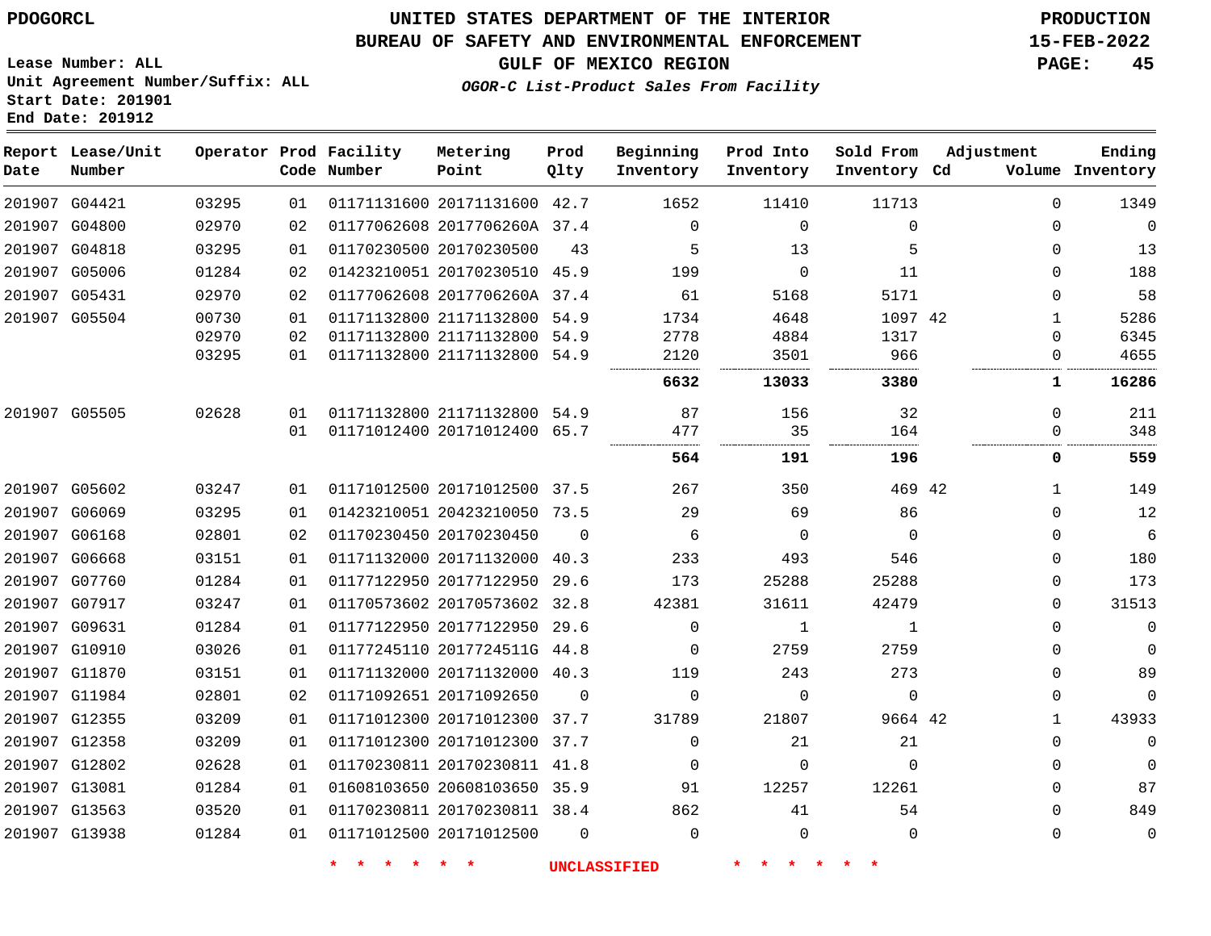PDOGORCL

# UNITED STATES DEPARTMENT OF THE INTERIOR
## BUREAU OF SAFETY AND ENVIRONMENTAL ENFORCEMENT
## GULF OF MEXICO REGION
### *OGOR-C List-Product Sales From Facility*

PRODUCTION
15-FEB-2022
PAGE: 45

Lease Number: ALL
Unit Agreement Number/Suffix: ALL
Start Date: 201901
End Date: 201912

| Report Date | Lease/Unit Number | Operator | Prod Code | Facility Number | Metering Point | Prod Qlty | Beginning Inventory | Prod Into Inventory | Sold From Inventory | Adjustment Cd | Adjustment Volume | Ending Inventory |
|---|---|---|---|---|---|---|---|---|---|---|---|---|
| 201907 | G04421 | 03295 | 01 | 01171131600 | 20171131600 | 42.7 | 1652 | 11410 | 11713 | | 0 | 1349 |
| 201907 | G04800 | 02970 | 02 | 01177062608 | 2017706260A | 37.4 | 0 | 0 | 0 | | 0 | 0 |
| 201907 | G04818 | 03295 | 01 | 01170230500 | 20170230500 | 43 | 5 | 13 | 5 | | 0 | 13 |
| 201907 | G05006 | 01284 | 02 | 01423210051 | 20170230510 | 45.9 | 199 | 0 | 11 | | 0 | 188 |
| 201907 | G05431 | 02970 | 02 | 01177062608 | 2017706260A | 37.4 | 61 | 5168 | 5171 | | 0 | 58 |
| 201907 | G05504 | 00730 | 01 | 01171132800 | 21171132800 | 54.9 | 1734 | 4648 | 1097 | 42 | 1 | 5286 |
| | | 02970 | 02 | 01171132800 | 21171132800 | 54.9 | 2778 | 4884 | 1317 | | 0 | 6345 |
| | | 03295 | 01 | 01171132800 | 21171132800 | 54.9 | 2120 | 3501 | 966 | | 0 | 4655 |
| | | | | | | | **6632** | **13033** | **3380** | | **1** | **16286** |
| 201907 | G05505 | 02628 | 01 | 01171132800 | 21171132800 | 54.9 | 87 | 156 | 32 | | 0 | 211 |
| | | | 01 | 01171012400 | 20171012400 | 65.7 | 477 | 35 | 164 | | 0 | 348 |
| | | | | | | | **564** | **191** | **196** | | **0** | **559** |
| 201907 | G05602 | 03247 | 01 | 01171012500 | 20171012500 | 37.5 | 267 | 350 | 469 | 42 | 1 | 149 |
| 201907 | G06069 | 03295 | 01 | 01423210051 | 20423210050 | 73.5 | 29 | 69 | 86 | | 0 | 12 |
| 201907 | G06168 | 02801 | 02 | 01170230450 | 20170230450 | 0 | 6 | 0 | 0 | | 0 | 6 |
| 201907 | G06668 | 03151 | 01 | 01171132000 | 20171132000 | 40.3 | 233 | 493 | 546 | | 0 | 180 |
| 201907 | G07760 | 01284 | 01 | 01177122950 | 20177122950 | 29.6 | 173 | 25288 | 25288 | | 0 | 173 |
| 201907 | G07917 | 03247 | 01 | 01170573602 | 20170573602 | 32.8 | 42381 | 31611 | 42479 | | 0 | 31513 |
| 201907 | G09631 | 01284 | 01 | 01177122950 | 20177122950 | 29.6 | 0 | 1 | 1 | | 0 | 0 |
| 201907 | G10910 | 03026 | 01 | 01177245110 | 2017724511G | 44.8 | 0 | 2759 | 2759 | | 0 | 0 |
| 201907 | G11870 | 03151 | 01 | 01171132000 | 20171132000 | 40.3 | 119 | 243 | 273 | | 0 | 89 |
| 201907 | G11984 | 02801 | 02 | 01171092651 | 20171092650 | 0 | 0 | 0 | 0 | | 0 | 0 |
| 201907 | G12355 | 03209 | 01 | 01171012300 | 20171012300 | 37.7 | 31789 | 21807 | 9664 | 42 | 1 | 43933 |
| 201907 | G12358 | 03209 | 01 | 01171012300 | 20171012300 | 37.7 | 0 | 21 | 21 | | 0 | 0 |
| 201907 | G12802 | 02628 | 01 | 01170230811 | 20170230811 | 41.8 | 0 | 0 | 0 | | 0 | 0 |
| 201907 | G13081 | 01284 | 01 | 01608103650 | 20608103650 | 35.9 | 91 | 12257 | 12261 | | 0 | 87 |
| 201907 | G13563 | 03520 | 01 | 01170230811 | 20170230811 | 38.4 | 862 | 41 | 54 | | 0 | 849 |
| 201907 | G13938 | 01284 | 01 | 01171012500 | 20171012500 | 0 | 0 | 0 | 0 | | 0 | 0 |

\* \* \* \* \* \* UNCLASSIFIED \* \* \* \* \* \*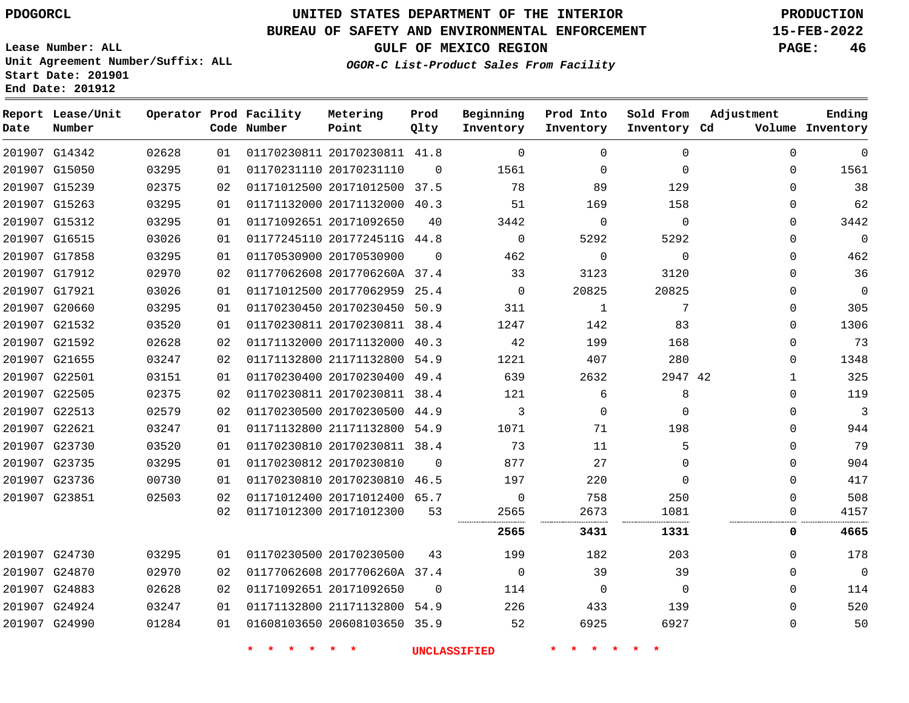PDOGORCL

# UNITED STATES DEPARTMENT OF THE INTERIOR
## BUREAU OF SAFETY AND ENVIRONMENTAL ENFORCEMENT
## GULF OF MEXICO REGION

*OGOR-C List-Product Sales From Facility*

PRODUCTION
15-FEB-2022

Lease Number: ALL
Unit Agreement Number/Suffix: ALL
Start Date: 201901
End Date: 201912

| Report Date | Lease/Unit Number | Operator | Prod Code | Facility Number | Metering Point | Prod Qlty | Beginning Inventory | Prod Into Inventory | Sold From Inventory | Adjustment Cd | Volume | Ending Inventory |
|---|---|---|---|---|---|---|---|---|---|---|---|---|
| 201907 | G14342 | 02628 | 01 | 01170230811 | 20170230811 | 41.8 | 0 | 0 | 0 | | 0 | 0 |
| 201907 | G15050 | 03295 | 01 | 01170231110 | 20170231110 | 0 | 1561 | 0 | 0 | | 0 | 1561 |
| 201907 | G15239 | 02375 | 02 | 01171012500 | 20171012500 | 37.5 | 78 | 89 | 129 | | 0 | 38 |
| 201907 | G15263 | 03295 | 01 | 01171132000 | 20171132000 | 40.3 | 51 | 169 | 158 | | 0 | 62 |
| 201907 | G15312 | 03295 | 01 | 01171092651 | 20171092650 | 40 | 3442 | 0 | 0 | | 0 | 3442 |
| 201907 | G16515 | 03026 | 01 | 01177245110 | 2017724511G | 44.8 | 0 | 5292 | 5292 | | 0 | 0 |
| 201907 | G17858 | 03295 | 01 | 01170530900 | 20170530900 | 0 | 462 | 0 | 0 | | 0 | 462 |
| 201907 | G17912 | 02970 | 02 | 01177062608 | 2017706260A | 37.4 | 33 | 3123 | 3120 | | 0 | 36 |
| 201907 | G17921 | 03026 | 01 | 01171012500 | 20177062959 | 25.4 | 0 | 20825 | 20825 | | 0 | 0 |
| 201907 | G20660 | 03295 | 01 | 01170230450 | 20170230450 | 50.9 | 311 | 1 | 7 | | 0 | 305 |
| 201907 | G21532 | 03520 | 01 | 01170230811 | 20170230811 | 38.4 | 1247 | 142 | 83 | | 0 | 1306 |
| 201907 | G21592 | 02628 | 02 | 01171132000 | 20171132000 | 40.3 | 42 | 199 | 168 | | 0 | 73 |
| 201907 | G21655 | 03247 | 02 | 01171132800 | 21171132800 | 54.9 | 1221 | 407 | 280 | | 0 | 1348 |
| 201907 | G22501 | 03151 | 01 | 01170230400 | 20170230400 | 49.4 | 639 | 2632 | 2947 | 42 | 1 | 325 |
| 201907 | G22505 | 02375 | 02 | 01170230811 | 20170230811 | 38.4 | 121 | 6 | 8 | | 0 | 119 |
| 201907 | G22513 | 02579 | 02 | 01170230500 | 20170230500 | 44.9 | 3 | 0 | 0 | | 0 | 3 |
| 201907 | G22621 | 03247 | 01 | 01171132800 | 21171132800 | 54.9 | 1071 | 71 | 198 | | 0 | 944 |
| 201907 | G23730 | 03520 | 01 | 01170230810 | 20170230811 | 38.4 | 73 | 11 | 5 | | 0 | 79 |
| 201907 | G23735 | 03295 | 01 | 01170230812 | 20170230810 | 0 | 877 | 27 | 0 | | 0 | 904 |
| 201907 | G23736 | 00730 | 01 | 01170230810 | 20170230810 | 46.5 | 197 | 220 | 0 | | 0 | 417 |
| 201907 | G23851 | 02503 | 02 | 01171012400 | 20171012400 | 65.7 | 0 | 758 | 250 | | 0 | 508 |
| | | | 02 | 01171012300 | 20171012300 | 53 | 2565 | 2673 | 1081 | | 0 | 4157 |
| | | | | | | | **2565** | **3431** | **1331** | | **0** | **4665** |
| 201907 | G24730 | 03295 | 01 | 01170230500 | 20170230500 | 43 | 199 | 182 | 203 | | 0 | 178 |
| 201907 | G24870 | 02970 | 02 | 01177062608 | 2017706260A | 37.4 | 0 | 39 | 39 | | 0 | 0 |
| 201907 | G24883 | 02628 | 02 | 01171092651 | 20171092650 | 0 | 114 | 0 | 0 | | 0 | 114 |
| 201907 | G24924 | 03247 | 01 | 01171132800 | 21171132800 | 54.9 | 226 | 433 | 139 | | 0 | 520 |
| 201907 | G24990 | 01284 | 01 | 01608103650 | 20608103650 | 35.9 | 52 | 6925 | 6927 | | 0 | 50 |

* * * * * * UNCLASSIFIED * * * * * *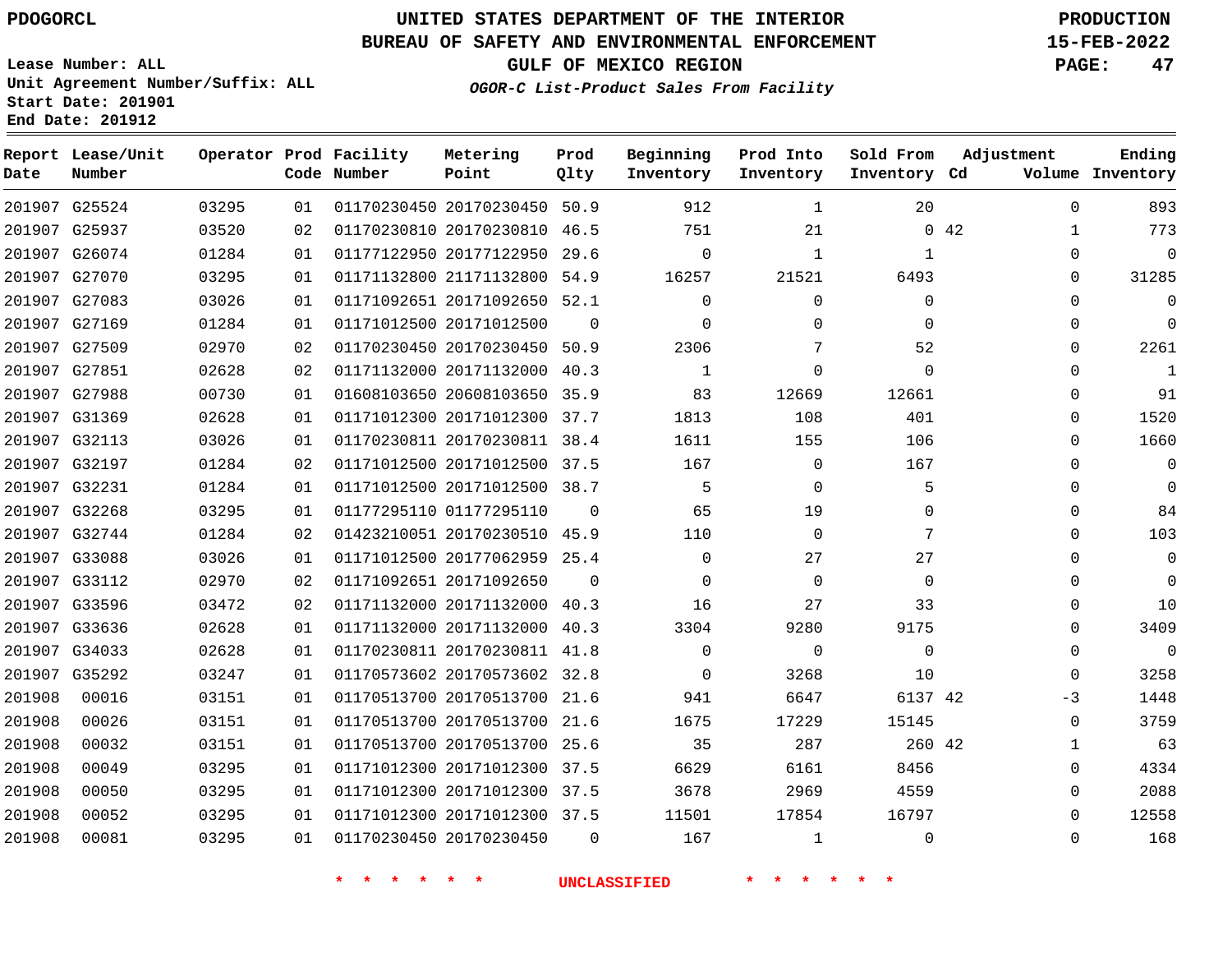PDOGORCL

# UNITED STATES DEPARTMENT OF THE INTERIOR
## BUREAU OF SAFETY AND ENVIRONMENTAL ENFORCEMENT
### GULF OF MEXICO REGION
*OGOR-C List-Product Sales From Facility*

PRODUCTION
15-FEB-2022

Lease Number: ALL
Unit Agreement Number/Suffix: ALL
Start Date: 201901
End Date: 201912

| Report Date | Lease/Unit Number | Operator | Prod Code | Facility Number | Metering Point | Prod Qlty | Beginning Inventory | Prod Into Inventory | Sold From Inventory | Adjustment Cd | Volume | Ending Inventory |
|---|---|---|---|---|---|---|---|---|---|---|---|---|
| 201907 | G25524 | 03295 | 01 | 01170230450 | 20170230450 | 50.9 | 912 | 1 | 20 | | 0 | 893 |
| 201907 | G25937 | 03520 | 02 | 01170230810 | 20170230810 | 46.5 | 751 | 21 | 0 | 42 | 1 | 773 |
| 201907 | G26074 | 01284 | 01 | 01177122950 | 20177122950 | 29.6 | 0 | 1 | 1 | | 0 | 0 |
| 201907 | G27070 | 03295 | 01 | 01171132800 | 21171132800 | 54.9 | 16257 | 21521 | 6493 | | 0 | 31285 |
| 201907 | G27083 | 03026 | 01 | 01171092651 | 20171092650 | 52.1 | 0 | 0 | 0 | | 0 | 0 |
| 201907 | G27169 | 01284 | 01 | 01171012500 | 20171012500 | 0 | 0 | 0 | 0 | | 0 | 0 |
| 201907 | G27509 | 02970 | 02 | 01170230450 | 20170230450 | 50.9 | 2306 | 7 | 52 | | 0 | 2261 |
| 201907 | G27851 | 02628 | 02 | 01171132000 | 20171132000 | 40.3 | 1 | 0 | 0 | | 0 | 1 |
| 201907 | G27988 | 00730 | 01 | 01608103650 | 20608103650 | 35.9 | 83 | 12669 | 12661 | | 0 | 91 |
| 201907 | G31369 | 02628 | 01 | 01171012300 | 20171012300 | 37.7 | 1813 | 108 | 401 | | 0 | 1520 |
| 201907 | G32113 | 03026 | 01 | 01170230811 | 20170230811 | 38.4 | 1611 | 155 | 106 | | 0 | 1660 |
| 201907 | G32197 | 01284 | 02 | 01171012500 | 20171012500 | 37.5 | 167 | 0 | 167 | | 0 | 0 |
| 201907 | G32231 | 01284 | 01 | 01171012500 | 20171012500 | 38.7 | 5 | 0 | 5 | | 0 | 0 |
| 201907 | G32268 | 03295 | 01 | 01177295110 | 01177295110 | 0 | 65 | 19 | 0 | | 0 | 84 |
| 201907 | G32744 | 01284 | 02 | 01423210051 | 20170230510 | 45.9 | 110 | 0 | 7 | | 0 | 103 |
| 201907 | G33088 | 03026 | 01 | 01171012500 | 20177062959 | 25.4 | 0 | 27 | 27 | | 0 | 0 |
| 201907 | G33112 | 02970 | 02 | 01171092651 | 20171092650 | 0 | 0 | 0 | 0 | | 0 | 0 |
| 201907 | G33596 | 03472 | 02 | 01171132000 | 20171132000 | 40.3 | 16 | 27 | 33 | | 0 | 10 |
| 201907 | G33636 | 02628 | 01 | 01171132000 | 20171132000 | 40.3 | 3304 | 9280 | 9175 | | 0 | 3409 |
| 201907 | G34033 | 02628 | 01 | 01170230811 | 20170230811 | 41.8 | 0 | 0 | 0 | | 0 | 0 |
| 201907 | G35292 | 03247 | 01 | 01170573602 | 20170573602 | 32.8 | 0 | 3268 | 10 | | 0 | 3258 |
| 201908 | 00016 | 03151 | 01 | 01170513700 | 20170513700 | 21.6 | 941 | 6647 | 6137 | 42 | -3 | 1448 |
| 201908 | 00026 | 03151 | 01 | 01170513700 | 20170513700 | 21.6 | 1675 | 17229 | 15145 | | 0 | 3759 |
| 201908 | 00032 | 03151 | 01 | 01170513700 | 20170513700 | 25.6 | 35 | 287 | 260 | 42 | 1 | 63 |
| 201908 | 00049 | 03295 | 01 | 01171012300 | 20171012300 | 37.5 | 6629 | 6161 | 8456 | | 0 | 4334 |
| 201908 | 00050 | 03295 | 01 | 01171012300 | 20171012300 | 37.5 | 3678 | 2969 | 4559 | | 0 | 2088 |
| 201908 | 00052 | 03295 | 01 | 01171012300 | 20171012300 | 37.5 | 11501 | 17854 | 16797 | | 0 | 12558 |
| 201908 | 00081 | 03295 | 01 | 01170230450 | 20170230450 | 0 | 167 | 1 | 0 | | 0 | 168 |

* * * * * * UNCLASSIFIED * * * * * *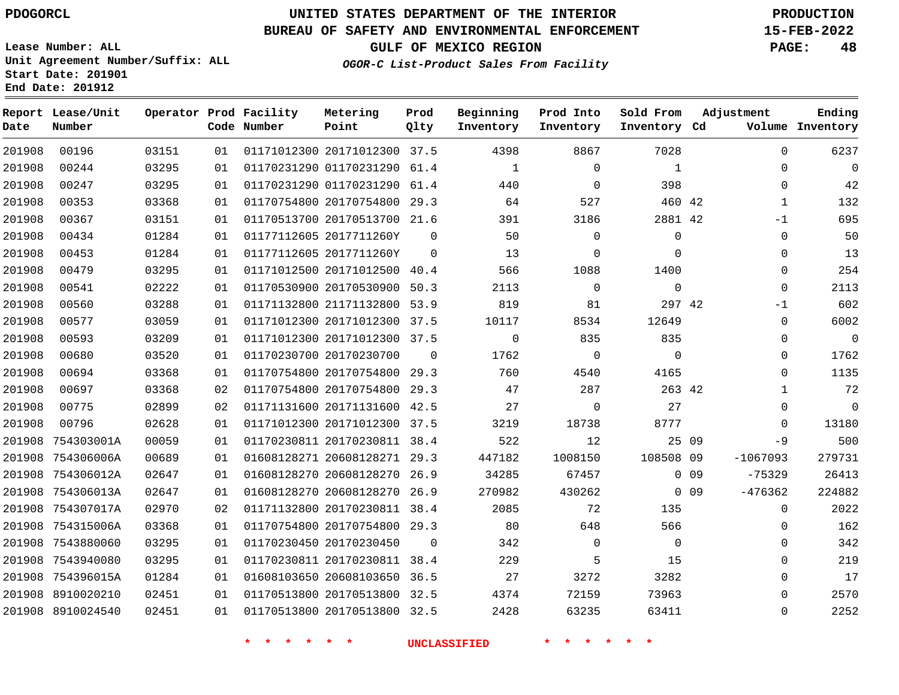PDOGORCL

# UNITED STATES DEPARTMENT OF THE INTERIOR
## BUREAU OF SAFETY AND ENVIRONMENTAL ENFORCEMENT
### GULF OF MEXICO REGION
*OGOR-C List-Product Sales From Facility*

PRODUCTION
15-FEB-2022

Lease Number: ALL
Unit Agreement Number/Suffix: ALL
Start Date: 201901
End Date: 201912

| Report Date | Lease/Unit Number | Operator | Prod Code | Facility Number | Metering Point | Prod Qlty | Beginning Inventory | Prod Into Inventory | Sold From Inventory | Adjustment Cd | Adjustment Volume | Ending Inventory |
|---|---|---|---|---|---|---|---|---|---|---|---|---|
| 201908 | 00196 | 03151 | 01 | 01171012300 | 20171012300 | 37.5 | 4398 | 8867 | 7028 | | 0 | 6237 |
| 201908 | 00244 | 03295 | 01 | 01170231290 | 01170231290 | 61.4 | 1 | 0 | 1 | | 0 | 0 |
| 201908 | 00247 | 03295 | 01 | 01170231290 | 01170231290 | 61.4 | 440 | 0 | 398 | | 0 | 42 |
| 201908 | 00353 | 03368 | 01 | 01170754800 | 20170754800 | 29.3 | 64 | 527 | 460 | 42 | 1 | 132 |
| 201908 | 00367 | 03151 | 01 | 01170513700 | 20170513700 | 21.6 | 391 | 3186 | 2881 | 42 | -1 | 695 |
| 201908 | 00434 | 01284 | 01 | 01177112605 | 2017711260Y | 0 | 50 | 0 | 0 | | 0 | 50 |
| 201908 | 00453 | 01284 | 01 | 01177112605 | 2017711260Y | 0 | 13 | 0 | 0 | | 0 | 13 |
| 201908 | 00479 | 03295 | 01 | 01171012500 | 20171012500 | 40.4 | 566 | 1088 | 1400 | | 0 | 254 |
| 201908 | 00541 | 02222 | 01 | 01170530900 | 20170530900 | 50.3 | 2113 | 0 | 0 | | 0 | 2113 |
| 201908 | 00560 | 03288 | 01 | 01171132800 | 21171132800 | 53.9 | 819 | 81 | 297 | 42 | -1 | 602 |
| 201908 | 00577 | 03059 | 01 | 01171012300 | 20171012300 | 37.5 | 10117 | 8534 | 12649 | | 0 | 6002 |
| 201908 | 00593 | 03209 | 01 | 01171012300 | 20171012300 | 37.5 | 0 | 835 | 835 | | 0 | 0 |
| 201908 | 00680 | 03520 | 01 | 01170230700 | 20170230700 | 0 | 1762 | 0 | 0 | | 0 | 1762 |
| 201908 | 00694 | 03368 | 01 | 01170754800 | 20170754800 | 29.3 | 760 | 4540 | 4165 | | 0 | 1135 |
| 201908 | 00697 | 03368 | 02 | 01170754800 | 20170754800 | 29.3 | 47 | 287 | 263 | 42 | 1 | 72 |
| 201908 | 00775 | 02899 | 02 | 01171131600 | 20171131600 | 42.5 | 27 | 0 | 27 | | 0 | 0 |
| 201908 | 00796 | 02628 | 01 | 01171012300 | 20171012300 | 37.5 | 3219 | 18738 | 8777 | | 0 | 13180 |
| 201908 | 754303001A | 00059 | 01 | 01170230811 | 20170230811 | 38.4 | 522 | 12 | 25 | 09 | -9 | 500 |
| 201908 | 754306006A | 00689 | 01 | 01608128271 | 20608128271 | 29.3 | 447182 | 1008150 | 108508 | 09 | -1067093 | 279731 |
| 201908 | 754306012A | 02647 | 01 | 01608128270 | 20608128270 | 26.9 | 34285 | 67457 | 0 | 09 | -75329 | 26413 |
| 201908 | 754306013A | 02647 | 01 | 01608128270 | 20608128270 | 26.9 | 270982 | 430262 | 0 | 09 | -476362 | 224882 |
| 201908 | 754307017A | 02970 | 02 | 01171132800 | 20170230811 | 38.4 | 2085 | 72 | 135 | | 0 | 2022 |
| 201908 | 754315006A | 03368 | 01 | 01170754800 | 20170754800 | 29.3 | 80 | 648 | 566 | | 0 | 162 |
| 201908 | 7543880060 | 03295 | 01 | 01170230450 | 20170230450 | 0 | 342 | 0 | 0 | | 0 | 342 |
| 201908 | 7543940080 | 03295 | 01 | 01170230811 | 20170230811 | 38.4 | 229 | 5 | 15 | | 0 | 219 |
| 201908 | 754396015A | 01284 | 01 | 01608103650 | 20608103650 | 36.5 | 27 | 3272 | 3282 | | 0 | 17 |
| 201908 | 8910020210 | 02451 | 01 | 01170513800 | 20170513800 | 32.5 | 4374 | 72159 | 73963 | | 0 | 2570 |
| 201908 | 8910024540 | 02451 | 01 | 01170513800 | 20170513800 | 32.5 | 2428 | 63235 | 63411 | | 0 | 2252 |

* * * * * * UNCLASSIFIED * * * * * *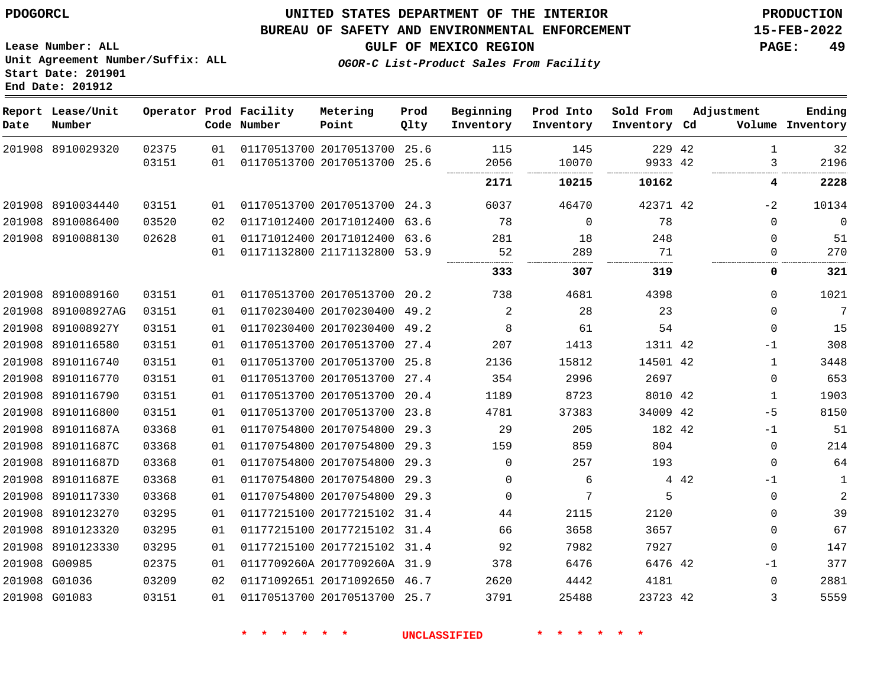PDOGORCL

# UNITED STATES DEPARTMENT OF THE INTERIOR
## BUREAU OF SAFETY AND ENVIRONMENTAL ENFORCEMENT
### GULF OF MEXICO REGION
*OGOR-C List-Product Sales From Facility*

PRODUCTION
15-FEB-2022

Lease Number: ALL
Unit Agreement Number/Suffix: ALL
Start Date: 201901
End Date: 201912

| Report Date | Lease/Unit Number | Operator | Prod Code | Facility Number | Metering Point | Prod Qlty | Beginning Inventory | Prod Into Inventory | Sold From Inventory | Adjustment Cd | Volume | Ending Inventory |
|---|---|---|---|---|---|---|---|---|---|---|---|---|
| 201908 | 8910029320 | 02375 | 01 | 01170513700 | 20170513700 | 25.6 | 115 | 145 | 229 | 42 | 1 | 32 |
| | | 03151 | 01 | 01170513700 | 20170513700 | 25.6 | 2056 | 10070 | 9933 | 42 | 3 | 2196 |
| | | | | | | | **2171** | **10215** | **10162** | | **4** | **2228** |
| 201908 | 8910034440 | 03151 | 01 | 01170513700 | 20170513700 | 24.3 | 6037 | 46470 | 42371 | 42 | -2 | 10134 |
| 201908 | 8910086400 | 03520 | 02 | 01171012400 | 20171012400 | 63.6 | 78 | 0 | 78 | | 0 | 0 |
| 201908 | 8910088130 | 02628 | 01 | 01171012400 | 20171012400 | 63.6 | 281 | 18 | 248 | | 0 | 51 |
| | | | 01 | 01171132800 | 21171132800 | 53.9 | 52 | 289 | 71 | | 0 | 270 |
| | | | | | | | **333** | **307** | **319** | | **0** | **321** |
| 201908 | 8910089160 | 03151 | 01 | 01170513700 | 20170513700 | 20.2 | 738 | 4681 | 4398 | | 0 | 1021 |
| 201908 | 891008927AG | 03151 | 01 | 01170230400 | 20170230400 | 49.2 | 2 | 28 | 23 | | 0 | 7 |
| 201908 | 891008927Y | 03151 | 01 | 01170230400 | 20170230400 | 49.2 | 8 | 61 | 54 | | 0 | 15 |
| 201908 | 8910116580 | 03151 | 01 | 01170513700 | 20170513700 | 27.4 | 207 | 1413 | 1311 | 42 | -1 | 308 |
| 201908 | 8910116740 | 03151 | 01 | 01170513700 | 20170513700 | 25.8 | 2136 | 15812 | 14501 | 42 | 1 | 3448 |
| 201908 | 8910116770 | 03151 | 01 | 01170513700 | 20170513700 | 27.4 | 354 | 2996 | 2697 | | 0 | 653 |
| 201908 | 8910116790 | 03151 | 01 | 01170513700 | 20170513700 | 20.4 | 1189 | 8723 | 8010 | 42 | 1 | 1903 |
| 201908 | 8910116800 | 03151 | 01 | 01170513700 | 20170513700 | 23.8 | 4781 | 37383 | 34009 | 42 | -5 | 8150 |
| 201908 | 891011687A | 03368 | 01 | 01170754800 | 20170754800 | 29.3 | 29 | 205 | 182 | 42 | -1 | 51 |
| 201908 | 891011687C | 03368 | 01 | 01170754800 | 20170754800 | 29.3 | 159 | 859 | 804 | | 0 | 214 |
| 201908 | 891011687D | 03368 | 01 | 01170754800 | 20170754800 | 29.3 | 0 | 257 | 193 | | 0 | 64 |
| 201908 | 891011687E | 03368 | 01 | 01170754800 | 20170754800 | 29.3 | 0 | 6 | 4 | 42 | -1 | 1 |
| 201908 | 8910117330 | 03368 | 01 | 01170754800 | 20170754800 | 29.3 | 0 | 7 | 5 | | 0 | 2 |
| 201908 | 8910123270 | 03295 | 01 | 01177215100 | 20177215102 | 31.4 | 44 | 2115 | 2120 | | 0 | 39 |
| 201908 | 8910123320 | 03295 | 01 | 01177215100 | 20177215102 | 31.4 | 66 | 3658 | 3657 | | 0 | 67 |
| 201908 | 8910123330 | 03295 | 01 | 01177215100 | 20177215102 | 31.4 | 92 | 7982 | 7927 | | 0 | 147 |
| 201908 | G00985 | 02375 | 01 | 0117709260A | 2017709260A | 31.9 | 378 | 6476 | 6476 | 42 | -1 | 377 |
| 201908 | G01036 | 03209 | 02 | 01171092651 | 20171092650 | 46.7 | 2620 | 4442 | 4181 | | 0 | 2881 |
| 201908 | G01083 | 03151 | 01 | 01170513700 | 20170513700 | 25.7 | 3791 | 25488 | 23723 | 42 | 3 | 5559 |

* * * * * * UNCLASSIFIED * * * * * *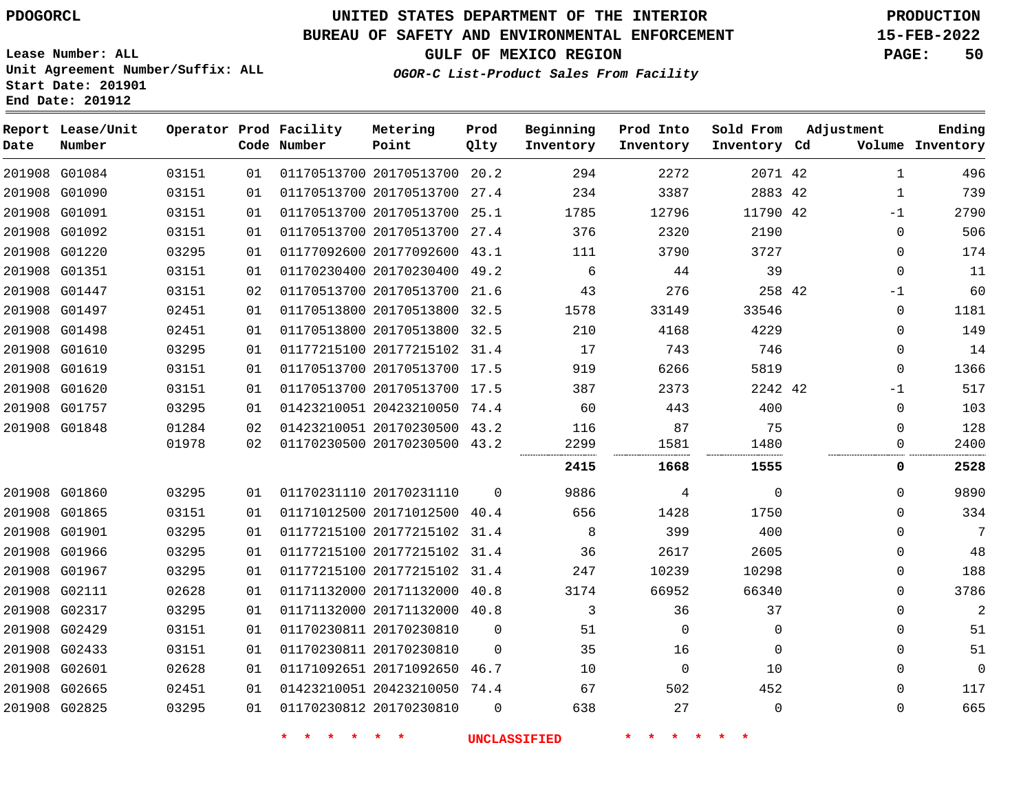PDOGORCL

# UNITED STATES DEPARTMENT OF THE INTERIOR
## BUREAU OF SAFETY AND ENVIRONMENTAL ENFORCEMENT
### GULF OF MEXICO REGION
*OGOR-C List-Product Sales From Facility*

PRODUCTION
15-FEB-2022

Lease Number: ALL
Unit Agreement Number/Suffix: ALL
Start Date: 201901
End Date: 201912

| Report Date | Lease/Unit Number | Operator | Prod Code | Facility Number | Metering Point | Prod Qlty | Beginning Inventory | Prod Into Inventory | Sold From Inventory | Adjustment Cd | Adjustment Volume | Ending Inventory |
|---|---|---|---|---|---|---|---|---|---|---|---|---|
| 201908 | G01084 | 03151 | 01 | 01170513700 | 20170513700 | 20.2 | 294 | 2272 | 2071 | 42 | 1 | 496 |
| 201908 | G01090 | 03151 | 01 | 01170513700 | 20170513700 | 27.4 | 234 | 3387 | 2883 | 42 | 1 | 739 |
| 201908 | G01091 | 03151 | 01 | 01170513700 | 20170513700 | 25.1 | 1785 | 12796 | 11790 | 42 | -1 | 2790 |
| 201908 | G01092 | 03151 | 01 | 01170513700 | 20170513700 | 27.4 | 376 | 2320 | 2190 | | 0 | 506 |
| 201908 | G01220 | 03295 | 01 | 01177092600 | 20177092600 | 43.1 | 111 | 3790 | 3727 | | 0 | 174 |
| 201908 | G01351 | 03151 | 01 | 01170230400 | 20170230400 | 49.2 | 6 | 44 | 39 | | 0 | 11 |
| 201908 | G01447 | 03151 | 02 | 01170513700 | 20170513700 | 21.6 | 43 | 276 | 258 | 42 | -1 | 60 |
| 201908 | G01497 | 02451 | 01 | 01170513800 | 20170513800 | 32.5 | 1578 | 33149 | 33546 | | 0 | 1181 |
| 201908 | G01498 | 02451 | 01 | 01170513800 | 20170513800 | 32.5 | 210 | 4168 | 4229 | | 0 | 149 |
| 201908 | G01610 | 03295 | 01 | 01177215100 | 20177215102 | 31.4 | 17 | 743 | 746 | | 0 | 14 |
| 201908 | G01619 | 03151 | 01 | 01170513700 | 20170513700 | 17.5 | 919 | 6266 | 5819 | | 0 | 1366 |
| 201908 | G01620 | 03151 | 01 | 01170513700 | 20170513700 | 17.5 | 387 | 2373 | 2242 | 42 | -1 | 517 |
| 201908 | G01757 | 03295 | 01 | 01423210051 | 20423210050 | 74.4 | 60 | 443 | 400 | | 0 | 103 |
| 201908 | G01848 | 01284 | 02 | 01423210051 | 20170230500 | 43.2 | 116 | 87 | 75 | | 0 | 128 |
| | | 01978 | 02 | 01170230500 | 20170230500 | 43.2 | 2299 | 1581 | 1480 | | 0 | 2400 |
| | | | | | | | **2415** | **1668** | **1555** | | **0** | **2528** |
| 201908 | G01860 | 03295 | 01 | 01170231110 | 20170231110 | 0 | 9886 | 4 | 0 | | 0 | 9890 |
| 201908 | G01865 | 03151 | 01 | 01171012500 | 20171012500 | 40.4 | 656 | 1428 | 1750 | | 0 | 334 |
| 201908 | G01901 | 03295 | 01 | 01177215100 | 20177215102 | 31.4 | 8 | 399 | 400 | | 0 | 7 |
| 201908 | G01966 | 03295 | 01 | 01177215100 | 20177215102 | 31.4 | 36 | 2617 | 2605 | | 0 | 48 |
| 201908 | G01967 | 03295 | 01 | 01177215100 | 20177215102 | 31.4 | 247 | 10239 | 10298 | | 0 | 188 |
| 201908 | G02111 | 02628 | 01 | 01171132000 | 20171132000 | 40.8 | 3174 | 66952 | 66340 | | 0 | 3786 |
| 201908 | G02317 | 03295 | 01 | 01171132000 | 20171132000 | 40.8 | 3 | 36 | 37 | | 0 | 2 |
| 201908 | G02429 | 03151 | 01 | 01170230811 | 20170230810 | 0 | 51 | 0 | 0 | | 0 | 51 |
| 201908 | G02433 | 03151 | 01 | 01170230811 | 20170230810 | 0 | 35 | 16 | 0 | | 0 | 51 |
| 201908 | G02601 | 02628 | 01 | 01171092651 | 20171092650 | 46.7 | 10 | 0 | 10 | | 0 | 0 |
| 201908 | G02665 | 02451 | 01 | 01423210051 | 20423210050 | 74.4 | 67 | 502 | 452 | | 0 | 117 |
| 201908 | G02825 | 03295 | 01 | 01170230812 | 20170230810 | 0 | 638 | 27 | 0 | | 0 | 665 |

* * * * * * UNCLASSIFIED * * * * * *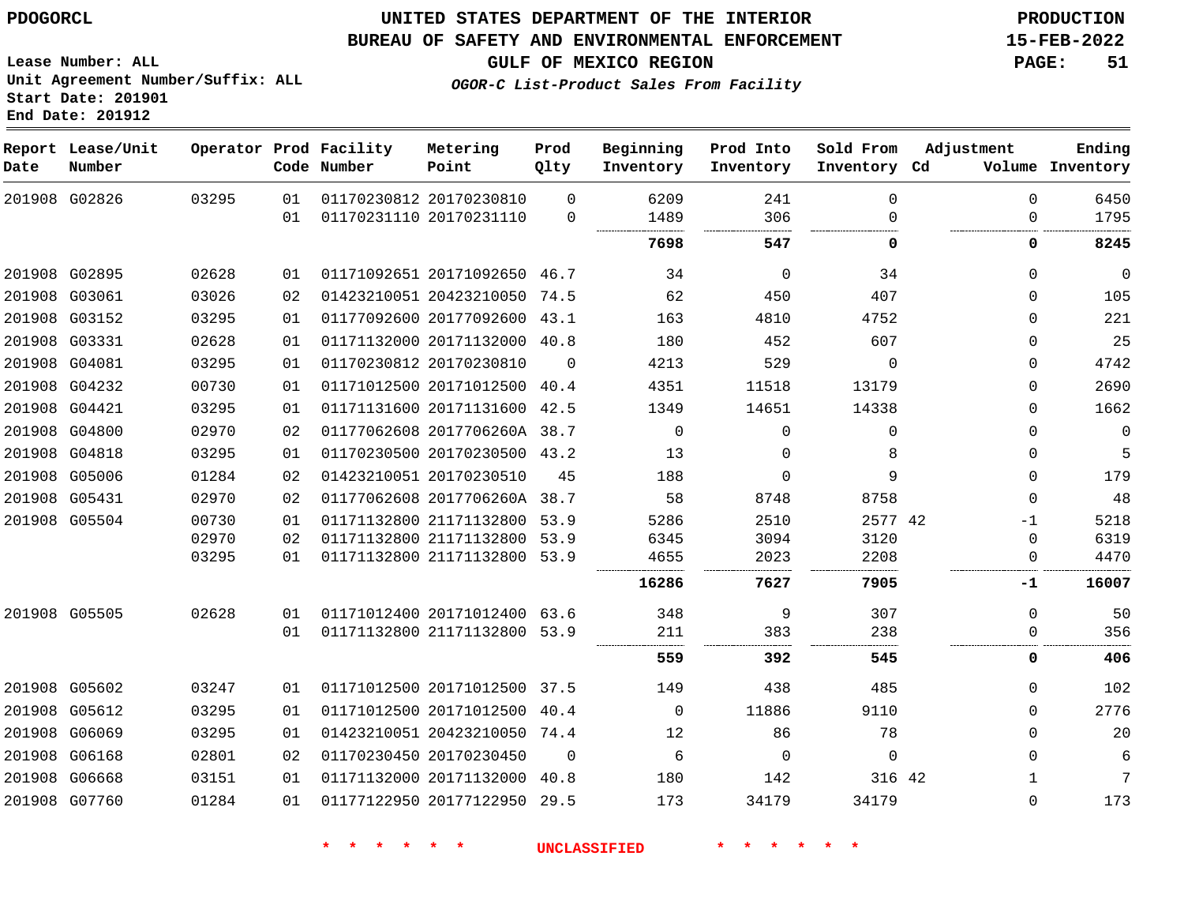# UNITED STATES DEPARTMENT OF THE INTERIOR
## BUREAU OF SAFETY AND ENVIRONMENTAL ENFORCEMENT
### GULF OF MEXICO REGION

*OGOR-C List-Product Sales From Facility*

PDOGORCL

Lease Number: ALL
Unit Agreement Number/Suffix: ALL
Start Date: 201901
End Date: 201912

PRODUCTION
15-FEB-2022

| Report Date | Lease/Unit Number | Operator | Prod Code | Facility Number | Metering Point | Prod Qlty | Beginning Inventory | Prod Into Inventory | Sold From Inventory | Adjustment Cd | Volume | Ending Inventory |
|---|---|---|---|---|---|---|---|---|---|---|---|---|
| 201908 | G02826 | 03295 | 01 | 01170230812 | 20170230810 | 0 | 6209 | 241 | 0 | | 0 | 6450 |
| | | | 01 | 01170231110 | 20170231110 | 0 | 1489 | 306 | 0 | | 0 | 1795 |
| | | | | | | | **7698** | **547** | **0** | | **0** | **8245** |
| 201908 | G02895 | 02628 | 01 | 01171092651 | 20171092650 | 46.7 | 34 | 0 | 34 | | 0 | 0 |
| 201908 | G03061 | 03026 | 02 | 01423210051 | 20423210050 | 74.5 | 62 | 450 | 407 | | 0 | 105 |
| 201908 | G03152 | 03295 | 01 | 01177092600 | 20177092600 | 43.1 | 163 | 4810 | 4752 | | 0 | 221 |
| 201908 | G03331 | 02628 | 01 | 01171132000 | 20171132000 | 40.8 | 180 | 452 | 607 | | 0 | 25 |
| 201908 | G04081 | 03295 | 01 | 01170230812 | 20170230810 | 0 | 4213 | 529 | 0 | | 0 | 4742 |
| 201908 | G04232 | 00730 | 01 | 01171012500 | 20171012500 | 40.4 | 4351 | 11518 | 13179 | | 0 | 2690 |
| 201908 | G04421 | 03295 | 01 | 01171131600 | 20171131600 | 42.5 | 1349 | 14651 | 14338 | | 0 | 1662 |
| 201908 | G04800 | 02970 | 02 | 01177062608 | 2017706260A | 38.7 | 0 | 0 | 0 | | 0 | 0 |
| 201908 | G04818 | 03295 | 01 | 01170230500 | 20170230500 | 43.2 | 13 | 0 | 8 | | 0 | 5 |
| 201908 | G05006 | 01284 | 02 | 01423210051 | 20170230510 | 45 | 188 | 0 | 9 | | 0 | 179 |
| 201908 | G05431 | 02970 | 02 | 01177062608 | 2017706260A | 38.7 | 58 | 8748 | 8758 | | 0 | 48 |
| 201908 | G05504 | 00730 | 01 | 01171132800 | 21171132800 | 53.9 | 5286 | 2510 | 2577 | 42 | -1 | 5218 |
| | | 02970 | 02 | 01171132800 | 21171132800 | 53.9 | 6345 | 3094 | 3120 | | 0 | 6319 |
| | | 03295 | 01 | 01171132800 | 21171132800 | 53.9 | 4655 | 2023 | 2208 | | 0 | 4470 |
| | | | | | | | **16286** | **7627** | **7905** | | **-1** | **16007** |
| 201908 | G05505 | 02628 | 01 | 01171012400 | 20171012400 | 63.6 | 348 | 9 | 307 | | 0 | 50 |
| | | | 01 | 01171132800 | 21171132800 | 53.9 | 211 | 383 | 238 | | 0 | 356 |
| | | | | | | | **559** | **392** | **545** | | **0** | **406** |
| 201908 | G05602 | 03247 | 01 | 01171012500 | 20171012500 | 37.5 | 149 | 438 | 485 | | 0 | 102 |
| 201908 | G05612 | 03295 | 01 | 01171012500 | 20171012500 | 40.4 | 0 | 11886 | 9110 | | 0 | 2776 |
| 201908 | G06069 | 03295 | 01 | 01423210051 | 20423210050 | 74.4 | 12 | 86 | 78 | | 0 | 20 |
| 201908 | G06168 | 02801 | 02 | 01170230450 | 20170230450 | 0 | 6 | 0 | 0 | | 0 | 6 |
| 201908 | G06668 | 03151 | 01 | 01171132000 | 20171132000 | 40.8 | 180 | 142 | 316 | 42 | 1 | 7 |
| 201908 | G07760 | 01284 | 01 | 01177122950 | 20177122950 | 29.5 | 173 | 34179 | 34179 | | 0 | 173 |

* * * * * * UNCLASSIFIED * * * * * *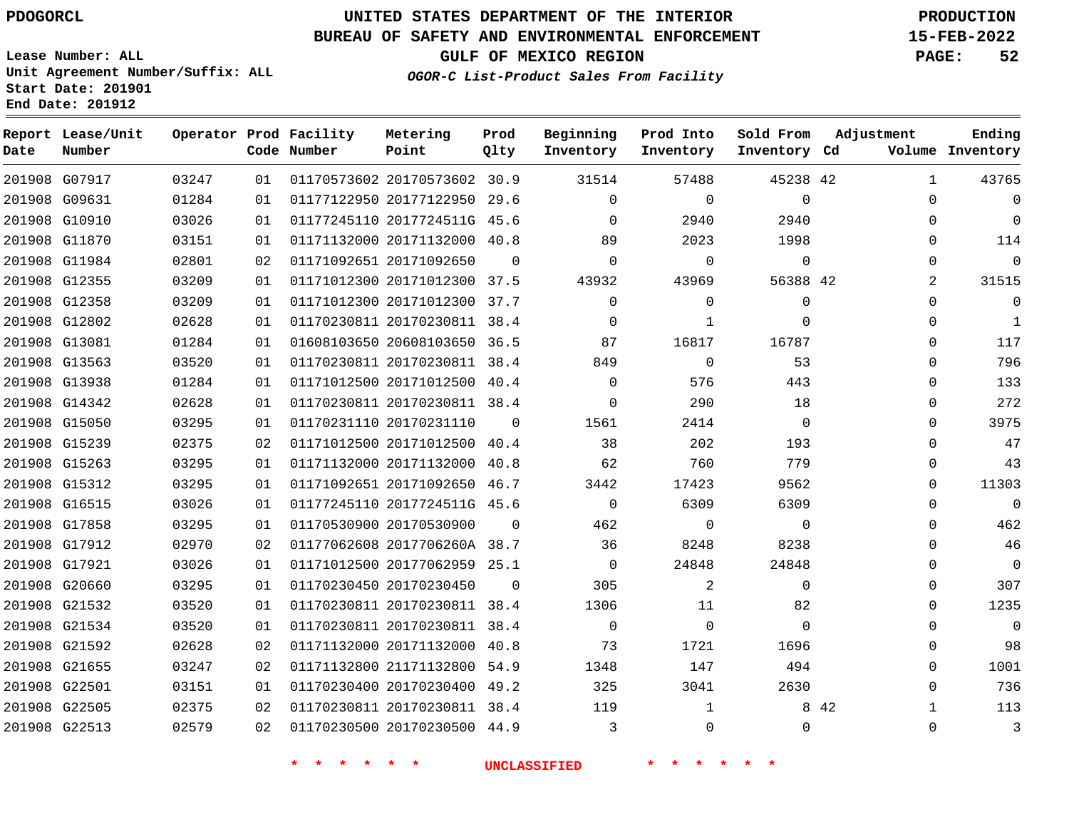PDOGORCL

# UNITED STATES DEPARTMENT OF THE INTERIOR
## BUREAU OF SAFETY AND ENVIRONMENTAL ENFORCEMENT
### GULF OF MEXICO REGION
*OGOR-C List-Product Sales From Facility*

PRODUCTION
15-FEB-2022

Lease Number: ALL
Unit Agreement Number/Suffix: ALL
Start Date: 201901
End Date: 201912

| Report Date | Lease/Unit Number | Operator | Prod Code | Facility Number | Metering Point | Prod Qlty | Beginning Inventory | Prod Into Inventory | Sold From Inventory | Adjustment Cd | Volume | Ending Inventory |
|---|---|---|---|---|---|---|---|---|---|---|---|---|
| 201908 | G07917 | 03247 | 01 | 01170573602 | 20170573602 | 30.9 | 31514 | 57488 | 45238 | 42 | 1 | 43765 |
| 201908 | G09631 | 01284 | 01 | 01177122950 | 20177122950 | 29.6 | 0 | 0 | 0 | | 0 | 0 |
| 201908 | G10910 | 03026 | 01 | 01177245110 | 2017724511G | 45.6 | 0 | 2940 | 2940 | | 0 | 0 |
| 201908 | G11870 | 03151 | 01 | 01171132000 | 20171132000 | 40.8 | 89 | 2023 | 1998 | | 0 | 114 |
| 201908 | G11984 | 02801 | 02 | 01171092651 | 20171092650 | 0 | 0 | 0 | 0 | | 0 | 0 |
| 201908 | G12355 | 03209 | 01 | 01171012300 | 20171012300 | 37.5 | 43932 | 43969 | 56388 | 42 | 2 | 31515 |
| 201908 | G12358 | 03209 | 01 | 01171012300 | 20171012300 | 37.7 | 0 | 0 | 0 | | 0 | 0 |
| 201908 | G12802 | 02628 | 01 | 01170230811 | 20170230811 | 38.4 | 0 | 1 | 0 | | 0 | 1 |
| 201908 | G13081 | 01284 | 01 | 01608103650 | 20608103650 | 36.5 | 87 | 16817 | 16787 | | 0 | 117 |
| 201908 | G13563 | 03520 | 01 | 01170230811 | 20170230811 | 38.4 | 849 | 0 | 53 | | 0 | 796 |
| 201908 | G13938 | 01284 | 01 | 01171012500 | 20171012500 | 40.4 | 0 | 576 | 443 | | 0 | 133 |
| 201908 | G14342 | 02628 | 01 | 01170230811 | 20170230811 | 38.4 | 0 | 290 | 18 | | 0 | 272 |
| 201908 | G15050 | 03295 | 01 | 01170231110 | 20170231110 | 0 | 1561 | 2414 | 0 | | 0 | 3975 |
| 201908 | G15239 | 02375 | 02 | 01171012500 | 20171012500 | 40.4 | 38 | 202 | 193 | | 0 | 47 |
| 201908 | G15263 | 03295 | 01 | 01171132000 | 20171132000 | 40.8 | 62 | 760 | 779 | | 0 | 43 |
| 201908 | G15312 | 03295 | 01 | 01171092651 | 20171092650 | 46.7 | 3442 | 17423 | 9562 | | 0 | 11303 |
| 201908 | G16515 | 03026 | 01 | 01177245110 | 2017724511G | 45.6 | 0 | 6309 | 6309 | | 0 | 0 |
| 201908 | G17858 | 03295 | 01 | 01170530900 | 20170530900 | 0 | 462 | 0 | 0 | | 0 | 462 |
| 201908 | G17912 | 02970 | 02 | 01177062608 | 2017706260A | 38.7 | 36 | 8248 | 8238 | | 0 | 46 |
| 201908 | G17921 | 03026 | 01 | 01171012500 | 20177062959 | 25.1 | 0 | 24848 | 24848 | | 0 | 0 |
| 201908 | G20660 | 03295 | 01 | 01170230450 | 20170230450 | 0 | 305 | 2 | 0 | | 0 | 307 |
| 201908 | G21532 | 03520 | 01 | 01170230811 | 20170230811 | 38.4 | 1306 | 11 | 82 | | 0 | 1235 |
| 201908 | G21534 | 03520 | 01 | 01170230811 | 20170230811 | 38.4 | 0 | 0 | 0 | | 0 | 0 |
| 201908 | G21592 | 02628 | 02 | 01171132000 | 20171132000 | 40.8 | 73 | 1721 | 1696 | | 0 | 98 |
| 201908 | G21655 | 03247 | 02 | 01171132800 | 21171132800 | 54.9 | 1348 | 147 | 494 | | 0 | 1001 |
| 201908 | G22501 | 03151 | 01 | 01170230400 | 20170230400 | 49.2 | 325 | 3041 | 2630 | | 0 | 736 |
| 201908 | G22505 | 02375 | 02 | 01170230811 | 20170230811 | 38.4 | 119 | 1 | 8 | 42 | 1 | 113 |
| 201908 | G22513 | 02579 | 02 | 01170230500 | 20170230500 | 44.9 | 3 | 0 | 0 | | 0 | 3 |

* * * * * * UNCLASSIFIED * * * * * *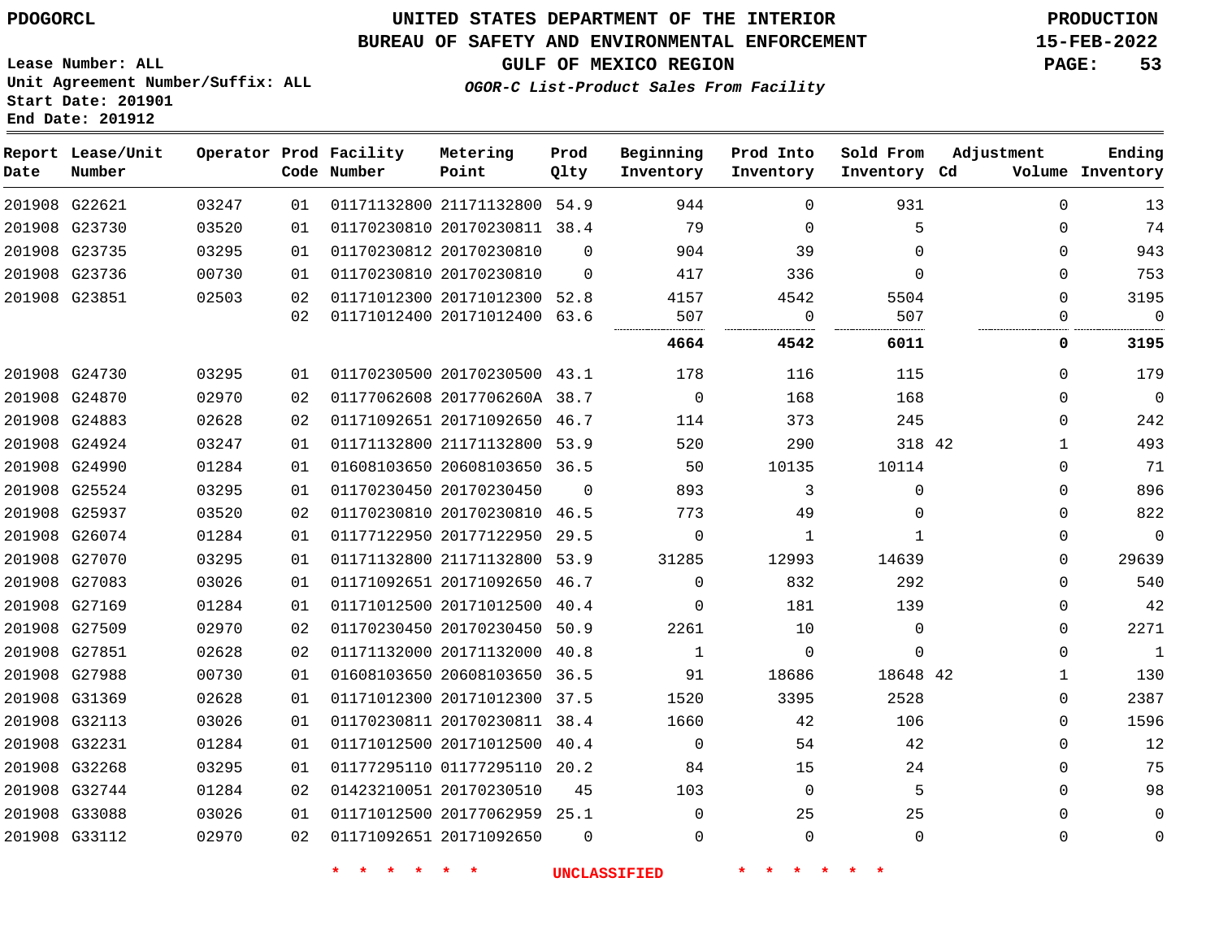PDOGORCL

# UNITED STATES DEPARTMENT OF THE INTERIOR
## BUREAU OF SAFETY AND ENVIRONMENTAL ENFORCEMENT
### GULF OF MEXICO REGION
*OGOR-C List-Product Sales From Facility*

PRODUCTION
15-FEB-2022

Lease Number: ALL
Unit Agreement Number/Suffix: ALL
Start Date: 201901
End Date: 201912

| Report Date | Lease/Unit Number | Operator | Prod Code | Facility Number | Metering Point | Prod Qlty | Beginning Inventory | Prod Into Inventory | Sold From Inventory | Adjustment Cd | Volume | Ending Inventory |
|---|---|---|---|---|---|---|---|---|---|---|---|---|
| 201908 | G22621 | 03247 | 01 | 01171132800 | 21171132800 | 54.9 | 944 | 0 | 931 | | 0 | 13 |
| 201908 | G23730 | 03520 | 01 | 01170230810 | 20170230811 | 38.4 | 79 | 0 | 5 | | 0 | 74 |
| 201908 | G23735 | 03295 | 01 | 01170230812 | 20170230810 | 0 | 904 | 39 | 0 | | 0 | 943 |
| 201908 | G23736 | 00730 | 01 | 01170230810 | 20170230810 | 0 | 417 | 336 | 0 | | 0 | 753 |
| 201908 | G23851 | 02503 | 02 | 01171012300 | 20171012300 | 52.8 | 4157 | 4542 | 5504 | | 0 | 3195 |
| | | | 02 | 01171012400 | 20171012400 | 63.6 | 507 | 0 | 507 | | 0 | 0 |
| | | | | | | | **4664** | **4542** | **6011** | | **0** | **3195** |
| 201908 | G24730 | 03295 | 01 | 01170230500 | 20170230500 | 43.1 | 178 | 116 | 115 | | 0 | 179 |
| 201908 | G24870 | 02970 | 02 | 01177062608 | 2017706260A | 38.7 | 0 | 168 | 168 | | 0 | 0 |
| 201908 | G24883 | 02628 | 02 | 01171092651 | 20171092650 | 46.7 | 114 | 373 | 245 | | 0 | 242 |
| 201908 | G24924 | 03247 | 01 | 01171132800 | 21171132800 | 53.9 | 520 | 290 | 318 | 42 | 1 | 493 |
| 201908 | G24990 | 01284 | 01 | 01608103650 | 20608103650 | 36.5 | 50 | 10135 | 10114 | | 0 | 71 |
| 201908 | G25524 | 03295 | 01 | 01170230450 | 20170230450 | 0 | 893 | 3 | 0 | | 0 | 896 |
| 201908 | G25937 | 03520 | 02 | 01170230810 | 20170230810 | 46.5 | 773 | 49 | 0 | | 0 | 822 |
| 201908 | G26074 | 01284 | 01 | 01177122950 | 20177122950 | 29.5 | 0 | 1 | 1 | | 0 | 0 |
| 201908 | G27070 | 03295 | 01 | 01171132800 | 21171132800 | 53.9 | 31285 | 12993 | 14639 | | 0 | 29639 |
| 201908 | G27083 | 03026 | 01 | 01171092651 | 20171092650 | 46.7 | 0 | 832 | 292 | | 0 | 540 |
| 201908 | G27169 | 01284 | 01 | 01171012500 | 20171012500 | 40.4 | 0 | 181 | 139 | | 0 | 42 |
| 201908 | G27509 | 02970 | 02 | 01170230450 | 20170230450 | 50.9 | 2261 | 10 | 0 | | 0 | 2271 |
| 201908 | G27851 | 02628 | 02 | 01171132000 | 20171132000 | 40.8 | 1 | 0 | 0 | | 0 | 1 |
| 201908 | G27988 | 00730 | 01 | 01608103650 | 20608103650 | 36.5 | 91 | 18686 | 18648 | 42 | 1 | 130 |
| 201908 | G31369 | 02628 | 01 | 01171012300 | 20171012300 | 37.5 | 1520 | 3395 | 2528 | | 0 | 2387 |
| 201908 | G32113 | 03026 | 01 | 01170230811 | 20170230811 | 38.4 | 1660 | 42 | 106 | | 0 | 1596 |
| 201908 | G32231 | 01284 | 01 | 01171012500 | 20171012500 | 40.4 | 0 | 54 | 42 | | 0 | 12 |
| 201908 | G32268 | 03295 | 01 | 01177295110 | 01177295110 | 20.2 | 84 | 15 | 24 | | 0 | 75 |
| 201908 | G32744 | 01284 | 02 | 01423210051 | 20170230510 | 45 | 103 | 0 | 5 | | 0 | 98 |
| 201908 | G33088 | 03026 | 01 | 01171012500 | 20177062959 | 25.1 | 0 | 25 | 25 | | 0 | 0 |
| 201908 | G33112 | 02970 | 02 | 01171092651 | 20171092650 | 0 | 0 | 0 | 0 | | 0 | 0 |

* * * * * * UNCLASSIFIED * * * * * *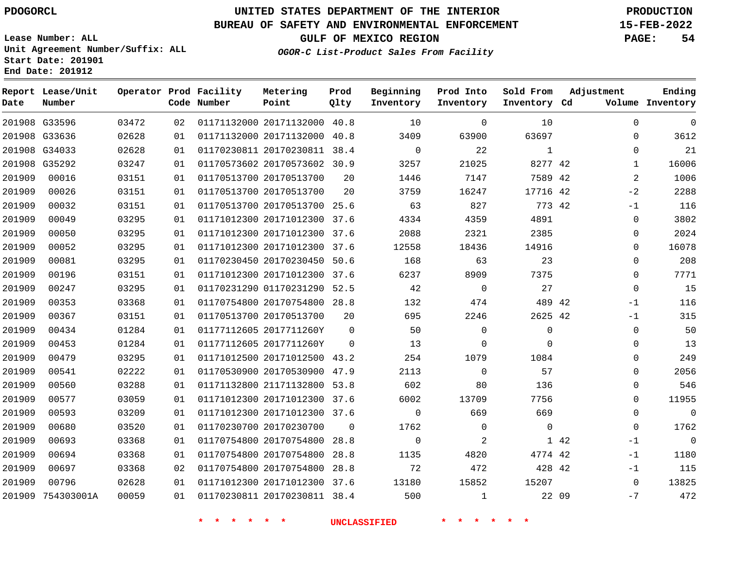PDOGORCL

# UNITED STATES DEPARTMENT OF THE INTERIOR
## BUREAU OF SAFETY AND ENVIRONMENTAL ENFORCEMENT
## GULF OF MEXICO REGION
### *OGOR-C List-Product Sales From Facility*

PRODUCTION
15-FEB-2022

Lease Number: ALL
Unit Agreement Number/Suffix: ALL
Start Date: 201901
End Date: 201912

| Report Date | Lease/Unit Number | Operator | Prod Code | Facility Number | Metering Point | Prod Qlty | Beginning Inventory | Prod Into Inventory | Sold From Inventory | Adjustment Cd | Volume | Ending Inventory |
|---|---|---|---|---|---|---|---|---|---|---|---|---|
| 201908 | G33596 | 03472 | 02 | 01171132000 | 20171132000 | 40.8 | 10 | 0 | 10 | | 0 | 0 |
| 201908 | G33636 | 02628 | 01 | 01171132000 | 20171132000 | 40.8 | 3409 | 63900 | 63697 | | 0 | 3612 |
| 201908 | G34033 | 02628 | 01 | 01170230811 | 20170230811 | 38.4 | 0 | 22 | 1 | | 0 | 21 |
| 201908 | G35292 | 03247 | 01 | 01170573602 | 20170573602 | 30.9 | 3257 | 21025 | 8277 | 42 | 1 | 16006 |
| 201909 | 00016 | 03151 | 01 | 01170513700 | 20170513700 | 20 | 1446 | 7147 | 7589 | 42 | 2 | 1006 |
| 201909 | 00026 | 03151 | 01 | 01170513700 | 20170513700 | 20 | 3759 | 16247 | 17716 | 42 | -2 | 2288 |
| 201909 | 00032 | 03151 | 01 | 01170513700 | 20170513700 | 25.6 | 63 | 827 | 773 | 42 | -1 | 116 |
| 201909 | 00049 | 03295 | 01 | 01171012300 | 20171012300 | 37.6 | 4334 | 4359 | 4891 | | 0 | 3802 |
| 201909 | 00050 | 03295 | 01 | 01171012300 | 20171012300 | 37.6 | 2088 | 2321 | 2385 | | 0 | 2024 |
| 201909 | 00052 | 03295 | 01 | 01171012300 | 20171012300 | 37.6 | 12558 | 18436 | 14916 | | 0 | 16078 |
| 201909 | 00081 | 03295 | 01 | 01170230450 | 20170230450 | 50.6 | 168 | 63 | 23 | | 0 | 208 |
| 201909 | 00196 | 03151 | 01 | 01171012300 | 20171012300 | 37.6 | 6237 | 8909 | 7375 | | 0 | 7771 |
| 201909 | 00247 | 03295 | 01 | 01170231290 | 01170231290 | 52.5 | 42 | 0 | 27 | | 0 | 15 |
| 201909 | 00353 | 03368 | 01 | 01170754800 | 20170754800 | 28.8 | 132 | 474 | 489 | 42 | -1 | 116 |
| 201909 | 00367 | 03151 | 01 | 01170513700 | 20170513700 | 20 | 695 | 2246 | 2625 | 42 | -1 | 315 |
| 201909 | 00434 | 01284 | 01 | 01177112605 | 2017711260Y | 0 | 50 | 0 | 0 | | 0 | 50 |
| 201909 | 00453 | 01284 | 01 | 01177112605 | 2017711260Y | 0 | 13 | 0 | 0 | | 0 | 13 |
| 201909 | 00479 | 03295 | 01 | 01171012500 | 20171012500 | 43.2 | 254 | 1079 | 1084 | | 0 | 249 |
| 201909 | 00541 | 02222 | 01 | 01170530900 | 20170530900 | 47.9 | 2113 | 0 | 57 | | 0 | 2056 |
| 201909 | 00560 | 03288 | 01 | 01171132800 | 21171132800 | 53.8 | 602 | 80 | 136 | | 0 | 546 |
| 201909 | 00577 | 03059 | 01 | 01171012300 | 20171012300 | 37.6 | 6002 | 13709 | 7756 | | 0 | 11955 |
| 201909 | 00593 | 03209 | 01 | 01171012300 | 20171012300 | 37.6 | 0 | 669 | 669 | | 0 | 0 |
| 201909 | 00680 | 03520 | 01 | 01170230700 | 20170230700 | 0 | 1762 | 0 | 0 | | 0 | 1762 |
| 201909 | 00693 | 03368 | 01 | 01170754800 | 20170754800 | 28.8 | 0 | 2 | 1 | 42 | -1 | 0 |
| 201909 | 00694 | 03368 | 01 | 01170754800 | 20170754800 | 28.8 | 1135 | 4820 | 4774 | 42 | -1 | 1180 |
| 201909 | 00697 | 03368 | 02 | 01170754800 | 20170754800 | 28.8 | 72 | 472 | 428 | 42 | -1 | 115 |
| 201909 | 00796 | 02628 | 01 | 01171012300 | 20171012300 | 37.6 | 13180 | 15852 | 15207 | | 0 | 13825 |
| 201909 | 754303001A | 00059 | 01 | 01170230811 | 20170230811 | 38.4 | 500 | 1 | 22 | 09 | -7 | 472 |

\* \* \* \* \* \* UNCLASSIFIED \* \* \* \* \* \*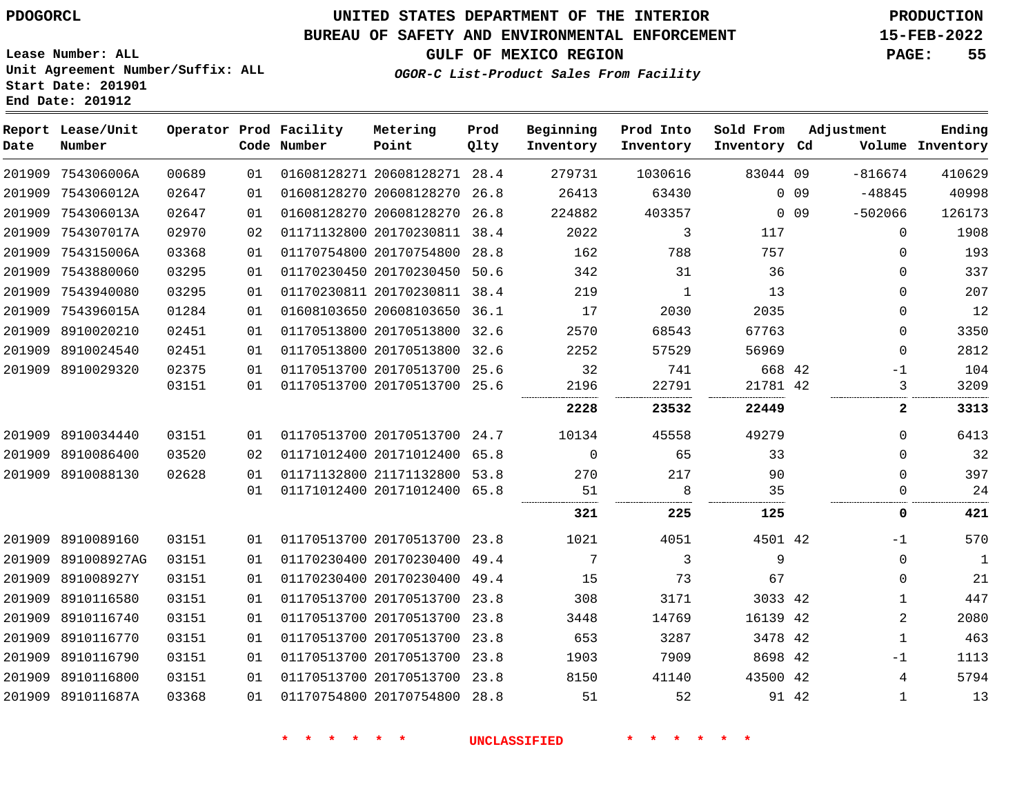PDOGORCL

UNITED STATES DEPARTMENT OF THE INTERIOR
BUREAU OF SAFETY AND ENVIRONMENTAL ENFORCEMENT
GULF OF MEXICO REGION
*OGOR-C List-Product Sales From Facility*

PRODUCTION
15-FEB-2022

Lease Number: ALL
Unit Agreement Number/Suffix: ALL
Start Date: 201901
End Date: 201912

| Report Date | Lease/Unit Number | Operator | Prod Code | Facility Number | Metering Point | Prod Qlty | Beginning Inventory | Prod Into Inventory | Sold From Inventory | Cd | Adjustment Volume | Ending Inventory |
|---|---|---|---|---|---|---|---|---|---|---|---|---|
| 201909 | 754306006A | 00689 | 01 | 01608128271 | 20608128271 | 28.4 | 279731 | 1030616 | 83044 | 09 | -816674 | 410629 |
| 201909 | 754306012A | 02647 | 01 | 01608128270 | 20608128270 | 26.8 | 26413 | 63430 | 0 | 09 | -48845 | 40998 |
| 201909 | 754306013A | 02647 | 01 | 01608128270 | 20608128270 | 26.8 | 224882 | 403357 | 0 | 09 | -502066 | 126173 |
| 201909 | 754307017A | 02970 | 02 | 01171132800 | 20170230811 | 38.4 | 2022 | 3 | 117 | | 0 | 1908 |
| 201909 | 754315006A | 03368 | 01 | 01170754800 | 20170754800 | 28.8 | 162 | 788 | 757 | | 0 | 193 |
| 201909 | 7543880060 | 03295 | 01 | 01170230450 | 20170230450 | 50.6 | 342 | 31 | 36 | | 0 | 337 |
| 201909 | 7543940080 | 03295 | 01 | 01170230811 | 20170230811 | 38.4 | 219 | 1 | 13 | | 0 | 207 |
| 201909 | 754396015A | 01284 | 01 | 01608103650 | 20608103650 | 36.1 | 17 | 2030 | 2035 | | 0 | 12 |
| 201909 | 8910020210 | 02451 | 01 | 01170513800 | 20170513800 | 32.6 | 2570 | 68543 | 67763 | | 0 | 3350 |
| 201909 | 8910024540 | 02451 | 01 | 01170513800 | 20170513800 | 32.6 | 2252 | 57529 | 56969 | | 0 | 2812 |
| 201909 | 8910029320 | 02375 | 01 | 01170513700 | 20170513700 | 25.6 | 32 | 741 | 668 | 42 | -1 | 104 |
| | | 03151 | 01 | 01170513700 | 20170513700 | 25.6 | 2196 | 22791 | 21781 | 42 | 3 | 3209 |
| | | | | | | | **2228** | **23532** | **22449** | | **2** | **3313** |
| 201909 | 8910034440 | 03151 | 01 | 01170513700 | 20170513700 | 24.7 | 10134 | 45558 | 49279 | | 0 | 6413 |
| 201909 | 8910086400 | 03520 | 02 | 01171012400 | 20171012400 | 65.8 | 0 | 65 | 33 | | 0 | 32 |
| 201909 | 8910088130 | 02628 | 01 | 01171132800 | 21171132800 | 53.8 | 270 | 217 | 90 | | 0 | 397 |
| | | | 01 | 01171012400 | 20171012400 | 65.8 | 51 | 8 | 35 | | 0 | 24 |
| | | | | | | | **321** | **225** | **125** | | **0** | **421** |
| 201909 | 8910089160 | 03151 | 01 | 01170513700 | 20170513700 | 23.8 | 1021 | 4051 | 4501 | 42 | -1 | 570 |
| 201909 | 891008927AG | 03151 | 01 | 01170230400 | 20170230400 | 49.4 | 7 | 3 | 9 | | 0 | 1 |
| 201909 | 891008927Y | 03151 | 01 | 01170230400 | 20170230400 | 49.4 | 15 | 73 | 67 | | 0 | 21 |
| 201909 | 8910116580 | 03151 | 01 | 01170513700 | 20170513700 | 23.8 | 308 | 3171 | 3033 | 42 | 1 | 447 |
| 201909 | 8910116740 | 03151 | 01 | 01170513700 | 20170513700 | 23.8 | 3448 | 14769 | 16139 | 42 | 2 | 2080 |
| 201909 | 8910116770 | 03151 | 01 | 01170513700 | 20170513700 | 23.8 | 653 | 3287 | 3478 | 42 | 1 | 463 |
| 201909 | 8910116790 | 03151 | 01 | 01170513700 | 20170513700 | 23.8 | 1903 | 7909 | 8698 | 42 | -1 | 1113 |
| 201909 | 8910116800 | 03151 | 01 | 01170513700 | 20170513700 | 23.8 | 8150 | 41140 | 43500 | 42 | 4 | 5794 |
| 201909 | 891011687A | 03368 | 01 | 01170754800 | 20170754800 | 28.8 | 51 | 52 | 91 | 42 | 1 | 13 |

* * * * * * UNCLASSIFIED * * * * * *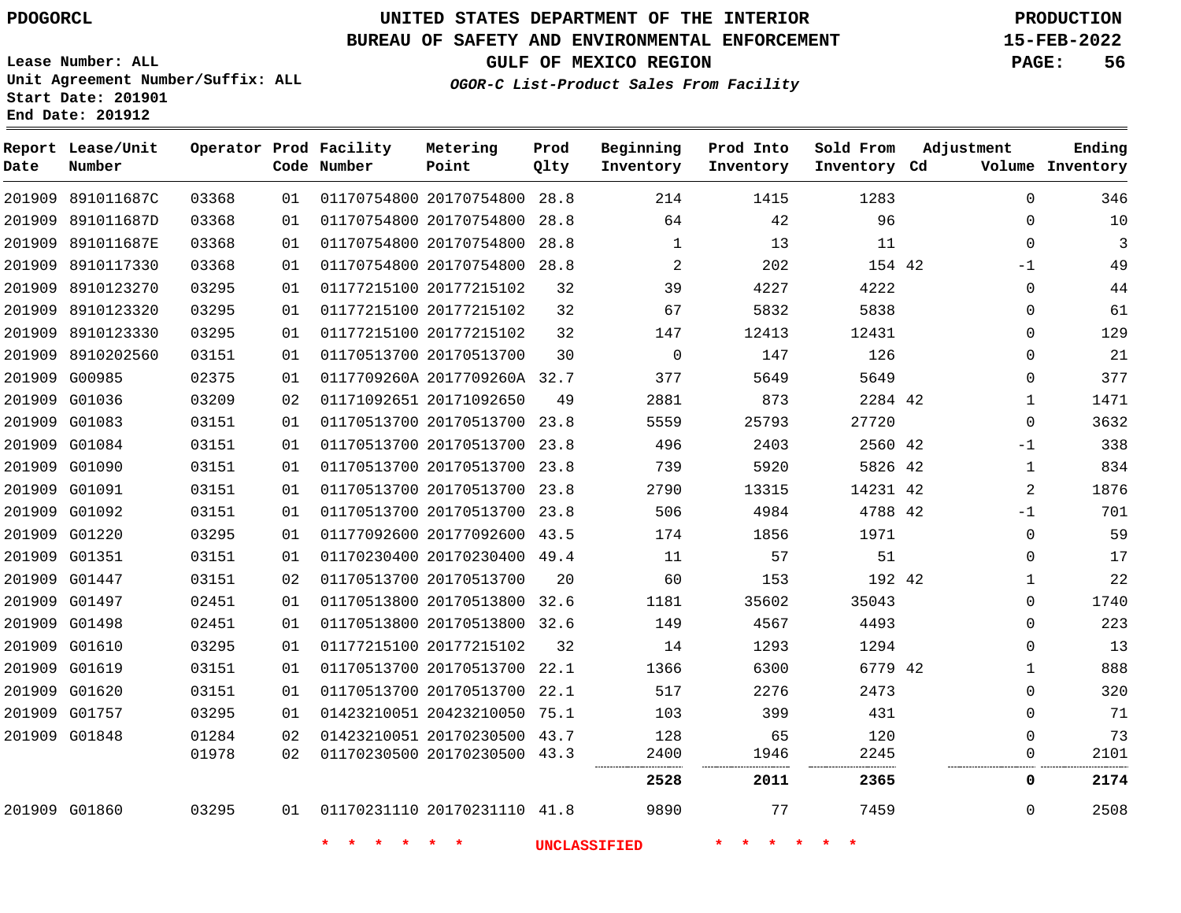PDOGORCL

# UNITED STATES DEPARTMENT OF THE INTERIOR
## BUREAU OF SAFETY AND ENVIRONMENTAL ENFORCEMENT
### GULF OF MEXICO REGION

*OGOR-C List-Product Sales From Facility*

PRODUCTION
15-FEB-2022

Lease Number: ALL
Unit Agreement Number/Suffix: ALL
Start Date: 201901
End Date: 201912

| Report Date | Lease/Unit Number | Operator | Prod Code | Facility Number | Metering Point | Prod Qlty | Beginning Inventory | Prod Into Inventory | Sold From Inventory | Adjustment Cd | Volume | Ending Inventory |
|---|---|---|---|---|---|---|---|---|---|---|---|---|
| 201909 | 891011687C | 03368 | 01 | 01170754800 | 20170754800 | 28.8 | 214 | 1415 | 1283 | | 0 | 346 |
| 201909 | 891011687D | 03368 | 01 | 01170754800 | 20170754800 | 28.8 | 64 | 42 | 96 | | 0 | 10 |
| 201909 | 891011687E | 03368 | 01 | 01170754800 | 20170754800 | 28.8 | 1 | 13 | 11 | | 0 | 3 |
| 201909 | 8910117330 | 03368 | 01 | 01170754800 | 20170754800 | 28.8 | 2 | 202 | 154 | 42 | -1 | 49 |
| 201909 | 8910123270 | 03295 | 01 | 01177215100 | 20177215102 | 32 | 39 | 4227 | 4222 | | 0 | 44 |
| 201909 | 8910123320 | 03295 | 01 | 01177215100 | 20177215102 | 32 | 67 | 5832 | 5838 | | 0 | 61 |
| 201909 | 8910123330 | 03295 | 01 | 01177215100 | 20177215102 | 32 | 147 | 12413 | 12431 | | 0 | 129 |
| 201909 | 8910202560 | 03151 | 01 | 01170513700 | 20170513700 | 30 | 0 | 147 | 126 | | 0 | 21 |
| 201909 | G00985 | 02375 | 01 | 0117709260A | 2017709260A | 32.7 | 377 | 5649 | 5649 | | 0 | 377 |
| 201909 | G01036 | 03209 | 02 | 01171092651 | 20171092650 | 49 | 2881 | 873 | 2284 | 42 | 1 | 1471 |
| 201909 | G01083 | 03151 | 01 | 01170513700 | 20170513700 | 23.8 | 5559 | 25793 | 27720 | | 0 | 3632 |
| 201909 | G01084 | 03151 | 01 | 01170513700 | 20170513700 | 23.8 | 496 | 2403 | 2560 | 42 | -1 | 338 |
| 201909 | G01090 | 03151 | 01 | 01170513700 | 20170513700 | 23.8 | 739 | 5920 | 5826 | 42 | 1 | 834 |
| 201909 | G01091 | 03151 | 01 | 01170513700 | 20170513700 | 23.8 | 2790 | 13315 | 14231 | 42 | 2 | 1876 |
| 201909 | G01092 | 03151 | 01 | 01170513700 | 20170513700 | 23.8 | 506 | 4984 | 4788 | 42 | -1 | 701 |
| 201909 | G01220 | 03295 | 01 | 01177092600 | 20177092600 | 43.5 | 174 | 1856 | 1971 | | 0 | 59 |
| 201909 | G01351 | 03151 | 01 | 01170230400 | 20170230400 | 49.4 | 11 | 57 | 51 | | 0 | 17 |
| 201909 | G01447 | 03151 | 02 | 01170513700 | 20170513700 | 20 | 60 | 153 | 192 | 42 | 1 | 22 |
| 201909 | G01497 | 02451 | 01 | 01170513800 | 20170513800 | 32.6 | 1181 | 35602 | 35043 | | 0 | 1740 |
| 201909 | G01498 | 02451 | 01 | 01170513800 | 20170513800 | 32.6 | 149 | 4567 | 4493 | | 0 | 223 |
| 201909 | G01610 | 03295 | 01 | 01177215100 | 20177215102 | 32 | 14 | 1293 | 1294 | | 0 | 13 |
| 201909 | G01619 | 03151 | 01 | 01170513700 | 20170513700 | 22.1 | 1366 | 6300 | 6779 | 42 | 1 | 888 |
| 201909 | G01620 | 03151 | 01 | 01170513700 | 20170513700 | 22.1 | 517 | 2276 | 2473 | | 0 | 320 |
| 201909 | G01757 | 03295 | 01 | 01423210051 | 20423210050 | 75.1 | 103 | 399 | 431 | | 0 | 71 |
| 201909 | G01848 | 01284 | 02 | 01423210051 | 20170230500 | 43.7 | 128 | 65 | 120 | | 0 | 73 |
| | | 01978 | 02 | 01170230500 | 20170230500 | 43.3 | 2400 | 1946 | 2245 | | 0 | 2101 |
| | | | | | | | **2528** | **2011** | **2365** | | **0** | **2174** |
| 201909 | G01860 | 03295 | 01 | 01170231110 | 20170231110 | 41.8 | 9890 | 77 | 7459 | | 0 | 2508 |

* * * * * * UNCLASSIFIED * * * * * *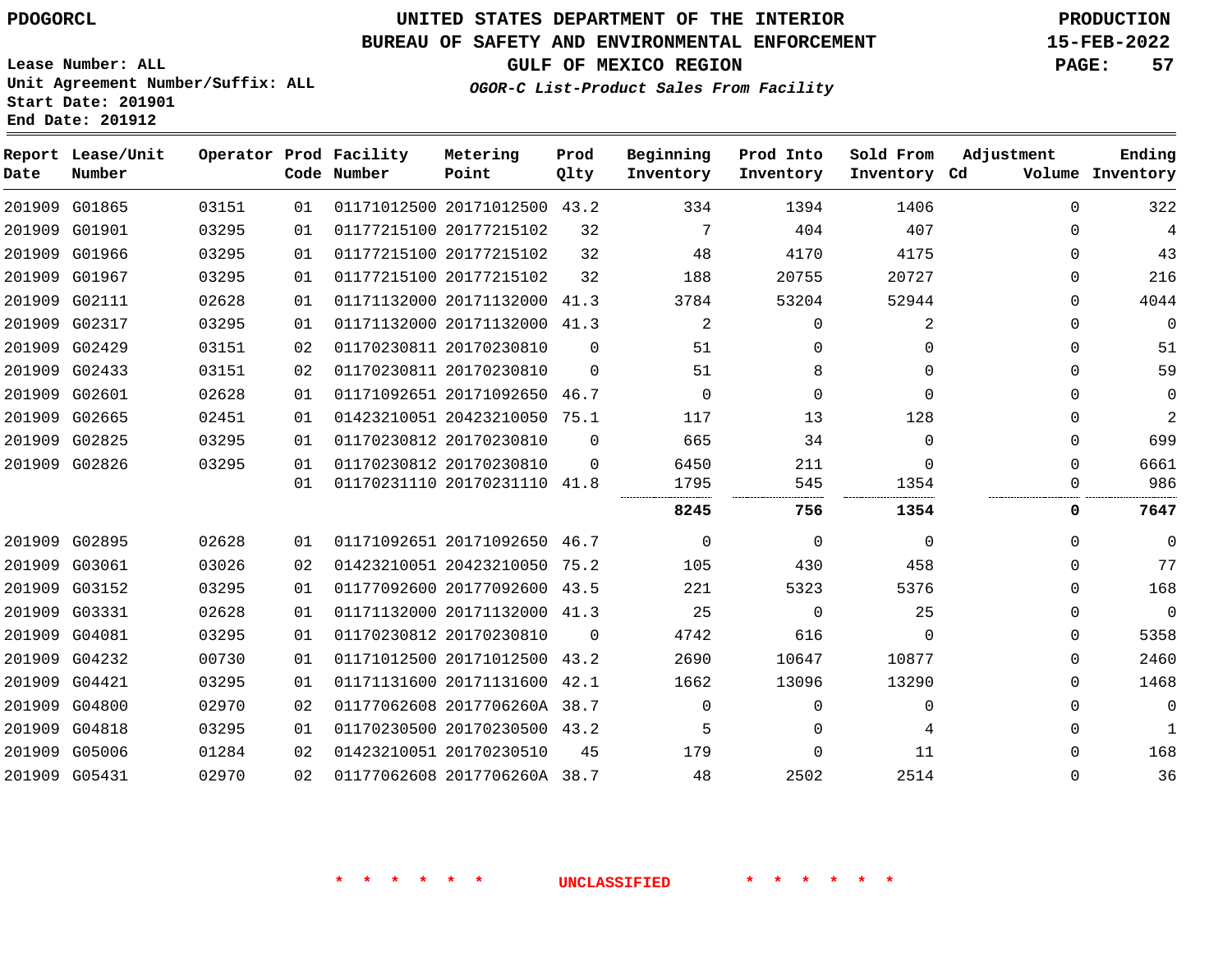PDOGORCL

Lease Number: ALL
Unit Agreement Number/Suffix: ALL
Start Date: 201901
End Date: 201912

# UNITED STATES DEPARTMENT OF THE INTERIOR
## BUREAU OF SAFETY AND ENVIRONMENTAL ENFORCEMENT
### GULF OF MEXICO REGION

*OGOR-C List-Product Sales From Facility*

PRODUCTION
15-FEB-2022

| Report Date | Lease/Unit Number | Operator | Prod Code | Facility Number | Metering Point | Prod Qlty | Beginning Inventory | Prod Into Inventory | Sold From Inventory | Adjustment Cd | Adjustment Volume | Ending Inventory |
|---|---|---|---|---|---|---|---|---|---|---|---|---|
| 201909 | G01865 | 03151 | 01 | 01171012500 | 20171012500 | 43.2 | 334 | 1394 | 1406 | | 0 | 322 |
| 201909 | G01901 | 03295 | 01 | 01177215100 | 20177215102 | 32 | 7 | 404 | 407 | | 0 | 4 |
| 201909 | G01966 | 03295 | 01 | 01177215100 | 20177215102 | 32 | 48 | 4170 | 4175 | | 0 | 43 |
| 201909 | G01967 | 03295 | 01 | 01177215100 | 20177215102 | 32 | 188 | 20755 | 20727 | | 0 | 216 |
| 201909 | G02111 | 02628 | 01 | 01171132000 | 20171132000 | 41.3 | 3784 | 53204 | 52944 | | 0 | 4044 |
| 201909 | G02317 | 03295 | 01 | 01171132000 | 20171132000 | 41.3 | 2 | 0 | 2 | | 0 | 0 |
| 201909 | G02429 | 03151 | 02 | 01170230811 | 20170230810 | 0 | 51 | 0 | 0 | | 0 | 51 |
| 201909 | G02433 | 03151 | 02 | 01170230811 | 20170230810 | 0 | 51 | 8 | 0 | | 0 | 59 |
| 201909 | G02601 | 02628 | 01 | 01171092651 | 20171092650 | 46.7 | 0 | 0 | 0 | | 0 | 0 |
| 201909 | G02665 | 02451 | 01 | 01423210051 | 20423210050 | 75.1 | 117 | 13 | 128 | | 0 | 2 |
| 201909 | G02825 | 03295 | 01 | 01170230812 | 20170230810 | 0 | 665 | 34 | 0 | | 0 | 699 |
| 201909 | G02826 | 03295 | 01 | 01170230812 | 20170230810 | 0 | 6450 | 211 | 0 | | 0 | 6661 |
| | | | 01 | 01170231110 | 20170231110 | 41.8 | 1795 | 545 | 1354 | | 0 | 986 |
| | | | | | | | **8245** | **756** | **1354** | | **0** | **7647** |
| 201909 | G02895 | 02628 | 01 | 01171092651 | 20171092650 | 46.7 | 0 | 0 | 0 | | 0 | 0 |
| 201909 | G03061 | 03026 | 02 | 01423210051 | 20423210050 | 75.2 | 105 | 430 | 458 | | 0 | 77 |
| 201909 | G03152 | 03295 | 01 | 01177092600 | 20177092600 | 43.5 | 221 | 5323 | 5376 | | 0 | 168 |
| 201909 | G03331 | 02628 | 01 | 01171132000 | 20171132000 | 41.3 | 25 | 0 | 25 | | 0 | 0 |
| 201909 | G04081 | 03295 | 01 | 01170230812 | 20170230810 | 0 | 4742 | 616 | 0 | | 0 | 5358 |
| 201909 | G04232 | 00730 | 01 | 01171012500 | 20171012500 | 43.2 | 2690 | 10647 | 10877 | | 0 | 2460 |
| 201909 | G04421 | 03295 | 01 | 01171131600 | 20171131600 | 42.1 | 1662 | 13096 | 13290 | | 0 | 1468 |
| 201909 | G04800 | 02970 | 02 | 01177062608 | 2017706260A | 38.7 | 0 | 0 | 0 | | 0 | 0 |
| 201909 | G04818 | 03295 | 01 | 01170230500 | 20170230500 | 43.2 | 5 | 0 | 4 | | 0 | 1 |
| 201909 | G05006 | 01284 | 02 | 01423210051 | 20170230510 | 45 | 179 | 0 | 11 | | 0 | 168 |
| 201909 | G05431 | 02970 | 02 | 01177062608 | 2017706260A | 38.7 | 48 | 2502 | 2514 | | 0 | 36 |

\* \* \* \* \* \* UNCLASSIFIED \* \* \* \* \* \*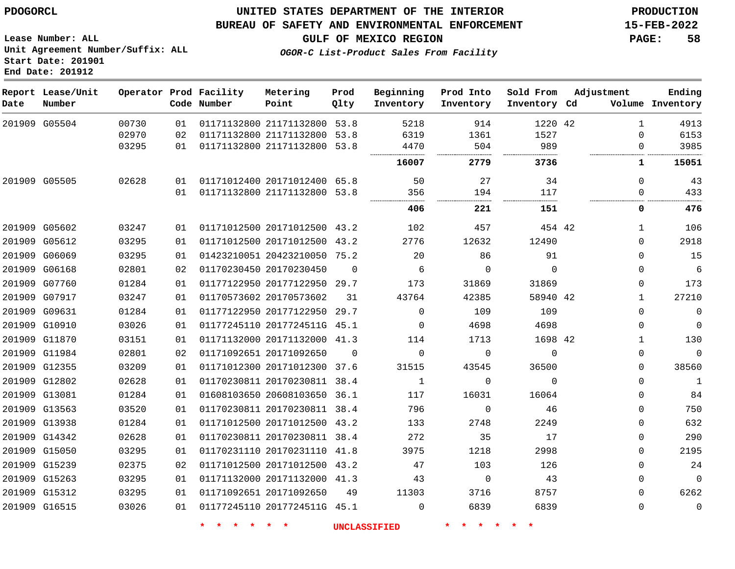PDOGORCL

# UNITED STATES DEPARTMENT OF THE INTERIOR
## BUREAU OF SAFETY AND ENVIRONMENTAL ENFORCEMENT
### GULF OF MEXICO REGION
*OGOR-C List-Product Sales From Facility*

PRODUCTION
15-FEB-2022

Lease Number: ALL
Unit Agreement Number/Suffix: ALL
Start Date: 201901
End Date: 201912

| Report Date | Lease/Unit Number | Operator | Prod Code | Facility Number | Metering Point | Prod Qlty | Beginning Inventory | Prod Into Inventory | Sold From Inventory | Adjustment Cd | Volume | Ending Inventory |
|---|---|---|---|---|---|---|---|---|---|---|---|---|
| 201909 | G05504 | 00730 | 01 | 01171132800 | 21171132800 | 53.8 | 5218 | 914 | 1220 | 42 | 1 | 4913 |
| | | 02970 | 02 | 01171132800 | 21171132800 | 53.8 | 6319 | 1361 | 1527 | | 0 | 6153 |
| | | 03295 | 01 | 01171132800 | 21171132800 | 53.8 | 4470 | 504 | 989 | | 0 | 3985 |
| | | | | | | | **16007** | **2779** | **3736** | | **1** | **15051** |
| 201909 | G05505 | 02628 | 01 | 01171012400 | 20171012400 | 65.8 | 50 | 27 | 34 | | 0 | 43 |
| | | | 01 | 01171132800 | 21171132800 | 53.8 | 356 | 194 | 117 | | 0 | 433 |
| | | | | | | | **406** | **221** | **151** | | **0** | **476** |
| 201909 | G05602 | 03247 | 01 | 01171012500 | 20171012500 | 43.2 | 102 | 457 | 454 | 42 | 1 | 106 |
| 201909 | G05612 | 03295 | 01 | 01171012500 | 20171012500 | 43.2 | 2776 | 12632 | 12490 | | 0 | 2918 |
| 201909 | G06069 | 03295 | 01 | 01423210051 | 20423210050 | 75.2 | 20 | 86 | 91 | | 0 | 15 |
| 201909 | G06168 | 02801 | 02 | 01170230450 | 20170230450 | 0 | 6 | 0 | 0 | | 0 | 6 |
| 201909 | G07760 | 01284 | 01 | 01177122950 | 20177122950 | 29.7 | 173 | 31869 | 31869 | | 0 | 173 |
| 201909 | G07917 | 03247 | 01 | 01170573602 | 20170573602 | 31 | 43764 | 42385 | 58940 | 42 | 1 | 27210 |
| 201909 | G09631 | 01284 | 01 | 01177122950 | 20177122950 | 29.7 | 0 | 109 | 109 | | 0 | 0 |
| 201909 | G10910 | 03026 | 01 | 01177245110 | 2017724511G | 45.1 | 0 | 4698 | 4698 | | 0 | 0 |
| 201909 | G11870 | 03151 | 01 | 01171132000 | 20171132000 | 41.3 | 114 | 1713 | 1698 | 42 | 1 | 130 |
| 201909 | G11984 | 02801 | 02 | 01171092651 | 20171092650 | 0 | 0 | 0 | 0 | | 0 | 0 |
| 201909 | G12355 | 03209 | 01 | 01171012300 | 20171012300 | 37.6 | 31515 | 43545 | 36500 | | 0 | 38560 |
| 201909 | G12802 | 02628 | 01 | 01170230811 | 20170230811 | 38.4 | 1 | 0 | 0 | | 0 | 1 |
| 201909 | G13081 | 01284 | 01 | 01608103650 | 20608103650 | 36.1 | 117 | 16031 | 16064 | | 0 | 84 |
| 201909 | G13563 | 03520 | 01 | 01170230811 | 20170230811 | 38.4 | 796 | 0 | 46 | | 0 | 750 |
| 201909 | G13938 | 01284 | 01 | 01171012500 | 20171012500 | 43.2 | 133 | 2748 | 2249 | | 0 | 632 |
| 201909 | G14342 | 02628 | 01 | 01170230811 | 20170230811 | 38.4 | 272 | 35 | 17 | | 0 | 290 |
| 201909 | G15050 | 03295 | 01 | 01170231110 | 20170231110 | 41.8 | 3975 | 1218 | 2998 | | 0 | 2195 |
| 201909 | G15239 | 02375 | 02 | 01171012500 | 20171012500 | 43.2 | 47 | 103 | 126 | | 0 | 24 |
| 201909 | G15263 | 03295 | 01 | 01171132000 | 20171132000 | 41.3 | 43 | 0 | 43 | | 0 | 0 |
| 201909 | G15312 | 03295 | 01 | 01171092651 | 20171092650 | 49 | 11303 | 3716 | 8757 | | 0 | 6262 |
| 201909 | G16515 | 03026 | 01 | 01177245110 | 2017724511G | 45.1 | 0 | 6839 | 6839 | | 0 | 0 |

* * * * * * UNCLASSIFIED * * * * * *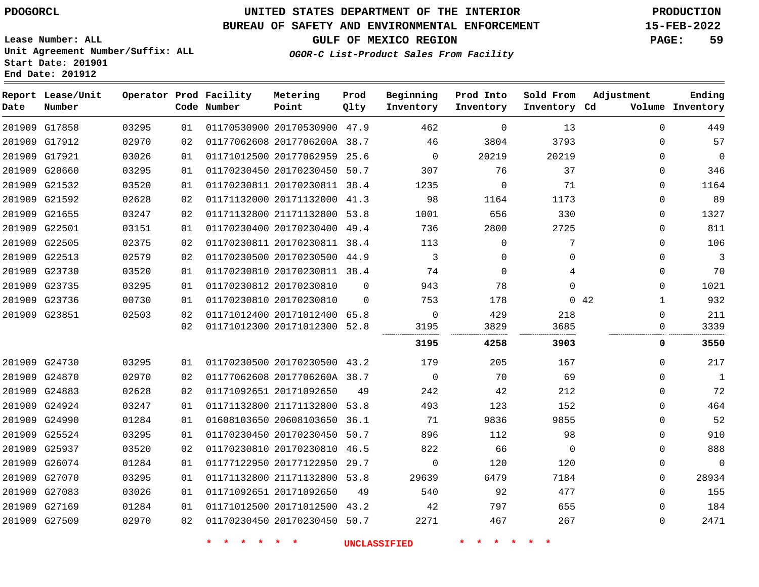PDOGORCL

# UNITED STATES DEPARTMENT OF THE INTERIOR
## BUREAU OF SAFETY AND ENVIRONMENTAL ENFORCEMENT
### GULF OF MEXICO REGION
*OGOR-C List-Product Sales From Facility*

PRODUCTION
15-FEB-2022

Lease Number: ALL
Unit Agreement Number/Suffix: ALL
Start Date: 201901
End Date: 201912

| Report Date | Lease/Unit Number | Operator | Prod Code | Facility Number | Metering Point | Prod Qlty | Beginning Inventory | Prod Into Inventory | Sold From Inventory | Adjustment Cd | Adjustment Volume | Ending Inventory |
|---|---|---|---|---|---|---|---|---|---|---|---|---|
| 201909 | G17858 | 03295 | 01 | 01170530900 | 20170530900 | 47.9 | 462 | 0 | 13 | | 0 | 449 |
| 201909 | G17912 | 02970 | 02 | 01177062608 | 2017706260A | 38.7 | 46 | 3804 | 3793 | | 0 | 57 |
| 201909 | G17921 | 03026 | 01 | 01171012500 | 20177062959 | 25.6 | 0 | 20219 | 20219 | | 0 | 0 |
| 201909 | G20660 | 03295 | 01 | 01170230450 | 20170230450 | 50.7 | 307 | 76 | 37 | | 0 | 346 |
| 201909 | G21532 | 03520 | 01 | 01170230811 | 20170230811 | 38.4 | 1235 | 0 | 71 | | 0 | 1164 |
| 201909 | G21592 | 02628 | 02 | 01171132000 | 20171132000 | 41.3 | 98 | 1164 | 1173 | | 0 | 89 |
| 201909 | G21655 | 03247 | 02 | 01171132800 | 21171132800 | 53.8 | 1001 | 656 | 330 | | 0 | 1327 |
| 201909 | G22501 | 03151 | 01 | 01170230400 | 20170230400 | 49.4 | 736 | 2800 | 2725 | | 0 | 811 |
| 201909 | G22505 | 02375 | 02 | 01170230811 | 20170230811 | 38.4 | 113 | 0 | 7 | | 0 | 106 |
| 201909 | G22513 | 02579 | 02 | 01170230500 | 20170230500 | 44.9 | 3 | 0 | 0 | | 0 | 3 |
| 201909 | G23730 | 03520 | 01 | 01170230810 | 20170230811 | 38.4 | 74 | 0 | 4 | | 0 | 70 |
| 201909 | G23735 | 03295 | 01 | 01170230812 | 20170230810 | 0 | 943 | 78 | 0 | | 0 | 1021 |
| 201909 | G23736 | 00730 | 01 | 01170230810 | 20170230810 | 0 | 753 | 178 | 0 | 42 | 1 | 932 |
| 201909 | G23851 | 02503 | 02 | 01171012400 | 20171012400 | 65.8 | 0 | 429 | 218 | | 0 | 211 |
| | | | 02 | 01171012300 | 20171012300 | 52.8 | 3195 | 3829 | 3685 | | 0 | 3339 |
| | | | | | | | **3195** | **4258** | **3903** | | **0** | **3550** |
| 201909 | G24730 | 03295 | 01 | 01170230500 | 20170230500 | 43.2 | 179 | 205 | 167 | | 0 | 217 |
| 201909 | G24870 | 02970 | 02 | 01177062608 | 2017706260A | 38.7 | 0 | 70 | 69 | | 0 | 1 |
| 201909 | G24883 | 02628 | 02 | 01171092651 | 20171092650 | 49 | 242 | 42 | 212 | | 0 | 72 |
| 201909 | G24924 | 03247 | 01 | 01171132800 | 21171132800 | 53.8 | 493 | 123 | 152 | | 0 | 464 |
| 201909 | G24990 | 01284 | 01 | 01608103650 | 20608103650 | 36.1 | 71 | 9836 | 9855 | | 0 | 52 |
| 201909 | G25524 | 03295 | 01 | 01170230450 | 20170230450 | 50.7 | 896 | 112 | 98 | | 0 | 910 |
| 201909 | G25937 | 03520 | 02 | 01170230810 | 20170230810 | 46.5 | 822 | 66 | 0 | | 0 | 888 |
| 201909 | G26074 | 01284 | 01 | 01177122950 | 20177122950 | 29.7 | 0 | 120 | 120 | | 0 | 0 |
| 201909 | G27070 | 03295 | 01 | 01171132800 | 21171132800 | 53.8 | 29639 | 6479 | 7184 | | 0 | 28934 |
| 201909 | G27083 | 03026 | 01 | 01171092651 | 20171092650 | 49 | 540 | 92 | 477 | | 0 | 155 |
| 201909 | G27169 | 01284 | 01 | 01171012500 | 20171012500 | 43.2 | 42 | 797 | 655 | | 0 | 184 |
| 201909 | G27509 | 02970 | 02 | 01170230450 | 20170230450 | 50.7 | 2271 | 467 | 267 | | 0 | 2471 |

* * * * * * UNCLASSIFIED * * * * * *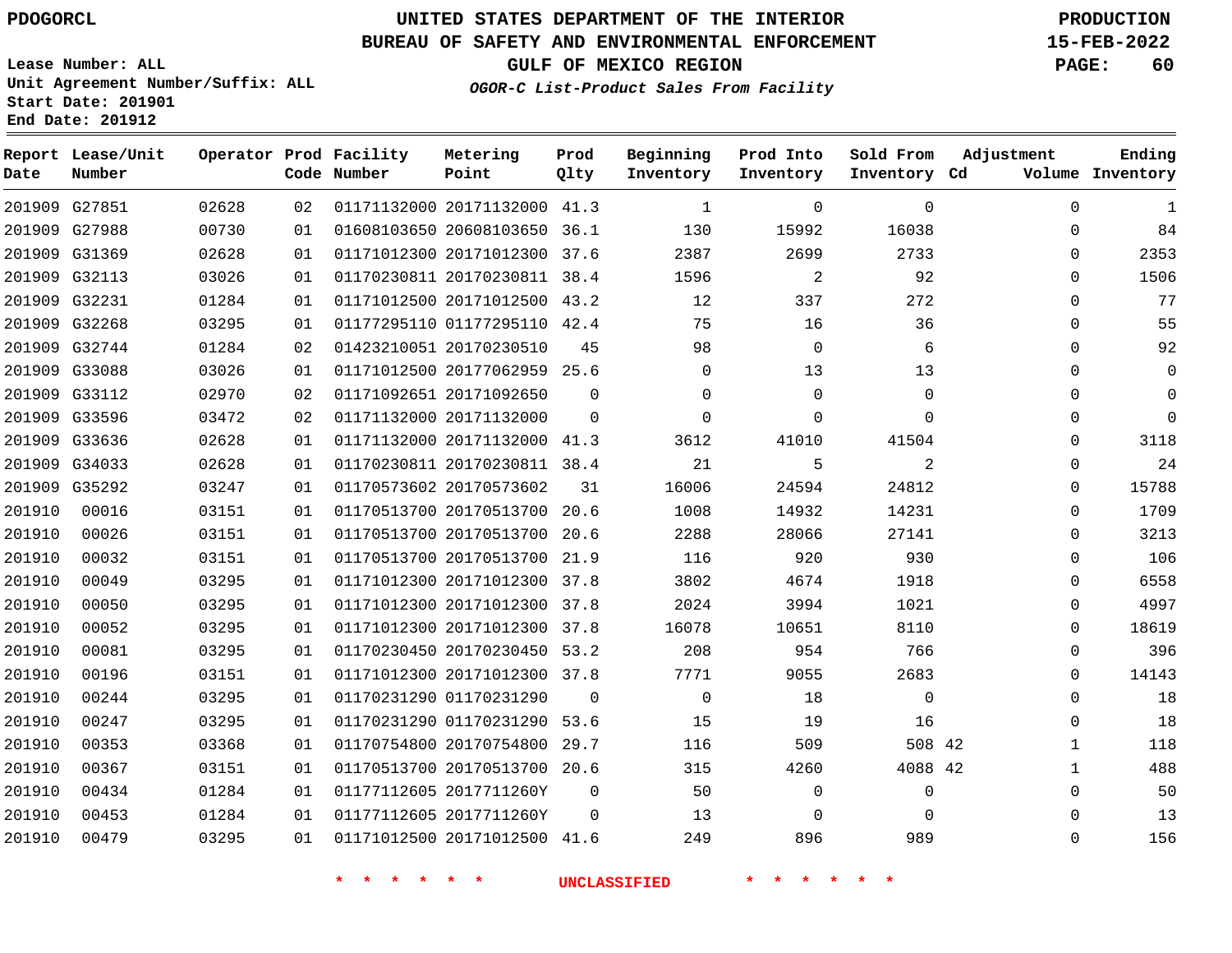PDOGORCL

# UNITED STATES DEPARTMENT OF THE INTERIOR
## BUREAU OF SAFETY AND ENVIRONMENTAL ENFORCEMENT
### GULF OF MEXICO REGION

*OGOR-C List-Product Sales From Facility*

PRODUCTION
15-FEB-2022

Lease Number: ALL
Unit Agreement Number/Suffix: ALL
Start Date: 201901
End Date: 201912

| Report Date | Lease/Unit Number | Operator | Prod Code | Facility Number | Metering Point | Prod Qlty | Beginning Inventory | Prod Into Inventory | Sold From Inventory | Adjustment Cd | Adjustment Volume | Ending Inventory |
|---|---|---|---|---|---|---|---|---|---|---|---|---|
| 201909 | G27851 | 02628 | 02 | 01171132000 | 20171132000 | 41.3 | 1 | 0 | 0 | | 0 | 1 |
| 201909 | G27988 | 00730 | 01 | 01608103650 | 20608103650 | 36.1 | 130 | 15992 | 16038 | | 0 | 84 |
| 201909 | G31369 | 02628 | 01 | 01171012300 | 20171012300 | 37.6 | 2387 | 2699 | 2733 | | 0 | 2353 |
| 201909 | G32113 | 03026 | 01 | 01170230811 | 20170230811 | 38.4 | 1596 | 2 | 92 | | 0 | 1506 |
| 201909 | G32231 | 01284 | 01 | 01171012500 | 20171012500 | 43.2 | 12 | 337 | 272 | | 0 | 77 |
| 201909 | G32268 | 03295 | 01 | 01177295110 | 01177295110 | 42.4 | 75 | 16 | 36 | | 0 | 55 |
| 201909 | G32744 | 01284 | 02 | 01423210051 | 20170230510 | 45 | 98 | 0 | 6 | | 0 | 92 |
| 201909 | G33088 | 03026 | 01 | 01171012500 | 20177062959 | 25.6 | 0 | 13 | 13 | | 0 | 0 |
| 201909 | G33112 | 02970 | 02 | 01171092651 | 20171092650 | 0 | 0 | 0 | 0 | | 0 | 0 |
| 201909 | G33596 | 03472 | 02 | 01171132000 | 20171132000 | 0 | 0 | 0 | 0 | | 0 | 0 |
| 201909 | G33636 | 02628 | 01 | 01171132000 | 20171132000 | 41.3 | 3612 | 41010 | 41504 | | 0 | 3118 |
| 201909 | G34033 | 02628 | 01 | 01170230811 | 20170230811 | 38.4 | 21 | 5 | 2 | | 0 | 24 |
| 201909 | G35292 | 03247 | 01 | 01170573602 | 20170573602 | 31 | 16006 | 24594 | 24812 | | 0 | 15788 |
| 201910 | 00016 | 03151 | 01 | 01170513700 | 20170513700 | 20.6 | 1008 | 14932 | 14231 | | 0 | 1709 |
| 201910 | 00026 | 03151 | 01 | 01170513700 | 20170513700 | 20.6 | 2288 | 28066 | 27141 | | 0 | 3213 |
| 201910 | 00032 | 03151 | 01 | 01170513700 | 20170513700 | 21.9 | 116 | 920 | 930 | | 0 | 106 |
| 201910 | 00049 | 03295 | 01 | 01171012300 | 20171012300 | 37.8 | 3802 | 4674 | 1918 | | 0 | 6558 |
| 201910 | 00050 | 03295 | 01 | 01171012300 | 20171012300 | 37.8 | 2024 | 3994 | 1021 | | 0 | 4997 |
| 201910 | 00052 | 03295 | 01 | 01171012300 | 20171012300 | 37.8 | 16078 | 10651 | 8110 | | 0 | 18619 |
| 201910 | 00081 | 03295 | 01 | 01170230450 | 20170230450 | 53.2 | 208 | 954 | 766 | | 0 | 396 |
| 201910 | 00196 | 03151 | 01 | 01171012300 | 20171012300 | 37.8 | 7771 | 9055 | 2683 | | 0 | 14143 |
| 201910 | 00244 | 03295 | 01 | 01170231290 | 01170231290 | 0 | 0 | 18 | 0 | | 0 | 18 |
| 201910 | 00247 | 03295 | 01 | 01170231290 | 01170231290 | 53.6 | 15 | 19 | 16 | | 0 | 18 |
| 201910 | 00353 | 03368 | 01 | 01170754800 | 20170754800 | 29.7 | 116 | 509 | 508 | 42 | 1 | 118 |
| 201910 | 00367 | 03151 | 01 | 01170513700 | 20170513700 | 20.6 | 315 | 4260 | 4088 | 42 | 1 | 488 |
| 201910 | 00434 | 01284 | 01 | 01177112605 | 2017711260Y | 0 | 50 | 0 | 0 | | 0 | 50 |
| 201910 | 00453 | 01284 | 01 | 01177112605 | 2017711260Y | 0 | 13 | 0 | 0 | | 0 | 13 |
| 201910 | 00479 | 03295 | 01 | 01171012500 | 20171012500 | 41.6 | 249 | 896 | 989 | | 0 | 156 |

* * * * * * UNCLASSIFIED * * * * * *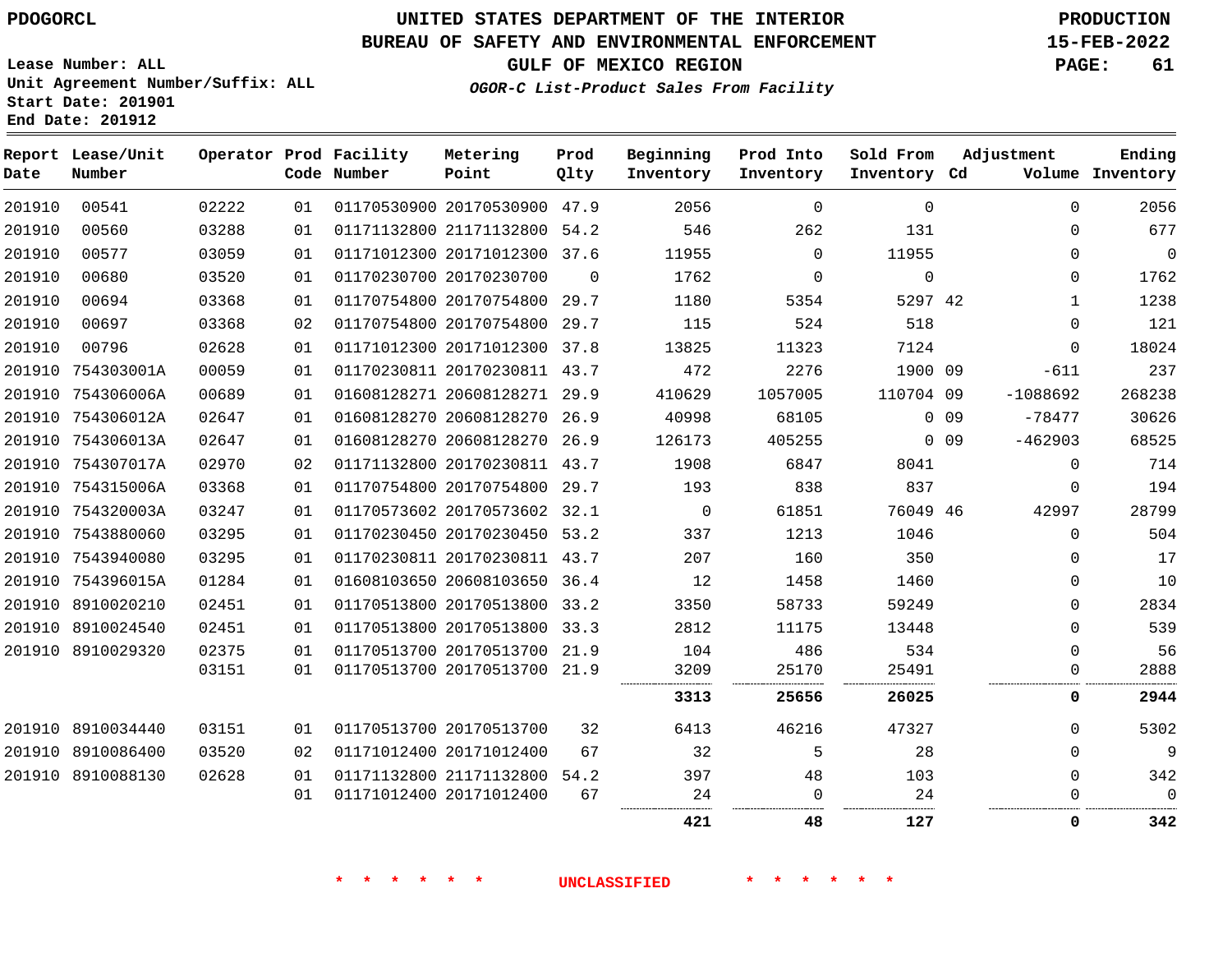PDOGORCL

# UNITED STATES DEPARTMENT OF THE INTERIOR
## BUREAU OF SAFETY AND ENVIRONMENTAL ENFORCEMENT
### GULF OF MEXICO REGION
*OGOR-C List-Product Sales From Facility*

PRODUCTION
15-FEB-2022

Lease Number: ALL
Unit Agreement Number/Suffix: ALL
Start Date: 201901
End Date: 201912

| Report Date | Lease/Unit Number | Operator | Prod Code | Facility Number | Metering Point | Prod Qlty | Beginning Inventory | Prod Into Inventory | Sold From Inventory | Adjustment Cd | Volume | Ending Inventory |
|---|---|---|---|---|---|---|---|---|---|---|---|---|
| 201910 | 00541 | 02222 | 01 | 01170530900 | 20170530900 | 47.9 | 2056 | 0 | 0 | | 0 | 2056 |
| 201910 | 00560 | 03288 | 01 | 01171132800 | 21171132800 | 54.2 | 546 | 262 | 131 | | 0 | 677 |
| 201910 | 00577 | 03059 | 01 | 01171012300 | 20171012300 | 37.6 | 11955 | 0 | 11955 | | 0 | 0 |
| 201910 | 00680 | 03520 | 01 | 01170230700 | 20170230700 | 0 | 1762 | 0 | 0 | | 0 | 1762 |
| 201910 | 00694 | 03368 | 01 | 01170754800 | 20170754800 | 29.7 | 1180 | 5354 | 5297 | 42 | 1 | 1238 |
| 201910 | 00697 | 03368 | 02 | 01170754800 | 20170754800 | 29.7 | 115 | 524 | 518 | | 0 | 121 |
| 201910 | 00796 | 02628 | 01 | 01171012300 | 20171012300 | 37.8 | 13825 | 11323 | 7124 | | 0 | 18024 |
| 201910 | 754303001A | 00059 | 01 | 01170230811 | 20170230811 | 43.7 | 472 | 2276 | 1900 | 09 | -611 | 237 |
| 201910 | 754306006A | 00689 | 01 | 01608128271 | 20608128271 | 29.9 | 410629 | 1057005 | 110704 | 09 | -1088692 | 268238 |
| 201910 | 754306012A | 02647 | 01 | 01608128270 | 20608128270 | 26.9 | 40998 | 68105 | 0 | 09 | -78477 | 30626 |
| 201910 | 754306013A | 02647 | 01 | 01608128270 | 20608128270 | 26.9 | 126173 | 405255 | 0 | 09 | -462903 | 68525 |
| 201910 | 754307017A | 02970 | 02 | 01171132800 | 20170230811 | 43.7 | 1908 | 6847 | 8041 | | 0 | 714 |
| 201910 | 754315006A | 03368 | 01 | 01170754800 | 20170754800 | 29.7 | 193 | 838 | 837 | | 0 | 194 |
| 201910 | 754320003A | 03247 | 01 | 01170573602 | 20170573602 | 32.1 | 0 | 61851 | 76049 | 46 | 42997 | 28799 |
| 201910 | 7543880060 | 03295 | 01 | 01170230450 | 20170230450 | 53.2 | 337 | 1213 | 1046 | | 0 | 504 |
| 201910 | 7543940080 | 03295 | 01 | 01170230811 | 20170230811 | 43.7 | 207 | 160 | 350 | | 0 | 17 |
| 201910 | 754396015A | 01284 | 01 | 01608103650 | 20608103650 | 36.4 | 12 | 1458 | 1460 | | 0 | 10 |
| 201910 | 8910020210 | 02451 | 01 | 01170513800 | 20170513800 | 33.2 | 3350 | 58733 | 59249 | | 0 | 2834 |
| 201910 | 8910024540 | 02451 | 01 | 01170513800 | 20170513800 | 33.3 | 2812 | 11175 | 13448 | | 0 | 539 |
| 201910 | 8910029320 | 02375 | 01 | 01170513700 | 20170513700 | 21.9 | 104 | 486 | 534 | | 0 | 56 |
| | | 03151 | 01 | 01170513700 | 20170513700 | 21.9 | 3209 | 25170 | 25491 | | 0 | 2888 |
| | | | | | | | **3313** | **25656** | **26025** | | **0** | **2944** |
| 201910 | 8910034440 | 03151 | 01 | 01170513700 | 20170513700 | 32 | 6413 | 46216 | 47327 | | 0 | 5302 |
| 201910 | 8910086400 | 03520 | 02 | 01171012400 | 20171012400 | 67 | 32 | 5 | 28 | | 0 | 9 |
| 201910 | 8910088130 | 02628 | 01 | 01171132800 | 21171132800 | 54.2 | 397 | 48 | 103 | | 0 | 342 |
| | | | 01 | 01171012400 | 20171012400 | 67 | 24 | 0 | 24 | | 0 | 0 |
| | | | | | | | **421** | **48** | **127** | | **0** | **342** |

\* \* \* \* \* \* UNCLASSIFIED \* \* \* \* \* \*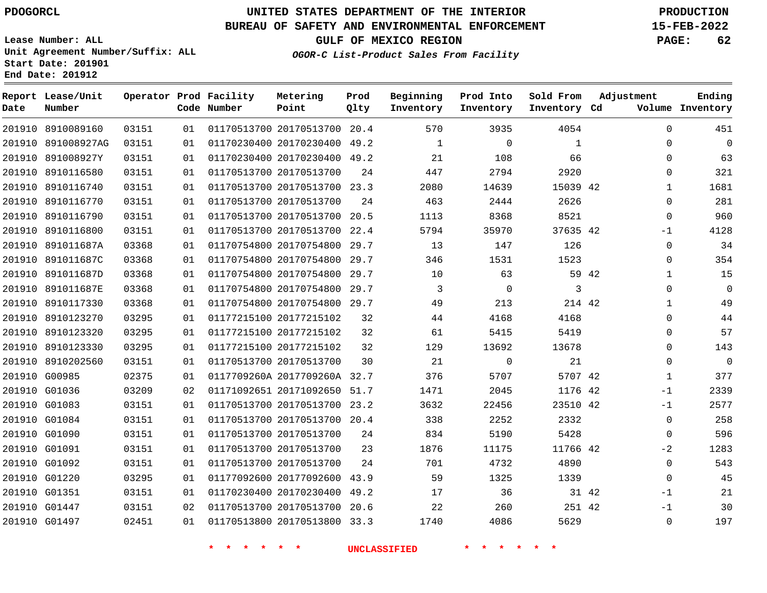PDOGORCL

Lease Number: ALL
Unit Agreement Number/Suffix: ALL
Start Date: 201901
End Date: 201912

# UNITED STATES DEPARTMENT OF THE INTERIOR
## BUREAU OF SAFETY AND ENVIRONMENTAL ENFORCEMENT
### GULF OF MEXICO REGION

*OGOR-C List-Product Sales From Facility*

PRODUCTION
15-FEB-2022

| Report Date | Lease/Unit Number | Operator | Prod Code | Facility Number | Metering Point | Prod Qlty | Beginning Inventory | Prod Into Inventory | Sold From Inventory | Adjustment Cd | Volume | Ending Inventory |
|---|---|---|---|---|---|---|---|---|---|---|---|---|
| 201910 | 8910089160 | 03151 | 01 | 01170513700 | 20170513700 | 20.4 | 570 | 3935 | 4054 | | 0 | 451 |
| 201910 | 891008927AG | 03151 | 01 | 01170230400 | 20170230400 | 49.2 | 1 | 0 | 1 | | 0 | 0 |
| 201910 | 891008927Y | 03151 | 01 | 01170230400 | 20170230400 | 49.2 | 21 | 108 | 66 | | 0 | 63 |
| 201910 | 8910116580 | 03151 | 01 | 01170513700 | 20170513700 | 24 | 447 | 2794 | 2920 | | 0 | 321 |
| 201910 | 8910116740 | 03151 | 01 | 01170513700 | 20170513700 | 23.3 | 2080 | 14639 | 15039 | 42 | 1 | 1681 |
| 201910 | 8910116770 | 03151 | 01 | 01170513700 | 20170513700 | 24 | 463 | 2444 | 2626 | | 0 | 281 |
| 201910 | 8910116790 | 03151 | 01 | 01170513700 | 20170513700 | 20.5 | 1113 | 8368 | 8521 | | 0 | 960 |
| 201910 | 8910116800 | 03151 | 01 | 01170513700 | 20170513700 | 22.4 | 5794 | 35970 | 37635 | 42 | -1 | 4128 |
| 201910 | 891011687A | 03368 | 01 | 01170754800 | 20170754800 | 29.7 | 13 | 147 | 126 | | 0 | 34 |
| 201910 | 891011687C | 03368 | 01 | 01170754800 | 20170754800 | 29.7 | 346 | 1531 | 1523 | | 0 | 354 |
| 201910 | 891011687D | 03368 | 01 | 01170754800 | 20170754800 | 29.7 | 10 | 63 | 59 | 42 | 1 | 15 |
| 201910 | 891011687E | 03368 | 01 | 01170754800 | 20170754800 | 29.7 | 3 | 0 | 3 | | 0 | 0 |
| 201910 | 8910117330 | 03368 | 01 | 01170754800 | 20170754800 | 29.7 | 49 | 213 | 214 | 42 | 1 | 49 |
| 201910 | 8910123270 | 03295 | 01 | 01177215100 | 20177215102 | 32 | 44 | 4168 | 4168 | | 0 | 44 |
| 201910 | 8910123320 | 03295 | 01 | 01177215100 | 20177215102 | 32 | 61 | 5415 | 5419 | | 0 | 57 |
| 201910 | 8910123330 | 03295 | 01 | 01177215100 | 20177215102 | 32 | 129 | 13692 | 13678 | | 0 | 143 |
| 201910 | 8910202560 | 03151 | 01 | 01170513700 | 20170513700 | 30 | 21 | 0 | 21 | | 0 | 0 |
| 201910 | G00985 | 02375 | 01 | 0117709260A | 2017709260A | 32.7 | 376 | 5707 | 5707 | 42 | 1 | 377 |
| 201910 | G01036 | 03209 | 02 | 01171092651 | 20171092650 | 51.7 | 1471 | 2045 | 1176 | 42 | -1 | 2339 |
| 201910 | G01083 | 03151 | 01 | 01170513700 | 20170513700 | 23.2 | 3632 | 22456 | 23510 | 42 | -1 | 2577 |
| 201910 | G01084 | 03151 | 01 | 01170513700 | 20170513700 | 20.4 | 338 | 2252 | 2332 | | 0 | 258 |
| 201910 | G01090 | 03151 | 01 | 01170513700 | 20170513700 | 24 | 834 | 5190 | 5428 | | 0 | 596 |
| 201910 | G01091 | 03151 | 01 | 01170513700 | 20170513700 | 23 | 1876 | 11175 | 11766 | 42 | -2 | 1283 |
| 201910 | G01092 | 03151 | 01 | 01170513700 | 20170513700 | 24 | 701 | 4732 | 4890 | | 0 | 543 |
| 201910 | G01220 | 03295 | 01 | 01177092600 | 20177092600 | 43.9 | 59 | 1325 | 1339 | | 0 | 45 |
| 201910 | G01351 | 03151 | 01 | 01170230400 | 20170230400 | 49.2 | 17 | 36 | 31 | 42 | -1 | 21 |
| 201910 | G01447 | 03151 | 02 | 01170513700 | 20170513700 | 20.6 | 22 | 260 | 251 | 42 | -1 | 30 |
| 201910 | G01497 | 02451 | 01 | 01170513800 | 20170513800 | 33.3 | 1740 | 4086 | 5629 | | 0 | 197 |

\* \* \* \* \* \* UNCLASSIFIED \* \* \* \* \* \*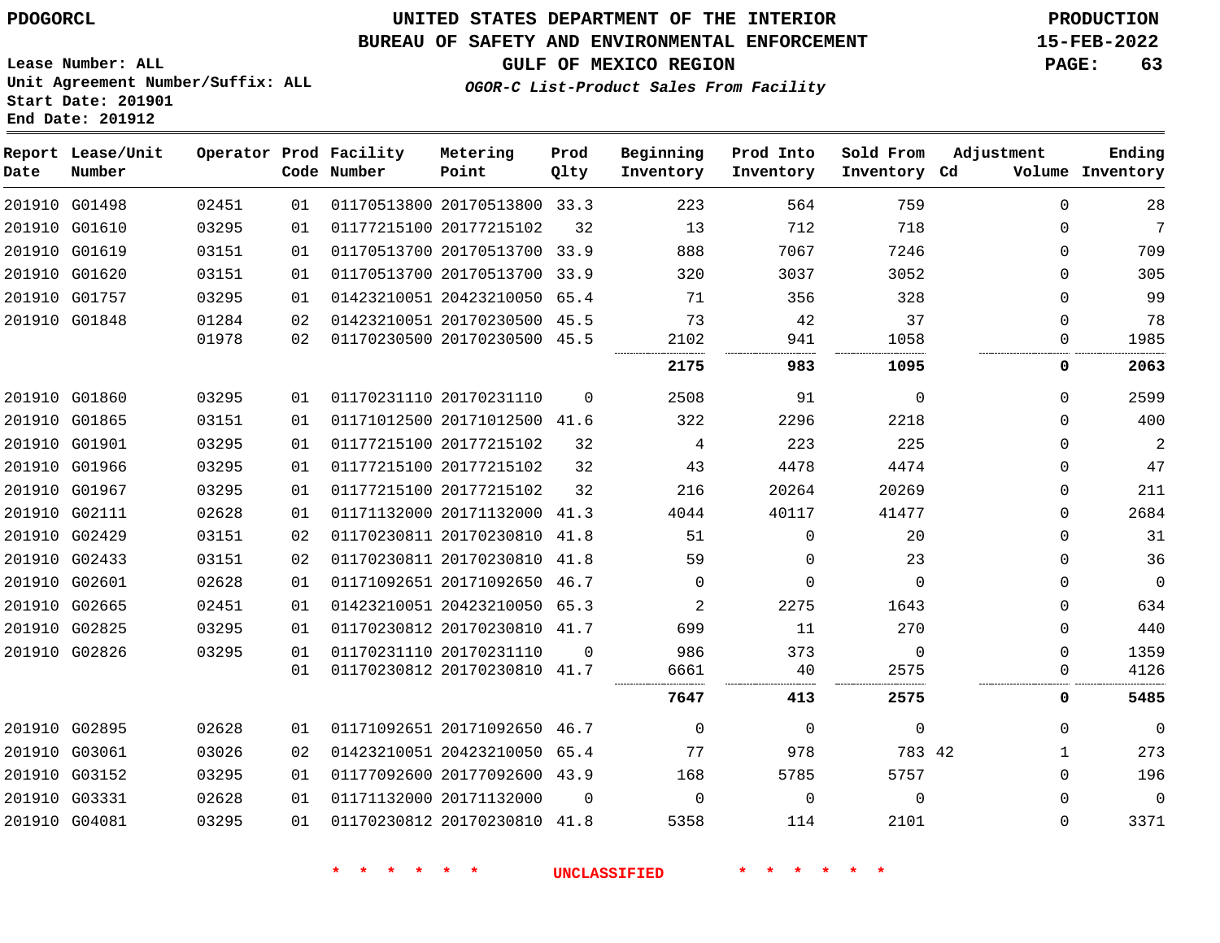PDOGORCL

# UNITED STATES DEPARTMENT OF THE INTERIOR
## BUREAU OF SAFETY AND ENVIRONMENTAL ENFORCEMENT
### GULF OF MEXICO REGION
*OGOR-C List-Product Sales From Facility*

PRODUCTION
15-FEB-2022

Lease Number: ALL
Unit Agreement Number/Suffix: ALL
Start Date: 201901
End Date: 201912

| Report Date | Lease/Unit Number | Operator | Prod Code | Facility Number | Metering Point | Prod Qlty | Beginning Inventory | Prod Into Inventory | Sold From Inventory | Adjustment Cd | Volume | Ending Inventory |
|---|---|---|---|---|---|---|---|---|---|---|---|---|
| 201910 | G01498 | 02451 | 01 | 01170513800 | 20170513800 | 33.3 | 223 | 564 | 759 | | 0 | 28 |
| 201910 | G01610 | 03295 | 01 | 01177215100 | 20177215102 | 32 | 13 | 712 | 718 | | 0 | 7 |
| 201910 | G01619 | 03151 | 01 | 01170513700 | 20170513700 | 33.9 | 888 | 7067 | 7246 | | 0 | 709 |
| 201910 | G01620 | 03151 | 01 | 01170513700 | 20170513700 | 33.9 | 320 | 3037 | 3052 | | 0 | 305 |
| 201910 | G01757 | 03295 | 01 | 01423210051 | 20423210050 | 65.4 | 71 | 356 | 328 | | 0 | 99 |
| 201910 | G01848 | 01284 | 02 | 01423210051 | 20170230500 | 45.5 | 73 | 42 | 37 | | 0 | 78 |
| | | 01978 | 02 | 01170230500 | 20170230500 | 45.5 | 2102 | 941 | 1058 | | 0 | 1985 |
| | | | | | | | **2175** | **983** | **1095** | | **0** | **2063** |
| 201910 | G01860 | 03295 | 01 | 01170231110 | 20170231110 | 0 | 2508 | 91 | 0 | | 0 | 2599 |
| 201910 | G01865 | 03151 | 01 | 01171012500 | 20171012500 | 41.6 | 322 | 2296 | 2218 | | 0 | 400 |
| 201910 | G01901 | 03295 | 01 | 01177215100 | 20177215102 | 32 | 4 | 223 | 225 | | 0 | 2 |
| 201910 | G01966 | 03295 | 01 | 01177215100 | 20177215102 | 32 | 43 | 4478 | 4474 | | 0 | 47 |
| 201910 | G01967 | 03295 | 01 | 01177215100 | 20177215102 | 32 | 216 | 20264 | 20269 | | 0 | 211 |
| 201910 | G02111 | 02628 | 01 | 01171132000 | 20171132000 | 41.3 | 4044 | 40117 | 41477 | | 0 | 2684 |
| 201910 | G02429 | 03151 | 02 | 01170230811 | 20170230810 | 41.8 | 51 | 0 | 20 | | 0 | 31 |
| 201910 | G02433 | 03151 | 02 | 01170230811 | 20170230810 | 41.8 | 59 | 0 | 23 | | 0 | 36 |
| 201910 | G02601 | 02628 | 01 | 01171092651 | 20171092650 | 46.7 | 0 | 0 | 0 | | 0 | 0 |
| 201910 | G02665 | 02451 | 01 | 01423210051 | 20423210050 | 65.3 | 2 | 2275 | 1643 | | 0 | 634 |
| 201910 | G02825 | 03295 | 01 | 01170230812 | 20170230810 | 41.7 | 699 | 11 | 270 | | 0 | 440 |
| 201910 | G02826 | 03295 | 01 | 01170231110 | 20170231110 | 0 | 986 | 373 | 0 | | 0 | 1359 |
| | | | 01 | 01170230812 | 20170230810 | 41.7 | 6661 | 40 | 2575 | | 0 | 4126 |
| | | | | | | | **7647** | **413** | **2575** | | **0** | **5485** |
| 201910 | G02895 | 02628 | 01 | 01171092651 | 20171092650 | 46.7 | 0 | 0 | 0 | | 0 | 0 |
| 201910 | G03061 | 03026 | 02 | 01423210051 | 20423210050 | 65.4 | 77 | 978 | 783 | 42 | 1 | 273 |
| 201910 | G03152 | 03295 | 01 | 01177092600 | 20177092600 | 43.9 | 168 | 5785 | 5757 | | 0 | 196 |
| 201910 | G03331 | 02628 | 01 | 01171132000 | 20171132000 | 0 | 0 | 0 | 0 | | 0 | 0 |
| 201910 | G04081 | 03295 | 01 | 01170230812 | 20170230810 | 41.8 | 5358 | 114 | 2101 | | 0 | 3371 |

* * * * * * UNCLASSIFIED * * * * * *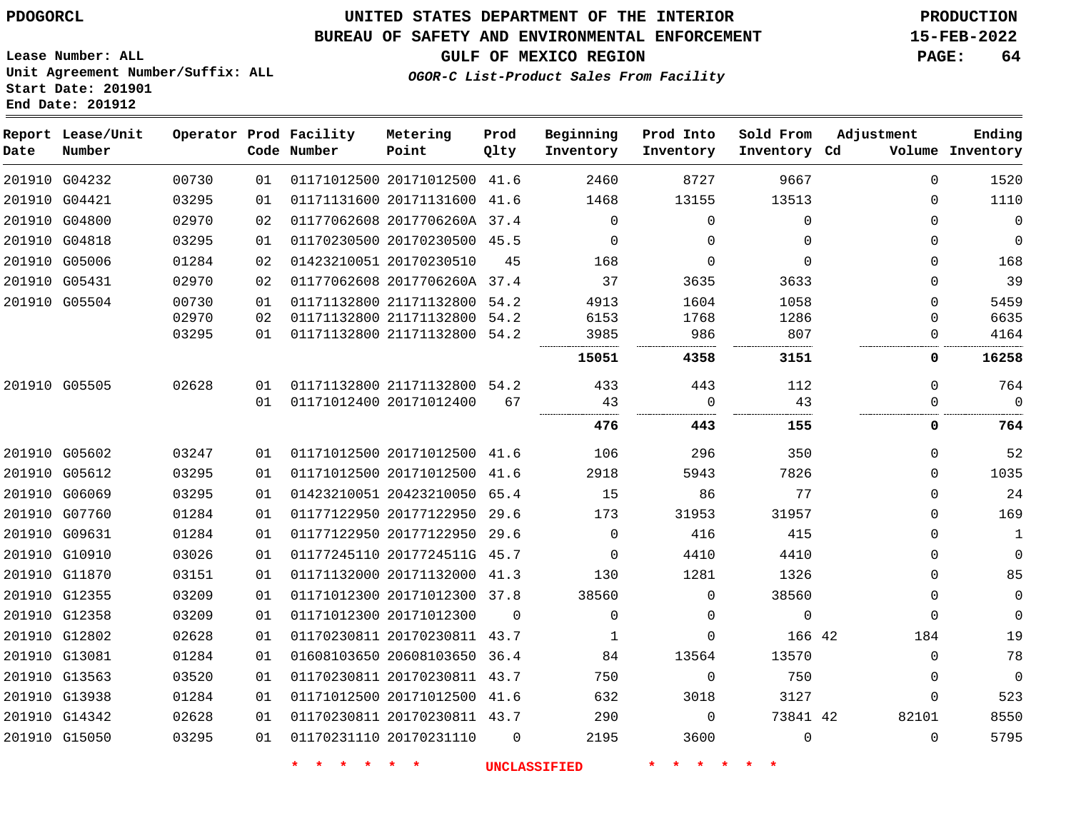PDOGORCL

# UNITED STATES DEPARTMENT OF THE INTERIOR
## BUREAU OF SAFETY AND ENVIRONMENTAL ENFORCEMENT
### GULF OF MEXICO REGION
*OGOR-C List-Product Sales From Facility*

PRODUCTION
15-FEB-2022

Lease Number: ALL
Unit Agreement Number/Suffix: ALL
Start Date: 201901
End Date: 201912

| Report Date | Lease/Unit Number | Operator | Prod Code | Facility Number | Metering Point | Prod Qlty | Beginning Inventory | Prod Into Inventory | Sold From Inventory | Adjustment Cd | Volume | Ending Inventory |
|---|---|---|---|---|---|---|---|---|---|---|---|---|
| 201910 | G04232 | 00730 | 01 | 01171012500 | 20171012500 | 41.6 | 2460 | 8727 | 9667 | | 0 | 1520 |
| 201910 | G04421 | 03295 | 01 | 01171131600 | 20171131600 | 41.6 | 1468 | 13155 | 13513 | | 0 | 1110 |
| 201910 | G04800 | 02970 | 02 | 01177062608 | 2017706260A | 37.4 | 0 | 0 | 0 | | 0 | 0 |
| 201910 | G04818 | 03295 | 01 | 01170230500 | 20170230500 | 45.5 | 0 | 0 | 0 | | 0 | 0 |
| 201910 | G05006 | 01284 | 02 | 01423210051 | 20170230510 | 45 | 168 | 0 | 0 | | 0 | 168 |
| 201910 | G05431 | 02970 | 02 | 01177062608 | 2017706260A | 37.4 | 37 | 3635 | 3633 | | 0 | 39 |
| 201910 | G05504 | 00730 | 01 | 01171132800 | 21171132800 | 54.2 | 4913 | 1604 | 1058 | | 0 | 5459 |
| | | 02970 | 02 | 01171132800 | 21171132800 | 54.2 | 6153 | 1768 | 1286 | | 0 | 6635 |
| | | 03295 | 01 | 01171132800 | 21171132800 | 54.2 | 3985 | 986 | 807 | | 0 | 4164 |
| | | | | | | | **15051** | **4358** | **3151** | | **0** | **16258** |
| 201910 | G05505 | 02628 | 01 | 01171132800 | 21171132800 | 54.2 | 433 | 443 | 112 | | 0 | 764 |
| | | | 01 | 01171012400 | 20171012400 | 67 | 43 | 0 | 43 | | 0 | 0 |
| | | | | | | | **476** | **443** | **155** | | **0** | **764** |
| 201910 | G05602 | 03247 | 01 | 01171012500 | 20171012500 | 41.6 | 106 | 296 | 350 | | 0 | 52 |
| 201910 | G05612 | 03295 | 01 | 01171012500 | 20171012500 | 41.6 | 2918 | 5943 | 7826 | | 0 | 1035 |
| 201910 | G06069 | 03295 | 01 | 01423210051 | 20423210050 | 65.4 | 15 | 86 | 77 | | 0 | 24 |
| 201910 | G07760 | 01284 | 01 | 01177122950 | 20177122950 | 29.6 | 173 | 31953 | 31957 | | 0 | 169 |
| 201910 | G09631 | 01284 | 01 | 01177122950 | 20177122950 | 29.6 | 0 | 416 | 415 | | 0 | 1 |
| 201910 | G10910 | 03026 | 01 | 01177245110 | 2017724511G | 45.7 | 0 | 4410 | 4410 | | 0 | 0 |
| 201910 | G11870 | 03151 | 01 | 01171132000 | 20171132000 | 41.3 | 130 | 1281 | 1326 | | 0 | 85 |
| 201910 | G12355 | 03209 | 01 | 01171012300 | 20171012300 | 37.8 | 38560 | 0 | 38560 | | 0 | 0 |
| 201910 | G12358 | 03209 | 01 | 01171012300 | 20171012300 | 0 | 0 | 0 | 0 | | 0 | 0 |
| 201910 | G12802 | 02628 | 01 | 01170230811 | 20170230811 | 43.7 | 1 | 0 | 166 | 42 | 184 | 19 |
| 201910 | G13081 | 01284 | 01 | 01608103650 | 20608103650 | 36.4 | 84 | 13564 | 13570 | | 0 | 78 |
| 201910 | G13563 | 03520 | 01 | 01170230811 | 20170230811 | 43.7 | 750 | 0 | 750 | | 0 | 0 |
| 201910 | G13938 | 01284 | 01 | 01171012500 | 20171012500 | 41.6 | 632 | 3018 | 3127 | | 0 | 523 |
| 201910 | G14342 | 02628 | 01 | 01170230811 | 20170230811 | 43.7 | 290 | 0 | 73841 | 42 | 82101 | 8550 |
| 201910 | G15050 | 03295 | 01 | 01170231110 | 20170231110 | 0 | 2195 | 3600 | 0 | | 0 | 5795 |

\* \* \* \* \* \* UNCLASSIFIED \* \* \* \* \* \*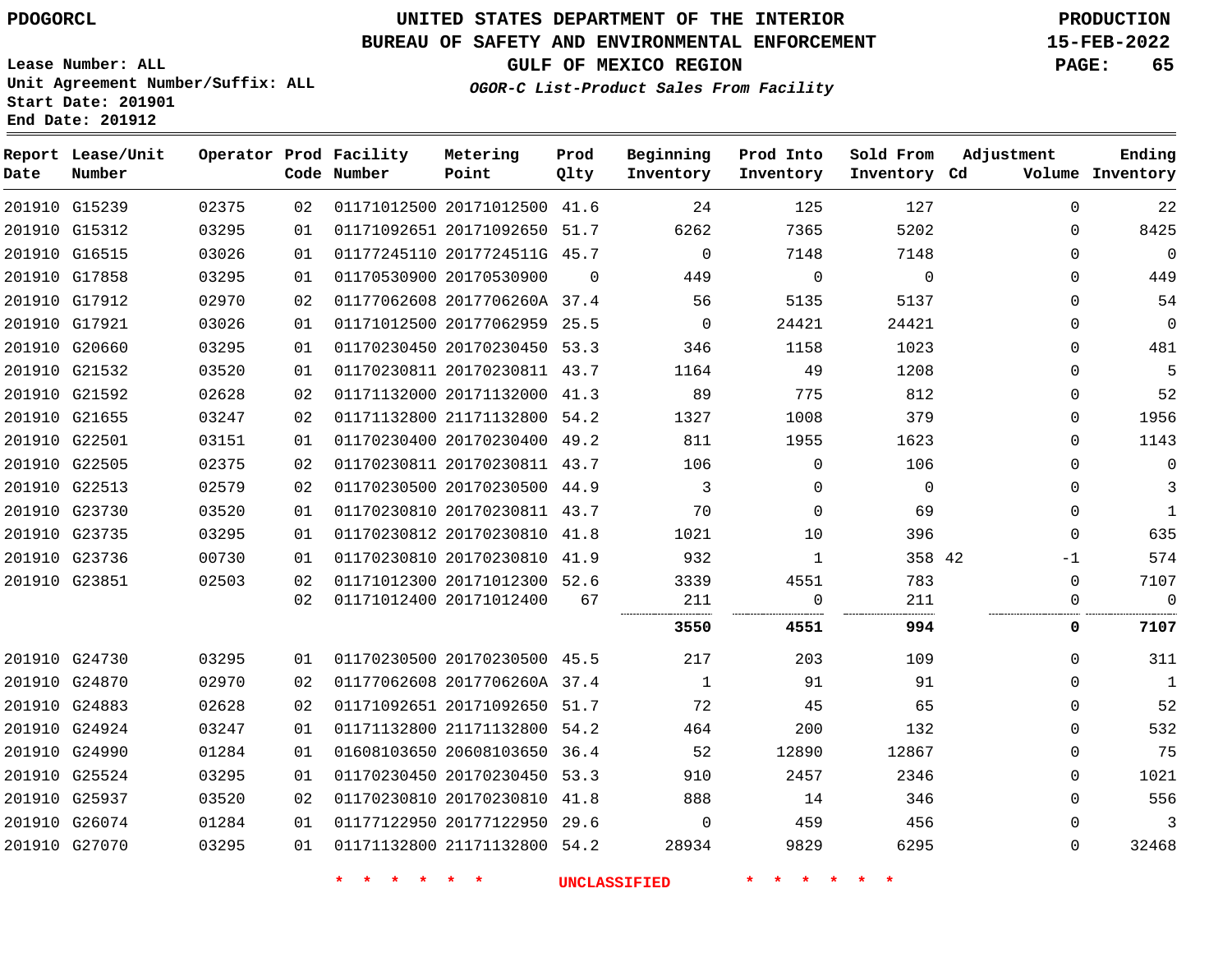PDOGORCL

# UNITED STATES DEPARTMENT OF THE INTERIOR
## BUREAU OF SAFETY AND ENVIRONMENTAL ENFORCEMENT
### GULF OF MEXICO REGION
*OGOR-C List-Product Sales From Facility*

PRODUCTION
15-FEB-2022

Lease Number: ALL
Unit Agreement Number/Suffix: ALL
Start Date: 201901
End Date: 201912

| Report Date | Lease/Unit Number | Operator | Prod Code | Facility Number | Metering Point | Prod Qlty | Beginning Inventory | Prod Into Inventory | Sold From Inventory | Adjustment Cd | Adjustment Volume | Ending Inventory |
|---|---|---|---|---|---|---|---|---|---|---|---|---|
| 201910 | G15239 | 02375 | 02 | 01171012500 | 20171012500 | 41.6 | 24 | 125 | 127 | | 0 | 22 |
| 201910 | G15312 | 03295 | 01 | 01171092651 | 20171092650 | 51.7 | 6262 | 7365 | 5202 | | 0 | 8425 |
| 201910 | G16515 | 03026 | 01 | 01177245110 | 2017724511G | 45.7 | 0 | 7148 | 7148 | | 0 | 0 |
| 201910 | G17858 | 03295 | 01 | 01170530900 | 20170530900 | 0 | 449 | 0 | 0 | | 0 | 449 |
| 201910 | G17912 | 02970 | 02 | 01177062608 | 2017706260A | 37.4 | 56 | 5135 | 5137 | | 0 | 54 |
| 201910 | G17921 | 03026 | 01 | 01171012500 | 20177062959 | 25.5 | 0 | 24421 | 24421 | | 0 | 0 |
| 201910 | G20660 | 03295 | 01 | 01170230450 | 20170230450 | 53.3 | 346 | 1158 | 1023 | | 0 | 481 |
| 201910 | G21532 | 03520 | 01 | 01170230811 | 20170230811 | 43.7 | 1164 | 49 | 1208 | | 0 | 5 |
| 201910 | G21592 | 02628 | 02 | 01171132000 | 20171132000 | 41.3 | 89 | 775 | 812 | | 0 | 52 |
| 201910 | G21655 | 03247 | 02 | 01171132800 | 21171132800 | 54.2 | 1327 | 1008 | 379 | | 0 | 1956 |
| 201910 | G22501 | 03151 | 01 | 01170230400 | 20170230400 | 49.2 | 811 | 1955 | 1623 | | 0 | 1143 |
| 201910 | G22505 | 02375 | 02 | 01170230811 | 20170230811 | 43.7 | 106 | 0 | 106 | | 0 | 0 |
| 201910 | G22513 | 02579 | 02 | 01170230500 | 20170230500 | 44.9 | 3 | 0 | 0 | | 0 | 3 |
| 201910 | G23730 | 03520 | 01 | 01170230810 | 20170230811 | 43.7 | 70 | 0 | 69 | | 0 | 1 |
| 201910 | G23735 | 03295 | 01 | 01170230812 | 20170230810 | 41.8 | 1021 | 10 | 396 | | 0 | 635 |
| 201910 | G23736 | 00730 | 01 | 01170230810 | 20170230810 | 41.9 | 932 | 1 | 358 | 42 | -1 | 574 |
| 201910 | G23851 | 02503 | 02 | 01171012300 | 20171012300 | 52.6 | 3339 | 4551 | 783 | | 0 | 7107 |
| | | | 02 | 01171012400 | 20171012400 | 67 | 211 | 0 | 211 | | 0 | 0 |
| | | | | | | | **3550** | **4551** | **994** | | **0** | **7107** |
| 201910 | G24730 | 03295 | 01 | 01170230500 | 20170230500 | 45.5 | 217 | 203 | 109 | | 0 | 311 |
| 201910 | G24870 | 02970 | 02 | 01177062608 | 2017706260A | 37.4 | 1 | 91 | 91 | | 0 | 1 |
| 201910 | G24883 | 02628 | 02 | 01171092651 | 20171092650 | 51.7 | 72 | 45 | 65 | | 0 | 52 |
| 201910 | G24924 | 03247 | 01 | 01171132800 | 21171132800 | 54.2 | 464 | 200 | 132 | | 0 | 532 |
| 201910 | G24990 | 01284 | 01 | 01608103650 | 20608103650 | 36.4 | 52 | 12890 | 12867 | | 0 | 75 |
| 201910 | G25524 | 03295 | 01 | 01170230450 | 20170230450 | 53.3 | 910 | 2457 | 2346 | | 0 | 1021 |
| 201910 | G25937 | 03520 | 02 | 01170230810 | 20170230810 | 41.8 | 888 | 14 | 346 | | 0 | 556 |
| 201910 | G26074 | 01284 | 01 | 01177122950 | 20177122950 | 29.6 | 0 | 459 | 456 | | 0 | 3 |
| 201910 | G27070 | 03295 | 01 | 01171132800 | 21171132800 | 54.2 | 28934 | 9829 | 6295 | | 0 | 32468 |

* * * * * * UNCLASSIFIED * * * * * *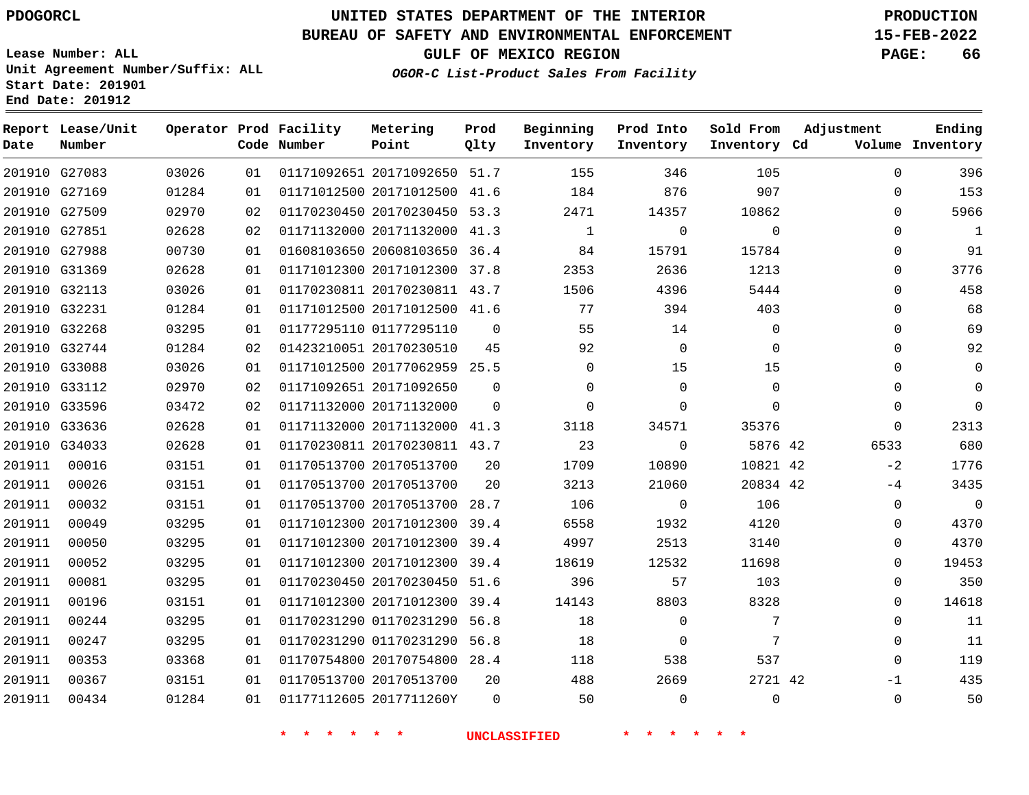PDOGORCL

# UNITED STATES DEPARTMENT OF THE INTERIOR
## BUREAU OF SAFETY AND ENVIRONMENTAL ENFORCEMENT
### GULF OF MEXICO REGION

*OGOR-C List-Product Sales From Facility*

PRODUCTION
15-FEB-2022

Lease Number: ALL
Unit Agreement Number/Suffix: ALL
Start Date: 201901
End Date: 201912

| Report Date | Lease/Unit Number | Operator | Prod Code | Facility Number | Metering Point | Prod Qlty | Beginning Inventory | Prod Into Inventory | Sold From Inventory | Adjustment Cd | Adjustment Volume | Ending Inventory |
|---|---|---|---|---|---|---|---|---|---|---|---|---|
| 201910 | G27083 | 03026 | 01 | 01171092651 | 20171092650 | 51.7 | 155 | 346 | 105 | | 0 | 396 |
| 201910 | G27169 | 01284 | 01 | 01171012500 | 20171012500 | 41.6 | 184 | 876 | 907 | | 0 | 153 |
| 201910 | G27509 | 02970 | 02 | 01170230450 | 20170230450 | 53.3 | 2471 | 14357 | 10862 | | 0 | 5966 |
| 201910 | G27851 | 02628 | 02 | 01171132000 | 20171132000 | 41.3 | 1 | 0 | 0 | | 0 | 1 |
| 201910 | G27988 | 00730 | 01 | 01608103650 | 20608103650 | 36.4 | 84 | 15791 | 15784 | | 0 | 91 |
| 201910 | G31369 | 02628 | 01 | 01171012300 | 20171012300 | 37.8 | 2353 | 2636 | 1213 | | 0 | 3776 |
| 201910 | G32113 | 03026 | 01 | 01170230811 | 20170230811 | 43.7 | 1506 | 4396 | 5444 | | 0 | 458 |
| 201910 | G32231 | 01284 | 01 | 01171012500 | 20171012500 | 41.6 | 77 | 394 | 403 | | 0 | 68 |
| 201910 | G32268 | 03295 | 01 | 01177295110 | 01177295110 | 0 | 55 | 14 | 0 | | 0 | 69 |
| 201910 | G32744 | 01284 | 02 | 01423210051 | 20170230510 | 45 | 92 | 0 | 0 | | 0 | 92 |
| 201910 | G33088 | 03026 | 01 | 01171012500 | 20177062959 | 25.5 | 0 | 15 | 15 | | 0 | 0 |
| 201910 | G33112 | 02970 | 02 | 01171092651 | 20171092650 | 0 | 0 | 0 | 0 | | 0 | 0 |
| 201910 | G33596 | 03472 | 02 | 01171132000 | 20171132000 | 0 | 0 | 0 | 0 | | 0 | 0 |
| 201910 | G33636 | 02628 | 01 | 01171132000 | 20171132000 | 41.3 | 3118 | 34571 | 35376 | | 0 | 2313 |
| 201910 | G34033 | 02628 | 01 | 01170230811 | 20170230811 | 43.7 | 23 | 0 | 5876 | 42 | 6533 | 680 |
| 201911 | 00016 | 03151 | 01 | 01170513700 | 20170513700 | 20 | 1709 | 10890 | 10821 | 42 | -2 | 1776 |
| 201911 | 00026 | 03151 | 01 | 01170513700 | 20170513700 | 20 | 3213 | 21060 | 20834 | 42 | -4 | 3435 |
| 201911 | 00032 | 03151 | 01 | 01170513700 | 20170513700 | 28.7 | 106 | 0 | 106 | | 0 | 0 |
| 201911 | 00049 | 03295 | 01 | 01171012300 | 20171012300 | 39.4 | 6558 | 1932 | 4120 | | 0 | 4370 |
| 201911 | 00050 | 03295 | 01 | 01171012300 | 20171012300 | 39.4 | 4997 | 2513 | 3140 | | 0 | 4370 |
| 201911 | 00052 | 03295 | 01 | 01171012300 | 20171012300 | 39.4 | 18619 | 12532 | 11698 | | 0 | 19453 |
| 201911 | 00081 | 03295 | 01 | 01170230450 | 20170230450 | 51.6 | 396 | 57 | 103 | | 0 | 350 |
| 201911 | 00196 | 03151 | 01 | 01171012300 | 20171012300 | 39.4 | 14143 | 8803 | 8328 | | 0 | 14618 |
| 201911 | 00244 | 03295 | 01 | 01170231290 | 01170231290 | 56.8 | 18 | 0 | 7 | | 0 | 11 |
| 201911 | 00247 | 03295 | 01 | 01170231290 | 01170231290 | 56.8 | 18 | 0 | 7 | | 0 | 11 |
| 201911 | 00353 | 03368 | 01 | 01170754800 | 20170754800 | 28.4 | 118 | 538 | 537 | | 0 | 119 |
| 201911 | 00367 | 03151 | 01 | 01170513700 | 20170513700 | 20 | 488 | 2669 | 2721 | 42 | -1 | 435 |
| 201911 | 00434 | 01284 | 01 | 01177112605 | 2017711260Y | 0 | 50 | 0 | 0 | | 0 | 50 |

* * * * * * UNCLASSIFIED * * * * * *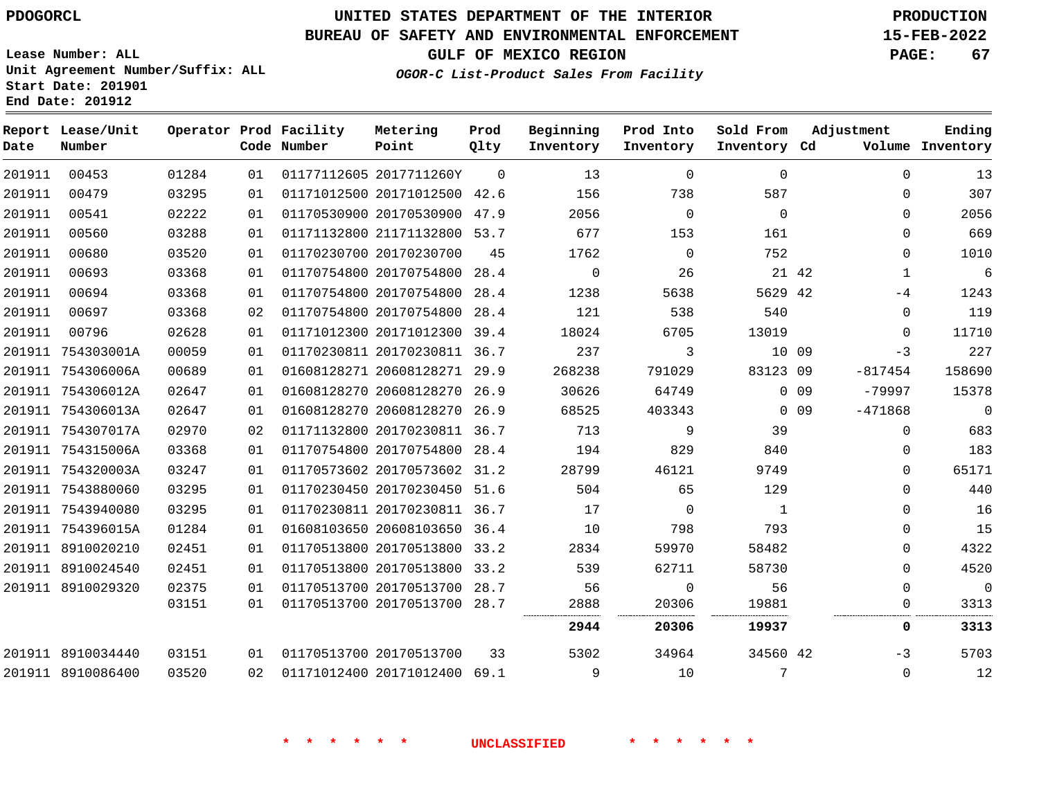PDOGORCL

# UNITED STATES DEPARTMENT OF THE INTERIOR
## BUREAU OF SAFETY AND ENVIRONMENTAL ENFORCEMENT
### GULF OF MEXICO REGION
*OGOR-C List-Product Sales From Facility*

PRODUCTION
15-FEB-2022

Lease Number: ALL
Unit Agreement Number/Suffix: ALL
Start Date: 201901
End Date: 201912

| Report Date | Lease/Unit Number | Operator | Prod Code | Facility Number | Metering Point | Prod Qlty | Beginning Inventory | Prod Into Inventory | Sold From Inventory | Adjustment Cd | Volume | Ending Inventory |
|---|---|---|---|---|---|---|---|---|---|---|---|---|
| 201911 | 00453 | 01284 | 01 | 01177112605 | 2017711260Y | 0 | 13 | 0 | 0 | | 0 | 13 |
| 201911 | 00479 | 03295 | 01 | 01171012500 | 20171012500 | 42.6 | 156 | 738 | 587 | | 0 | 307 |
| 201911 | 00541 | 02222 | 01 | 01170530900 | 20170530900 | 47.9 | 2056 | 0 | 0 | | 0 | 2056 |
| 201911 | 00560 | 03288 | 01 | 01171132800 | 21171132800 | 53.7 | 677 | 153 | 161 | | 0 | 669 |
| 201911 | 00680 | 03520 | 01 | 01170230700 | 20170230700 | 45 | 1762 | 0 | 752 | | 0 | 1010 |
| 201911 | 00693 | 03368 | 01 | 01170754800 | 20170754800 | 28.4 | 0 | 26 | 21 | 42 | 1 | 6 |
| 201911 | 00694 | 03368 | 01 | 01170754800 | 20170754800 | 28.4 | 1238 | 5638 | 5629 | 42 | -4 | 1243 |
| 201911 | 00697 | 03368 | 02 | 01170754800 | 20170754800 | 28.4 | 121 | 538 | 540 | | 0 | 119 |
| 201911 | 00796 | 02628 | 01 | 01171012300 | 20171012300 | 39.4 | 18024 | 6705 | 13019 | | 0 | 11710 |
| 201911 | 754303001A | 00059 | 01 | 01170230811 | 20170230811 | 36.7 | 237 | 3 | 10 | 09 | -3 | 227 |
| 201911 | 754306006A | 00689 | 01 | 01608128271 | 20608128271 | 29.9 | 268238 | 791029 | 83123 | 09 | -817454 | 158690 |
| 201911 | 754306012A | 02647 | 01 | 01608128270 | 20608128270 | 26.9 | 30626 | 64749 | 0 | 09 | -79997 | 15378 |
| 201911 | 754306013A | 02647 | 01 | 01608128270 | 20608128270 | 26.9 | 68525 | 403343 | 0 | 09 | -471868 | 0 |
| 201911 | 754307017A | 02970 | 02 | 01171132800 | 20170230811 | 36.7 | 713 | 9 | 39 | | 0 | 683 |
| 201911 | 754315006A | 03368 | 01 | 01170754800 | 20170754800 | 28.4 | 194 | 829 | 840 | | 0 | 183 |
| 201911 | 754320003A | 03247 | 01 | 01170573602 | 20170573602 | 31.2 | 28799 | 46121 | 9749 | | 0 | 65171 |
| 201911 | 7543880060 | 03295 | 01 | 01170230450 | 20170230450 | 51.6 | 504 | 65 | 129 | | 0 | 440 |
| 201911 | 7543940080 | 03295 | 01 | 01170230811 | 20170230811 | 36.7 | 17 | 0 | 1 | | 0 | 16 |
| 201911 | 754396015A | 01284 | 01 | 01608103650 | 20608103650 | 36.4 | 10 | 798 | 793 | | 0 | 15 |
| 201911 | 8910020210 | 02451 | 01 | 01170513800 | 20170513800 | 33.2 | 2834 | 59970 | 58482 | | 0 | 4322 |
| 201911 | 8910024540 | 02451 | 01 | 01170513800 | 20170513800 | 33.2 | 539 | 62711 | 58730 | | 0 | 4520 |
| 201911 | 8910029320 | 02375 | 01 | 01170513700 | 20170513700 | 28.7 | 56 | 0 | 56 | | 0 | 0 |
| | | 03151 | 01 | 01170513700 | 20170513700 | 28.7 | 2888 | 20306 | 19881 | | 0 | 3313 |
| | | | | | | | **2944** | **20306** | **19937** | | **0** | **3313** |
| 201911 | 8910034440 | 03151 | 01 | 01170513700 | 20170513700 | 33 | 5302 | 34964 | 34560 | 42 | -3 | 5703 |
| 201911 | 8910086400 | 03520 | 02 | 01171012400 | 20171012400 | 69.1 | 9 | 10 | 7 | | 0 | 12 |

\* \* \* \* \* \* UNCLASSIFIED \* \* \* \* \* \*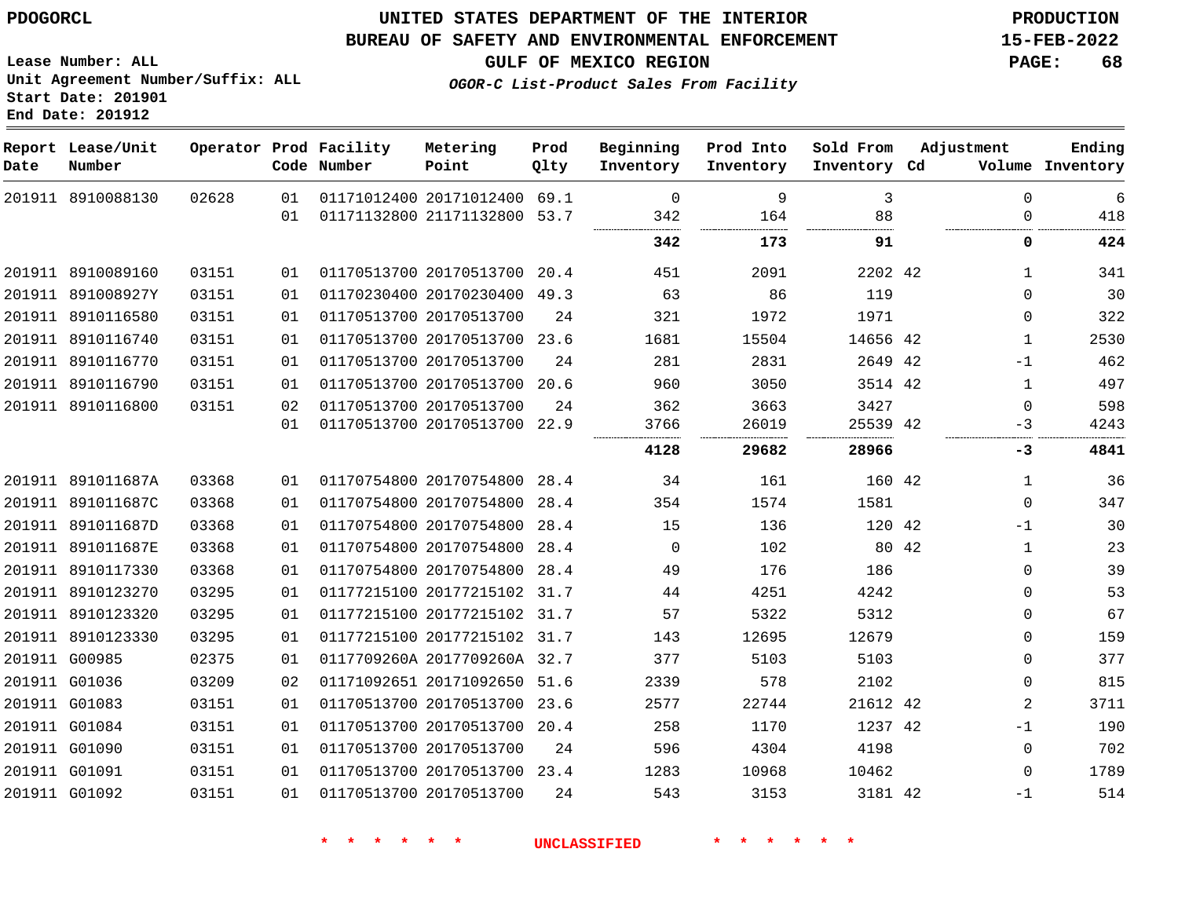PDOGORCL

# UNITED STATES DEPARTMENT OF THE INTERIOR
## BUREAU OF SAFETY AND ENVIRONMENTAL ENFORCEMENT
### GULF OF MEXICO REGION

PRODUCTION
15-FEB-2022

Lease Number: ALL
Unit Agreement Number/Suffix: ALL
Start Date: 201901
End Date: 201912

*OGOR-C List-Product Sales From Facility*

| Report Date | Lease/Unit Number | Operator | Prod Code | Facility Number | Metering Point | Prod Qlty | Beginning Inventory | Prod Into Inventory | Sold From Inventory | Adjustment Cd | Volume | Ending Inventory |
|---|---|---|---|---|---|---|---|---|---|---|---|---|
| 201911 | 8910088130 | 02628 | 01 | 01171012400 | 20171012400 | 69.1 | 0 | 9 | 3 | | 0 | 6 |
| | | | 01 | 01171132800 | 21171132800 | 53.7 | 342 | 164 | 88 | | 0 | 418 |
| | | | | | | | **342** | **173** | **91** | | **0** | **424** |
| 201911 | 8910089160 | 03151 | 01 | 01170513700 | 20170513700 | 20.4 | 451 | 2091 | 2202 | 42 | 1 | 341 |
| 201911 | 891008927Y | 03151 | 01 | 01170230400 | 20170230400 | 49.3 | 63 | 86 | 119 | | 0 | 30 |
| 201911 | 8910116580 | 03151 | 01 | 01170513700 | 20170513700 | 24 | 321 | 1972 | 1971 | | 0 | 322 |
| 201911 | 8910116740 | 03151 | 01 | 01170513700 | 20170513700 | 23.6 | 1681 | 15504 | 14656 | 42 | 1 | 2530 |
| 201911 | 8910116770 | 03151 | 01 | 01170513700 | 20170513700 | 24 | 281 | 2831 | 2649 | 42 | -1 | 462 |
| 201911 | 8910116790 | 03151 | 01 | 01170513700 | 20170513700 | 20.6 | 960 | 3050 | 3514 | 42 | 1 | 497 |
| 201911 | 8910116800 | 03151 | 02 | 01170513700 | 20170513700 | 24 | 362 | 3663 | 3427 | | 0 | 598 |
| | | | 01 | 01170513700 | 20170513700 | 22.9 | 3766 | 26019 | 25539 | 42 | -3 | 4243 |
| | | | | | | | **4128** | **29682** | **28966** | | **-3** | **4841** |
| 201911 | 891011687A | 03368 | 01 | 01170754800 | 20170754800 | 28.4 | 34 | 161 | 160 | 42 | 1 | 36 |
| 201911 | 891011687C | 03368 | 01 | 01170754800 | 20170754800 | 28.4 | 354 | 1574 | 1581 | | 0 | 347 |
| 201911 | 891011687D | 03368 | 01 | 01170754800 | 20170754800 | 28.4 | 15 | 136 | 120 | 42 | -1 | 30 |
| 201911 | 891011687E | 03368 | 01 | 01170754800 | 20170754800 | 28.4 | 0 | 102 | 80 | 42 | 1 | 23 |
| 201911 | 8910117330 | 03368 | 01 | 01170754800 | 20170754800 | 28.4 | 49 | 176 | 186 | | 0 | 39 |
| 201911 | 8910123270 | 03295 | 01 | 01177215100 | 20177215102 | 31.7 | 44 | 4251 | 4242 | | 0 | 53 |
| 201911 | 8910123320 | 03295 | 01 | 01177215100 | 20177215102 | 31.7 | 57 | 5322 | 5312 | | 0 | 67 |
| 201911 | 8910123330 | 03295 | 01 | 01177215100 | 20177215102 | 31.7 | 143 | 12695 | 12679 | | 0 | 159 |
| 201911 | G00985 | 02375 | 01 | 0117709260A | 2017709260A | 32.7 | 377 | 5103 | 5103 | | 0 | 377 |
| 201911 | G01036 | 03209 | 02 | 01171092651 | 20171092650 | 51.6 | 2339 | 578 | 2102 | | 0 | 815 |
| 201911 | G01083 | 03151 | 01 | 01170513700 | 20170513700 | 23.6 | 2577 | 22744 | 21612 | 42 | 2 | 3711 |
| 201911 | G01084 | 03151 | 01 | 01170513700 | 20170513700 | 20.4 | 258 | 1170 | 1237 | 42 | -1 | 190 |
| 201911 | G01090 | 03151 | 01 | 01170513700 | 20170513700 | 24 | 596 | 4304 | 4198 | | 0 | 702 |
| 201911 | G01091 | 03151 | 01 | 01170513700 | 20170513700 | 23.4 | 1283 | 10968 | 10462 | | 0 | 1789 |
| 201911 | G01092 | 03151 | 01 | 01170513700 | 20170513700 | 24 | 543 | 3153 | 3181 | 42 | -1 | 514 |

* * * * * * UNCLASSIFIED * * * * * *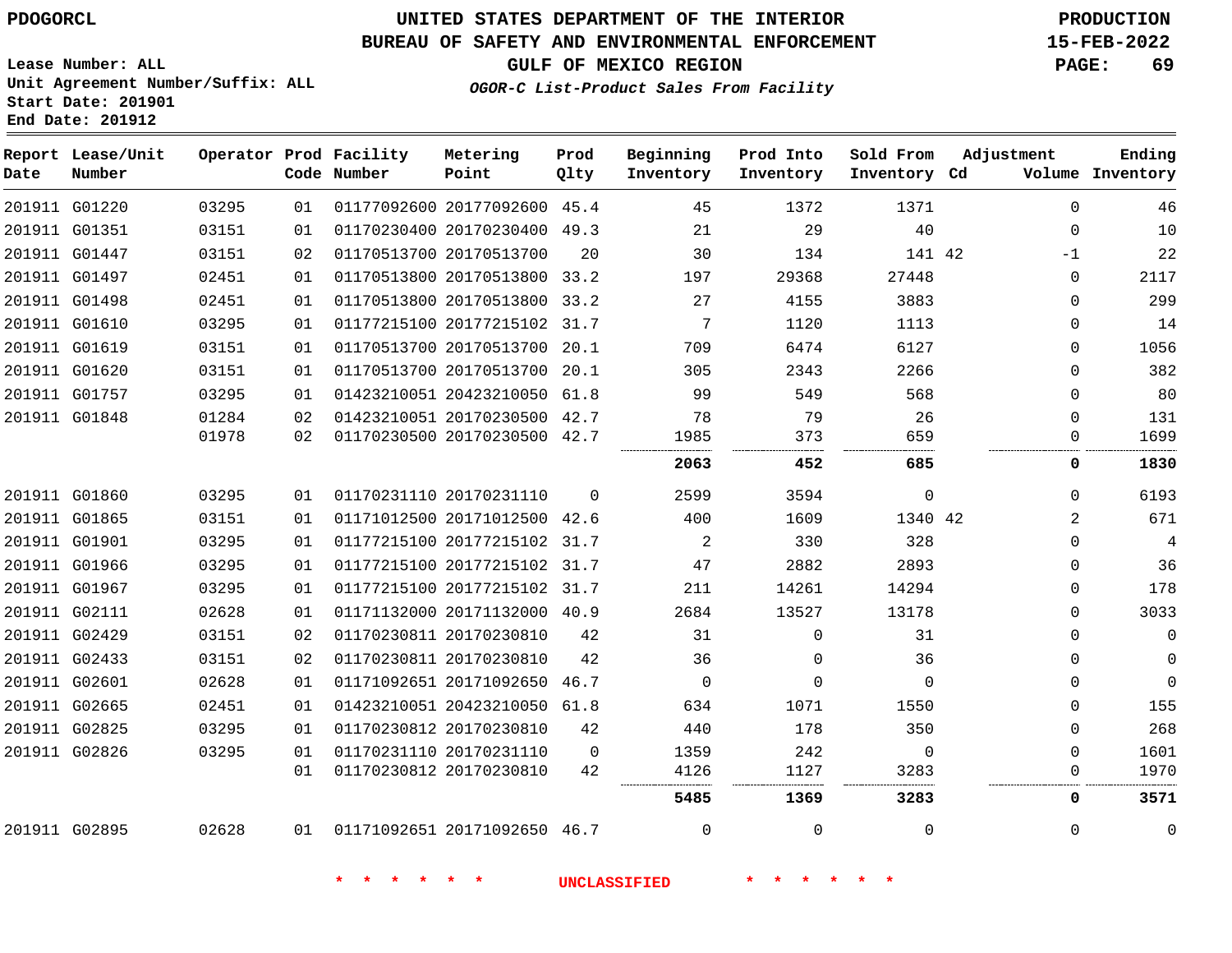Lease Number: ALL
Unit Agreement Number/Suffix: ALL
Start Date: 201901
End Date: 201912

# UNITED STATES DEPARTMENT OF THE INTERIOR
## BUREAU OF SAFETY AND ENVIRONMENTAL ENFORCEMENT
### GULF OF MEXICO REGION
*OGOR-C List-Product Sales From Facility*

PRODUCTION
15-FEB-2022

| Report Date | Lease/Unit Number | Operator | Prod Code | Facility Number | Metering Point | Prod Qlty | Beginning Inventory | Prod Into Inventory | Sold From Inventory | Adjustment Cd | Volume | Ending Inventory |
|---|---|---|---|---|---|---|---|---|---|---|---|---|
| 201911 | G01220 | 03295 | 01 | 01177092600 | 20177092600 | 45.4 | 45 | 1372 | 1371 | | 0 | 46 |
| 201911 | G01351 | 03151 | 01 | 01170230400 | 20170230400 | 49.3 | 21 | 29 | 40 | | 0 | 10 |
| 201911 | G01447 | 03151 | 02 | 01170513700 | 20170513700 | 20 | 30 | 134 | 141 | 42 | -1 | 22 |
| 201911 | G01497 | 02451 | 01 | 01170513800 | 20170513800 | 33.2 | 197 | 29368 | 27448 | | 0 | 2117 |
| 201911 | G01498 | 02451 | 01 | 01170513800 | 20170513800 | 33.2 | 27 | 4155 | 3883 | | 0 | 299 |
| 201911 | G01610 | 03295 | 01 | 01177215100 | 20177215102 | 31.7 | 7 | 1120 | 1113 | | 0 | 14 |
| 201911 | G01619 | 03151 | 01 | 01170513700 | 20170513700 | 20.1 | 709 | 6474 | 6127 | | 0 | 1056 |
| 201911 | G01620 | 03151 | 01 | 01170513700 | 20170513700 | 20.1 | 305 | 2343 | 2266 | | 0 | 382 |
| 201911 | G01757 | 03295 | 01 | 01423210051 | 20423210050 | 61.8 | 99 | 549 | 568 | | 0 | 80 |
| 201911 | G01848 | 01284 | 02 | 01423210051 | 20170230500 | 42.7 | 78 | 79 | 26 | | 0 | 131 |
| | | 01978 | 02 | 01170230500 | 20170230500 | 42.7 | 1985 | 373 | 659 | | 0 | 1699 |
| | | | | | | | **2063** | **452** | **685** | | **0** | **1830** |
| 201911 | G01860 | 03295 | 01 | 01170231110 | 20170231110 | 0 | 2599 | 3594 | 0 | | 0 | 6193 |
| 201911 | G01865 | 03151 | 01 | 01171012500 | 20171012500 | 42.6 | 400 | 1609 | 1340 | 42 | 2 | 671 |
| 201911 | G01901 | 03295 | 01 | 01177215100 | 20177215102 | 31.7 | 2 | 330 | 328 | | 0 | 4 |
| 201911 | G01966 | 03295 | 01 | 01177215100 | 20177215102 | 31.7 | 47 | 2882 | 2893 | | 0 | 36 |
| 201911 | G01967 | 03295 | 01 | 01177215100 | 20177215102 | 31.7 | 211 | 14261 | 14294 | | 0 | 178 |
| 201911 | G02111 | 02628 | 01 | 01171132000 | 20171132000 | 40.9 | 2684 | 13527 | 13178 | | 0 | 3033 |
| 201911 | G02429 | 03151 | 02 | 01170230811 | 20170230810 | 42 | 31 | 0 | 31 | | 0 | 0 |
| 201911 | G02433 | 03151 | 02 | 01170230811 | 20170230810 | 42 | 36 | 0 | 36 | | 0 | 0 |
| 201911 | G02601 | 02628 | 01 | 01171092651 | 20171092650 | 46.7 | 0 | 0 | 0 | | 0 | 0 |
| 201911 | G02665 | 02451 | 01 | 01423210051 | 20423210050 | 61.8 | 634 | 1071 | 1550 | | 0 | 155 |
| 201911 | G02825 | 03295 | 01 | 01170230812 | 20170230810 | 42 | 440 | 178 | 350 | | 0 | 268 |
| 201911 | G02826 | 03295 | 01 | 01170231110 | 20170231110 | 0 | 1359 | 242 | 0 | | 0 | 1601 |
| | | | 01 | 01170230812 | 20170230810 | 42 | 4126 | 1127 | 3283 | | 0 | 1970 |
| | | | | | | | **5485** | **1369** | **3283** | | **0** | **3571** |
| 201911 | G02895 | 02628 | 01 | 01171092651 | 20171092650 | 46.7 | 0 | 0 | 0 | | 0 | 0 |

\* \* \* \* \* \* UNCLASSIFIED \* \* \* \* \* \*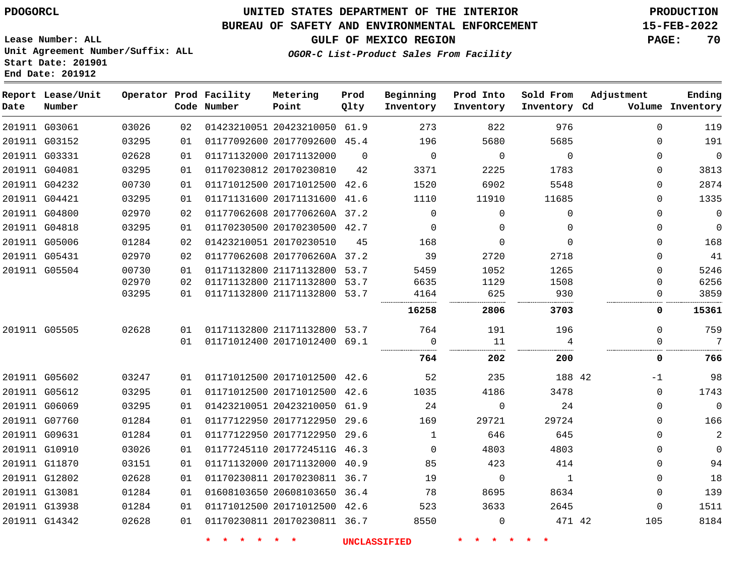PDOGORCL

# UNITED STATES DEPARTMENT OF THE INTERIOR
## BUREAU OF SAFETY AND ENVIRONMENTAL ENFORCEMENT
### GULF OF MEXICO REGION

PRODUCTION
15-FEB-2022

Lease Number: ALL
Unit Agreement Number/Suffix: ALL
Start Date: 201901
End Date: 201912

*OGOR-C List-Product Sales From Facility*

| Report Date | Lease/Unit Number | Operator | Prod Code | Facility Number | Metering Point | Prod Qlty | Beginning Inventory | Prod Into Inventory | Sold From Inventory | Adjustment Cd | Volume | Ending Inventory |
|---|---|---|---|---|---|---|---|---|---|---|---|---|
| 201911 | G03061 | 03026 | 02 | 01423210051 | 20423210050 | 61.9 | 273 | 822 | 976 | | 0 | 119 |
| 201911 | G03152 | 03295 | 01 | 01177092600 | 20177092600 | 45.4 | 196 | 5680 | 5685 | | 0 | 191 |
| 201911 | G03331 | 02628 | 01 | 01171132000 | 20171132000 | 0 | 0 | 0 | 0 | | 0 | 0 |
| 201911 | G04081 | 03295 | 01 | 01170230812 | 20170230810 | 42 | 3371 | 2225 | 1783 | | 0 | 3813 |
| 201911 | G04232 | 00730 | 01 | 01171012500 | 20171012500 | 42.6 | 1520 | 6902 | 5548 | | 0 | 2874 |
| 201911 | G04421 | 03295 | 01 | 01171131600 | 20171131600 | 41.6 | 1110 | 11910 | 11685 | | 0 | 1335 |
| 201911 | G04800 | 02970 | 02 | 01177062608 | 2017706260A | 37.2 | 0 | 0 | 0 | | 0 | 0 |
| 201911 | G04818 | 03295 | 01 | 01170230500 | 20170230500 | 42.7 | 0 | 0 | 0 | | 0 | 0 |
| 201911 | G05006 | 01284 | 02 | 01423210051 | 20170230510 | 45 | 168 | 0 | 0 | | 0 | 168 |
| 201911 | G05431 | 02970 | 02 | 01177062608 | 2017706260A | 37.2 | 39 | 2720 | 2718 | | 0 | 41 |
| 201911 | G05504 | 00730 | 01 | 01171132800 | 21171132800 | 53.7 | 5459 | 1052 | 1265 | | 0 | 5246 |
| | | 02970 | 02 | 01171132800 | 21171132800 | 53.7 | 6635 | 1129 | 1508 | | 0 | 6256 |
| | | 03295 | 01 | 01171132800 | 21171132800 | 53.7 | 4164 | 625 | 930 | | 0 | 3859 |
| | | | | | | | **16258** | **2806** | **3703** | | **0** | **15361** |
| 201911 | G05505 | 02628 | 01 | 01171132800 | 21171132800 | 53.7 | 764 | 191 | 196 | | 0 | 759 |
| | | | 01 | 01171012400 | 20171012400 | 69.1 | 0 | 11 | 4 | | 0 | 7 |
| | | | | | | | **764** | **202** | **200** | | **0** | **766** |
| 201911 | G05602 | 03247 | 01 | 01171012500 | 20171012500 | 42.6 | 52 | 235 | 188 | 42 | -1 | 98 |
| 201911 | G05612 | 03295 | 01 | 01171012500 | 20171012500 | 42.6 | 1035 | 4186 | 3478 | | 0 | 1743 |
| 201911 | G06069 | 03295 | 01 | 01423210051 | 20423210050 | 61.9 | 24 | 0 | 24 | | 0 | 0 |
| 201911 | G07760 | 01284 | 01 | 01177122950 | 20177122950 | 29.6 | 169 | 29721 | 29724 | | 0 | 166 |
| 201911 | G09631 | 01284 | 01 | 01177122950 | 20177122950 | 29.6 | 1 | 646 | 645 | | 0 | 2 |
| 201911 | G10910 | 03026 | 01 | 01177245110 | 2017724511G | 46.3 | 0 | 4803 | 4803 | | 0 | 0 |
| 201911 | G11870 | 03151 | 01 | 01171132000 | 20171132000 | 40.9 | 85 | 423 | 414 | | 0 | 94 |
| 201911 | G12802 | 02628 | 01 | 01170230811 | 20170230811 | 36.7 | 19 | 0 | 1 | | 0 | 18 |
| 201911 | G13081 | 01284 | 01 | 01608103650 | 20608103650 | 36.4 | 78 | 8695 | 8634 | | 0 | 139 |
| 201911 | G13938 | 01284 | 01 | 01171012500 | 20171012500 | 42.6 | 523 | 3633 | 2645 | | 0 | 1511 |
| 201911 | G14342 | 02628 | 01 | 01170230811 | 20170230811 | 36.7 | 8550 | 0 | 471 | 42 | 105 | 8184 |

* * * * * * UNCLASSIFIED * * * * * *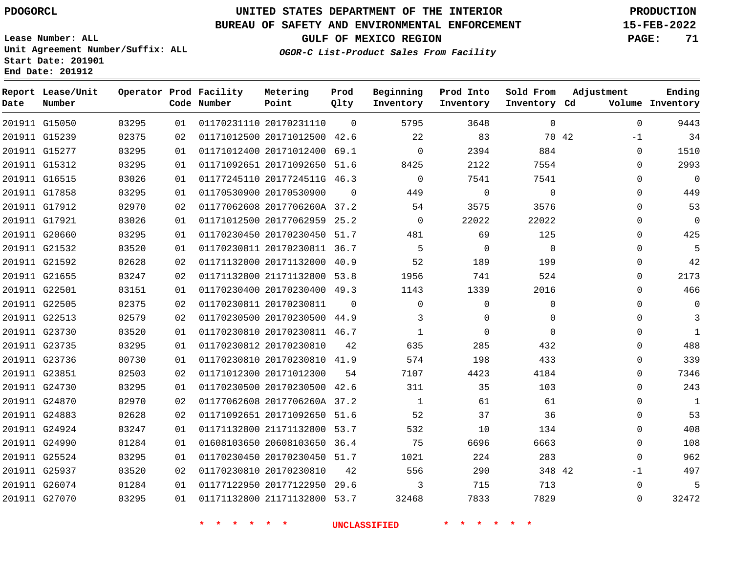PDOGORCL

**UNITED STATES DEPARTMENT OF THE INTERIOR**
**BUREAU OF SAFETY AND ENVIRONMENTAL ENFORCEMENT**
**GULF OF MEXICO REGION**
*OGOR-C List-Product Sales From Facility*

PRODUCTION
15-FEB-2022

Lease Number: ALL
Unit Agreement Number/Suffix: ALL
Start Date: 201901
End Date: 201912

| Report Date | Lease/Unit Number | Operator | Prod Code | Facility Number | Metering Point | Prod Qlty | Beginning Inventory | Prod Into Inventory | Sold From Inventory | Adjustment Cd | Volume | Ending Inventory |
|---|---|---|---|---|---|---|---|---|---|---|---|---|
| 201911 | G15050 | 03295 | 01 | 01170231110 | 20170231110 | 0 | 5795 | 3648 | 0 | | 0 | 9443 |
| 201911 | G15239 | 02375 | 02 | 01171012500 | 20171012500 | 42.6 | 22 | 83 | 70 | 42 | -1 | 34 |
| 201911 | G15277 | 03295 | 01 | 01171012400 | 20171012400 | 69.1 | 0 | 2394 | 884 | | 0 | 1510 |
| 201911 | G15312 | 03295 | 01 | 01171092651 | 20171092650 | 51.6 | 8425 | 2122 | 7554 | | 0 | 2993 |
| 201911 | G16515 | 03026 | 01 | 01177245110 | 2017724511G | 46.3 | 0 | 7541 | 7541 | | 0 | 0 |
| 201911 | G17858 | 03295 | 01 | 01170530900 | 20170530900 | 0 | 449 | 0 | 0 | | 0 | 449 |
| 201911 | G17912 | 02970 | 02 | 01177062608 | 2017706260A | 37.2 | 54 | 3575 | 3576 | | 0 | 53 |
| 201911 | G17921 | 03026 | 01 | 01171012500 | 20177062959 | 25.2 | 0 | 22022 | 22022 | | 0 | 0 |
| 201911 | G20660 | 03295 | 01 | 01170230450 | 20170230450 | 51.7 | 481 | 69 | 125 | | 0 | 425 |
| 201911 | G21532 | 03520 | 01 | 01170230811 | 20170230811 | 36.7 | 5 | 0 | 0 | | 0 | 5 |
| 201911 | G21592 | 02628 | 02 | 01171132000 | 20171132000 | 40.9 | 52 | 189 | 199 | | 0 | 42 |
| 201911 | G21655 | 03247 | 02 | 01171132800 | 21171132800 | 53.8 | 1956 | 741 | 524 | | 0 | 2173 |
| 201911 | G22501 | 03151 | 01 | 01170230400 | 20170230400 | 49.3 | 1143 | 1339 | 2016 | | 0 | 466 |
| 201911 | G22505 | 02375 | 02 | 01170230811 | 20170230811 | 0 | 0 | 0 | 0 | | 0 | 0 |
| 201911 | G22513 | 02579 | 02 | 01170230500 | 20170230500 | 44.9 | 3 | 0 | 0 | | 0 | 3 |
| 201911 | G23730 | 03520 | 01 | 01170230810 | 20170230811 | 46.7 | 1 | 0 | 0 | | 0 | 1 |
| 201911 | G23735 | 03295 | 01 | 01170230812 | 20170230810 | 42 | 635 | 285 | 432 | | 0 | 488 |
| 201911 | G23736 | 00730 | 01 | 01170230810 | 20170230810 | 41.9 | 574 | 198 | 433 | | 0 | 339 |
| 201911 | G23851 | 02503 | 02 | 01171012300 | 20171012300 | 54 | 7107 | 4423 | 4184 | | 0 | 7346 |
| 201911 | G24730 | 03295 | 01 | 01170230500 | 20170230500 | 42.6 | 311 | 35 | 103 | | 0 | 243 |
| 201911 | G24870 | 02970 | 02 | 01177062608 | 2017706260A | 37.2 | 1 | 61 | 61 | | 0 | 1 |
| 201911 | G24883 | 02628 | 02 | 01171092651 | 20171092650 | 51.6 | 52 | 37 | 36 | | 0 | 53 |
| 201911 | G24924 | 03247 | 01 | 01171132800 | 21171132800 | 53.7 | 532 | 10 | 134 | | 0 | 408 |
| 201911 | G24990 | 01284 | 01 | 01608103650 | 20608103650 | 36.4 | 75 | 6696 | 6663 | | 0 | 108 |
| 201911 | G25524 | 03295 | 01 | 01170230450 | 20170230450 | 51.7 | 1021 | 224 | 283 | | 0 | 962 |
| 201911 | G25937 | 03520 | 02 | 01170230810 | 20170230810 | 42 | 556 | 290 | 348 | 42 | -1 | 497 |
| 201911 | G26074 | 01284 | 01 | 01177122950 | 20177122950 | 29.6 | 3 | 715 | 713 | | 0 | 5 |
| 201911 | G27070 | 03295 | 01 | 01171132800 | 21171132800 | 53.7 | 32468 | 7833 | 7829 | | 0 | 32472 |

* * * * * * UNCLASSIFIED * * * * * *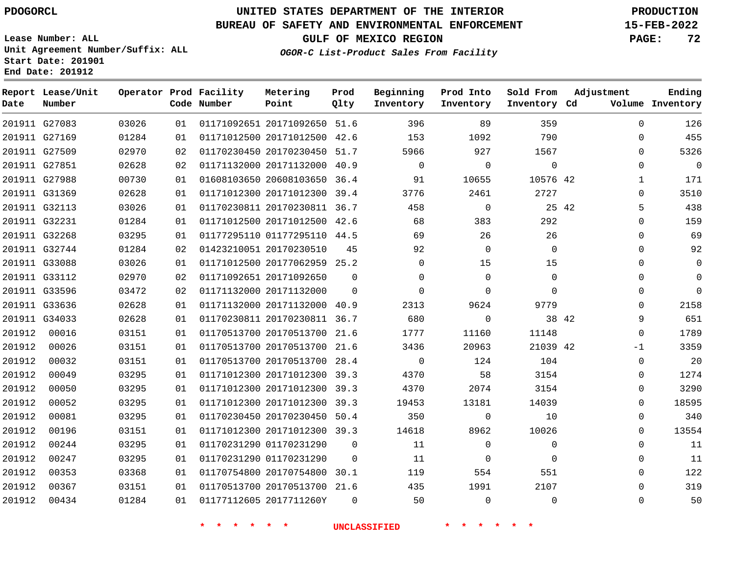PDOGORCL

# UNITED STATES DEPARTMENT OF THE INTERIOR
## BUREAU OF SAFETY AND ENVIRONMENTAL ENFORCEMENT
### GULF OF MEXICO REGION
*OGOR-C List-Product Sales From Facility*

PRODUCTION
15-FEB-2022

Lease Number: ALL
Unit Agreement Number/Suffix: ALL
Start Date: 201901
End Date: 201912

| Report Date | Lease/Unit Number | Operator | Prod Code | Facility Number | Metering Point | Prod Qlty | Beginning Inventory | Prod Into Inventory | Sold From Inventory | Adjustment Cd | Volume | Ending Inventory |
|---|---|---|---|---|---|---|---|---|---|---|---|---|
| 201911 | G27083 | 03026 | 01 | 01171092651 | 20171092650 | 51.6 | 396 | 89 | 359 | | 0 | 126 |
| 201911 | G27169 | 01284 | 01 | 01171012500 | 20171012500 | 42.6 | 153 | 1092 | 790 | | 0 | 455 |
| 201911 | G27509 | 02970 | 02 | 01170230450 | 20170230450 | 51.7 | 5966 | 927 | 1567 | | 0 | 5326 |
| 201911 | G27851 | 02628 | 02 | 01171132000 | 20171132000 | 40.9 | 0 | 0 | 0 | | 0 | 0 |
| 201911 | G27988 | 00730 | 01 | 01608103650 | 20608103650 | 36.4 | 91 | 10655 | 10576 | 42 | 1 | 171 |
| 201911 | G31369 | 02628 | 01 | 01171012300 | 20171012300 | 39.4 | 3776 | 2461 | 2727 | | 0 | 3510 |
| 201911 | G32113 | 03026 | 01 | 01170230811 | 20170230811 | 36.7 | 458 | 0 | 25 | 42 | 5 | 438 |
| 201911 | G32231 | 01284 | 01 | 01171012500 | 20171012500 | 42.6 | 68 | 383 | 292 | | 0 | 159 |
| 201911 | G32268 | 03295 | 01 | 01177295110 | 01177295110 | 44.5 | 69 | 26 | 26 | | 0 | 69 |
| 201911 | G32744 | 01284 | 02 | 01423210051 | 20170230510 | 45 | 92 | 0 | 0 | | 0 | 92 |
| 201911 | G33088 | 03026 | 01 | 01171012500 | 20177062959 | 25.2 | 0 | 15 | 15 | | 0 | 0 |
| 201911 | G33112 | 02970 | 02 | 01171092651 | 20171092650 | 0 | 0 | 0 | 0 | | 0 | 0 |
| 201911 | G33596 | 03472 | 02 | 01171132000 | 20171132000 | 0 | 0 | 0 | 0 | | 0 | 0 |
| 201911 | G33636 | 02628 | 01 | 01171132000 | 20171132000 | 40.9 | 2313 | 9624 | 9779 | | 0 | 2158 |
| 201911 | G34033 | 02628 | 01 | 01170230811 | 20170230811 | 36.7 | 680 | 0 | 38 | 42 | 9 | 651 |
| 201912 | 00016 | 03151 | 01 | 01170513700 | 20170513700 | 21.6 | 1777 | 11160 | 11148 | | 0 | 1789 |
| 201912 | 00026 | 03151 | 01 | 01170513700 | 20170513700 | 21.6 | 3436 | 20963 | 21039 | 42 | -1 | 3359 |
| 201912 | 00032 | 03151 | 01 | 01170513700 | 20170513700 | 28.4 | 0 | 124 | 104 | | 0 | 20 |
| 201912 | 00049 | 03295 | 01 | 01171012300 | 20171012300 | 39.3 | 4370 | 58 | 3154 | | 0 | 1274 |
| 201912 | 00050 | 03295 | 01 | 01171012300 | 20171012300 | 39.3 | 4370 | 2074 | 3154 | | 0 | 3290 |
| 201912 | 00052 | 03295 | 01 | 01171012300 | 20171012300 | 39.3 | 19453 | 13181 | 14039 | | 0 | 18595 |
| 201912 | 00081 | 03295 | 01 | 01170230450 | 20170230450 | 50.4 | 350 | 0 | 10 | | 0 | 340 |
| 201912 | 00196 | 03151 | 01 | 01171012300 | 20171012300 | 39.3 | 14618 | 8962 | 10026 | | 0 | 13554 |
| 201912 | 00244 | 03295 | 01 | 01170231290 | 01170231290 | 0 | 11 | 0 | 0 | | 0 | 11 |
| 201912 | 00247 | 03295 | 01 | 01170231290 | 01170231290 | 0 | 11 | 0 | 0 | | 0 | 11 |
| 201912 | 00353 | 03368 | 01 | 01170754800 | 20170754800 | 30.1 | 119 | 554 | 551 | | 0 | 122 |
| 201912 | 00367 | 03151 | 01 | 01170513700 | 20170513700 | 21.6 | 435 | 1991 | 2107 | | 0 | 319 |
| 201912 | 00434 | 01284 | 01 | 01177112605 | 2017711260Y | 0 | 50 | 0 | 0 | | 0 | 50 |

\* \* \* \* \* \* UNCLASSIFIED \* \* \* \* \* \*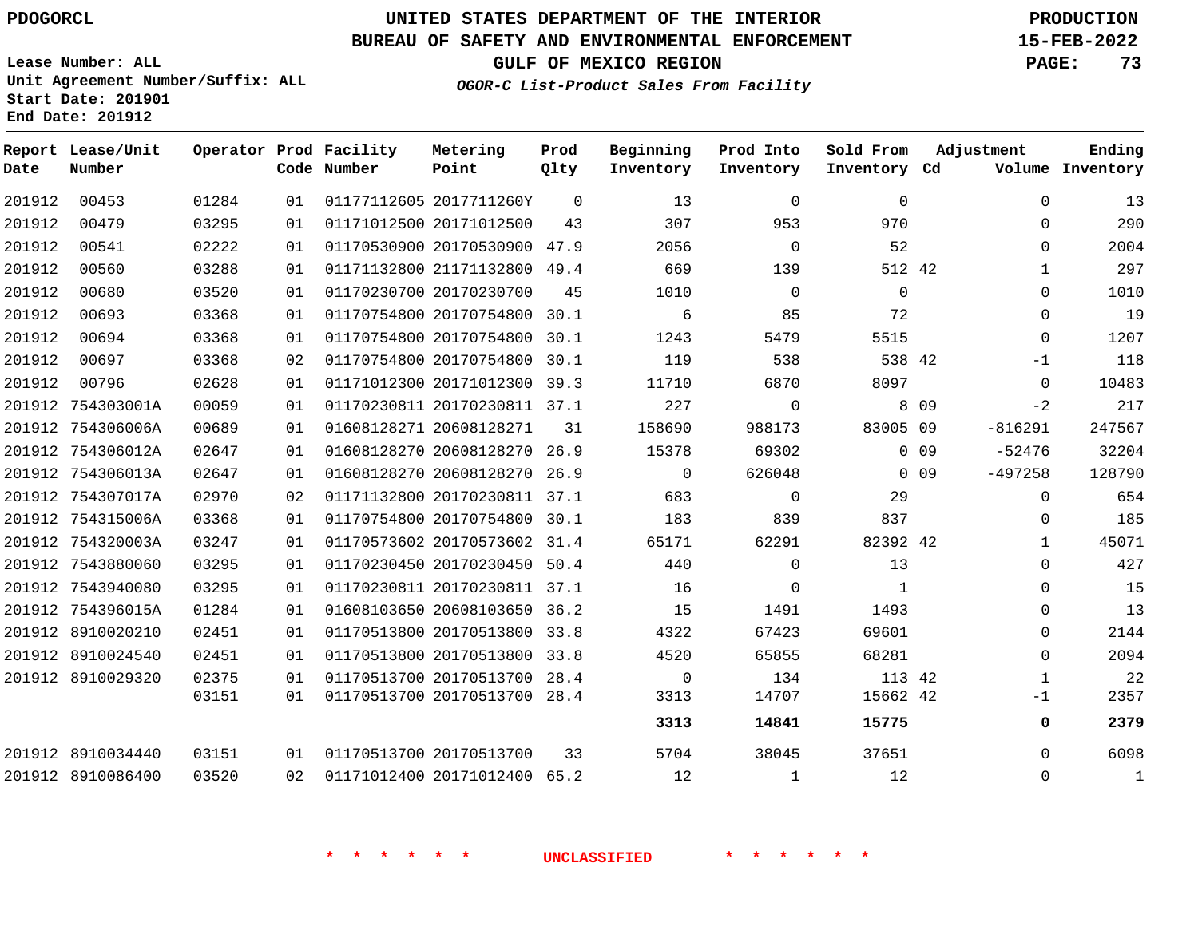PDOGORCL

# UNITED STATES DEPARTMENT OF THE INTERIOR
## BUREAU OF SAFETY AND ENVIRONMENTAL ENFORCEMENT
### GULF OF MEXICO REGION
*OGOR-C List-Product Sales From Facility*

PRODUCTION
15-FEB-2022

Lease Number: ALL
Unit Agreement Number/Suffix: ALL
Start Date: 201901
End Date: 201912

| Report Date | Lease/Unit Number | Operator | Prod Code | Facility Number | Metering Point | Prod Qlty | Beginning Inventory | Prod Into Inventory | Sold From Inventory | Adjustment Cd | Volume | Ending Inventory |
|---|---|---|---|---|---|---|---|---|---|---|---|---|
| 201912 | 00453 | 01284 | 01 | 01177112605 | 2017711260Y | 0 | 13 | 0 | 0 | | 0 | 13 |
| 201912 | 00479 | 03295 | 01 | 01171012500 | 20171012500 | 43 | 307 | 953 | 970 | | 0 | 290 |
| 201912 | 00541 | 02222 | 01 | 01170530900 | 20170530900 | 47.9 | 2056 | 0 | 52 | | 0 | 2004 |
| 201912 | 00560 | 03288 | 01 | 01171132800 | 21171132800 | 49.4 | 669 | 139 | 512 | 42 | 1 | 297 |
| 201912 | 00680 | 03520 | 01 | 01170230700 | 20170230700 | 45 | 1010 | 0 | 0 | | 0 | 1010 |
| 201912 | 00693 | 03368 | 01 | 01170754800 | 20170754800 | 30.1 | 6 | 85 | 72 | | 0 | 19 |
| 201912 | 00694 | 03368 | 01 | 01170754800 | 20170754800 | 30.1 | 1243 | 5479 | 5515 | | 0 | 1207 |
| 201912 | 00697 | 03368 | 02 | 01170754800 | 20170754800 | 30.1 | 119 | 538 | 538 | 42 | -1 | 118 |
| 201912 | 00796 | 02628 | 01 | 01171012300 | 20171012300 | 39.3 | 11710 | 6870 | 8097 | | 0 | 10483 |
| 201912 | 754303001A | 00059 | 01 | 01170230811 | 20170230811 | 37.1 | 227 | 0 | 8 | 09 | -2 | 217 |
| 201912 | 754306006A | 00689 | 01 | 01608128271 | 20608128271 | 31 | 158690 | 988173 | 83005 | 09 | -816291 | 247567 |
| 201912 | 754306012A | 02647 | 01 | 01608128270 | 20608128270 | 26.9 | 15378 | 69302 | 0 | 09 | -52476 | 32204 |
| 201912 | 754306013A | 02647 | 01 | 01608128270 | 20608128270 | 26.9 | 0 | 626048 | 0 | 09 | -497258 | 128790 |
| 201912 | 754307017A | 02970 | 02 | 01171132800 | 20170230811 | 37.1 | 683 | 0 | 29 | | 0 | 654 |
| 201912 | 754315006A | 03368 | 01 | 01170754800 | 20170754800 | 30.1 | 183 | 839 | 837 | | 0 | 185 |
| 201912 | 754320003A | 03247 | 01 | 01170573602 | 20170573602 | 31.4 | 65171 | 62291 | 82392 | 42 | 1 | 45071 |
| 201912 | 7543880060 | 03295 | 01 | 01170230450 | 20170230450 | 50.4 | 440 | 0 | 13 | | 0 | 427 |
| 201912 | 7543940080 | 03295 | 01 | 01170230811 | 20170230811 | 37.1 | 16 | 0 | 1 | | 0 | 15 |
| 201912 | 754396015A | 01284 | 01 | 01608103650 | 20608103650 | 36.2 | 15 | 1491 | 1493 | | 0 | 13 |
| 201912 | 8910020210 | 02451 | 01 | 01170513800 | 20170513800 | 33.8 | 4322 | 67423 | 69601 | | 0 | 2144 |
| 201912 | 8910024540 | 02451 | 01 | 01170513800 | 20170513800 | 33.8 | 4520 | 65855 | 68281 | | 0 | 2094 |
| 201912 | 8910029320 | 02375 | 01 | 01170513700 | 20170513700 | 28.4 | 0 | 134 | 113 | 42 | 1 | 22 |
| | | 03151 | 01 | 01170513700 | 20170513700 | 28.4 | 3313 | 14707 | 15662 | 42 | -1 | 2357 |
| | | | | | | | **3313** | **14841** | **15775** | | **0** | **2379** |
| 201912 | 8910034440 | 03151 | 01 | 01170513700 | 20170513700 | 33 | 5704 | 38045 | 37651 | | 0 | 6098 |
| 201912 | 8910086400 | 03520 | 02 | 01171012400 | 20171012400 | 65.2 | 12 | 1 | 12 | | 0 | 1 |

* * * * * * UNCLASSIFIED * * * * * *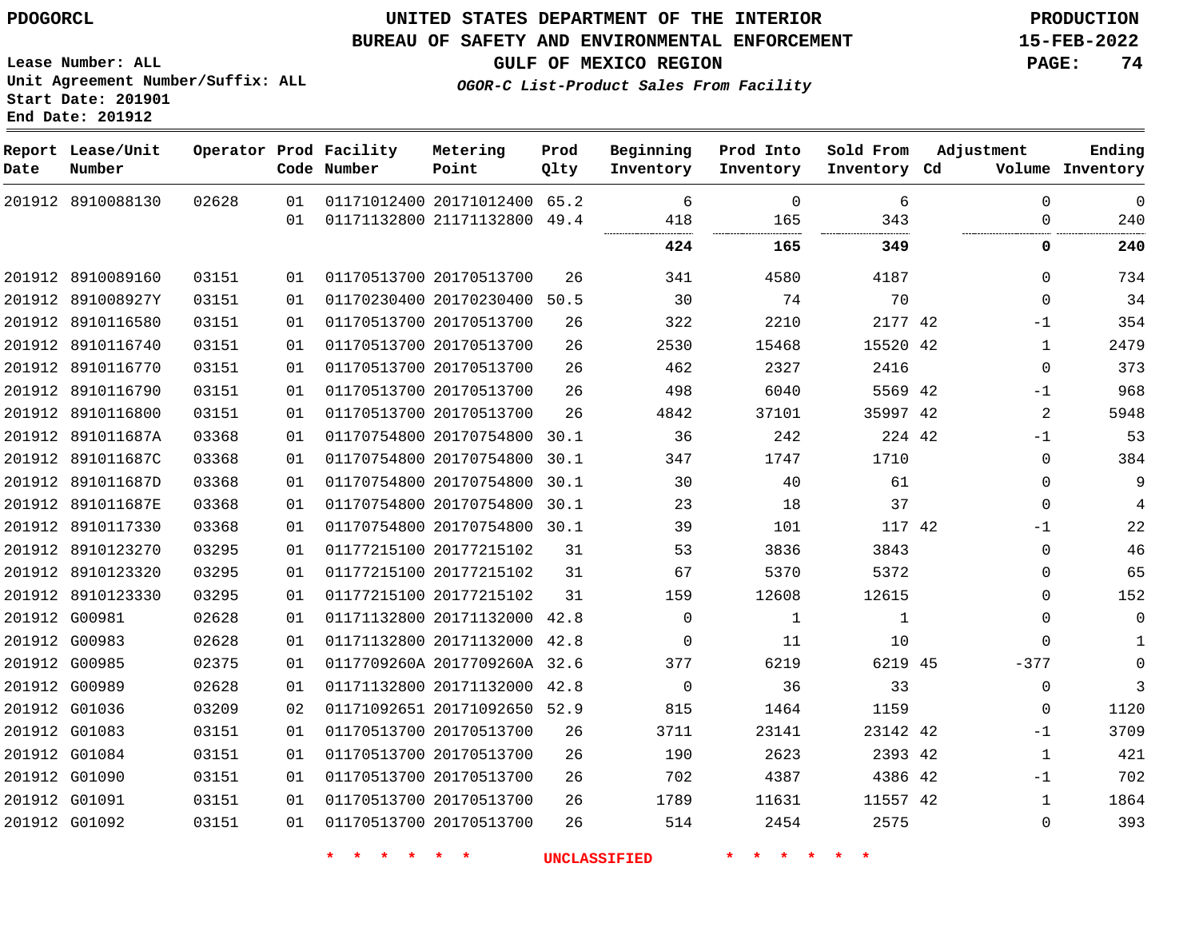PDOGORCL

# UNITED STATES DEPARTMENT OF THE INTERIOR
## BUREAU OF SAFETY AND ENVIRONMENTAL ENFORCEMENT
### GULF OF MEXICO REGION

PRODUCTION
15-FEB-2022

Lease Number: ALL
Unit Agreement Number/Suffix: ALL
Start Date: 201901
End Date: 201912

*OGOR-C List-Product Sales From Facility*

| Report Date | Lease/Unit Number | Operator | Prod Code | Facility Number | Metering Point | Prod Qlty | Beginning Inventory | Prod Into Inventory | Sold From Inventory | Adjustment Cd | Adjustment Volume | Ending Inventory |
|---|---|---|---|---|---|---|---|---|---|---|---|---|
| 201912 | 8910088130 | 02628 | 01 | 01171012400 | 20171012400 | 65.2 | 6 | 0 | 6 | | 0 | 0 |
| | | | 01 | 01171132800 | 21171132800 | 49.4 | 418 | 165 | 343 | | 0 | 240 |
| | | | | | | | **424** | **165** | **349** | | **0** | **240** |
| 201912 | 8910089160 | 03151 | 01 | 01170513700 | 20170513700 | 26 | 341 | 4580 | 4187 | | 0 | 734 |
| 201912 | 891008927Y | 03151 | 01 | 01170230400 | 20170230400 | 50.5 | 30 | 74 | 70 | | 0 | 34 |
| 201912 | 8910116580 | 03151 | 01 | 01170513700 | 20170513700 | 26 | 322 | 2210 | 2177 | 42 | -1 | 354 |
| 201912 | 8910116740 | 03151 | 01 | 01170513700 | 20170513700 | 26 | 2530 | 15468 | 15520 | 42 | 1 | 2479 |
| 201912 | 8910116770 | 03151 | 01 | 01170513700 | 20170513700 | 26 | 462 | 2327 | 2416 | | 0 | 373 |
| 201912 | 8910116790 | 03151 | 01 | 01170513700 | 20170513700 | 26 | 498 | 6040 | 5569 | 42 | -1 | 968 |
| 201912 | 8910116800 | 03151 | 01 | 01170513700 | 20170513700 | 26 | 4842 | 37101 | 35997 | 42 | 2 | 5948 |
| 201912 | 891011687A | 03368 | 01 | 01170754800 | 20170754800 | 30.1 | 36 | 242 | 224 | 42 | -1 | 53 |
| 201912 | 891011687C | 03368 | 01 | 01170754800 | 20170754800 | 30.1 | 347 | 1747 | 1710 | | 0 | 384 |
| 201912 | 891011687D | 03368 | 01 | 01170754800 | 20170754800 | 30.1 | 30 | 40 | 61 | | 0 | 9 |
| 201912 | 891011687E | 03368 | 01 | 01170754800 | 20170754800 | 30.1 | 23 | 18 | 37 | | 0 | 4 |
| 201912 | 8910117330 | 03368 | 01 | 01170754800 | 20170754800 | 30.1 | 39 | 101 | 117 | 42 | -1 | 22 |
| 201912 | 8910123270 | 03295 | 01 | 01177215100 | 20177215102 | 31 | 53 | 3836 | 3843 | | 0 | 46 |
| 201912 | 8910123320 | 03295 | 01 | 01177215100 | 20177215102 | 31 | 67 | 5370 | 5372 | | 0 | 65 |
| 201912 | 8910123330 | 03295 | 01 | 01177215100 | 20177215102 | 31 | 159 | 12608 | 12615 | | 0 | 152 |
| 201912 | G00981 | 02628 | 01 | 01171132800 | 20171132000 | 42.8 | 0 | 1 | 1 | | 0 | 0 |
| 201912 | G00983 | 02628 | 01 | 01171132800 | 20171132000 | 42.8 | 0 | 11 | 10 | | 0 | 1 |
| 201912 | G00985 | 02375 | 01 | 0117709260A | 2017709260A | 32.6 | 377 | 6219 | 6219 | 45 | -377 | 0 |
| 201912 | G00989 | 02628 | 01 | 01171132800 | 20171132000 | 42.8 | 0 | 36 | 33 | | 0 | 3 |
| 201912 | G01036 | 03209 | 02 | 01171092651 | 20171092650 | 52.9 | 815 | 1464 | 1159 | | 0 | 1120 |
| 201912 | G01083 | 03151 | 01 | 01170513700 | 20170513700 | 26 | 3711 | 23141 | 23142 | 42 | -1 | 3709 |
| 201912 | G01084 | 03151 | 01 | 01170513700 | 20170513700 | 26 | 190 | 2623 | 2393 | 42 | 1 | 421 |
| 201912 | G01090 | 03151 | 01 | 01170513700 | 20170513700 | 26 | 702 | 4387 | 4386 | 42 | -1 | 702 |
| 201912 | G01091 | 03151 | 01 | 01170513700 | 20170513700 | 26 | 1789 | 11631 | 11557 | 42 | 1 | 1864 |
| 201912 | G01092 | 03151 | 01 | 01170513700 | 20170513700 | 26 | 514 | 2454 | 2575 | | 0 | 393 |

* * * * * * UNCLASSIFIED * * * * * *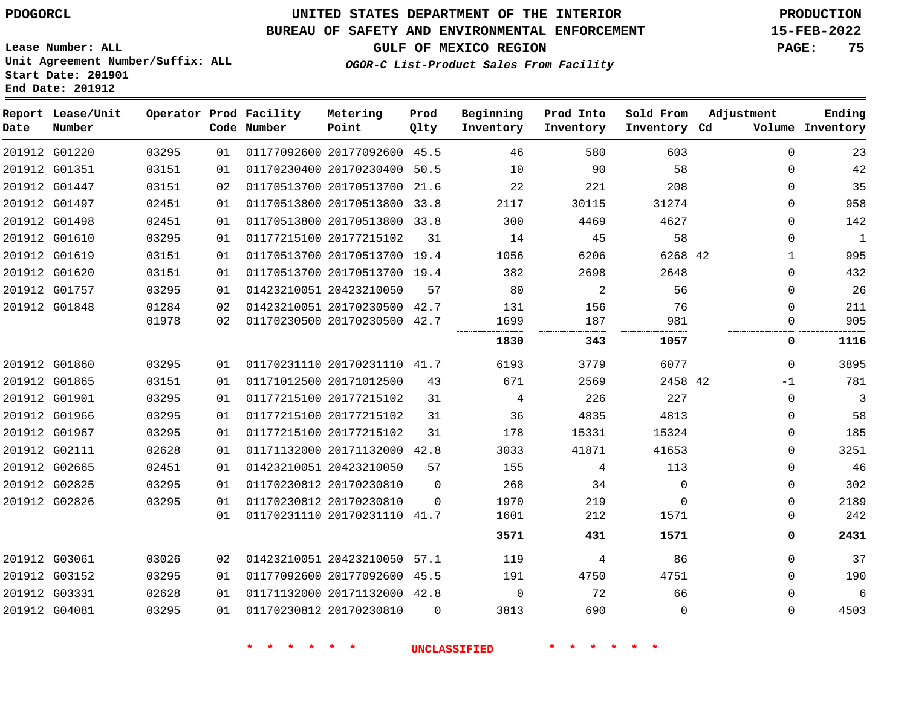PDOGORCL

# UNITED STATES DEPARTMENT OF THE INTERIOR
## BUREAU OF SAFETY AND ENVIRONMENTAL ENFORCEMENT
### GULF OF MEXICO REGION
*OGOR-C List-Product Sales From Facility*

PRODUCTION
15-FEB-2022

Lease Number: ALL
Unit Agreement Number/Suffix: ALL
Start Date: 201901
End Date: 201912

| Report Date | Lease/Unit Number | Operator | Prod Code | Facility Number | Metering Point | Prod Qlty | Beginning Inventory | Prod Into Inventory | Sold From Inventory | Adjustment Cd | Volume | Ending Inventory |
|---|---|---|---|---|---|---|---|---|---|---|---|---|
| 201912 | G01220 | 03295 | 01 | 01177092600 | 20177092600 | 45.5 | 46 | 580 | 603 | | 0 | 23 |
| 201912 | G01351 | 03151 | 01 | 01170230400 | 20170230400 | 50.5 | 10 | 90 | 58 | | 0 | 42 |
| 201912 | G01447 | 03151 | 02 | 01170513700 | 20170513700 | 21.6 | 22 | 221 | 208 | | 0 | 35 |
| 201912 | G01497 | 02451 | 01 | 01170513800 | 20170513800 | 33.8 | 2117 | 30115 | 31274 | | 0 | 958 |
| 201912 | G01498 | 02451 | 01 | 01170513800 | 20170513800 | 33.8 | 300 | 4469 | 4627 | | 0 | 142 |
| 201912 | G01610 | 03295 | 01 | 01177215100 | 20177215102 | 31 | 14 | 45 | 58 | | 0 | 1 |
| 201912 | G01619 | 03151 | 01 | 01170513700 | 20170513700 | 19.4 | 1056 | 6206 | 6268 | 42 | 1 | 995 |
| 201912 | G01620 | 03151 | 01 | 01170513700 | 20170513700 | 19.4 | 382 | 2698 | 2648 | | 0 | 432 |
| 201912 | G01757 | 03295 | 01 | 01423210051 | 20423210050 | 57 | 80 | 2 | 56 | | 0 | 26 |
| 201912 | G01848 | 01284 | 02 | 01423210051 | 20170230500 | 42.7 | 131 | 156 | 76 | | 0 | 211 |
| | | 01978 | 02 | 01170230500 | 20170230500 | 42.7 | 1699 | 187 | 981 | | 0 | 905 |
| | | | | | | | **1830** | **343** | **1057** | | **0** | **1116** |
| 201912 | G01860 | 03295 | 01 | 01170231110 | 20170231110 | 41.7 | 6193 | 3779 | 6077 | | 0 | 3895 |
| 201912 | G01865 | 03151 | 01 | 01171012500 | 20171012500 | 43 | 671 | 2569 | 2458 | 42 | -1 | 781 |
| 201912 | G01901 | 03295 | 01 | 01177215100 | 20177215102 | 31 | 4 | 226 | 227 | | 0 | 3 |
| 201912 | G01966 | 03295 | 01 | 01177215100 | 20177215102 | 31 | 36 | 4835 | 4813 | | 0 | 58 |
| 201912 | G01967 | 03295 | 01 | 01177215100 | 20177215102 | 31 | 178 | 15331 | 15324 | | 0 | 185 |
| 201912 | G02111 | 02628 | 01 | 01171132000 | 20171132000 | 42.8 | 3033 | 41871 | 41653 | | 0 | 3251 |
| 201912 | G02665 | 02451 | 01 | 01423210051 | 20423210050 | 57 | 155 | 4 | 113 | | 0 | 46 |
| 201912 | G02825 | 03295 | 01 | 01170230812 | 20170230810 | 0 | 268 | 34 | 0 | | 0 | 302 |
| 201912 | G02826 | 03295 | 01 | 01170230812 | 20170230810 | 0 | 1970 | 219 | 0 | | 0 | 2189 |
| | | | 01 | 01170231110 | 20170231110 | 41.7 | 1601 | 212 | 1571 | | 0 | 242 |
| | | | | | | | **3571** | **431** | **1571** | | **0** | **2431** |
| 201912 | G03061 | 03026 | 02 | 01423210051 | 20423210050 | 57.1 | 119 | 4 | 86 | | 0 | 37 |
| 201912 | G03152 | 03295 | 01 | 01177092600 | 20177092600 | 45.5 | 191 | 4750 | 4751 | | 0 | 190 |
| 201912 | G03331 | 02628 | 01 | 01171132000 | 20171132000 | 42.8 | 0 | 72 | 66 | | 0 | 6 |
| 201912 | G04081 | 03295 | 01 | 01170230812 | 20170230810 | 0 | 3813 | 690 | 0 | | 0 | 4503 |

* * * * * * UNCLASSIFIED * * * * * *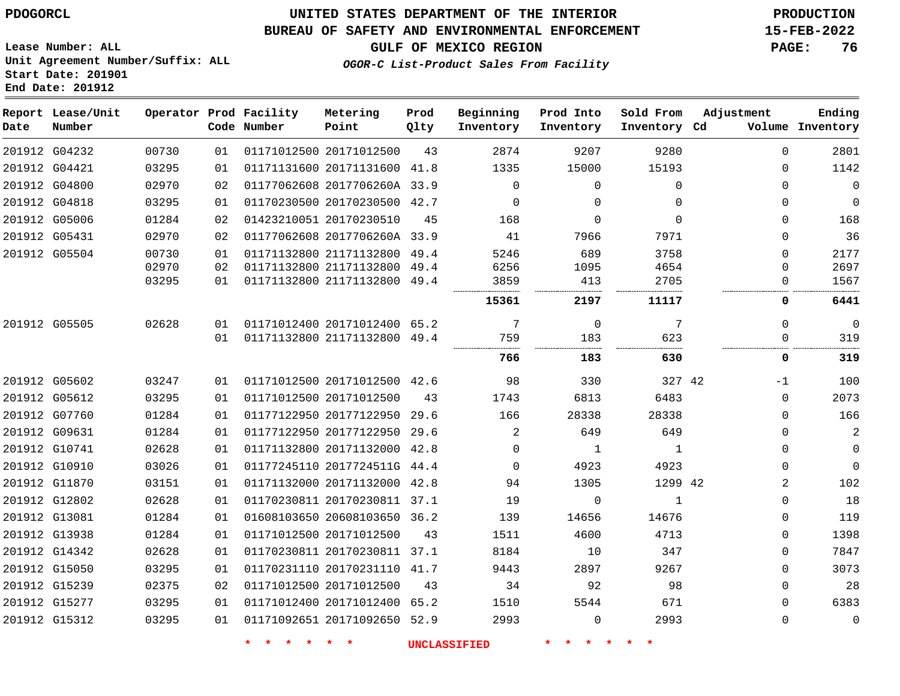PDOGORCL

# UNITED STATES DEPARTMENT OF THE INTERIOR
## BUREAU OF SAFETY AND ENVIRONMENTAL ENFORCEMENT
### GULF OF MEXICO REGION

*OGOR-C List-Product Sales From Facility*

PRODUCTION
15-FEB-2022

Lease Number: ALL
Unit Agreement Number/Suffix: ALL
Start Date: 201901
End Date: 201912

| Report Date | Lease/Unit Number | Operator | Prod Code | Facility Number | Metering Point | Prod Qlty | Beginning Inventory | Prod Into Inventory | Sold From Inventory | Adjustment Cd | Adjustment Volume | Ending Inventory |
|---|---|---|---|---|---|---|---|---|---|---|---|---|
| 201912 | G04232 | 00730 | 01 | 01171012500 | 20171012500 | 43 | 2874 | 9207 | 9280 | | 0 | 2801 |
| 201912 | G04421 | 03295 | 01 | 01171131600 | 20171131600 | 41.8 | 1335 | 15000 | 15193 | | 0 | 1142 |
| 201912 | G04800 | 02970 | 02 | 01177062608 | 2017706260A | 33.9 | 0 | 0 | 0 | | 0 | 0 |
| 201912 | G04818 | 03295 | 01 | 01170230500 | 20170230500 | 42.7 | 0 | 0 | 0 | | 0 | 0 |
| 201912 | G05006 | 01284 | 02 | 01423210051 | 20170230510 | 45 | 168 | 0 | 0 | | 0 | 168 |
| 201912 | G05431 | 02970 | 02 | 01177062608 | 2017706260A | 33.9 | 41 | 7966 | 7971 | | 0 | 36 |
| 201912 | G05504 | 00730 | 01 | 01171132800 | 21171132800 | 49.4 | 5246 | 689 | 3758 | | 0 | 2177 |
| | | 02970 | 02 | 01171132800 | 21171132800 | 49.4 | 6256 | 1095 | 4654 | | 0 | 2697 |
| | | 03295 | 01 | 01171132800 | 21171132800 | 49.4 | 3859 | 413 | 2705 | | 0 | 1567 |
| | | | | | | | **15361** | **2197** | **11117** | | **0** | **6441** |
| 201912 | G05505 | 02628 | 01 | 01171012400 | 20171012400 | 65.2 | 7 | 0 | 7 | | 0 | 0 |
| | | | 01 | 01171132800 | 21171132800 | 49.4 | 759 | 183 | 623 | | 0 | 319 |
| | | | | | | | **766** | **183** | **630** | | **0** | **319** |
| 201912 | G05602 | 03247 | 01 | 01171012500 | 20171012500 | 42.6 | 98 | 330 | 327 | 42 | -1 | 100 |
| 201912 | G05612 | 03295 | 01 | 01171012500 | 20171012500 | 43 | 1743 | 6813 | 6483 | | 0 | 2073 |
| 201912 | G07760 | 01284 | 01 | 01177122950 | 20177122950 | 29.6 | 166 | 28338 | 28338 | | 0 | 166 |
| 201912 | G09631 | 01284 | 01 | 01177122950 | 20177122950 | 29.6 | 2 | 649 | 649 | | 0 | 2 |
| 201912 | G10741 | 02628 | 01 | 01171132800 | 20171132000 | 42.8 | 0 | 1 | 1 | | 0 | 0 |
| 201912 | G10910 | 03026 | 01 | 01177245110 | 2017724511G | 44.4 | 0 | 4923 | 4923 | | 0 | 0 |
| 201912 | G11870 | 03151 | 01 | 01171132000 | 20171132000 | 42.8 | 94 | 1305 | 1299 | 42 | 2 | 102 |
| 201912 | G12802 | 02628 | 01 | 01170230811 | 20170230811 | 37.1 | 19 | 0 | 1 | | 0 | 18 |
| 201912 | G13081 | 01284 | 01 | 01608103650 | 20608103650 | 36.2 | 139 | 14656 | 14676 | | 0 | 119 |
| 201912 | G13938 | 01284 | 01 | 01171012500 | 20171012500 | 43 | 1511 | 4600 | 4713 | | 0 | 1398 |
| 201912 | G14342 | 02628 | 01 | 01170230811 | 20170230811 | 37.1 | 8184 | 10 | 347 | | 0 | 7847 |
| 201912 | G15050 | 03295 | 01 | 01170231110 | 20170231110 | 41.7 | 9443 | 2897 | 9267 | | 0 | 3073 |
| 201912 | G15239 | 02375 | 02 | 01171012500 | 20171012500 | 43 | 34 | 92 | 98 | | 0 | 28 |
| 201912 | G15277 | 03295 | 01 | 01171012400 | 20171012400 | 65.2 | 1510 | 5544 | 671 | | 0 | 6383 |
| 201912 | G15312 | 03295 | 01 | 01171092651 | 20171092650 | 52.9 | 2993 | 0 | 2993 | | 0 | 0 |

* * * * * * UNCLASSIFIED * * * * * *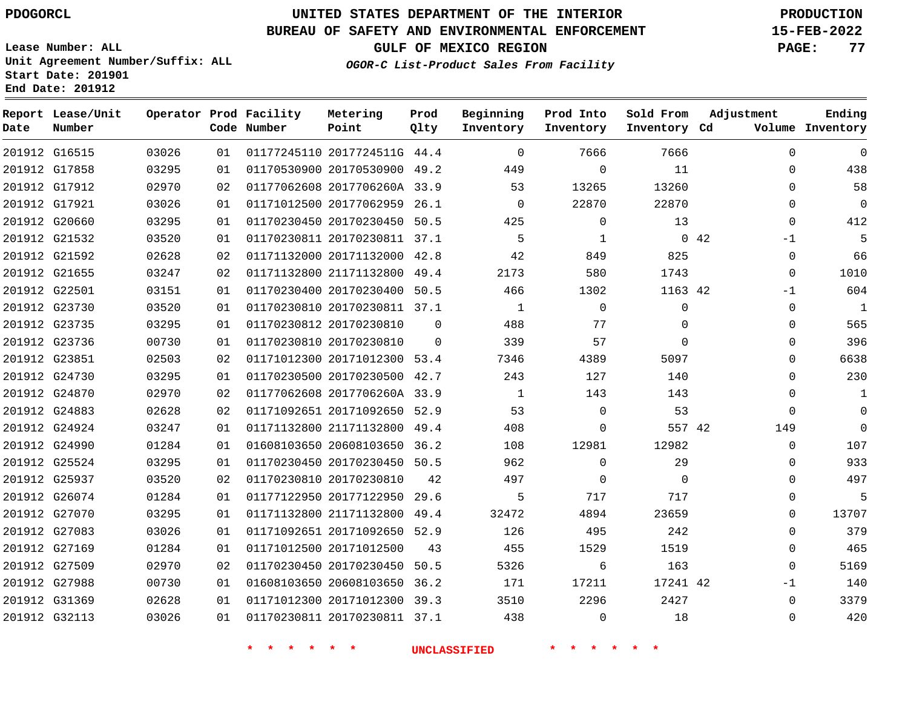PDOGORCL

Lease Number: ALL
Unit Agreement Number/Suffix: ALL
Start Date: 201901
End Date: 201912

# UNITED STATES DEPARTMENT OF THE INTERIOR
## BUREAU OF SAFETY AND ENVIRONMENTAL ENFORCEMENT
## GULF OF MEXICO REGION

*OGOR-C List-Product Sales From Facility*

PRODUCTION
15-FEB-2022
PAGE: 77

| Report Date | Lease/Unit Number | Operator | Prod Code | Facility Number | Metering Point | Prod Qlty | Beginning Inventory | Prod Into Inventory | Sold From Inventory | Adjustment Cd | Adjustment Volume | Ending Inventory |
|---|---|---|---|---|---|---|---|---|---|---|---|---|
| 201912 | G16515 | 03026 | 01 | 01177245110 | 2017724511G | 44.4 | 0 | 7666 | 7666 | | 0 | 0 |
| 201912 | G17858 | 03295 | 01 | 01170530900 | 20170530900 | 49.2 | 449 | 0 | 11 | | 0 | 438 |
| 201912 | G17912 | 02970 | 02 | 01177062608 | 2017706260A | 33.9 | 53 | 13265 | 13260 | | 0 | 58 |
| 201912 | G17921 | 03026 | 01 | 01171012500 | 20177062959 | 26.1 | 0 | 22870 | 22870 | | 0 | 0 |
| 201912 | G20660 | 03295 | 01 | 01170230450 | 20170230450 | 50.5 | 425 | 0 | 13 | | 0 | 412 |
| 201912 | G21532 | 03520 | 01 | 01170230811 | 20170230811 | 37.1 | 5 | 1 | 0 | 42 | -1 | 5 |
| 201912 | G21592 | 02628 | 02 | 01171132000 | 20171132000 | 42.8 | 42 | 849 | 825 | | 0 | 66 |
| 201912 | G21655 | 03247 | 02 | 01171132800 | 21171132800 | 49.4 | 2173 | 580 | 1743 | | 0 | 1010 |
| 201912 | G22501 | 03151 | 01 | 01170230400 | 20170230400 | 50.5 | 466 | 1302 | 1163 | 42 | -1 | 604 |
| 201912 | G23730 | 03520 | 01 | 01170230810 | 20170230811 | 37.1 | 1 | 0 | 0 | | 0 | 1 |
| 201912 | G23735 | 03295 | 01 | 01170230812 | 20170230810 | 0 | 488 | 77 | 0 | | 0 | 565 |
| 201912 | G23736 | 00730 | 01 | 01170230810 | 20170230810 | 0 | 339 | 57 | 0 | | 0 | 396 |
| 201912 | G23851 | 02503 | 02 | 01171012300 | 20171012300 | 53.4 | 7346 | 4389 | 5097 | | 0 | 6638 |
| 201912 | G24730 | 03295 | 01 | 01170230500 | 20170230500 | 42.7 | 243 | 127 | 140 | | 0 | 230 |
| 201912 | G24870 | 02970 | 02 | 01177062608 | 2017706260A | 33.9 | 1 | 143 | 143 | | 0 | 1 |
| 201912 | G24883 | 02628 | 02 | 01171092651 | 20171092650 | 52.9 | 53 | 0 | 53 | | 0 | 0 |
| 201912 | G24924 | 03247 | 01 | 01171132800 | 21171132800 | 49.4 | 408 | 0 | 557 | 42 | 149 | 0 |
| 201912 | G24990 | 01284 | 01 | 01608103650 | 20608103650 | 36.2 | 108 | 12981 | 12982 | | 0 | 107 |
| 201912 | G25524 | 03295 | 01 | 01170230450 | 20170230450 | 50.5 | 962 | 0 | 29 | | 0 | 933 |
| 201912 | G25937 | 03520 | 02 | 01170230810 | 20170230810 | 42 | 497 | 0 | 0 | | 0 | 497 |
| 201912 | G26074 | 01284 | 01 | 01177122950 | 20177122950 | 29.6 | 5 | 717 | 717 | | 0 | 5 |
| 201912 | G27070 | 03295 | 01 | 01171132800 | 21171132800 | 49.4 | 32472 | 4894 | 23659 | | 0 | 13707 |
| 201912 | G27083 | 03026 | 01 | 01171092651 | 20171092650 | 52.9 | 126 | 495 | 242 | | 0 | 379 |
| 201912 | G27169 | 01284 | 01 | 01171012500 | 20171012500 | 43 | 455 | 1529 | 1519 | | 0 | 465 |
| 201912 | G27509 | 02970 | 02 | 01170230450 | 20170230450 | 50.5 | 5326 | 6 | 163 | | 0 | 5169 |
| 201912 | G27988 | 00730 | 01 | 01608103650 | 20608103650 | 36.2 | 171 | 17211 | 17241 | 42 | -1 | 140 |
| 201912 | G31369 | 02628 | 01 | 01171012300 | 20171012300 | 39.3 | 3510 | 2296 | 2427 | | 0 | 3379 |
| 201912 | G32113 | 03026 | 01 | 01170230811 | 20170230811 | 37.1 | 438 | 0 | 18 | | 0 | 420 |

* * * * * * UNCLASSIFIED * * * * * *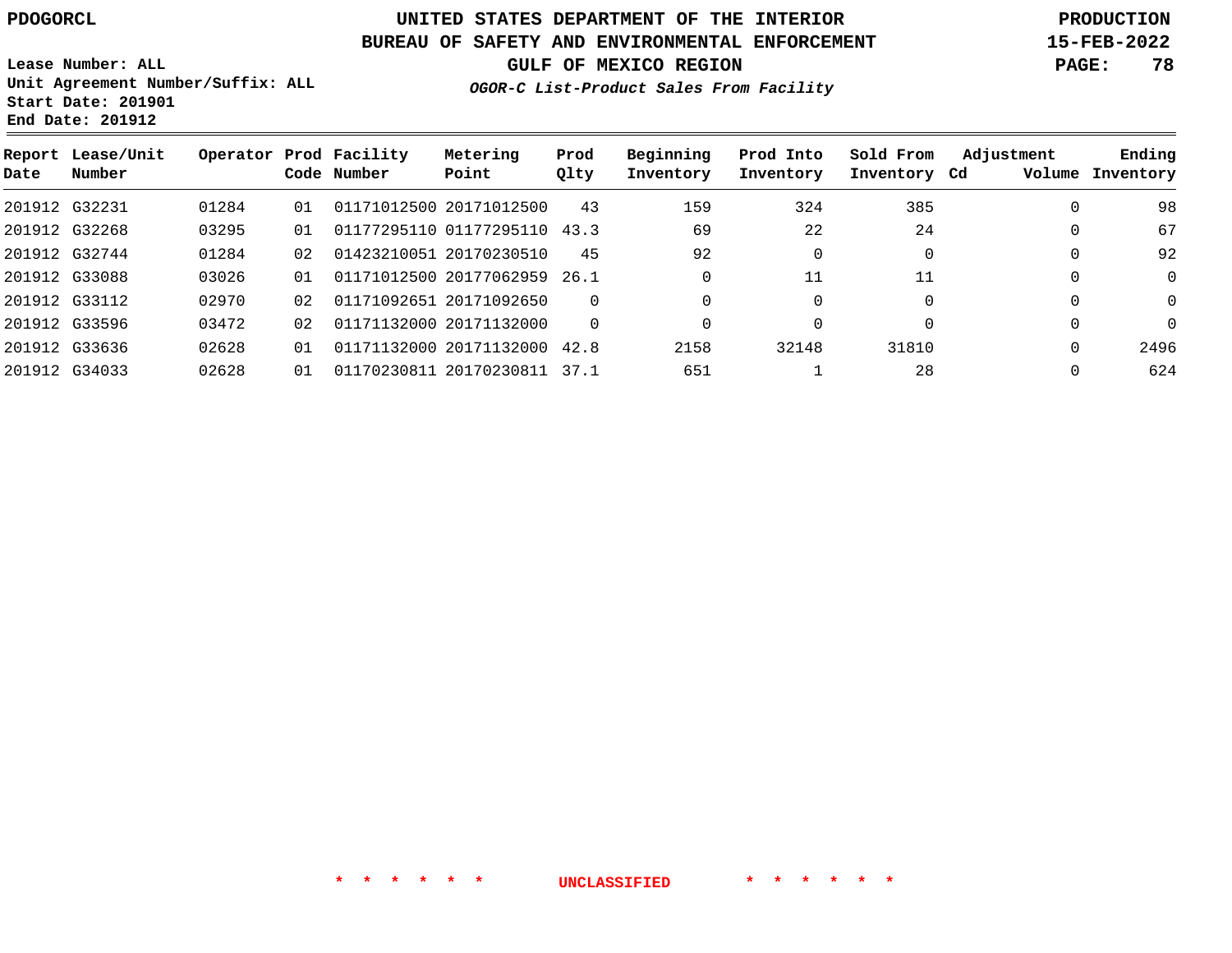**PDOGORCL**

**Lease Number: ALL**
**Unit Agreement Number/Suffix: ALL**
**Start Date: 201901**
**End Date: 201912**

# UNITED STATES DEPARTMENT OF THE INTERIOR
## BUREAU OF SAFETY AND ENVIRONMENTAL ENFORCEMENT
## GULF OF MEXICO REGION
*OGOR-C List-Product Sales From Facility*

**PRODUCTION**
**15-FEB-2022**

| Report Date | Lease/Unit Number | Operator | Prod Code | Facility Number | Metering Point | Prod Qlty | Beginning Inventory | Prod Into Inventory | Sold From Inventory | Adjustment Cd | Adjustment Volume | Ending Inventory |
|---|---|---|---|---|---|---|---|---|---|---|---|---|
| 201912 | G32231 | 01284 | 01 | 01171012500 | 20171012500 | 43 | 159 | 324 | 385 | | 0 | 98 |
| 201912 | G32268 | 03295 | 01 | 01177295110 | 01177295110 | 43.3 | 69 | 22 | 24 | | 0 | 67 |
| 201912 | G32744 | 01284 | 02 | 01423210051 | 20170230510 | 45 | 92 | 0 | 0 | | 0 | 92 |
| 201912 | G33088 | 03026 | 01 | 01171012500 | 20177062959 | 26.1 | 0 | 11 | 11 | | 0 | 0 |
| 201912 | G33112 | 02970 | 02 | 01171092651 | 20171092650 | 0 | 0 | 0 | 0 | | 0 | 0 |
| 201912 | G33596 | 03472 | 02 | 01171132000 | 20171132000 | 0 | 0 | 0 | 0 | | 0 | 0 |
| 201912 | G33636 | 02628 | 01 | 01171132000 | 20171132000 | 42.8 | 2158 | 32148 | 31810 | | 0 | 2496 |
| 201912 | G34033 | 02628 | 01 | 01170230811 | 20170230811 | 37.1 | 651 | 1 | 28 | | 0 | 624 |

* * * * * * UNCLASSIFIED * * * * * *